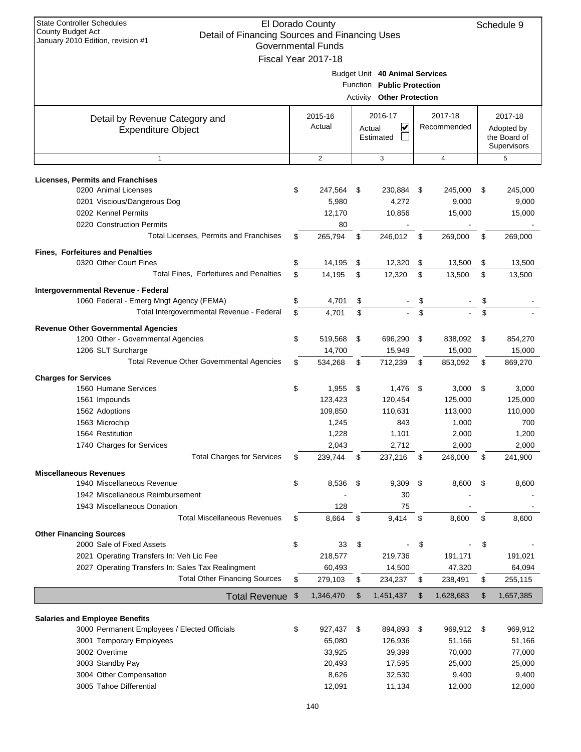State Controller Schedules
County Budget Act
January 2010 Edition, revision #1

# El Dorado County
## Detail of Financing Sources and Financing Uses
### Governmental Funds
### Fiscal Year 2017-18

Schedule 9

Budget Unit **40 Animal Services**
Function **Public Protection**
Activity **Other Protection**

| Detail by Revenue Category and Expenditure Object | 2015-16 Actual | 2016-17 Actual ☑ Estimated ☐ | 2017-18 Recommended | 2017-18 Adopted by the Board of Supervisors |
|---|---|---|---|---|
| 1 | 2 | 3 | 4 | 5 |
| **Licenses, Permits and Franchises** | | | | |
| 0200 Animal Licenses | $ 247,564 | $ 230,884 | $ 245,000 | $ 245,000 |
| 0201 Viscious/Dangerous Dog | 5,980 | 4,272 | 9,000 | 9,000 |
| 0202 Kennel Permits | 12,170 | 10,856 | 15,000 | 15,000 |
| 0220 Construction Permits | 80 | - | - | - |
| Total Licenses, Permits and Franchises | $ 265,794 | $ 246,012 | $ 269,000 | $ 269,000 |
| **Fines, Forfeitures and Penalties** | | | | |
| 0320 Other Court Fines | $ 14,195 | $ 12,320 | $ 13,500 | $ 13,500 |
| Total Fines, Forfeitures and Penalties | $ 14,195 | $ 12,320 | $ 13,500 | $ 13,500 |
| **Intergovernmental Revenue - Federal** | | | | |
| 1060 Federal - Emerg Mngt Agency (FEMA) | $ 4,701 | $ - | $ - | $ - |
| Total Intergovernmental Revenue - Federal | $ 4,701 | $ - | $ - | $ - |
| **Revenue Other Governmental Agencies** | | | | |
| 1200 Other - Governmental Agencies | $ 519,568 | $ 696,290 | $ 838,092 | $ 854,270 |
| 1206 SLT Surcharge | 14,700 | 15,949 | 15,000 | 15,000 |
| Total Revenue Other Governmental Agencies | $ 534,268 | $ 712,239 | $ 853,092 | $ 869,270 |
| **Charges for Services** | | | | |
| 1560 Humane Services | $ 1,955 | $ 1,476 | $ 3,000 | $ 3,000 |
| 1561 Impounds | 123,423 | 120,454 | 125,000 | 125,000 |
| 1562 Adoptions | 109,850 | 110,631 | 113,000 | 110,000 |
| 1563 Microchip | 1,245 | 843 | 1,000 | 700 |
| 1564 Restitution | 1,228 | 1,101 | 2,000 | 1,200 |
| 1740 Charges for Services | 2,043 | 2,712 | 2,000 | 2,000 |
| Total Charges for Services | $ 239,744 | $ 237,216 | $ 246,000 | $ 241,900 |
| **Miscellaneous Revenues** | | | | |
| 1940 Miscellaneous Revenue | $ 8,536 | $ 9,309 | $ 8,600 | $ 8,600 |
| 1942 Miscellaneous Reimbursement | - | 30 | - | - |
| 1943 Miscellaneous Donation | 128 | 75 | - | - |
| Total Miscellaneous Revenues | $ 8,664 | $ 9,414 | $ 8,600 | $ 8,600 |
| **Other Financing Sources** | | | | |
| 2000 Sale of Fixed Assets | $ 33 | $ - | $ - | $ - |
| 2021 Operating Transfers In: Veh Lic Fee | 218,577 | 219,736 | 191,171 | 191,021 |
| 2027 Operating Transfers In: Sales Tax Realingment | 60,493 | 14,500 | 47,320 | 64,094 |
| Total Other Financing Sources | $ 279,103 | $ 234,237 | $ 238,491 | $ 255,115 |
| **Total Revenue** | $ 1,346,470 | $ 1,451,437 | $ 1,628,683 | $ 1,657,385 |
| **Salaries and Employee Benefits** | | | | |
| 3000 Permanent Employees / Elected Officials | $ 927,437 | $ 894,893 | $ 969,912 | $ 969,912 |
| 3001 Temporary Employees | 65,080 | 126,936 | 51,166 | 51,166 |
| 3002 Overtime | 33,925 | 39,399 | 70,000 | 77,000 |
| 3003 Standby Pay | 20,493 | 17,595 | 25,000 | 25,000 |
| 3004 Other Compensation | 8,626 | 32,530 | 9,400 | 9,400 |
| 3005 Tahoe Differential | 12,091 | 11,134 | 12,000 | 12,000 |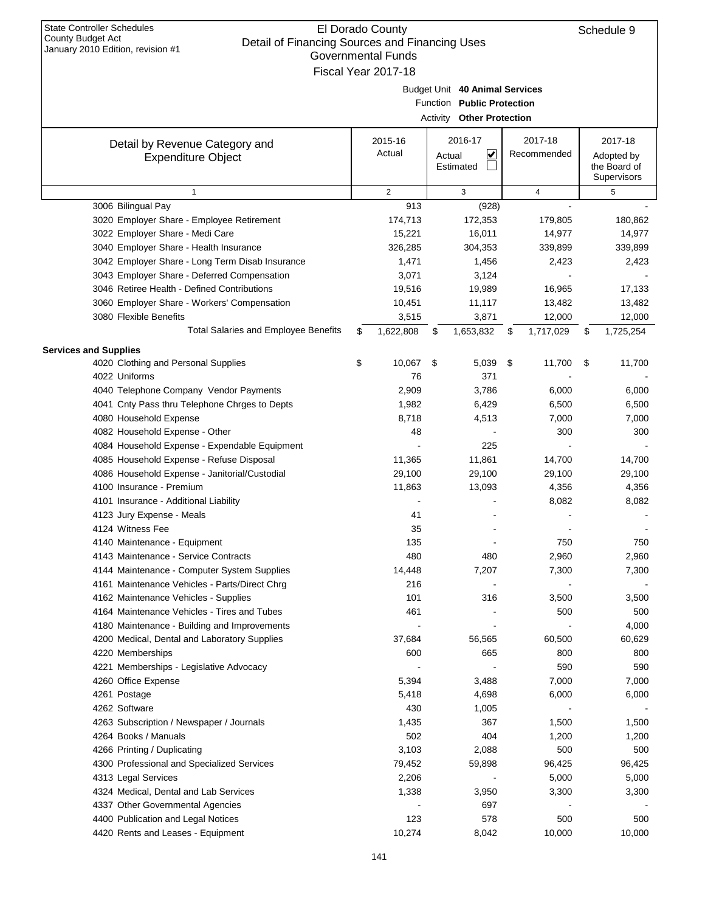State Controller Schedules
County Budget Act
January 2010 Edition, revision #1

# El Dorado County
## Detail of Financing Sources and Financing Uses
### Governmental Funds
### Fiscal Year 2017-18

Schedule 9

Budget Unit **40 Animal Services**
Function **Public Protection**
Activity **Other Protection**

| Detail by Revenue Category and Expenditure Object | 2015-16 Actual | 2016-17 Actual ☑ Estimated ☐ | 2017-18 Recommended | 2017-18 Adopted by the Board of Supervisors |
|---|---|---|---|---|
| 1 | 2 | 3 | 4 | 5 |
| 3006 Bilingual Pay | 913 | (928) | - | - |
| 3020 Employer Share - Employee Retirement | 174,713 | 172,353 | 179,805 | 180,862 |
| 3022 Employer Share - Medi Care | 15,221 | 16,011 | 14,977 | 14,977 |
| 3040 Employer Share - Health Insurance | 326,285 | 304,353 | 339,899 | 339,899 |
| 3042 Employer Share - Long Term Disab Insurance | 1,471 | 1,456 | 2,423 | 2,423 |
| 3043 Employer Share - Deferred Compensation | 3,071 | 3,124 | - | - |
| 3046 Retiree Health - Defined Contributions | 19,516 | 19,989 | 16,965 | 17,133 |
| 3060 Employer Share - Workers' Compensation | 10,451 | 11,117 | 13,482 | 13,482 |
| 3080 Flexible Benefits | 3,515 | 3,871 | 12,000 | 12,000 |
| Total Salaries and Employee Benefits | $ 1,622,808 | $ 1,653,832 | $ 1,717,029 | $ 1,725,254 |
| **Services and Supplies** | | | | |
| 4020 Clothing and Personal Supplies | $ 10,067 | $ 5,039 | $ 11,700 | $ 11,700 |
| 4022 Uniforms | 76 | 371 | - | - |
| 4040 Telephone Company Vendor Payments | 2,909 | 3,786 | 6,000 | 6,000 |
| 4041 Cnty Pass thru Telephone Chrges to Depts | 1,982 | 6,429 | 6,500 | 6,500 |
| 4080 Household Expense | 8,718 | 4,513 | 7,000 | 7,000 |
| 4082 Household Expense - Other | 48 | - | 300 | 300 |
| 4084 Household Expense - Expendable Equipment | - | 225 | - | - |
| 4085 Household Expense - Refuse Disposal | 11,365 | 11,861 | 14,700 | 14,700 |
| 4086 Household Expense - Janitorial/Custodial | 29,100 | 29,100 | 29,100 | 29,100 |
| 4100 Insurance - Premium | 11,863 | 13,093 | 4,356 | 4,356 |
| 4101 Insurance - Additional Liability | - | - | 8,082 | 8,082 |
| 4123 Jury Expense - Meals | 41 | - | - | - |
| 4124 Witness Fee | 35 | - | - | - |
| 4140 Maintenance - Equipment | 135 | - | 750 | 750 |
| 4143 Maintenance - Service Contracts | 480 | 480 | 2,960 | 2,960 |
| 4144 Maintenance - Computer System Supplies | 14,448 | 7,207 | 7,300 | 7,300 |
| 4161 Maintenance Vehicles - Parts/Direct Chrg | 216 | - | - | - |
| 4162 Maintenance Vehicles - Supplies | 101 | 316 | 3,500 | 3,500 |
| 4164 Maintenance Vehicles - Tires and Tubes | 461 | - | 500 | 500 |
| 4180 Maintenance - Building and Improvements | - | - | - | 4,000 |
| 4200 Medical, Dental and Laboratory Supplies | 37,684 | 56,565 | 60,500 | 60,629 |
| 4220 Memberships | 600 | 665 | 800 | 800 |
| 4221 Memberships - Legislative Advocacy | - | - | 590 | 590 |
| 4260 Office Expense | 5,394 | 3,488 | 7,000 | 7,000 |
| 4261 Postage | 5,418 | 4,698 | 6,000 | 6,000 |
| 4262 Software | 430 | 1,005 | - | - |
| 4263 Subscription / Newspaper / Journals | 1,435 | 367 | 1,500 | 1,500 |
| 4264 Books / Manuals | 502 | 404 | 1,200 | 1,200 |
| 4266 Printing / Duplicating | 3,103 | 2,088 | 500 | 500 |
| 4300 Professional and Specialized Services | 79,452 | 59,898 | 96,425 | 96,425 |
| 4313 Legal Services | 2,206 | - | 5,000 | 5,000 |
| 4324 Medical, Dental and Lab Services | 1,338 | 3,950 | 3,300 | 3,300 |
| 4337 Other Governmental Agencies | - | 697 | - | - |
| 4400 Publication and Legal Notices | 123 | 578 | 500 | 500 |
| 4420 Rents and Leases - Equipment | 10,274 | 8,042 | 10,000 | 10,000 |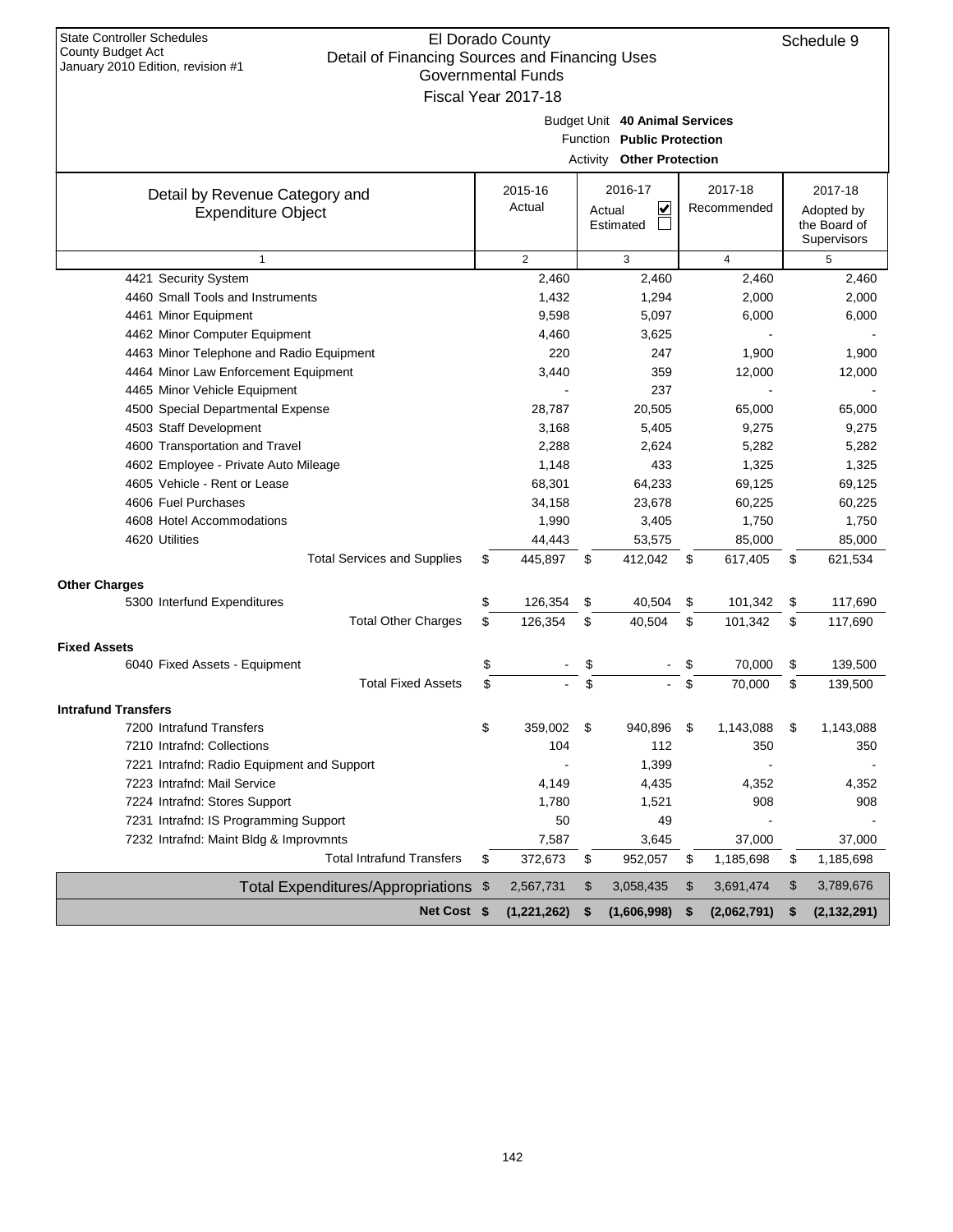State Controller Schedules
County Budget Act
January 2010 Edition, revision #1

# El Dorado County
## Detail of Financing Sources and Financing Uses
### Governmental Funds
### Fiscal Year 2017-18

Schedule 9

Budget Unit **40 Animal Services**
Function **Public Protection**
Activity **Other Protection**

| Detail by Revenue Category and Expenditure Object | 2015-16 Actual | 2016-17 Actual ☑ Estimated ☐ | 2017-18 Recommended | 2017-18 Adopted by the Board of Supervisors |
|---|---|---|---|---|
| 1 | 2 | 3 | 4 | 5 |
| 4421 Security System | 2,460 | 2,460 | 2,460 | 2,460 |
| 4460 Small Tools and Instruments | 1,432 | 1,294 | 2,000 | 2,000 |
| 4461 Minor Equipment | 9,598 | 5,097 | 6,000 | 6,000 |
| 4462 Minor Computer Equipment | 4,460 | 3,625 | - | - |
| 4463 Minor Telephone and Radio Equipment | 220 | 247 | 1,900 | 1,900 |
| 4464 Minor Law Enforcement Equipment | 3,440 | 359 | 12,000 | 12,000 |
| 4465 Minor Vehicle Equipment | - | 237 | - | - |
| 4500 Special Departmental Expense | 28,787 | 20,505 | 65,000 | 65,000 |
| 4503 Staff Development | 3,168 | 5,405 | 9,275 | 9,275 |
| 4600 Transportation and Travel | 2,288 | 2,624 | 5,282 | 5,282 |
| 4602 Employee - Private Auto Mileage | 1,148 | 433 | 1,325 | 1,325 |
| 4605 Vehicle - Rent or Lease | 68,301 | 64,233 | 69,125 | 69,125 |
| 4606 Fuel Purchases | 34,158 | 23,678 | 60,225 | 60,225 |
| 4608 Hotel Accommodations | 1,990 | 3,405 | 1,750 | 1,750 |
| 4620 Utilities | 44,443 | 53,575 | 85,000 | 85,000 |
| Total Services and Supplies | $ 445,897 | $ 412,042 | $ 617,405 | $ 621,534 |
| **Other Charges** | | | | |
| 5300 Interfund Expenditures | $ 126,354 | $ 40,504 | $ 101,342 | $ 117,690 |
| Total Other Charges | $ 126,354 | $ 40,504 | $ 101,342 | $ 117,690 |
| **Fixed Assets** | | | | |
| 6040 Fixed Assets - Equipment | $ - | $ - | $ 70,000 | $ 139,500 |
| Total Fixed Assets | $ - | $ - | $ 70,000 | $ 139,500 |
| **Intrafund Transfers** | | | | |
| 7200 Intrafund Transfers | $ 359,002 | $ 940,896 | $ 1,143,088 | $ 1,143,088 |
| 7210 Intrafnd: Collections | 104 | 112 | 350 | 350 |
| 7221 Intrafnd: Radio Equipment and Support | - | 1,399 | - | - |
| 7223 Intrafnd: Mail Service | 4,149 | 4,435 | 4,352 | 4,352 |
| 7224 Intrafnd: Stores Support | 1,780 | 1,521 | 908 | 908 |
| 7231 Intrafnd: IS Programming Support | 50 | 49 | - | - |
| 7232 Intrafnd: Maint Bldg & Improvmnts | 7,587 | 3,645 | 37,000 | 37,000 |
| Total Intrafund Transfers | $ 372,673 | $ 952,057 | $ 1,185,698 | $ 1,185,698 |
| Total Expenditures/Appropriations | $ 2,567,731 | $ 3,058,435 | $ 3,691,474 | $ 3,789,676 |
| **Net Cost** | **$ (1,221,262)** | **$ (1,606,998)** | **$ (2,062,791)** | **$ (2,132,291)** |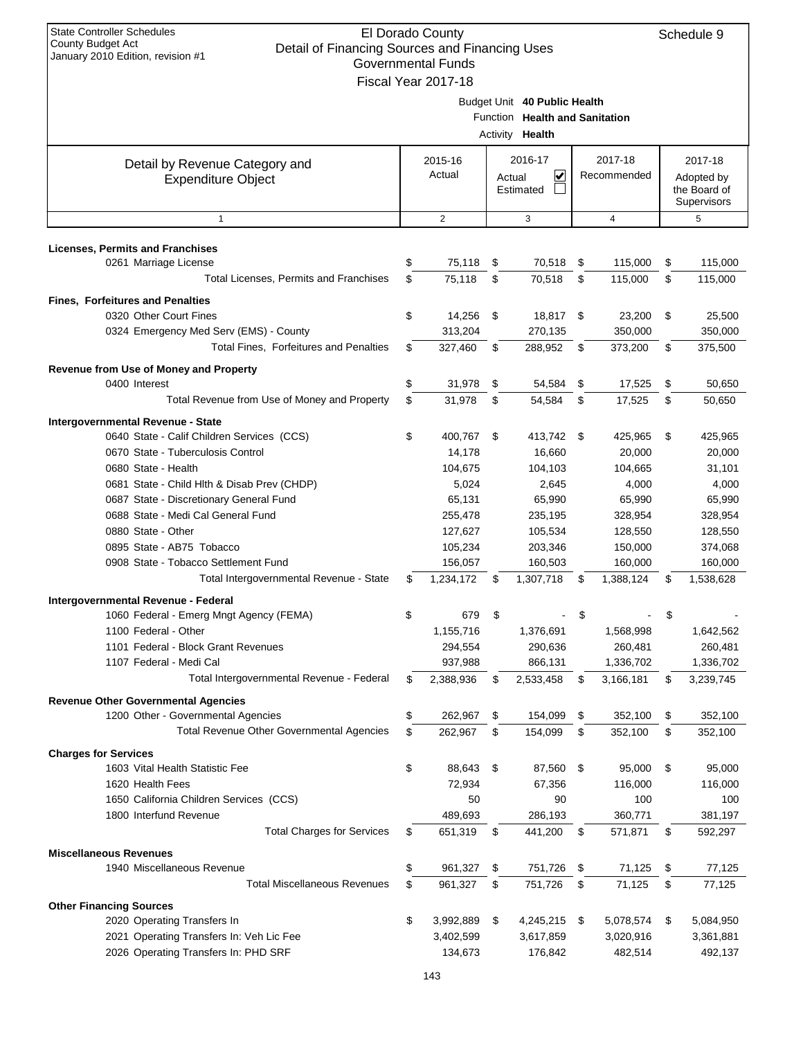State Controller Schedules
County Budget Act
January 2010 Edition, revision #1

# El Dorado County
## Detail of Financing Sources and Financing Uses
### Governmental Funds
### Fiscal Year 2017-18

Schedule 9

Budget Unit **40 Public Health**
Function **Health and Sanitation**
Activity **Health**

| Detail by Revenue Category and Expenditure Object | 2015-16 Actual | 2016-17 Actual ☑ Estimated ☐ | 2017-18 Recommended | 2017-18 Adopted by the Board of Supervisors |
|---|---|---|---|---|
| 1 | 2 | 3 | 4 | 5 |
| **Licenses, Permits and Franchises** | | | | |
| 0261 Marriage License | $ 75,118 | $ 70,518 | $ 115,000 | $ 115,000 |
| Total Licenses, Permits and Franchises | $ 75,118 | $ 70,518 | $ 115,000 | $ 115,000 |
| **Fines, Forfeitures and Penalties** | | | | |
| 0320 Other Court Fines | $ 14,256 | $ 18,817 | $ 23,200 | $ 25,500 |
| 0324 Emergency Med Serv (EMS) - County | 313,204 | 270,135 | 350,000 | 350,000 |
| Total Fines, Forfeitures and Penalties | $ 327,460 | $ 288,952 | $ 373,200 | $ 375,500 |
| **Revenue from Use of Money and Property** | | | | |
| 0400 Interest | $ 31,978 | $ 54,584 | $ 17,525 | $ 50,650 |
| Total Revenue from Use of Money and Property | $ 31,978 | $ 54,584 | $ 17,525 | $ 50,650 |
| **Intergovernmental Revenue - State** | | | | |
| 0640 State - Calif Children Services (CCS) | $ 400,767 | $ 413,742 | $ 425,965 | $ 425,965 |
| 0670 State - Tuberculosis Control | 14,178 | 16,660 | 20,000 | 20,000 |
| 0680 State - Health | 104,675 | 104,103 | 104,665 | 31,101 |
| 0681 State - Child Hlth & Disab Prev (CHDP) | 5,024 | 2,645 | 4,000 | 4,000 |
| 0687 State - Discretionary General Fund | 65,131 | 65,990 | 65,990 | 65,990 |
| 0688 State - Medi Cal General Fund | 255,478 | 235,195 | 328,954 | 328,954 |
| 0880 State - Other | 127,627 | 105,534 | 128,550 | 128,550 |
| 0895 State - AB75 Tobacco | 105,234 | 203,346 | 150,000 | 374,068 |
| 0908 State - Tobacco Settlement Fund | 156,057 | 160,503 | 160,000 | 160,000 |
| Total Intergovernmental Revenue - State | $ 1,234,172 | $ 1,307,718 | $ 1,388,124 | $ 1,538,628 |
| **Intergovernmental Revenue - Federal** | | | | |
| 1060 Federal - Emerg Mngt Agency (FEMA) | $ 679 | $ - | $ - | $ - |
| 1100 Federal - Other | 1,155,716 | 1,376,691 | 1,568,998 | 1,642,562 |
| 1101 Federal - Block Grant Revenues | 294,554 | 290,636 | 260,481 | 260,481 |
| 1107 Federal - Medi Cal | 937,988 | 866,131 | 1,336,702 | 1,336,702 |
| Total Intergovernmental Revenue - Federal | $ 2,388,936 | $ 2,533,458 | $ 3,166,181 | $ 3,239,745 |
| **Revenue Other Governmental Agencies** | | | | |
| 1200 Other - Governmental Agencies | $ 262,967 | $ 154,099 | $ 352,100 | $ 352,100 |
| Total Revenue Other Governmental Agencies | $ 262,967 | $ 154,099 | $ 352,100 | $ 352,100 |
| **Charges for Services** | | | | |
| 1603 Vital Health Statistic Fee | $ 88,643 | $ 87,560 | $ 95,000 | $ 95,000 |
| 1620 Health Fees | 72,934 | 67,356 | 116,000 | 116,000 |
| 1650 California Children Services (CCS) | 50 | 90 | 100 | 100 |
| 1800 Interfund Revenue | 489,693 | 286,193 | 360,771 | 381,197 |
| Total Charges for Services | $ 651,319 | $ 441,200 | $ 571,871 | $ 592,297 |
| **Miscellaneous Revenues** | | | | |
| 1940 Miscellaneous Revenue | $ 961,327 | $ 751,726 | $ 71,125 | $ 77,125 |
| Total Miscellaneous Revenues | $ 961,327 | $ 751,726 | $ 71,125 | $ 77,125 |
| **Other Financing Sources** | | | | |
| 2020 Operating Transfers In | $ 3,992,889 | $ 4,245,215 | $ 5,078,574 | $ 5,084,950 |
| 2021 Operating Transfers In: Veh Lic Fee | 3,402,599 | 3,617,859 | 3,020,916 | 3,361,881 |
| 2026 Operating Transfers In: PHD SRF | 134,673 | 176,842 | 482,514 | 492,137 |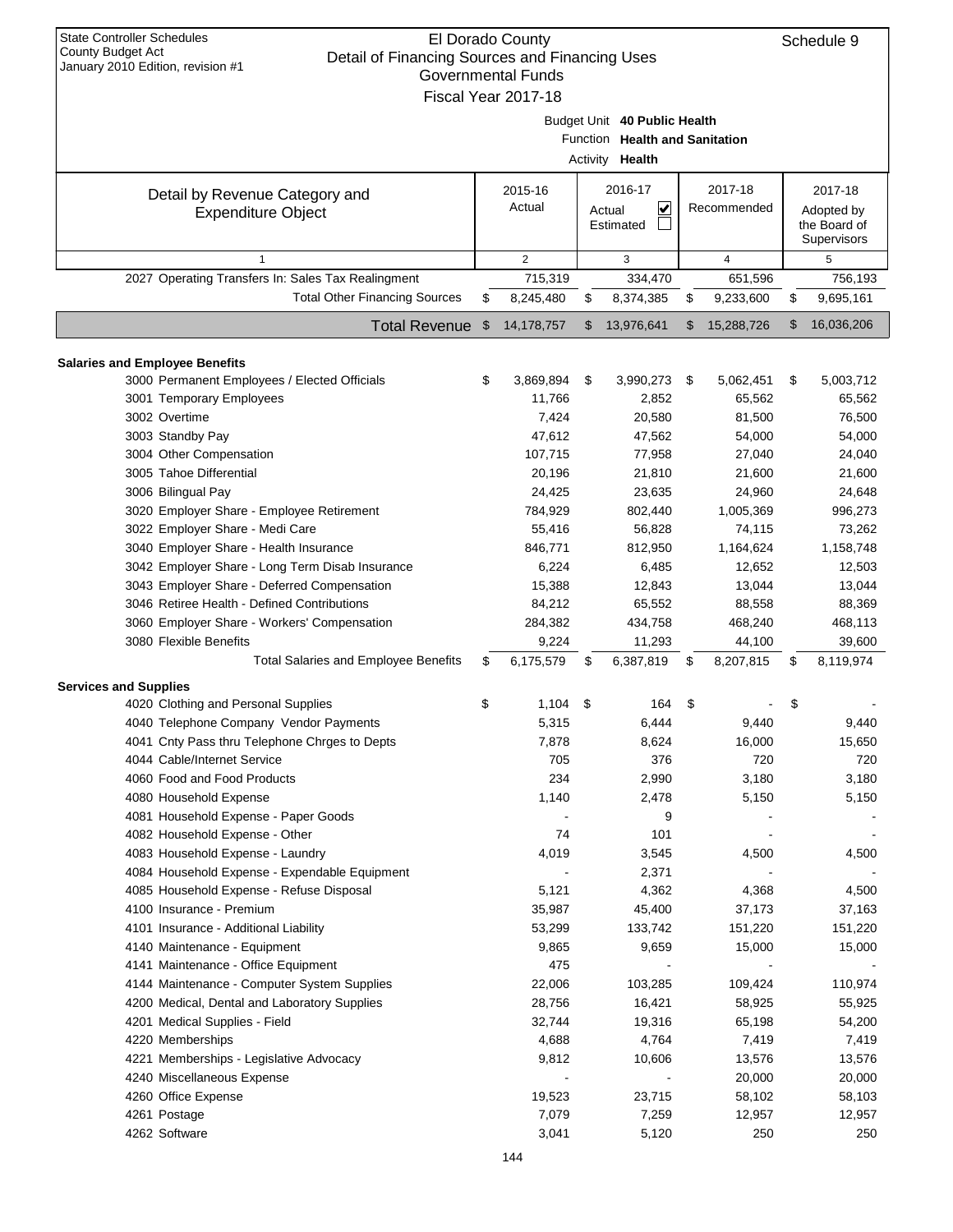State Controller Schedules
County Budget Act
January 2010 Edition, revision #1

# El Dorado County
## Detail of Financing Sources and Financing Uses
### Governmental Funds
### Fiscal Year 2017-18

Schedule 9

Budget Unit **40 Public Health**
Function **Health and Sanitation**
Activity **Health**

| Detail by Revenue Category and Expenditure Object | 2015-16 Actual | 2016-17 Actual ☑ Estimated ☐ | 2017-18 Recommended | 2017-18 Adopted by the Board of Supervisors |
|---|---|---|---|---|
| 1 | 2 | 3 | 4 | 5 |
| 2027 Operating Transfers In: Sales Tax Realingment | 715,319 | 334,470 | 651,596 | 756,193 |
| Total Other Financing Sources | $ 8,245,480 | $ 8,374,385 | $ 9,233,600 | $ 9,695,161 |
| **Total Revenue** | $ 14,178,757 | $ 13,976,641 | $ 15,288,726 | $ 16,036,206 |
| **Salaries and Employee Benefits** | | | | |
| 3000 Permanent Employees / Elected Officials | $ 3,869,894 | $ 3,990,273 | $ 5,062,451 | $ 5,003,712 |
| 3001 Temporary Employees | 11,766 | 2,852 | 65,562 | 65,562 |
| 3002 Overtime | 7,424 | 20,580 | 81,500 | 76,500 |
| 3003 Standby Pay | 47,612 | 47,562 | 54,000 | 54,000 |
| 3004 Other Compensation | 107,715 | 77,958 | 27,040 | 24,040 |
| 3005 Tahoe Differential | 20,196 | 21,810 | 21,600 | 21,600 |
| 3006 Bilingual Pay | 24,425 | 23,635 | 24,960 | 24,648 |
| 3020 Employer Share - Employee Retirement | 784,929 | 802,440 | 1,005,369 | 996,273 |
| 3022 Employer Share - Medi Care | 55,416 | 56,828 | 74,115 | 73,262 |
| 3040 Employer Share - Health Insurance | 846,771 | 812,950 | 1,164,624 | 1,158,748 |
| 3042 Employer Share - Long Term Disab Insurance | 6,224 | 6,485 | 12,652 | 12,503 |
| 3043 Employer Share - Deferred Compensation | 15,388 | 12,843 | 13,044 | 13,044 |
| 3046 Retiree Health - Defined Contributions | 84,212 | 65,552 | 88,558 | 88,369 |
| 3060 Employer Share - Workers' Compensation | 284,382 | 434,758 | 468,240 | 468,113 |
| 3080 Flexible Benefits | 9,224 | 11,293 | 44,100 | 39,600 |
| Total Salaries and Employee Benefits | $ 6,175,579 | $ 6,387,819 | $ 8,207,815 | $ 8,119,974 |
| **Services and Supplies** | | | | |
| 4020 Clothing and Personal Supplies | $ 1,104 | $ 164 | $ - | $ - |
| 4040 Telephone Company Vendor Payments | 5,315 | 6,444 | 9,440 | 9,440 |
| 4041 Cnty Pass thru Telephone Chrges to Depts | 7,878 | 8,624 | 16,000 | 15,650 |
| 4044 Cable/Internet Service | 705 | 376 | 720 | 720 |
| 4060 Food and Food Products | 234 | 2,990 | 3,180 | 3,180 |
| 4080 Household Expense | 1,140 | 2,478 | 5,150 | 5,150 |
| 4081 Household Expense - Paper Goods | - | 9 | - | - |
| 4082 Household Expense - Other | 74 | 101 | - | - |
| 4083 Household Expense - Laundry | 4,019 | 3,545 | 4,500 | 4,500 |
| 4084 Household Expense - Expendable Equipment | - | 2,371 | - | - |
| 4085 Household Expense - Refuse Disposal | 5,121 | 4,362 | 4,368 | 4,500 |
| 4100 Insurance - Premium | 35,987 | 45,400 | 37,173 | 37,163 |
| 4101 Insurance - Additional Liability | 53,299 | 133,742 | 151,220 | 151,220 |
| 4140 Maintenance - Equipment | 9,865 | 9,659 | 15,000 | 15,000 |
| 4141 Maintenance - Office Equipment | 475 | - | - | - |
| 4144 Maintenance - Computer System Supplies | 22,006 | 103,285 | 109,424 | 110,974 |
| 4200 Medical, Dental and Laboratory Supplies | 28,756 | 16,421 | 58,925 | 55,925 |
| 4201 Medical Supplies - Field | 32,744 | 19,316 | 65,198 | 54,200 |
| 4220 Memberships | 4,688 | 4,764 | 7,419 | 7,419 |
| 4221 Memberships - Legislative Advocacy | 9,812 | 10,606 | 13,576 | 13,576 |
| 4240 Miscellaneous Expense | - | - | 20,000 | 20,000 |
| 4260 Office Expense | 19,523 | 23,715 | 58,102 | 58,103 |
| 4261 Postage | 7,079 | 7,259 | 12,957 | 12,957 |
| 4262 Software | 3,041 | 5,120 | 250 | 250 |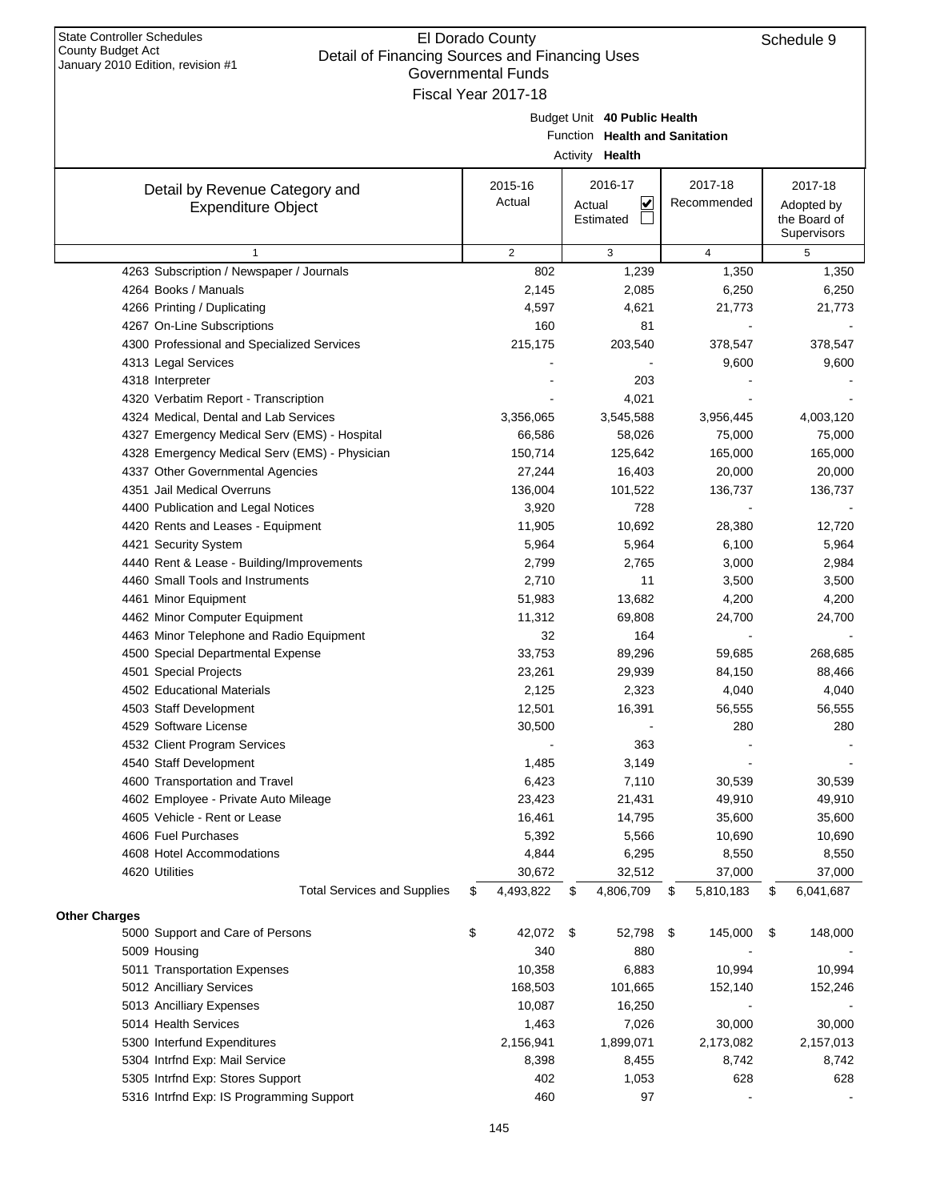State Controller Schedules
County Budget Act
January 2010 Edition, revision #1

El Dorado County
Detail of Financing Sources and Financing Uses
Governmental Funds
Fiscal Year 2017-18

Schedule 9

Budget Unit **40 Public Health**
Function **Health and Sanitation**
Activity **Health**

| Detail by Revenue Category and Expenditure Object | 2015-16 Actual | 2016-17 Actual ☑ Estimated ☐ | 2017-18 Recommended | 2017-18 Adopted by the Board of Supervisors |
|---|---|---|---|---|
| 1 | 2 | 3 | 4 | 5 |
| 4263 Subscription / Newspaper / Journals | 802 | 1,239 | 1,350 | 1,350 |
| 4264 Books / Manuals | 2,145 | 2,085 | 6,250 | 6,250 |
| 4266 Printing / Duplicating | 4,597 | 4,621 | 21,773 | 21,773 |
| 4267 On-Line Subscriptions | 160 | 81 | - | - |
| 4300 Professional and Specialized Services | 215,175 | 203,540 | 378,547 | 378,547 |
| 4313 Legal Services | - | - | 9,600 | 9,600 |
| 4318 Interpreter | - | 203 | - | - |
| 4320 Verbatim Report - Transcription | - | 4,021 | - | - |
| 4324 Medical, Dental and Lab Services | 3,356,065 | 3,545,588 | 3,956,445 | 4,003,120 |
| 4327 Emergency Medical Serv (EMS) - Hospital | 66,586 | 58,026 | 75,000 | 75,000 |
| 4328 Emergency Medical Serv (EMS) - Physician | 150,714 | 125,642 | 165,000 | 165,000 |
| 4337 Other Governmental Agencies | 27,244 | 16,403 | 20,000 | 20,000 |
| 4351 Jail Medical Overruns | 136,004 | 101,522 | 136,737 | 136,737 |
| 4400 Publication and Legal Notices | 3,920 | 728 | - | - |
| 4420 Rents and Leases - Equipment | 11,905 | 10,692 | 28,380 | 12,720 |
| 4421 Security System | 5,964 | 5,964 | 6,100 | 5,964 |
| 4440 Rent & Lease - Building/Improvements | 2,799 | 2,765 | 3,000 | 2,984 |
| 4460 Small Tools and Instruments | 2,710 | 11 | 3,500 | 3,500 |
| 4461 Minor Equipment | 51,983 | 13,682 | 4,200 | 4,200 |
| 4462 Minor Computer Equipment | 11,312 | 69,808 | 24,700 | 24,700 |
| 4463 Minor Telephone and Radio Equipment | 32 | 164 | - | - |
| 4500 Special Departmental Expense | 33,753 | 89,296 | 59,685 | 268,685 |
| 4501 Special Projects | 23,261 | 29,939 | 84,150 | 88,466 |
| 4502 Educational Materials | 2,125 | 2,323 | 4,040 | 4,040 |
| 4503 Staff Development | 12,501 | 16,391 | 56,555 | 56,555 |
| 4529 Software License | 30,500 | - | 280 | 280 |
| 4532 Client Program Services | - | 363 | - | - |
| 4540 Staff Development | 1,485 | 3,149 | - | - |
| 4600 Transportation and Travel | 6,423 | 7,110 | 30,539 | 30,539 |
| 4602 Employee - Private Auto Mileage | 23,423 | 21,431 | 49,910 | 49,910 |
| 4605 Vehicle - Rent or Lease | 16,461 | 14,795 | 35,600 | 35,600 |
| 4606 Fuel Purchases | 5,392 | 5,566 | 10,690 | 10,690 |
| 4608 Hotel Accommodations | 4,844 | 6,295 | 8,550 | 8,550 |
| 4620 Utilities | 30,672 | 32,512 | 37,000 | 37,000 |
| Total Services and Supplies | $ 4,493,822 | $ 4,806,709 | $ 5,810,183 | $ 6,041,687 |
| **Other Charges** | | | | |
| 5000 Support and Care of Persons | $ 42,072 | $ 52,798 | $ 145,000 | $ 148,000 |
| 5009 Housing | 340 | 880 | - | - |
| 5011 Transportation Expenses | 10,358 | 6,883 | 10,994 | 10,994 |
| 5012 Ancilliary Services | 168,503 | 101,665 | 152,140 | 152,246 |
| 5013 Ancilliary Expenses | 10,087 | 16,250 | - | - |
| 5014 Health Services | 1,463 | 7,026 | 30,000 | 30,000 |
| 5300 Interfund Expenditures | 2,156,941 | 1,899,071 | 2,173,082 | 2,157,013 |
| 5304 Intrfnd Exp: Mail Service | 8,398 | 8,455 | 8,742 | 8,742 |
| 5305 Intrfnd Exp: Stores Support | 402 | 1,053 | 628 | 628 |
| 5316 Intrfnd Exp: IS Programming Support | 460 | 97 | - | - |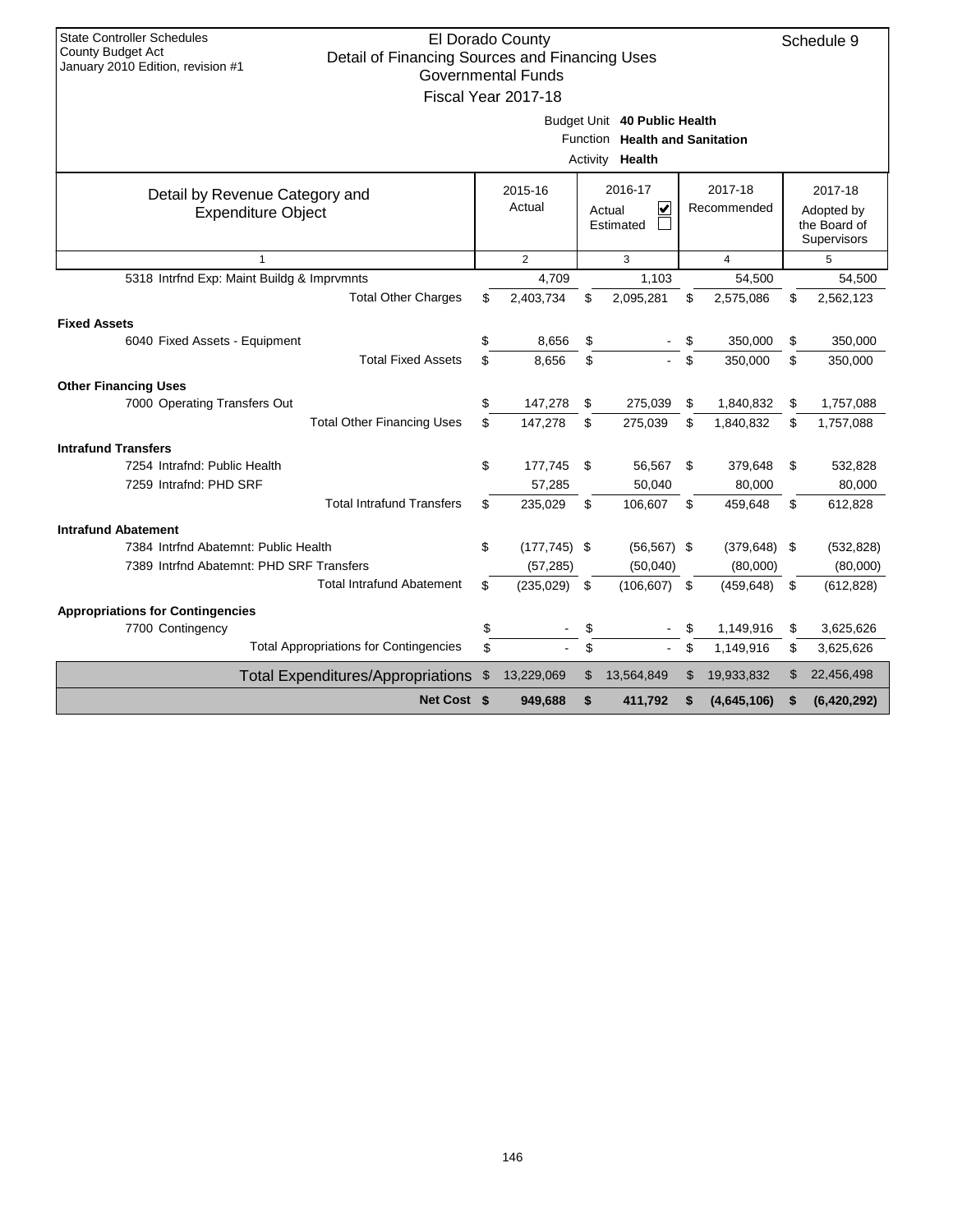State Controller Schedules
County Budget Act
January 2010 Edition, revision #1

# El Dorado County
## Detail of Financing Sources and Financing Uses
### Governmental Funds
### Fiscal Year 2017-18

Schedule 9

Budget Unit **40 Public Health**
Function **Health and Sanitation**
Activity **Health**

| Detail by Revenue Category and Expenditure Object | 2015-16 Actual | 2016-17 Actual ☑ Estimated ☐ | 2017-18 Recommended | 2017-18 Adopted by the Board of Supervisors |
|---|---|---|---|---|
| 1 | 2 | 3 | 4 | 5 |
| 5318 Intrfnd Exp: Maint Buildg & Imprvmnts | 4,709 | 1,103 | 54,500 | 54,500 |
| Total Other Charges | $ 2,403,734 | $ 2,095,281 | $ 2,575,086 | $ 2,562,123 |
| **Fixed Assets** | | | | |
| 6040 Fixed Assets - Equipment | $ 8,656 | $ - | $ 350,000 | $ 350,000 |
| Total Fixed Assets | $ 8,656 | $ - | $ 350,000 | $ 350,000 |
| **Other Financing Uses** | | | | |
| 7000 Operating Transfers Out | $ 147,278 | $ 275,039 | $ 1,840,832 | $ 1,757,088 |
| Total Other Financing Uses | $ 147,278 | $ 275,039 | $ 1,840,832 | $ 1,757,088 |
| **Intrafund Transfers** | | | | |
| 7254 Intrafnd: Public Health | $ 177,745 | $ 56,567 | $ 379,648 | $ 532,828 |
| 7259 Intrafnd: PHD SRF | 57,285 | 50,040 | 80,000 | 80,000 |
| Total Intrafund Transfers | $ 235,029 | $ 106,607 | $ 459,648 | $ 612,828 |
| **Intrafund Abatement** | | | | |
| 7384 Intrfnd Abatemnt: Public Health | $ (177,745) | $ (56,567) | $ (379,648) | $ (532,828) |
| 7389 Intrfnd Abatemnt: PHD SRF Transfers | (57,285) | (50,040) | (80,000) | (80,000) |
| Total Intrafund Abatement | $ (235,029) | $ (106,607) | $ (459,648) | $ (612,828) |
| **Appropriations for Contingencies** | | | | |
| 7700 Contingency | $ - | $ - | $ 1,149,916 | $ 3,625,626 |
| Total Appropriations for Contingencies | $ - | $ - | $ 1,149,916 | $ 3,625,626 |
| Total Expenditures/Appropriations | $ 13,229,069 | $ 13,564,849 | $ 19,933,832 | $ 22,456,498 |
| **Net Cost** | **$ 949,688** | **$ 411,792** | **$ (4,645,106)** | **$ (6,420,292)** |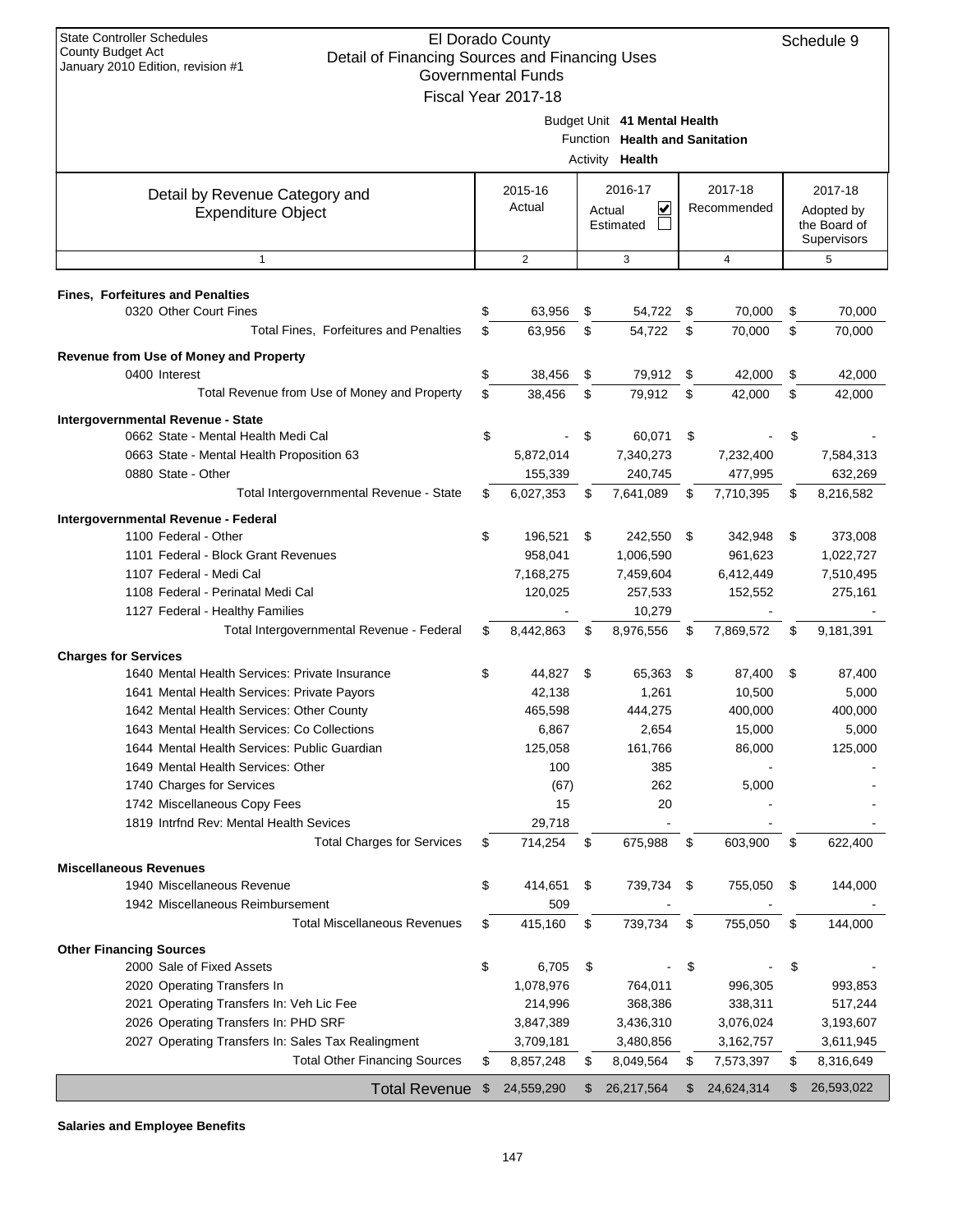State Controller Schedules
County Budget Act
January 2010 Edition, revision #1

# El Dorado County
## Detail of Financing Sources and Financing Uses
### Governmental Funds
### Fiscal Year 2017-18

Schedule 9

Budget Unit **41 Mental Health**
Function **Health and Sanitation**
Activity **Health**

| Detail by Revenue Category and Expenditure Object | 2015-16 Actual | 2016-17 Actual ☑ Estimated ☐ | 2017-18 Recommended | 2017-18 Adopted by the Board of Supervisors |
|---|---|---|---|---|
| 1 | 2 | 3 | 4 | 5 |
| **Fines, Forfeitures and Penalties** | | | | |
| 0320 Other Court Fines | $ 63,956 | $ 54,722 | $ 70,000 | $ 70,000 |
| Total Fines, Forfeitures and Penalties | $ 63,956 | $ 54,722 | $ 70,000 | $ 70,000 |
| **Revenue from Use of Money and Property** | | | | |
| 0400 Interest | $ 38,456 | $ 79,912 | $ 42,000 | $ 42,000 |
| Total Revenue from Use of Money and Property | $ 38,456 | $ 79,912 | $ 42,000 | $ 42,000 |
| **Intergovernmental Revenue - State** | | | | |
| 0662 State - Mental Health Medi Cal | $ - | $ 60,071 | $ - | $ - |
| 0663 State - Mental Health Proposition 63 | 5,872,014 | 7,340,273 | 7,232,400 | 7,584,313 |
| 0880 State - Other | 155,339 | 240,745 | 477,995 | 632,269 |
| Total Intergovernmental Revenue - State | $ 6,027,353 | $ 7,641,089 | $ 7,710,395 | $ 8,216,582 |
| **Intergovernmental Revenue - Federal** | | | | |
| 1100 Federal - Other | $ 196,521 | $ 242,550 | $ 342,948 | $ 373,008 |
| 1101 Federal - Block Grant Revenues | 958,041 | 1,006,590 | 961,623 | 1,022,727 |
| 1107 Federal - Medi Cal | 7,168,275 | 7,459,604 | 6,412,449 | 7,510,495 |
| 1108 Federal - Perinatal Medi Cal | 120,025 | 257,533 | 152,552 | 275,161 |
| 1127 Federal - Healthy Families | - | 10,279 | - | - |
| Total Intergovernmental Revenue - Federal | $ 8,442,863 | $ 8,976,556 | $ 7,869,572 | $ 9,181,391 |
| **Charges for Services** | | | | |
| 1640 Mental Health Services: Private Insurance | $ 44,827 | $ 65,363 | $ 87,400 | $ 87,400 |
| 1641 Mental Health Services: Private Payors | 42,138 | 1,261 | 10,500 | 5,000 |
| 1642 Mental Health Services: Other County | 465,598 | 444,275 | 400,000 | 400,000 |
| 1643 Mental Health Services: Co Collections | 6,867 | 2,654 | 15,000 | 5,000 |
| 1644 Mental Health Services: Public Guardian | 125,058 | 161,766 | 86,000 | 125,000 |
| 1649 Mental Health Services: Other | 100 | 385 | - | - |
| 1740 Charges for Services | (67) | 262 | 5,000 | - |
| 1742 Miscellaneous Copy Fees | 15 | 20 | - | - |
| 1819 Intrfnd Rev: Mental Health Sevices | 29,718 | - | - | - |
| Total Charges for Services | $ 714,254 | $ 675,988 | $ 603,900 | $ 622,400 |
| **Miscellaneous Revenues** | | | | |
| 1940 Miscellaneous Revenue | $ 414,651 | $ 739,734 | $ 755,050 | $ 144,000 |
| 1942 Miscellaneous Reimbursement | 509 | - | - | - |
| Total Miscellaneous Revenues | $ 415,160 | $ 739,734 | $ 755,050 | $ 144,000 |
| **Other Financing Sources** | | | | |
| 2000 Sale of Fixed Assets | $ 6,705 | $ - | $ - | $ - |
| 2020 Operating Transfers In | 1,078,976 | 764,011 | 996,305 | 993,853 |
| 2021 Operating Transfers In: Veh Lic Fee | 214,996 | 368,386 | 338,311 | 517,244 |
| 2026 Operating Transfers In: PHD SRF | 3,847,389 | 3,436,310 | 3,076,024 | 3,193,607 |
| 2027 Operating Transfers In: Sales Tax Realingment | 3,709,181 | 3,480,856 | 3,162,757 | 3,611,945 |
| Total Other Financing Sources | $ 8,857,248 | $ 8,049,564 | $ 7,573,397 | $ 8,316,649 |
| **Total Revenue** | $ 24,559,290 | $ 26,217,564 | $ 24,624,314 | $ 26,593,022 |

**Salaries and Employee Benefits**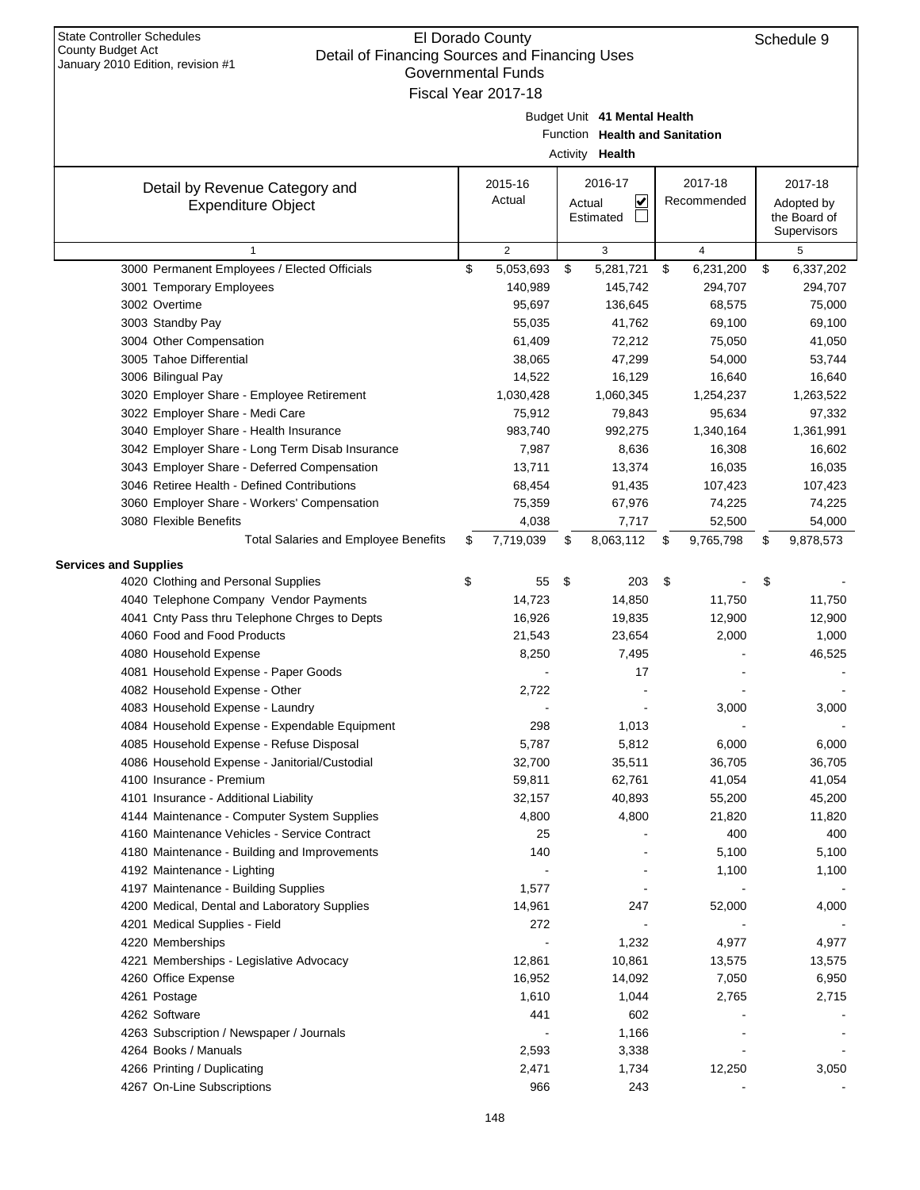State Controller Schedules
County Budget Act
January 2010 Edition, revision #1

# El Dorado County
## Detail of Financing Sources and Financing Uses
### Governmental Funds
### Fiscal Year 2017-18

Schedule 9

Budget Unit **41 Mental Health**
Function **Health and Sanitation**
Activity **Health**

| Detail by Revenue Category and Expenditure Object | 2015-16 Actual | 2016-17 Actual ☑ Estimated ☐ | 2017-18 Recommended | 2017-18 Adopted by the Board of Supervisors |
|---|---|---|---|---|
| 1 | 2 | 3 | 4 | 5 |
| 3000 Permanent Employees / Elected Officials | $ 5,053,693 | $ 5,281,721 | $ 6,231,200 | $ 6,337,202 |
| 3001 Temporary Employees | 140,989 | 145,742 | 294,707 | 294,707 |
| 3002 Overtime | 95,697 | 136,645 | 68,575 | 75,000 |
| 3003 Standby Pay | 55,035 | 41,762 | 69,100 | 69,100 |
| 3004 Other Compensation | 61,409 | 72,212 | 75,050 | 41,050 |
| 3005 Tahoe Differential | 38,065 | 47,299 | 54,000 | 53,744 |
| 3006 Bilingual Pay | 14,522 | 16,129 | 16,640 | 16,640 |
| 3020 Employer Share - Employee Retirement | 1,030,428 | 1,060,345 | 1,254,237 | 1,263,522 |
| 3022 Employer Share - Medi Care | 75,912 | 79,843 | 95,634 | 97,332 |
| 3040 Employer Share - Health Insurance | 983,740 | 992,275 | 1,340,164 | 1,361,991 |
| 3042 Employer Share - Long Term Disab Insurance | 7,987 | 8,636 | 16,308 | 16,602 |
| 3043 Employer Share - Deferred Compensation | 13,711 | 13,374 | 16,035 | 16,035 |
| 3046 Retiree Health - Defined Contributions | 68,454 | 91,435 | 107,423 | 107,423 |
| 3060 Employer Share - Workers' Compensation | 75,359 | 67,976 | 74,225 | 74,225 |
| 3080 Flexible Benefits | 4,038 | 7,717 | 52,500 | 54,000 |
| Total Salaries and Employee Benefits | $ 7,719,039 | $ 8,063,112 | $ 9,765,798 | $ 9,878,573 |
| **Services and Supplies** | | | | |
| 4020 Clothing and Personal Supplies | $ 55 | $ 203 | $ - | $ - |
| 4040 Telephone Company Vendor Payments | 14,723 | 14,850 | 11,750 | 11,750 |
| 4041 Cnty Pass thru Telephone Chrges to Depts | 16,926 | 19,835 | 12,900 | 12,900 |
| 4060 Food and Food Products | 21,543 | 23,654 | 2,000 | 1,000 |
| 4080 Household Expense | 8,250 | 7,495 | - | 46,525 |
| 4081 Household Expense - Paper Goods | - | 17 | - | - |
| 4082 Household Expense - Other | 2,722 | - | - | - |
| 4083 Household Expense - Laundry | - | - | 3,000 | 3,000 |
| 4084 Household Expense - Expendable Equipment | 298 | 1,013 | - | - |
| 4085 Household Expense - Refuse Disposal | 5,787 | 5,812 | 6,000 | 6,000 |
| 4086 Household Expense - Janitorial/Custodial | 32,700 | 35,511 | 36,705 | 36,705 |
| 4100 Insurance - Premium | 59,811 | 62,761 | 41,054 | 41,054 |
| 4101 Insurance - Additional Liability | 32,157 | 40,893 | 55,200 | 45,200 |
| 4144 Maintenance - Computer System Supplies | 4,800 | 4,800 | 21,820 | 11,820 |
| 4160 Maintenance Vehicles - Service Contract | 25 | - | 400 | 400 |
| 4180 Maintenance - Building and Improvements | 140 | - | 5,100 | 5,100 |
| 4192 Maintenance - Lighting | - | - | 1,100 | 1,100 |
| 4197 Maintenance - Building Supplies | 1,577 | - | - | - |
| 4200 Medical, Dental and Laboratory Supplies | 14,961 | 247 | 52,000 | 4,000 |
| 4201 Medical Supplies - Field | 272 | - | - | - |
| 4220 Memberships | - | 1,232 | 4,977 | 4,977 |
| 4221 Memberships - Legislative Advocacy | 12,861 | 10,861 | 13,575 | 13,575 |
| 4260 Office Expense | 16,952 | 14,092 | 7,050 | 6,950 |
| 4261 Postage | 1,610 | 1,044 | 2,765 | 2,715 |
| 4262 Software | 441 | 602 | - | - |
| 4263 Subscription / Newspaper / Journals | - | 1,166 | - | - |
| 4264 Books / Manuals | 2,593 | 3,338 | - | - |
| 4266 Printing / Duplicating | 2,471 | 1,734 | 12,250 | 3,050 |
| 4267 On-Line Subscriptions | 966 | 243 | - | - |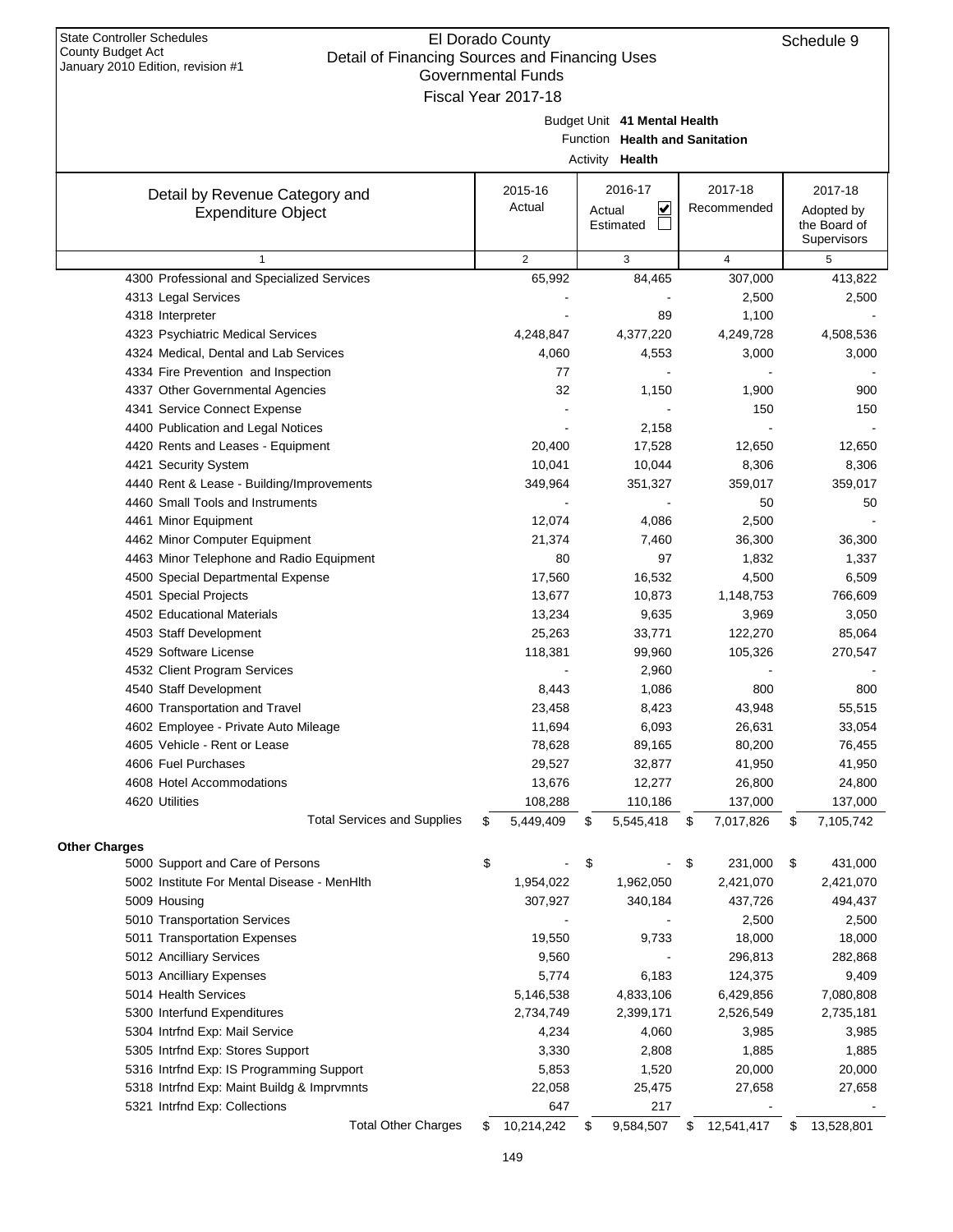State Controller Schedules
County Budget Act
January 2010 Edition, revision #1

# El Dorado County
## Detail of Financing Sources and Financing Uses
### Governmental Funds
### Fiscal Year 2017-18

Schedule 9

Budget Unit **41 Mental Health**
Function **Health and Sanitation**
Activity **Health**

| Detail by Revenue Category and Expenditure Object | 2015-16 Actual | 2016-17 Actual ☑ Estimated ☐ | 2017-18 Recommended | 2017-18 Adopted by the Board of Supervisors |
|---|---|---|---|---|
| 1 | 2 | 3 | 4 | 5 |
| 4300 Professional and Specialized Services | 65,992 | 84,465 | 307,000 | 413,822 |
| 4313 Legal Services | - | - | 2,500 | 2,500 |
| 4318 Interpreter | - | 89 | 1,100 | - |
| 4323 Psychiatric Medical Services | 4,248,847 | 4,377,220 | 4,249,728 | 4,508,536 |
| 4324 Medical, Dental and Lab Services | 4,060 | 4,553 | 3,000 | 3,000 |
| 4334 Fire Prevention and Inspection | 77 | - | - | - |
| 4337 Other Governmental Agencies | 32 | 1,150 | 1,900 | 900 |
| 4341 Service Connect Expense | - | - | 150 | 150 |
| 4400 Publication and Legal Notices | - | 2,158 | - | - |
| 4420 Rents and Leases - Equipment | 20,400 | 17,528 | 12,650 | 12,650 |
| 4421 Security System | 10,041 | 10,044 | 8,306 | 8,306 |
| 4440 Rent & Lease - Building/Improvements | 349,964 | 351,327 | 359,017 | 359,017 |
| 4460 Small Tools and Instruments | - | - | 50 | 50 |
| 4461 Minor Equipment | 12,074 | 4,086 | 2,500 | - |
| 4462 Minor Computer Equipment | 21,374 | 7,460 | 36,300 | 36,300 |
| 4463 Minor Telephone and Radio Equipment | 80 | 97 | 1,832 | 1,337 |
| 4500 Special Departmental Expense | 17,560 | 16,532 | 4,500 | 6,509 |
| 4501 Special Projects | 13,677 | 10,873 | 1,148,753 | 766,609 |
| 4502 Educational Materials | 13,234 | 9,635 | 3,969 | 3,050 |
| 4503 Staff Development | 25,263 | 33,771 | 122,270 | 85,064 |
| 4529 Software License | 118,381 | 99,960 | 105,326 | 270,547 |
| 4532 Client Program Services | - | 2,960 | - | - |
| 4540 Staff Development | 8,443 | 1,086 | 800 | 800 |
| 4600 Transportation and Travel | 23,458 | 8,423 | 43,948 | 55,515 |
| 4602 Employee - Private Auto Mileage | 11,694 | 6,093 | 26,631 | 33,054 |
| 4605 Vehicle - Rent or Lease | 78,628 | 89,165 | 80,200 | 76,455 |
| 4606 Fuel Purchases | 29,527 | 32,877 | 41,950 | 41,950 |
| 4608 Hotel Accommodations | 13,676 | 12,277 | 26,800 | 24,800 |
| 4620 Utilities | 108,288 | 110,186 | 137,000 | 137,000 |
| Total Services and Supplies | $ 5,449,409 | $ 5,545,418 | $ 7,017,826 | $ 7,105,742 |
| **Other Charges** | | | | |
| 5000 Support and Care of Persons | $ - | $ - | $ 231,000 | $ 431,000 |
| 5002 Institute For Mental Disease - MenHlth | 1,954,022 | 1,962,050 | 2,421,070 | 2,421,070 |
| 5009 Housing | 307,927 | 340,184 | 437,726 | 494,437 |
| 5010 Transportation Services | - | - | 2,500 | 2,500 |
| 5011 Transportation Expenses | 19,550 | 9,733 | 18,000 | 18,000 |
| 5012 Ancilliary Services | 9,560 | - | 296,813 | 282,868 |
| 5013 Ancilliary Expenses | 5,774 | 6,183 | 124,375 | 9,409 |
| 5014 Health Services | 5,146,538 | 4,833,106 | 6,429,856 | 7,080,808 |
| 5300 Interfund Expenditures | 2,734,749 | 2,399,171 | 2,526,549 | 2,735,181 |
| 5304 Intrfnd Exp: Mail Service | 4,234 | 4,060 | 3,985 | 3,985 |
| 5305 Intrfnd Exp: Stores Support | 3,330 | 2,808 | 1,885 | 1,885 |
| 5316 Intrfnd Exp: IS Programming Support | 5,853 | 1,520 | 20,000 | 20,000 |
| 5318 Intrfnd Exp: Maint Buildg & Imprvmnts | 22,058 | 25,475 | 27,658 | 27,658 |
| 5321 Intrfnd Exp: Collections | 647 | 217 | - | - |
| Total Other Charges | $ 10,214,242 | $ 9,584,507 | $ 12,541,417 | $ 13,528,801 |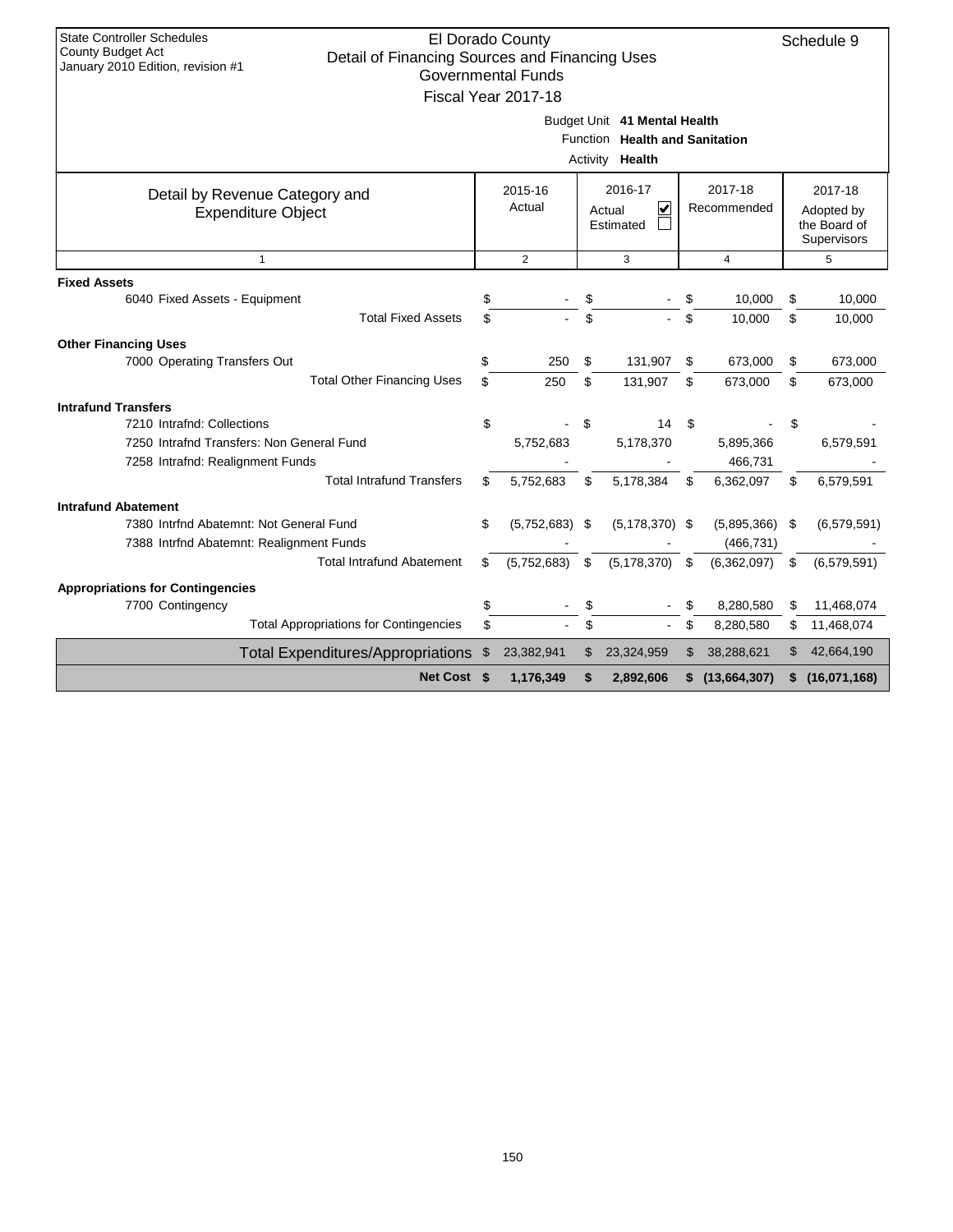State Controller Schedules
County Budget Act
January 2010 Edition, revision #1

# El Dorado County
## Detail of Financing Sources and Financing Uses
### Governmental Funds
### Fiscal Year 2017-18

Schedule 9

Budget Unit **41 Mental Health**
Function **Health and Sanitation**
Activity **Health**

| Detail by Revenue Category and Expenditure Object | 2015-16 Actual | 2016-17 Actual ☑ Estimated ☐ | 2017-18 Recommended | 2017-18 Adopted by the Board of Supervisors |
|---|---|---|---|---|
| 1 | 2 | 3 | 4 | 5 |
| **Fixed Assets** | | | | |
| 6040 Fixed Assets - Equipment | $ - | $ - | $ 10,000 | $ 10,000 |
| Total Fixed Assets | $ - | $ - | $ 10,000 | $ 10,000 |
| **Other Financing Uses** | | | | |
| 7000 Operating Transfers Out | $ 250 | $ 131,907 | $ 673,000 | $ 673,000 |
| Total Other Financing Uses | $ 250 | $ 131,907 | $ 673,000 | $ 673,000 |
| **Intrafund Transfers** | | | | |
| 7210 Intrafnd: Collections | $ - | $ 14 | $ - | $ - |
| 7250 Intrafnd Transfers: Non General Fund | 5,752,683 | 5,178,370 | 5,895,366 | 6,579,591 |
| 7258 Intrafnd: Realignment Funds | - | - | 466,731 | - |
| Total Intrafund Transfers | $ 5,752,683 | $ 5,178,384 | $ 6,362,097 | $ 6,579,591 |
| **Intrafund Abatement** | | | | |
| 7380 Intrfnd Abatemnt: Not General Fund | $ (5,752,683) | $ (5,178,370) | $ (5,895,366) | $ (6,579,591) |
| 7388 Intrfnd Abatemnt: Realignment Funds | - | - | (466,731) | - |
| Total Intrafund Abatement | $ (5,752,683) | $ (5,178,370) | $ (6,362,097) | $ (6,579,591) |
| **Appropriations for Contingencies** | | | | |
| 7700 Contingency | $ - | $ - | $ 8,280,580 | $ 11,468,074 |
| Total Appropriations for Contingencies | $ - | $ - | $ 8,280,580 | $ 11,468,074 |
| Total Expenditures/Appropriations | $ 23,382,941 | $ 23,324,959 | $ 38,288,621 | $ 42,664,190 |
| **Net Cost** | **$ 1,176,349** | **$ 2,892,606** | **$ (13,664,307)** | **$ (16,071,168)** |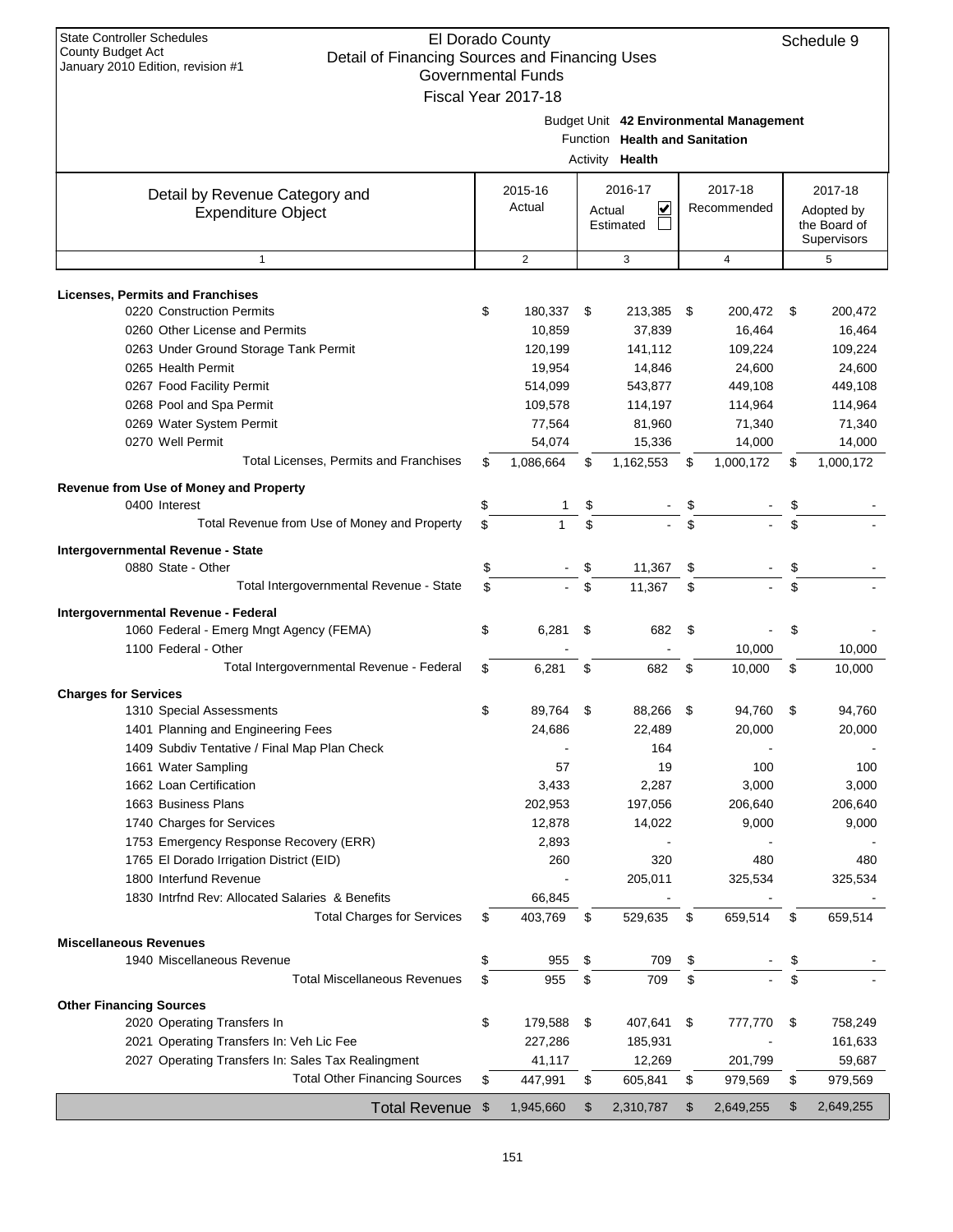State Controller Schedules
County Budget Act
January 2010 Edition, revision #1

# El Dorado County
## Detail of Financing Sources and Financing Uses
### Governmental Funds
### Fiscal Year 2017-18

Schedule 9

Budget Unit **42 Environmental Management**
Function **Health and Sanitation**
Activity **Health**

| Detail by Revenue Category and Expenditure Object | 2015-16 Actual | 2016-17 Actual ☑ Estimated ☐ | 2017-18 Recommended | 2017-18 Adopted by the Board of Supervisors |
|---|---|---|---|---|
| 1 | 2 | 3 | 4 | 5 |
| **Licenses, Permits and Franchises** | | | | |
| 0220 Construction Permits | $ 180,337 | $ 213,385 | $ 200,472 | $ 200,472 |
| 0260 Other License and Permits | 10,859 | 37,839 | 16,464 | 16,464 |
| 0263 Under Ground Storage Tank Permit | 120,199 | 141,112 | 109,224 | 109,224 |
| 0265 Health Permit | 19,954 | 14,846 | 24,600 | 24,600 |
| 0267 Food Facility Permit | 514,099 | 543,877 | 449,108 | 449,108 |
| 0268 Pool and Spa Permit | 109,578 | 114,197 | 114,964 | 114,964 |
| 0269 Water System Permit | 77,564 | 81,960 | 71,340 | 71,340 |
| 0270 Well Permit | 54,074 | 15,336 | 14,000 | 14,000 |
| Total Licenses, Permits and Franchises | $ 1,086,664 | $ 1,162,553 | $ 1,000,172 | $ 1,000,172 |
| **Revenue from Use of Money and Property** | | | | |
| 0400 Interest | $ 1 | $ - | $ - | $ - |
| Total Revenue from Use of Money and Property | $ 1 | $ - | $ - | $ - |
| **Intergovernmental Revenue - State** | | | | |
| 0880 State - Other | $ - | $ 11,367 | $ - | $ - |
| Total Intergovernmental Revenue - State | $ - | $ 11,367 | $ - | $ - |
| **Intergovernmental Revenue - Federal** | | | | |
| 1060 Federal - Emerg Mngt Agency (FEMA) | $ 6,281 | $ 682 | $ - | $ - |
| 1100 Federal - Other | - | - | 10,000 | 10,000 |
| Total Intergovernmental Revenue - Federal | $ 6,281 | $ 682 | $ 10,000 | $ 10,000 |
| **Charges for Services** | | | | |
| 1310 Special Assessments | $ 89,764 | $ 88,266 | $ 94,760 | $ 94,760 |
| 1401 Planning and Engineering Fees | 24,686 | 22,489 | 20,000 | 20,000 |
| 1409 Subdiv Tentative / Final Map Plan Check | - | 164 | - | - |
| 1661 Water Sampling | 57 | 19 | 100 | 100 |
| 1662 Loan Certification | 3,433 | 2,287 | 3,000 | 3,000 |
| 1663 Business Plans | 202,953 | 197,056 | 206,640 | 206,640 |
| 1740 Charges for Services | 12,878 | 14,022 | 9,000 | 9,000 |
| 1753 Emergency Response Recovery (ERR) | 2,893 | - | - | - |
| 1765 El Dorado Irrigation District (EID) | 260 | 320 | 480 | 480 |
| 1800 Interfund Revenue | - | 205,011 | 325,534 | 325,534 |
| 1830 Intrfnd Rev: Allocated Salaries & Benefits | 66,845 | - | - | - |
| Total Charges for Services | $ 403,769 | $ 529,635 | $ 659,514 | $ 659,514 |
| **Miscellaneous Revenues** | | | | |
| 1940 Miscellaneous Revenue | $ 955 | $ 709 | $ - | $ - |
| Total Miscellaneous Revenues | $ 955 | $ 709 | $ - | $ - |
| **Other Financing Sources** | | | | |
| 2020 Operating Transfers In | $ 179,588 | $ 407,641 | $ 777,770 | $ 758,249 |
| 2021 Operating Transfers In: Veh Lic Fee | 227,286 | 185,931 | - | 161,633 |
| 2027 Operating Transfers In: Sales Tax Realingment | 41,117 | 12,269 | 201,799 | 59,687 |
| Total Other Financing Sources | $ 447,991 | $ 605,841 | $ 979,569 | $ 979,569 |
| **Total Revenue** | $ 1,945,660 | $ 2,310,787 | $ 2,649,255 | $ 2,649,255 |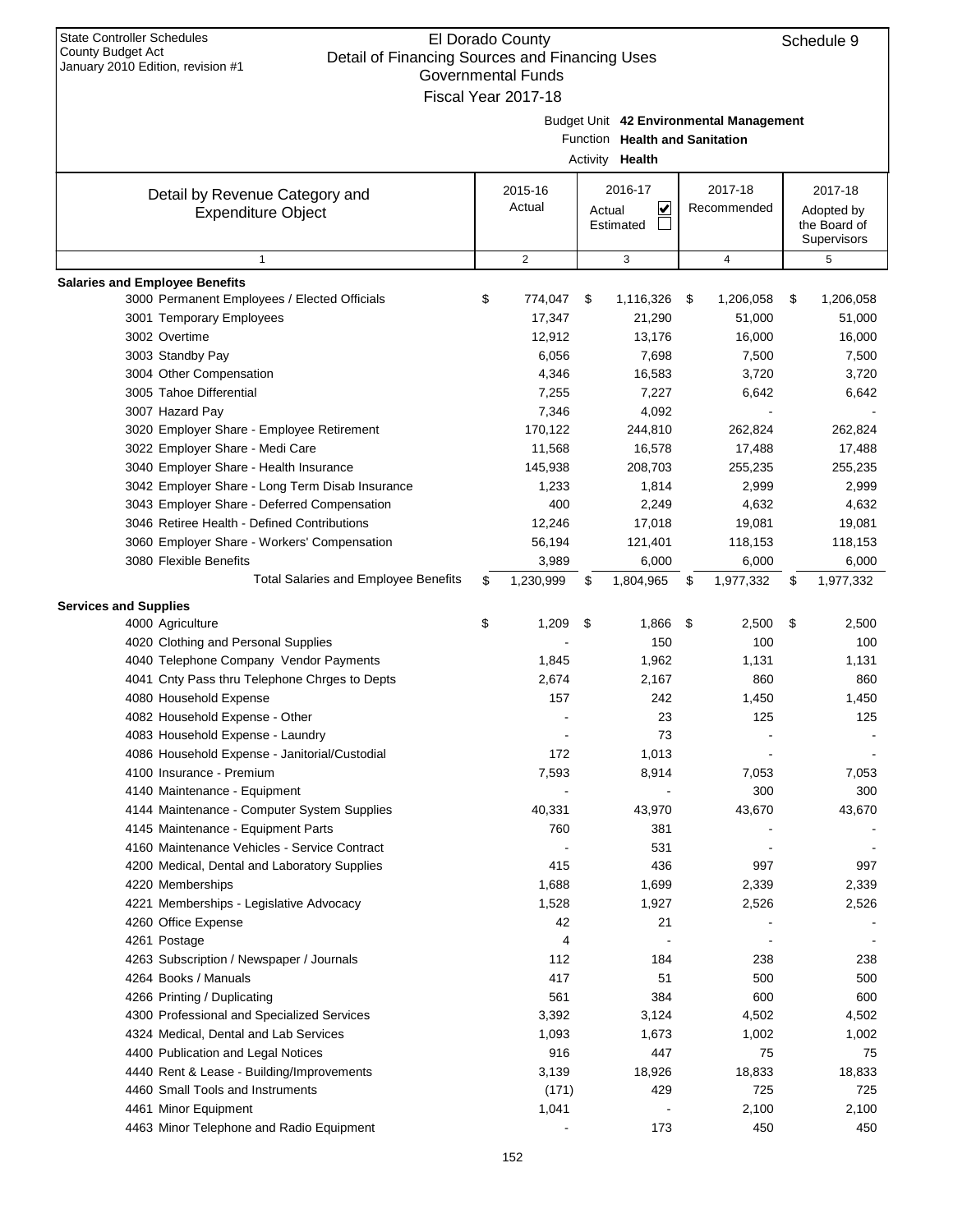State Controller Schedules
County Budget Act
January 2010 Edition, revision #1

# El Dorado County
## Detail of Financing Sources and Financing Uses
### Governmental Funds
### Fiscal Year 2017-18

Schedule 9

Budget Unit **42 Environmental Management**
Function **Health and Sanitation**
Activity **Health**

| Detail by Revenue Category and Expenditure Object | 2015-16 Actual | 2016-17 Actual ☑ Estimated ☐ | 2017-18 Recommended | 2017-18 Adopted by the Board of Supervisors |
|---|---|---|---|---|
| 1 | 2 | 3 | 4 | 5 |
| **Salaries and Employee Benefits** | | | | |
| 3000 Permanent Employees / Elected Officials | $ 774,047 | $ 1,116,326 | $ 1,206,058 | $ 1,206,058 |
| 3001 Temporary Employees | 17,347 | 21,290 | 51,000 | 51,000 |
| 3002 Overtime | 12,912 | 13,176 | 16,000 | 16,000 |
| 3003 Standby Pay | 6,056 | 7,698 | 7,500 | 7,500 |
| 3004 Other Compensation | 4,346 | 16,583 | 3,720 | 3,720 |
| 3005 Tahoe Differential | 7,255 | 7,227 | 6,642 | 6,642 |
| 3007 Hazard Pay | 7,346 | 4,092 | - | - |
| 3020 Employer Share - Employee Retirement | 170,122 | 244,810 | 262,824 | 262,824 |
| 3022 Employer Share - Medi Care | 11,568 | 16,578 | 17,488 | 17,488 |
| 3040 Employer Share - Health Insurance | 145,938 | 208,703 | 255,235 | 255,235 |
| 3042 Employer Share - Long Term Disab Insurance | 1,233 | 1,814 | 2,999 | 2,999 |
| 3043 Employer Share - Deferred Compensation | 400 | 2,249 | 4,632 | 4,632 |
| 3046 Retiree Health - Defined Contributions | 12,246 | 17,018 | 19,081 | 19,081 |
| 3060 Employer Share - Workers' Compensation | 56,194 | 121,401 | 118,153 | 118,153 |
| 3080 Flexible Benefits | 3,989 | 6,000 | 6,000 | 6,000 |
| Total Salaries and Employee Benefits | $ 1,230,999 | $ 1,804,965 | $ 1,977,332 | $ 1,977,332 |
| **Services and Supplies** | | | | |
| 4000 Agriculture | $ 1,209 | $ 1,866 | $ 2,500 | $ 2,500 |
| 4020 Clothing and Personal Supplies | - | 150 | 100 | 100 |
| 4040 Telephone Company Vendor Payments | 1,845 | 1,962 | 1,131 | 1,131 |
| 4041 Cnty Pass thru Telephone Chrges to Depts | 2,674 | 2,167 | 860 | 860 |
| 4080 Household Expense | 157 | 242 | 1,450 | 1,450 |
| 4082 Household Expense - Other | - | 23 | 125 | 125 |
| 4083 Household Expense - Laundry | - | 73 | - | - |
| 4086 Household Expense - Janitorial/Custodial | 172 | 1,013 | - | - |
| 4100 Insurance - Premium | 7,593 | 8,914 | 7,053 | 7,053 |
| 4140 Maintenance - Equipment | - | - | 300 | 300 |
| 4144 Maintenance - Computer System Supplies | 40,331 | 43,970 | 43,670 | 43,670 |
| 4145 Maintenance - Equipment Parts | 760 | 381 | - | - |
| 4160 Maintenance Vehicles - Service Contract | - | 531 | - | - |
| 4200 Medical, Dental and Laboratory Supplies | 415 | 436 | 997 | 997 |
| 4220 Memberships | 1,688 | 1,699 | 2,339 | 2,339 |
| 4221 Memberships - Legislative Advocacy | 1,528 | 1,927 | 2,526 | 2,526 |
| 4260 Office Expense | 42 | 21 | - | - |
| 4261 Postage | 4 | - | - | - |
| 4263 Subscription / Newspaper / Journals | 112 | 184 | 238 | 238 |
| 4264 Books / Manuals | 417 | 51 | 500 | 500 |
| 4266 Printing / Duplicating | 561 | 384 | 600 | 600 |
| 4300 Professional and Specialized Services | 3,392 | 3,124 | 4,502 | 4,502 |
| 4324 Medical, Dental and Lab Services | 1,093 | 1,673 | 1,002 | 1,002 |
| 4400 Publication and Legal Notices | 916 | 447 | 75 | 75 |
| 4440 Rent & Lease - Building/Improvements | 3,139 | 18,926 | 18,833 | 18,833 |
| 4460 Small Tools and Instruments | (171) | 429 | 725 | 725 |
| 4461 Minor Equipment | 1,041 | - | 2,100 | 2,100 |
| 4463 Minor Telephone and Radio Equipment | - | 173 | 450 | 450 |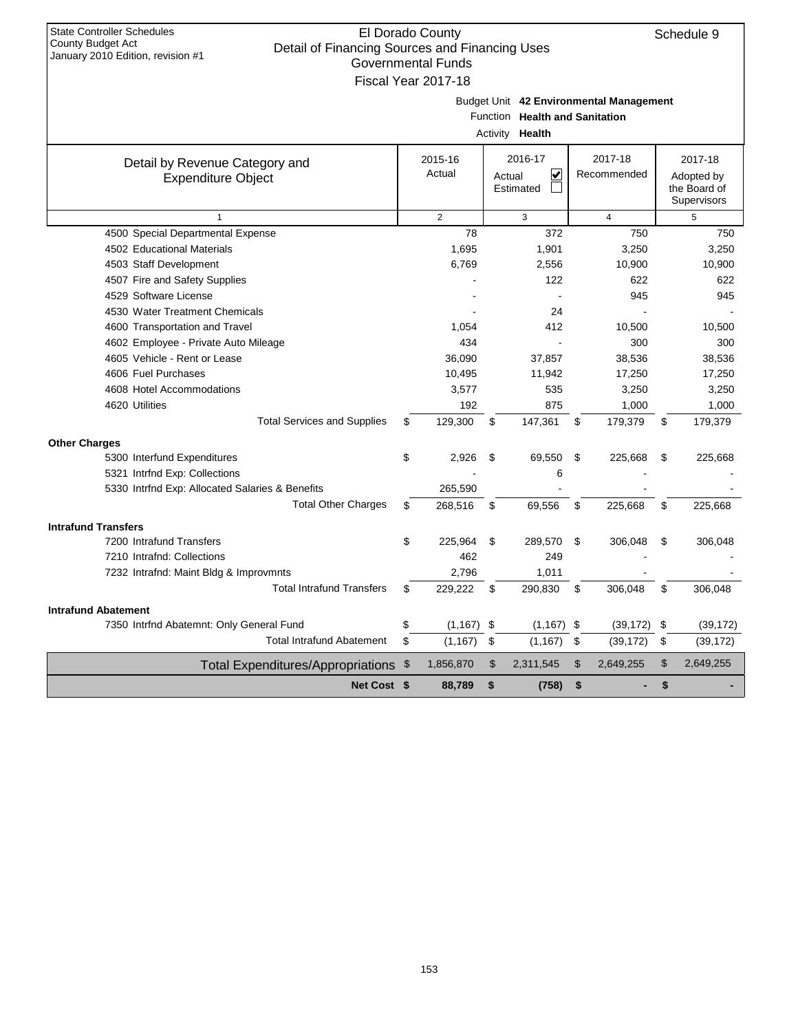State Controller Schedules
County Budget Act
January 2010 Edition, revision #1

# El Dorado County
## Detail of Financing Sources and Financing Uses
### Governmental Funds
### Fiscal Year 2017-18

Schedule 9

Budget Unit **42 Environmental Management**
Function **Health and Sanitation**
Activity **Health**

| Detail by Revenue Category and Expenditure Object | 2015-16 Actual | 2016-17 Actual ☑ Estimated ☐ | 2017-18 Recommended | 2017-18 Adopted by the Board of Supervisors |
|---|---|---|---|---|
| 1 | 2 | 3 | 4 | 5 |
| 4500 Special Departmental Expense | 78 | 372 | 750 | 750 |
| 4502 Educational Materials | 1,695 | 1,901 | 3,250 | 3,250 |
| 4503 Staff Development | 6,769 | 2,556 | 10,900 | 10,900 |
| 4507 Fire and Safety Supplies | - | 122 | 622 | 622 |
| 4529 Software License | - | - | 945 | 945 |
| 4530 Water Treatment Chemicals | - | 24 | - | - |
| 4600 Transportation and Travel | 1,054 | 412 | 10,500 | 10,500 |
| 4602 Employee - Private Auto Mileage | 434 | - | 300 | 300 |
| 4605 Vehicle - Rent or Lease | 36,090 | 37,857 | 38,536 | 38,536 |
| 4606 Fuel Purchases | 10,495 | 11,942 | 17,250 | 17,250 |
| 4608 Hotel Accommodations | 3,577 | 535 | 3,250 | 3,250 |
| 4620 Utilities | 192 | 875 | 1,000 | 1,000 |
| Total Services and Supplies | $ 129,300 | $ 147,361 | $ 179,379 | $ 179,379 |
| **Other Charges** | | | | |
| 5300 Interfund Expenditures | $ 2,926 | $ 69,550 | $ 225,668 | $ 225,668 |
| 5321 Intrfnd Exp: Collections | - | 6 | - | - |
| 5330 Intrfnd Exp: Allocated Salaries & Benefits | 265,590 | - | - | - |
| Total Other Charges | $ 268,516 | $ 69,556 | $ 225,668 | $ 225,668 |
| **Intrafund Transfers** | | | | |
| 7200 Intrafund Transfers | $ 225,964 | $ 289,570 | $ 306,048 | $ 306,048 |
| 7210 Intrafnd: Collections | 462 | 249 | - | - |
| 7232 Intrafnd: Maint Bldg & Improvmnts | 2,796 | 1,011 | - | - |
| Total Intrafund Transfers | $ 229,222 | $ 290,830 | $ 306,048 | $ 306,048 |
| **Intrafund Abatement** | | | | |
| 7350 Intrfnd Abatemnt: Only General Fund | $ (1,167) | $ (1,167) | $ (39,172) | $ (39,172) |
| Total Intrafund Abatement | $ (1,167) | $ (1,167) | $ (39,172) | $ (39,172) |
| Total Expenditures/Appropriations | $ 1,856,870 | $ 2,311,545 | $ 2,649,255 | $ 2,649,255 |
| **Net Cost** | **$ 88,789** | **$ (758)** | **$ -** | **$ -** |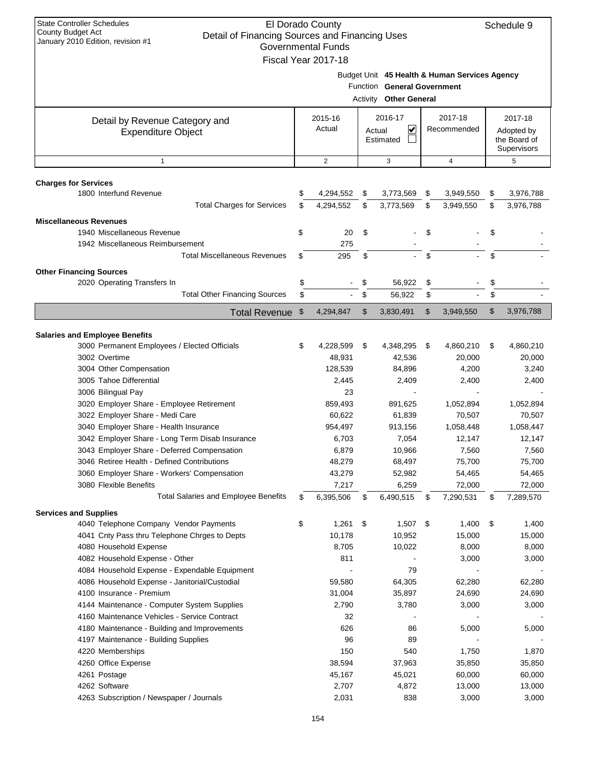State Controller Schedules
County Budget Act
January 2010 Edition, revision #1

# El Dorado County
## Detail of Financing Sources and Financing Uses
### Governmental Funds
### Fiscal Year 2017-18

Schedule 9

Budget Unit **45 Health & Human Services Agency**
Function **General Government**
Activity **Other General**

| Detail by Revenue Category and Expenditure Object | 2015-16 Actual | 2016-17 Actual ☑ Estimated ☐ | 2017-18 Recommended | 2017-18 Adopted by the Board of Supervisors |
|---|---|---|---|---|
| 1 | 2 | 3 | 4 | 5 |
| **Charges for Services** | | | | |
| 1800 Interfund Revenue | $ 4,294,552 | $ 3,773,569 | $ 3,949,550 | $ 3,976,788 |
| Total Charges for Services | $ 4,294,552 | $ 3,773,569 | $ 3,949,550 | $ 3,976,788 |
| **Miscellaneous Revenues** | | | | |
| 1940 Miscellaneous Revenue | $ 20 | $ - | $ - | $ - |
| 1942 Miscellaneous Reimbursement | 275 | - | - | - |
| Total Miscellaneous Revenues | $ 295 | $ - | $ - | $ - |
| **Other Financing Sources** | | | | |
| 2020 Operating Transfers In | $ - | $ 56,922 | $ - | $ - |
| Total Other Financing Sources | $ - | $ 56,922 | $ - | $ - |
| **Total Revenue** | $ 4,294,847 | $ 3,830,491 | $ 3,949,550 | $ 3,976,788 |
| **Salaries and Employee Benefits** | | | | |
| 3000 Permanent Employees / Elected Officials | $ 4,228,599 | $ 4,348,295 | $ 4,860,210 | $ 4,860,210 |
| 3002 Overtime | 48,931 | 42,536 | 20,000 | 20,000 |
| 3004 Other Compensation | 128,539 | 84,896 | 4,200 | 3,240 |
| 3005 Tahoe Differential | 2,445 | 2,409 | 2,400 | 2,400 |
| 3006 Bilingual Pay | 23 | - | - | - |
| 3020 Employer Share - Employee Retirement | 859,493 | 891,625 | 1,052,894 | 1,052,894 |
| 3022 Employer Share - Medi Care | 60,622 | 61,839 | 70,507 | 70,507 |
| 3040 Employer Share - Health Insurance | 954,497 | 913,156 | 1,058,448 | 1,058,447 |
| 3042 Employer Share - Long Term Disab Insurance | 6,703 | 7,054 | 12,147 | 12,147 |
| 3043 Employer Share - Deferred Compensation | 6,879 | 10,966 | 7,560 | 7,560 |
| 3046 Retiree Health - Defined Contributions | 48,279 | 68,497 | 75,700 | 75,700 |
| 3060 Employer Share - Workers' Compensation | 43,279 | 52,982 | 54,465 | 54,465 |
| 3080 Flexible Benefits | 7,217 | 6,259 | 72,000 | 72,000 |
| Total Salaries and Employee Benefits | $ 6,395,506 | $ 6,490,515 | $ 7,290,531 | $ 7,289,570 |
| **Services and Supplies** | | | | |
| 4040 Telephone Company Vendor Payments | $ 1,261 | $ 1,507 | $ 1,400 | $ 1,400 |
| 4041 Cnty Pass thru Telephone Chrges to Depts | 10,178 | 10,952 | 15,000 | 15,000 |
| 4080 Household Expense | 8,705 | 10,022 | 8,000 | 8,000 |
| 4082 Household Expense - Other | 811 | - | 3,000 | 3,000 |
| 4084 Household Expense - Expendable Equipment | - | 79 | - | - |
| 4086 Household Expense - Janitorial/Custodial | 59,580 | 64,305 | 62,280 | 62,280 |
| 4100 Insurance - Premium | 31,004 | 35,897 | 24,690 | 24,690 |
| 4144 Maintenance - Computer System Supplies | 2,790 | 3,780 | 3,000 | 3,000 |
| 4160 Maintenance Vehicles - Service Contract | 32 | - | - | - |
| 4180 Maintenance - Building and Improvements | 626 | 86 | 5,000 | 5,000 |
| 4197 Maintenance - Building Supplies | 96 | 89 | - | - |
| 4220 Memberships | 150 | 540 | 1,750 | 1,870 |
| 4260 Office Expense | 38,594 | 37,963 | 35,850 | 35,850 |
| 4261 Postage | 45,167 | 45,021 | 60,000 | 60,000 |
| 4262 Software | 2,707 | 4,872 | 13,000 | 13,000 |
| 4263 Subscription / Newspaper / Journals | 2,031 | 838 | 3,000 | 3,000 |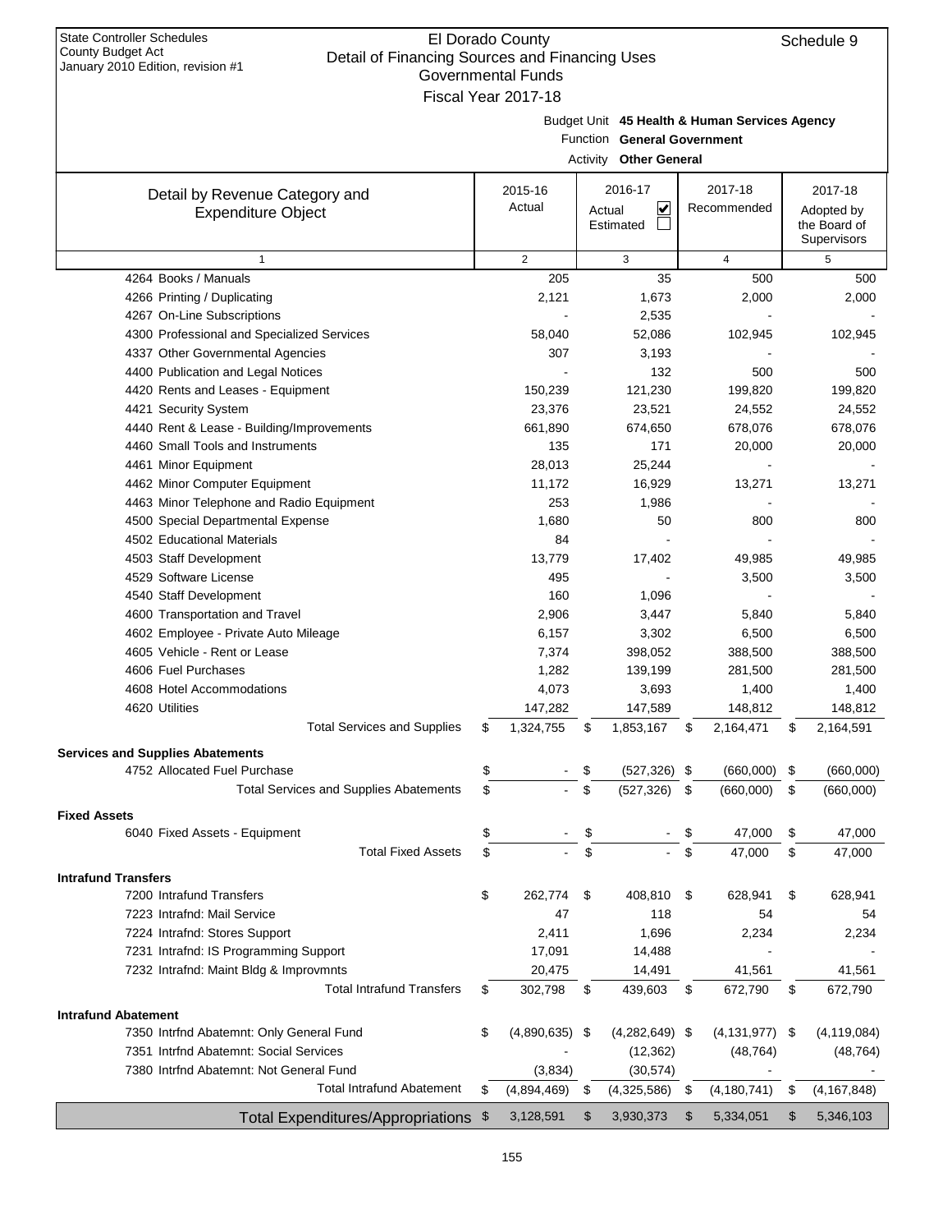State Controller Schedules
County Budget Act
January 2010 Edition, revision #1

# El Dorado County
## Detail of Financing Sources and Financing Uses
### Governmental Funds
### Fiscal Year 2017-18

Schedule 9

Budget Unit **45 Health & Human Services Agency**
Function **General Government**
Activity **Other General**

| Detail by Revenue Category and Expenditure Object | 2015-16 Actual | 2016-17 Actual ☑ Estimated ☐ | 2017-18 Recommended | 2017-18 Adopted by the Board of Supervisors |
|---|---|---|---|---|
| 1 | 2 | 3 | 4 | 5 |
| 4264 Books / Manuals | 205 | 35 | 500 | 500 |
| 4266 Printing / Duplicating | 2,121 | 1,673 | 2,000 | 2,000 |
| 4267 On-Line Subscriptions | - | 2,535 | - | - |
| 4300 Professional and Specialized Services | 58,040 | 52,086 | 102,945 | 102,945 |
| 4337 Other Governmental Agencies | 307 | 3,193 | - | - |
| 4400 Publication and Legal Notices | - | 132 | 500 | 500 |
| 4420 Rents and Leases - Equipment | 150,239 | 121,230 | 199,820 | 199,820 |
| 4421 Security System | 23,376 | 23,521 | 24,552 | 24,552 |
| 4440 Rent & Lease - Building/Improvements | 661,890 | 674,650 | 678,076 | 678,076 |
| 4460 Small Tools and Instruments | 135 | 171 | 20,000 | 20,000 |
| 4461 Minor Equipment | 28,013 | 25,244 | - | - |
| 4462 Minor Computer Equipment | 11,172 | 16,929 | 13,271 | 13,271 |
| 4463 Minor Telephone and Radio Equipment | 253 | 1,986 | - | - |
| 4500 Special Departmental Expense | 1,680 | 50 | 800 | 800 |
| 4502 Educational Materials | 84 | - | - | - |
| 4503 Staff Development | 13,779 | 17,402 | 49,985 | 49,985 |
| 4529 Software License | 495 | - | 3,500 | 3,500 |
| 4540 Staff Development | 160 | 1,096 | - | - |
| 4600 Transportation and Travel | 2,906 | 3,447 | 5,840 | 5,840 |
| 4602 Employee - Private Auto Mileage | 6,157 | 3,302 | 6,500 | 6,500 |
| 4605 Vehicle - Rent or Lease | 7,374 | 398,052 | 388,500 | 388,500 |
| 4606 Fuel Purchases | 1,282 | 139,199 | 281,500 | 281,500 |
| 4608 Hotel Accommodations | 4,073 | 3,693 | 1,400 | 1,400 |
| 4620 Utilities | 147,282 | 147,589 | 148,812 | 148,812 |
| Total Services and Supplies | $ 1,324,755 | $ 1,853,167 | $ 2,164,471 | $ 2,164,591 |
| **Services and Supplies Abatements** | | | | |
| 4752 Allocated Fuel Purchase | $ - | $ (527,326) | $ (660,000) | $ (660,000) |
| Total Services and Supplies Abatements | $ - | $ (527,326) | $ (660,000) | $ (660,000) |
| **Fixed Assets** | | | | |
| 6040 Fixed Assets - Equipment | $ - | $ - | $ 47,000 | $ 47,000 |
| Total Fixed Assets | $ - | $ - | $ 47,000 | $ 47,000 |
| **Intrafund Transfers** | | | | |
| 7200 Intrafund Transfers | $ 262,774 | $ 408,810 | $ 628,941 | $ 628,941 |
| 7223 Intrafnd: Mail Service | 47 | 118 | 54 | 54 |
| 7224 Intrafnd: Stores Support | 2,411 | 1,696 | 2,234 | 2,234 |
| 7231 Intrafnd: IS Programming Support | 17,091 | 14,488 | - | - |
| 7232 Intrafnd: Maint Bldg & Improvmnts | 20,475 | 14,491 | 41,561 | 41,561 |
| Total Intrafund Transfers | $ 302,798 | $ 439,603 | $ 672,790 | $ 672,790 |
| **Intrafund Abatement** | | | | |
| 7350 Intrfnd Abatemnt: Only General Fund | $ (4,890,635) | $ (4,282,649) | $ (4,131,977) | $ (4,119,084) |
| 7351 Intrfnd Abatemnt: Social Services | - | (12,362) | (48,764) | (48,764) |
| 7380 Intrfnd Abatemnt: Not General Fund | (3,834) | (30,574) | - | - |
| Total Intrafund Abatement | $ (4,894,469) | $ (4,325,586) | $ (4,180,741) | $ (4,167,848) |
| Total Expenditures/Appropriations | $ 3,128,591 | $ 3,930,373 | $ 5,334,051 | $ 5,346,103 |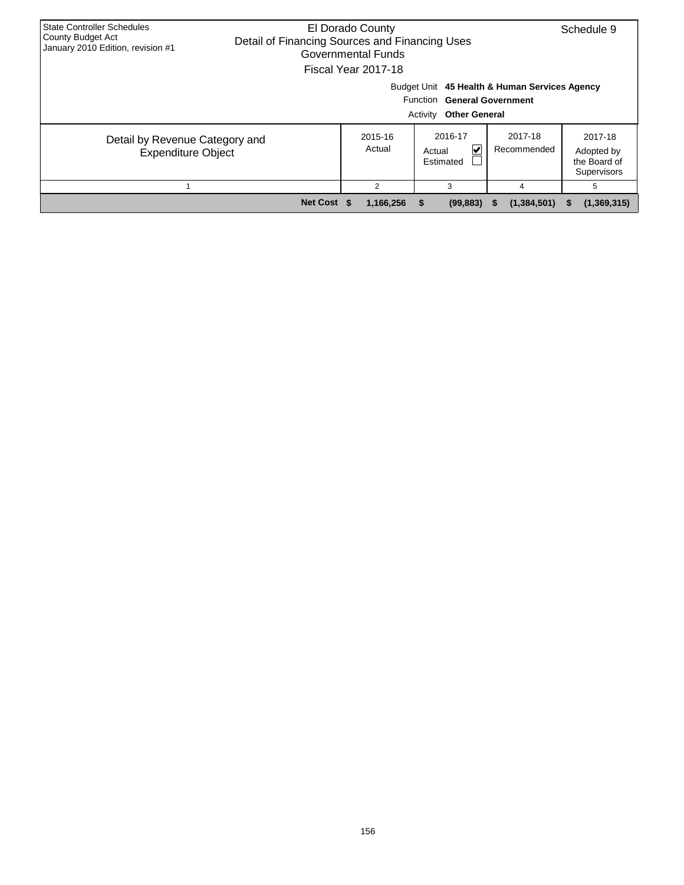State Controller Schedules
County Budget Act
January 2010 Edition, revision #1

El Dorado County
Detail of Financing Sources and Financing Uses
Governmental Funds
Fiscal Year 2017-18

Schedule 9

Budget Unit **45 Health & Human Services Agency**
Function **General Government**
Activity **Other General**

| Detail by Revenue Category and Expenditure Object | 2015-16 Actual | 2016-17 Actual ☑ Estimated ☐ | 2017-18 Recommended | 2017-18 Adopted by the Board of Supervisors |
|---|---|---|---|---|
| 1 | 2 | 3 | 4 | 5 |
| **Net Cost** | **$ 1,166,256** | **$ (99,883)** | **$ (1,384,501)** | **$ (1,369,315)** |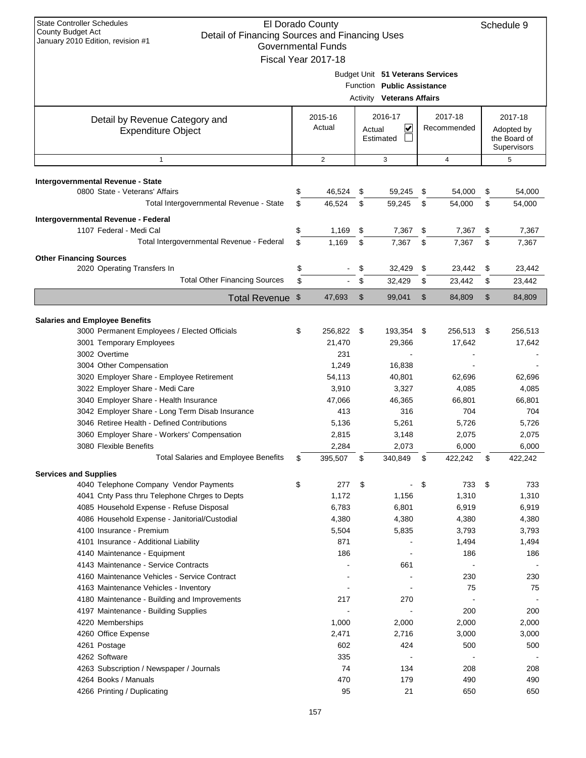State Controller Schedules
County Budget Act
January 2010 Edition, revision #1

# El Dorado County
## Detail of Financing Sources and Financing Uses
### Governmental Funds
### Fiscal Year 2017-18

Schedule 9

Budget Unit **51 Veterans Services**
Function **Public Assistance**
Activity **Veterans Affairs**

| Detail by Revenue Category and Expenditure Object | 2015-16 Actual | 2016-17 Actual ☑ Estimated ☐ | 2017-18 Recommended | 2017-18 Adopted by the Board of Supervisors |
|---|---|---|---|---|
| 1 | 2 | 3 | 4 | 5 |
| **Intergovernmental Revenue - State** | | | | |
| 0800 State - Veterans' Affairs | $ 46,524 | $ 59,245 | $ 54,000 | $ 54,000 |
| Total Intergovernmental Revenue - State | $ 46,524 | $ 59,245 | $ 54,000 | $ 54,000 |
| **Intergovernmental Revenue - Federal** | | | | |
| 1107 Federal - Medi Cal | $ 1,169 | $ 7,367 | $ 7,367 | $ 7,367 |
| Total Intergovernmental Revenue - Federal | $ 1,169 | $ 7,367 | $ 7,367 | $ 7,367 |
| **Other Financing Sources** | | | | |
| 2020 Operating Transfers In | $ - | $ 32,429 | $ 23,442 | $ 23,442 |
| Total Other Financing Sources | $ - | $ 32,429 | $ 23,442 | $ 23,442 |
| **Total Revenue** | $ 47,693 | $ 99,041 | $ 84,809 | $ 84,809 |
| **Salaries and Employee Benefits** | | | | |
| 3000 Permanent Employees / Elected Officials | $ 256,822 | $ 193,354 | $ 256,513 | $ 256,513 |
| 3001 Temporary Employees | 21,470 | 29,366 | 17,642 | 17,642 |
| 3002 Overtime | 231 | - | - | - |
| 3004 Other Compensation | 1,249 | 16,838 | - | - |
| 3020 Employer Share - Employee Retirement | 54,113 | 40,801 | 62,696 | 62,696 |
| 3022 Employer Share - Medi Care | 3,910 | 3,327 | 4,085 | 4,085 |
| 3040 Employer Share - Health Insurance | 47,066 | 46,365 | 66,801 | 66,801 |
| 3042 Employer Share - Long Term Disab Insurance | 413 | 316 | 704 | 704 |
| 3046 Retiree Health - Defined Contributions | 5,136 | 5,261 | 5,726 | 5,726 |
| 3060 Employer Share - Workers' Compensation | 2,815 | 3,148 | 2,075 | 2,075 |
| 3080 Flexible Benefits | 2,284 | 2,073 | 6,000 | 6,000 |
| Total Salaries and Employee Benefits | $ 395,507 | $ 340,849 | $ 422,242 | $ 422,242 |
| **Services and Supplies** | | | | |
| 4040 Telephone Company Vendor Payments | $ 277 | $ - | $ 733 | $ 733 |
| 4041 Cnty Pass thru Telephone Chrges to Depts | 1,172 | 1,156 | 1,310 | 1,310 |
| 4085 Household Expense - Refuse Disposal | 6,783 | 6,801 | 6,919 | 6,919 |
| 4086 Household Expense - Janitorial/Custodial | 4,380 | 4,380 | 4,380 | 4,380 |
| 4100 Insurance - Premium | 5,504 | 5,835 | 3,793 | 3,793 |
| 4101 Insurance - Additional Liability | 871 | - | 1,494 | 1,494 |
| 4140 Maintenance - Equipment | 186 | - | 186 | 186 |
| 4143 Maintenance - Service Contracts | - | 661 | - | - |
| 4160 Maintenance Vehicles - Service Contract | - | - | 230 | 230 |
| 4163 Maintenance Vehicles - Inventory | - | - | 75 | 75 |
| 4180 Maintenance - Building and Improvements | 217 | 270 | - | - |
| 4197 Maintenance - Building Supplies | - | - | 200 | 200 |
| 4220 Memberships | 1,000 | 2,000 | 2,000 | 2,000 |
| 4260 Office Expense | 2,471 | 2,716 | 3,000 | 3,000 |
| 4261 Postage | 602 | 424 | 500 | 500 |
| 4262 Software | 335 | - | - | - |
| 4263 Subscription / Newspaper / Journals | 74 | 134 | 208 | 208 |
| 4264 Books / Manuals | 470 | 179 | 490 | 490 |
| 4266 Printing / Duplicating | 95 | 21 | 650 | 650 |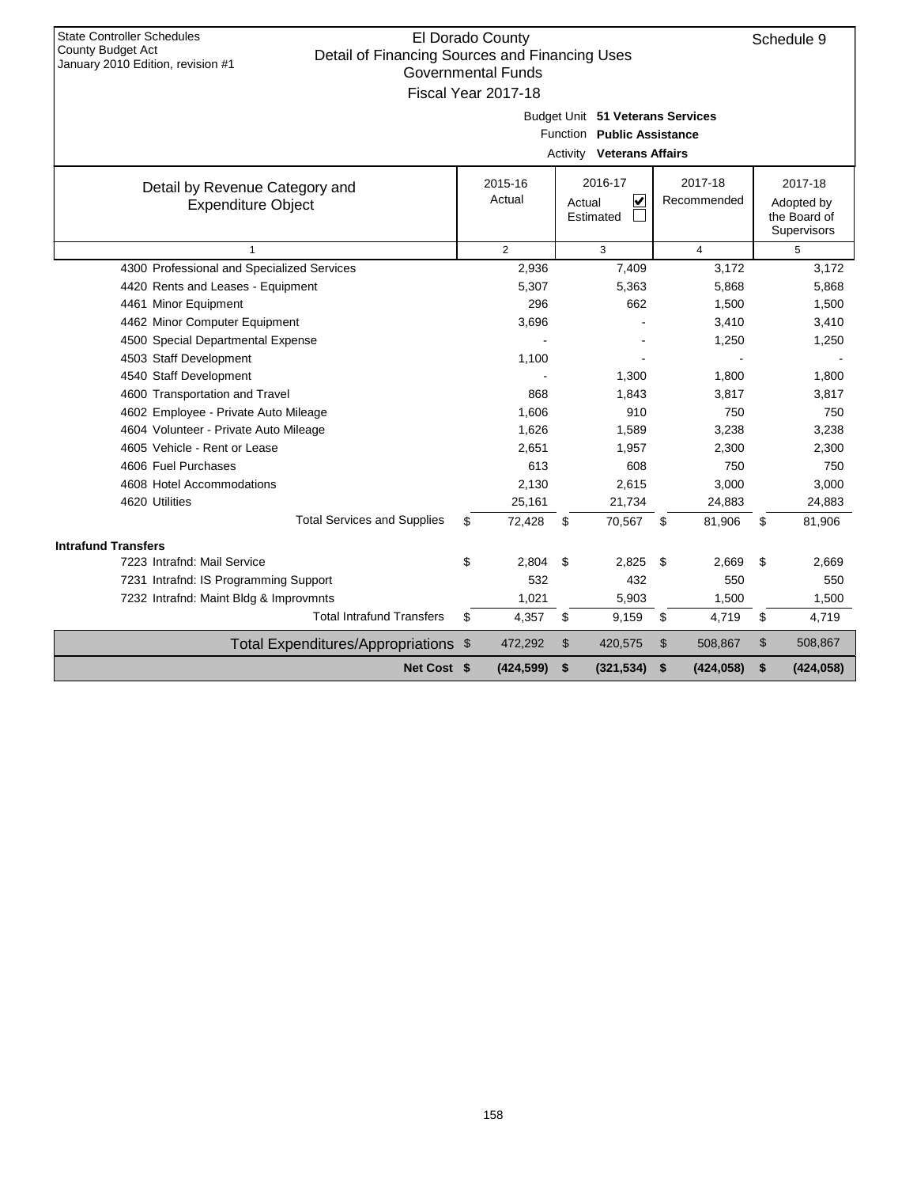State Controller Schedules
County Budget Act
January 2010 Edition, revision #1

# El Dorado County
## Detail of Financing Sources and Financing Uses
### Governmental Funds
### Fiscal Year 2017-18

Schedule 9

Budget Unit **51 Veterans Services**
Function **Public Assistance**
Activity **Veterans Affairs**

| Detail by Revenue Category and Expenditure Object | 2015-16 Actual | 2016-17 Actual ☑ Estimated ☐ | 2017-18 Recommended | 2017-18 Adopted by the Board of Supervisors |
|---|---|---|---|---|
| 1 | 2 | 3 | 4 | 5 |
| 4300 Professional and Specialized Services | 2,936 | 7,409 | 3,172 | 3,172 |
| 4420 Rents and Leases - Equipment | 5,307 | 5,363 | 5,868 | 5,868 |
| 4461 Minor Equipment | 296 | 662 | 1,500 | 1,500 |
| 4462 Minor Computer Equipment | 3,696 | - | 3,410 | 3,410 |
| 4500 Special Departmental Expense | - | - | 1,250 | 1,250 |
| 4503 Staff Development | 1,100 | - | - | - |
| 4540 Staff Development | - | 1,300 | 1,800 | 1,800 |
| 4600 Transportation and Travel | 868 | 1,843 | 3,817 | 3,817 |
| 4602 Employee - Private Auto Mileage | 1,606 | 910 | 750 | 750 |
| 4604 Volunteer - Private Auto Mileage | 1,626 | 1,589 | 3,238 | 3,238 |
| 4605 Vehicle - Rent or Lease | 2,651 | 1,957 | 2,300 | 2,300 |
| 4606 Fuel Purchases | 613 | 608 | 750 | 750 |
| 4608 Hotel Accommodations | 2,130 | 2,615 | 3,000 | 3,000 |
| 4620 Utilities | 25,161 | 21,734 | 24,883 | 24,883 |
| Total Services and Supplies | $ 72,428 | $ 70,567 | $ 81,906 | $ 81,906 |
| **Intrafund Transfers** | | | | |
| 7223 Intrafnd: Mail Service | $ 2,804 | $ 2,825 | $ 2,669 | $ 2,669 |
| 7231 Intrafnd: IS Programming Support | 532 | 432 | 550 | 550 |
| 7232 Intrafnd: Maint Bldg & Improvmnts | 1,021 | 5,903 | 1,500 | 1,500 |
| Total Intrafund Transfers | $ 4,357 | $ 9,159 | $ 4,719 | $ 4,719 |
| Total Expenditures/Appropriations | $ 472,292 | $ 420,575 | $ 508,867 | $ 508,867 |
| **Net Cost** | **$ (424,599)** | **$ (321,534)** | **$ (424,058)** | **$ (424,058)** |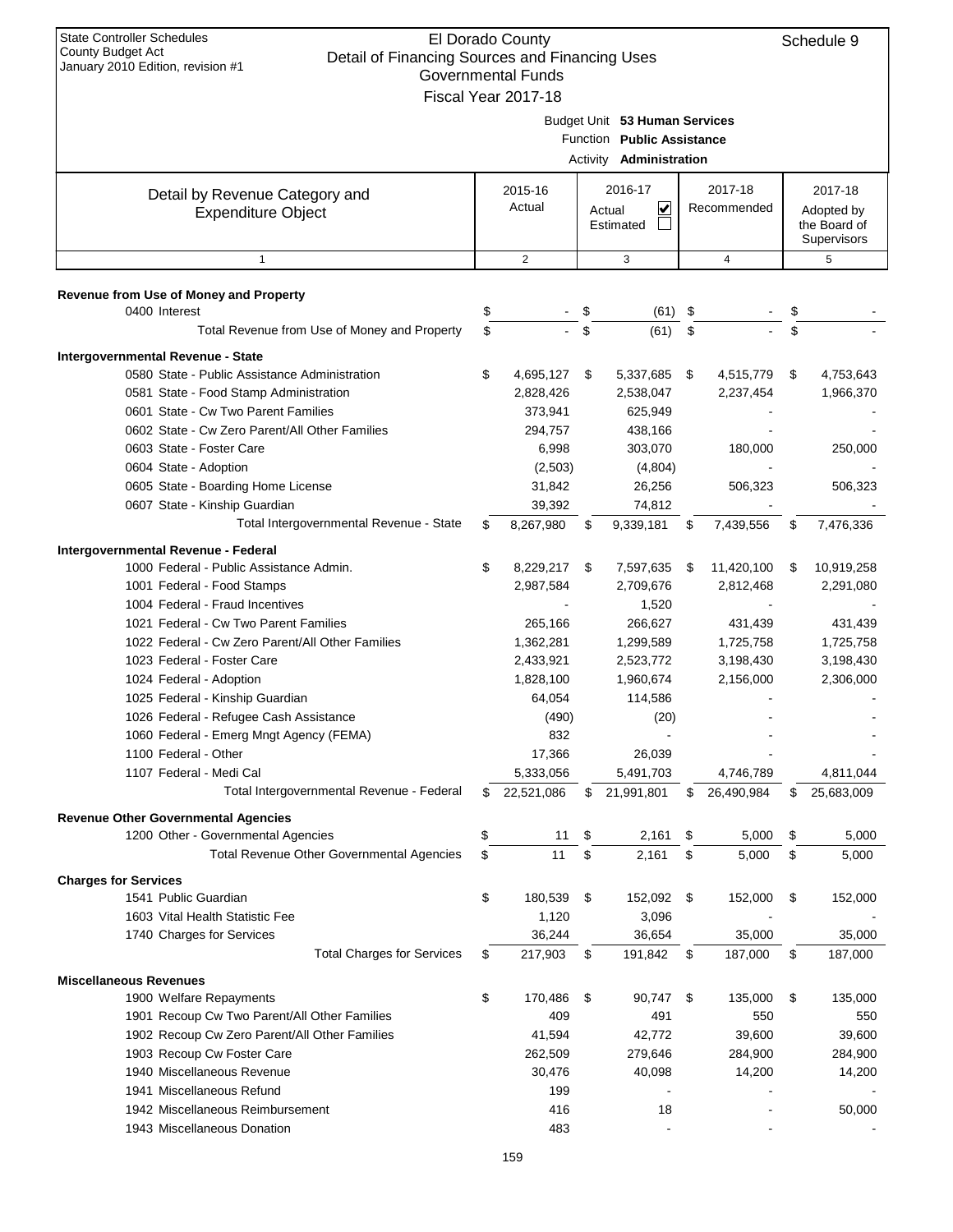State Controller Schedules
County Budget Act
January 2010 Edition, revision #1

# El Dorado County
## Detail of Financing Sources and Financing Uses
### Governmental Funds
### Fiscal Year 2017-18

Schedule 9

Budget Unit **53 Human Services**
Function **Public Assistance**
Activity **Administration**

| Detail by Revenue Category and Expenditure Object | 2015-16 Actual | 2016-17 Actual ☑ Estimated ☐ | 2017-18 Recommended | 2017-18 Adopted by the Board of Supervisors |
|---|---|---|---|---|
| 1 | 2 | 3 | 4 | 5 |
| **Revenue from Use of Money and Property** | | | | |
| 0400 Interest | $ - | $ (61) | $ - | $ - |
| Total Revenue from Use of Money and Property | $ - | $ (61) | $ - | $ - |
| **Intergovernmental Revenue - State** | | | | |
| 0580 State - Public Assistance Administration | $ 4,695,127 | $ 5,337,685 | $ 4,515,779 | $ 4,753,643 |
| 0581 State - Food Stamp Administration | 2,828,426 | 2,538,047 | 2,237,454 | 1,966,370 |
| 0601 State - Cw Two Parent Families | 373,941 | 625,949 | - | - |
| 0602 State - Cw Zero Parent/All Other Families | 294,757 | 438,166 | - | - |
| 0603 State - Foster Care | 6,998 | 303,070 | 180,000 | 250,000 |
| 0604 State - Adoption | (2,503) | (4,804) | - | - |
| 0605 State - Boarding Home License | 31,842 | 26,256 | 506,323 | 506,323 |
| 0607 State - Kinship Guardian | 39,392 | 74,812 | - | - |
| Total Intergovernmental Revenue - State | $ 8,267,980 | $ 9,339,181 | $ 7,439,556 | $ 7,476,336 |
| **Intergovernmental Revenue - Federal** | | | | |
| 1000 Federal - Public Assistance Admin. | $ 8,229,217 | $ 7,597,635 | $ 11,420,100 | $ 10,919,258 |
| 1001 Federal - Food Stamps | 2,987,584 | 2,709,676 | 2,812,468 | 2,291,080 |
| 1004 Federal - Fraud Incentives | - | 1,520 | - | - |
| 1021 Federal - Cw Two Parent Families | 265,166 | 266,627 | 431,439 | 431,439 |
| 1022 Federal - Cw Zero Parent/All Other Families | 1,362,281 | 1,299,589 | 1,725,758 | 1,725,758 |
| 1023 Federal - Foster Care | 2,433,921 | 2,523,772 | 3,198,430 | 3,198,430 |
| 1024 Federal - Adoption | 1,828,100 | 1,960,674 | 2,156,000 | 2,306,000 |
| 1025 Federal - Kinship Guardian | 64,054 | 114,586 | - | - |
| 1026 Federal - Refugee Cash Assistance | (490) | (20) | - | - |
| 1060 Federal - Emerg Mngt Agency (FEMA) | 832 | - | - | - |
| 1100 Federal - Other | 17,366 | 26,039 | - | - |
| 1107 Federal - Medi Cal | 5,333,056 | 5,491,703 | 4,746,789 | 4,811,044 |
| Total Intergovernmental Revenue - Federal | $ 22,521,086 | $ 21,991,801 | $ 26,490,984 | $ 25,683,009 |
| **Revenue Other Governmental Agencies** | | | | |
| 1200 Other - Governmental Agencies | $ 11 | $ 2,161 | $ 5,000 | $ 5,000 |
| Total Revenue Other Governmental Agencies | $ 11 | $ 2,161 | $ 5,000 | $ 5,000 |
| **Charges for Services** | | | | |
| 1541 Public Guardian | $ 180,539 | $ 152,092 | $ 152,000 | $ 152,000 |
| 1603 Vital Health Statistic Fee | 1,120 | 3,096 | - | - |
| 1740 Charges for Services | 36,244 | 36,654 | 35,000 | 35,000 |
| Total Charges for Services | $ 217,903 | $ 191,842 | $ 187,000 | $ 187,000 |
| **Miscellaneous Revenues** | | | | |
| 1900 Welfare Repayments | $ 170,486 | $ 90,747 | $ 135,000 | $ 135,000 |
| 1901 Recoup Cw Two Parent/All Other Families | 409 | 491 | 550 | 550 |
| 1902 Recoup Cw Zero Parent/All Other Families | 41,594 | 42,772 | 39,600 | 39,600 |
| 1903 Recoup Cw Foster Care | 262,509 | 279,646 | 284,900 | 284,900 |
| 1940 Miscellaneous Revenue | 30,476 | 40,098 | 14,200 | 14,200 |
| 1941 Miscellaneous Refund | 199 | - | - | - |
| 1942 Miscellaneous Reimbursement | 416 | 18 | - | 50,000 |
| 1943 Miscellaneous Donation | 483 | - | - | - |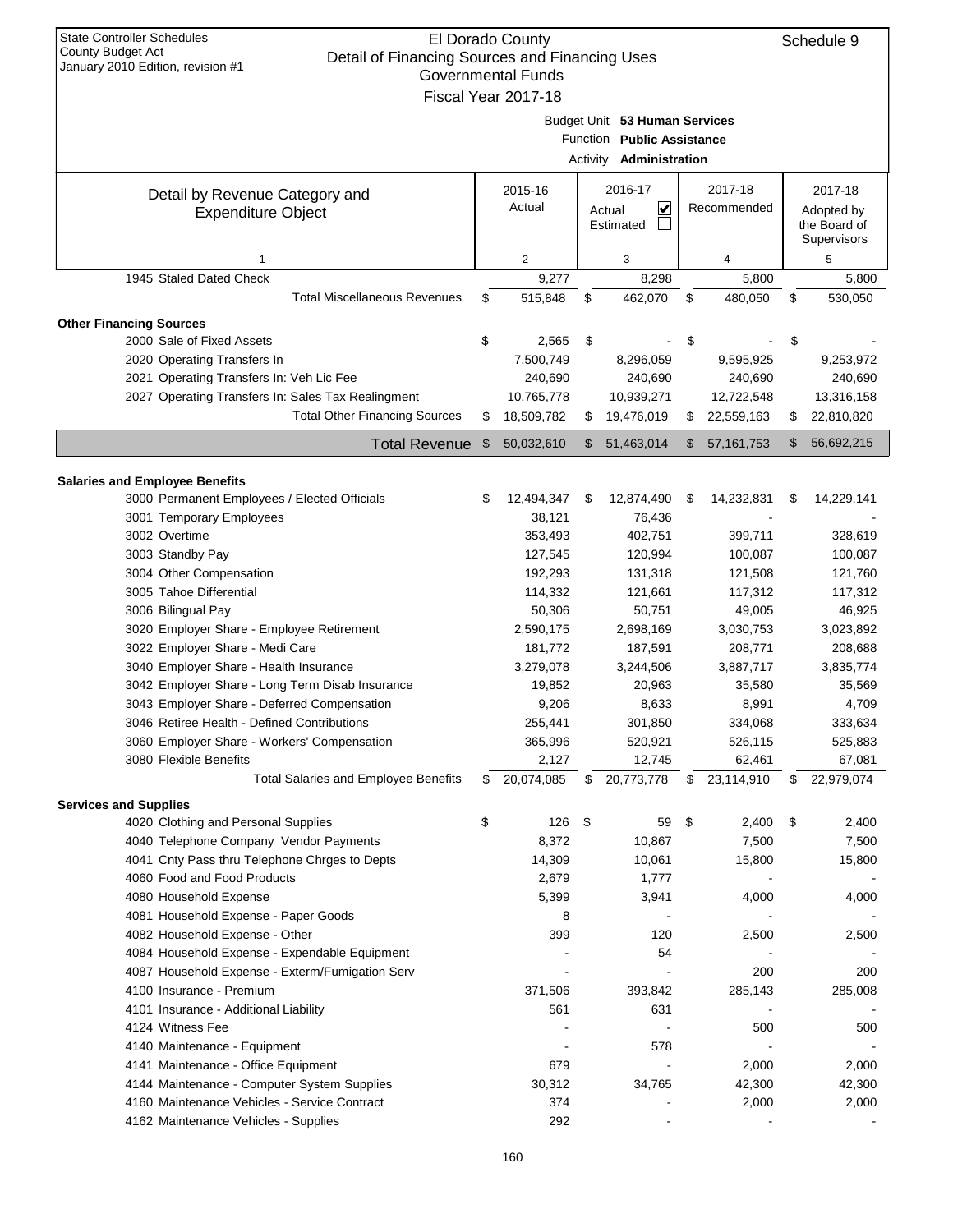State Controller Schedules
County Budget Act
January 2010 Edition, revision #1

# El Dorado County
## Detail of Financing Sources and Financing Uses
### Governmental Funds
### Fiscal Year 2017-18

Schedule 9

Budget Unit **53 Human Services**
Function **Public Assistance**
Activity **Administration**

| Detail by Revenue Category and Expenditure Object | 2015-16 Actual | 2016-17 Actual ☑ Estimated ☐ | 2017-18 Recommended | 2017-18 Adopted by the Board of Supervisors |
|---|---|---|---|---|
| 1 | 2 | 3 | 4 | 5 |
| 1945 Staled Dated Check | 9,277 | 8,298 | 5,800 | 5,800 |
| Total Miscellaneous Revenues | $ 515,848 | $ 462,070 | $ 480,050 | $ 530,050 |
| **Other Financing Sources** | | | | |
| 2000 Sale of Fixed Assets | $ 2,565 | $ - | $ - | $ - |
| 2020 Operating Transfers In | 7,500,749 | 8,296,059 | 9,595,925 | 9,253,972 |
| 2021 Operating Transfers In: Veh Lic Fee | 240,690 | 240,690 | 240,690 | 240,690 |
| 2027 Operating Transfers In: Sales Tax Realingment | 10,765,778 | 10,939,271 | 12,722,548 | 13,316,158 |
| Total Other Financing Sources | $ 18,509,782 | $ 19,476,019 | $ 22,559,163 | $ 22,810,820 |
| **Total Revenue** | $ 50,032,610 | $ 51,463,014 | $ 57,161,753 | $ 56,692,215 |
| **Salaries and Employee Benefits** | | | | |
| 3000 Permanent Employees / Elected Officials | $ 12,494,347 | $ 12,874,490 | $ 14,232,831 | $ 14,229,141 |
| 3001 Temporary Employees | 38,121 | 76,436 | - | - |
| 3002 Overtime | 353,493 | 402,751 | 399,711 | 328,619 |
| 3003 Standby Pay | 127,545 | 120,994 | 100,087 | 100,087 |
| 3004 Other Compensation | 192,293 | 131,318 | 121,508 | 121,760 |
| 3005 Tahoe Differential | 114,332 | 121,661 | 117,312 | 117,312 |
| 3006 Bilingual Pay | 50,306 | 50,751 | 49,005 | 46,925 |
| 3020 Employer Share - Employee Retirement | 2,590,175 | 2,698,169 | 3,030,753 | 3,023,892 |
| 3022 Employer Share - Medi Care | 181,772 | 187,591 | 208,771 | 208,688 |
| 3040 Employer Share - Health Insurance | 3,279,078 | 3,244,506 | 3,887,717 | 3,835,774 |
| 3042 Employer Share - Long Term Disab Insurance | 19,852 | 20,963 | 35,580 | 35,569 |
| 3043 Employer Share - Deferred Compensation | 9,206 | 8,633 | 8,991 | 4,709 |
| 3046 Retiree Health - Defined Contributions | 255,441 | 301,850 | 334,068 | 333,634 |
| 3060 Employer Share - Workers' Compensation | 365,996 | 520,921 | 526,115 | 525,883 |
| 3080 Flexible Benefits | 2,127 | 12,745 | 62,461 | 67,081 |
| Total Salaries and Employee Benefits | $ 20,074,085 | $ 20,773,778 | $ 23,114,910 | $ 22,979,074 |
| **Services and Supplies** | | | | |
| 4020 Clothing and Personal Supplies | $ 126 | $ 59 | $ 2,400 | $ 2,400 |
| 4040 Telephone Company Vendor Payments | 8,372 | 10,867 | 7,500 | 7,500 |
| 4041 Cnty Pass thru Telephone Chrges to Depts | 14,309 | 10,061 | 15,800 | 15,800 |
| 4060 Food and Food Products | 2,679 | 1,777 | - | - |
| 4080 Household Expense | 5,399 | 3,941 | 4,000 | 4,000 |
| 4081 Household Expense - Paper Goods | 8 | - | - | - |
| 4082 Household Expense - Other | 399 | 120 | 2,500 | 2,500 |
| 4084 Household Expense - Expendable Equipment | - | 54 | - | - |
| 4087 Household Expense - Exterm/Fumigation Serv | - | - | 200 | 200 |
| 4100 Insurance - Premium | 371,506 | 393,842 | 285,143 | 285,008 |
| 4101 Insurance - Additional Liability | 561 | 631 | - | - |
| 4124 Witness Fee | - | - | 500 | 500 |
| 4140 Maintenance - Equipment | - | 578 | - | - |
| 4141 Maintenance - Office Equipment | 679 | - | 2,000 | 2,000 |
| 4144 Maintenance - Computer System Supplies | 30,312 | 34,765 | 42,300 | 42,300 |
| 4160 Maintenance Vehicles - Service Contract | 374 | - | 2,000 | 2,000 |
| 4162 Maintenance Vehicles - Supplies | 292 | - | - | - |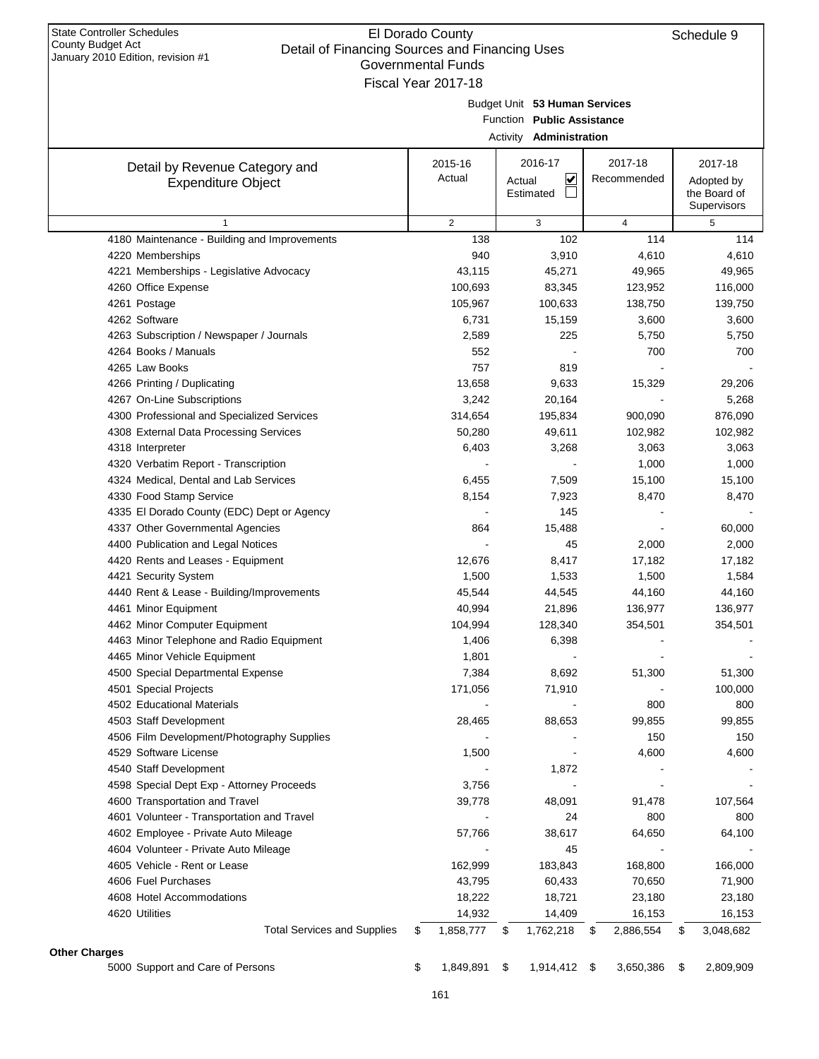State Controller Schedules
County Budget Act
January 2010 Edition, revision #1

# El Dorado County
## Detail of Financing Sources and Financing Uses
### Governmental Funds
### Fiscal Year 2017-18

Schedule 9

Budget Unit **53 Human Services**
Function **Public Assistance**
Activity **Administration**

| Detail by Revenue Category and Expenditure Object | 2015-16 Actual | 2016-17 Actual ☑ Estimated ☐ | 2017-18 Recommended | 2017-18 Adopted by the Board of Supervisors |
|---|---|---|---|---|
| 1 | 2 | 3 | 4 | 5 |
| 4180 Maintenance - Building and Improvements | 138 | 102 | 114 | 114 |
| 4220 Memberships | 940 | 3,910 | 4,610 | 4,610 |
| 4221 Memberships - Legislative Advocacy | 43,115 | 45,271 | 49,965 | 49,965 |
| 4260 Office Expense | 100,693 | 83,345 | 123,952 | 116,000 |
| 4261 Postage | 105,967 | 100,633 | 138,750 | 139,750 |
| 4262 Software | 6,731 | 15,159 | 3,600 | 3,600 |
| 4263 Subscription / Newspaper / Journals | 2,589 | 225 | 5,750 | 5,750 |
| 4264 Books / Manuals | 552 | - | 700 | 700 |
| 4265 Law Books | 757 | 819 | - | - |
| 4266 Printing / Duplicating | 13,658 | 9,633 | 15,329 | 29,206 |
| 4267 On-Line Subscriptions | 3,242 | 20,164 | - | 5,268 |
| 4300 Professional and Specialized Services | 314,654 | 195,834 | 900,090 | 876,090 |
| 4308 External Data Processing Services | 50,280 | 49,611 | 102,982 | 102,982 |
| 4318 Interpreter | 6,403 | 3,268 | 3,063 | 3,063 |
| 4320 Verbatim Report - Transcription | - | - | 1,000 | 1,000 |
| 4324 Medical, Dental and Lab Services | 6,455 | 7,509 | 15,100 | 15,100 |
| 4330 Food Stamp Service | 8,154 | 7,923 | 8,470 | 8,470 |
| 4335 El Dorado County (EDC) Dept or Agency | - | 145 | - | - |
| 4337 Other Governmental Agencies | 864 | 15,488 | - | 60,000 |
| 4400 Publication and Legal Notices | - | 45 | 2,000 | 2,000 |
| 4420 Rents and Leases - Equipment | 12,676 | 8,417 | 17,182 | 17,182 |
| 4421 Security System | 1,500 | 1,533 | 1,500 | 1,584 |
| 4440 Rent & Lease - Building/Improvements | 45,544 | 44,545 | 44,160 | 44,160 |
| 4461 Minor Equipment | 40,994 | 21,896 | 136,977 | 136,977 |
| 4462 Minor Computer Equipment | 104,994 | 128,340 | 354,501 | 354,501 |
| 4463 Minor Telephone and Radio Equipment | 1,406 | 6,398 | - | - |
| 4465 Minor Vehicle Equipment | 1,801 | - | - | - |
| 4500 Special Departmental Expense | 7,384 | 8,692 | 51,300 | 51,300 |
| 4501 Special Projects | 171,056 | 71,910 | - | 100,000 |
| 4502 Educational Materials | - | - | 800 | 800 |
| 4503 Staff Development | 28,465 | 88,653 | 99,855 | 99,855 |
| 4506 Film Development/Photography Supplies | - | - | 150 | 150 |
| 4529 Software License | 1,500 | - | 4,600 | 4,600 |
| 4540 Staff Development | - | 1,872 | - | - |
| 4598 Special Dept Exp - Attorney Proceeds | 3,756 | - | - | - |
| 4600 Transportation and Travel | 39,778 | 48,091 | 91,478 | 107,564 |
| 4601 Volunteer - Transportation and Travel | - | 24 | 800 | 800 |
| 4602 Employee - Private Auto Mileage | 57,766 | 38,617 | 64,650 | 64,100 |
| 4604 Volunteer - Private Auto Mileage | - | 45 | - | - |
| 4605 Vehicle - Rent or Lease | 162,999 | 183,843 | 168,800 | 166,000 |
| 4606 Fuel Purchases | 43,795 | 60,433 | 70,650 | 71,900 |
| 4608 Hotel Accommodations | 18,222 | 18,721 | 23,180 | 23,180 |
| 4620 Utilities | 14,932 | 14,409 | 16,153 | 16,153 |
| Total Services and Supplies | $ 1,858,777 | $ 1,762,218 | $ 2,886,554 | $ 3,048,682 |
| **Other Charges** | | | | |
| 5000 Support and Care of Persons | $ 1,849,891 | $ 1,914,412 | $ 3,650,386 | $ 2,809,909 |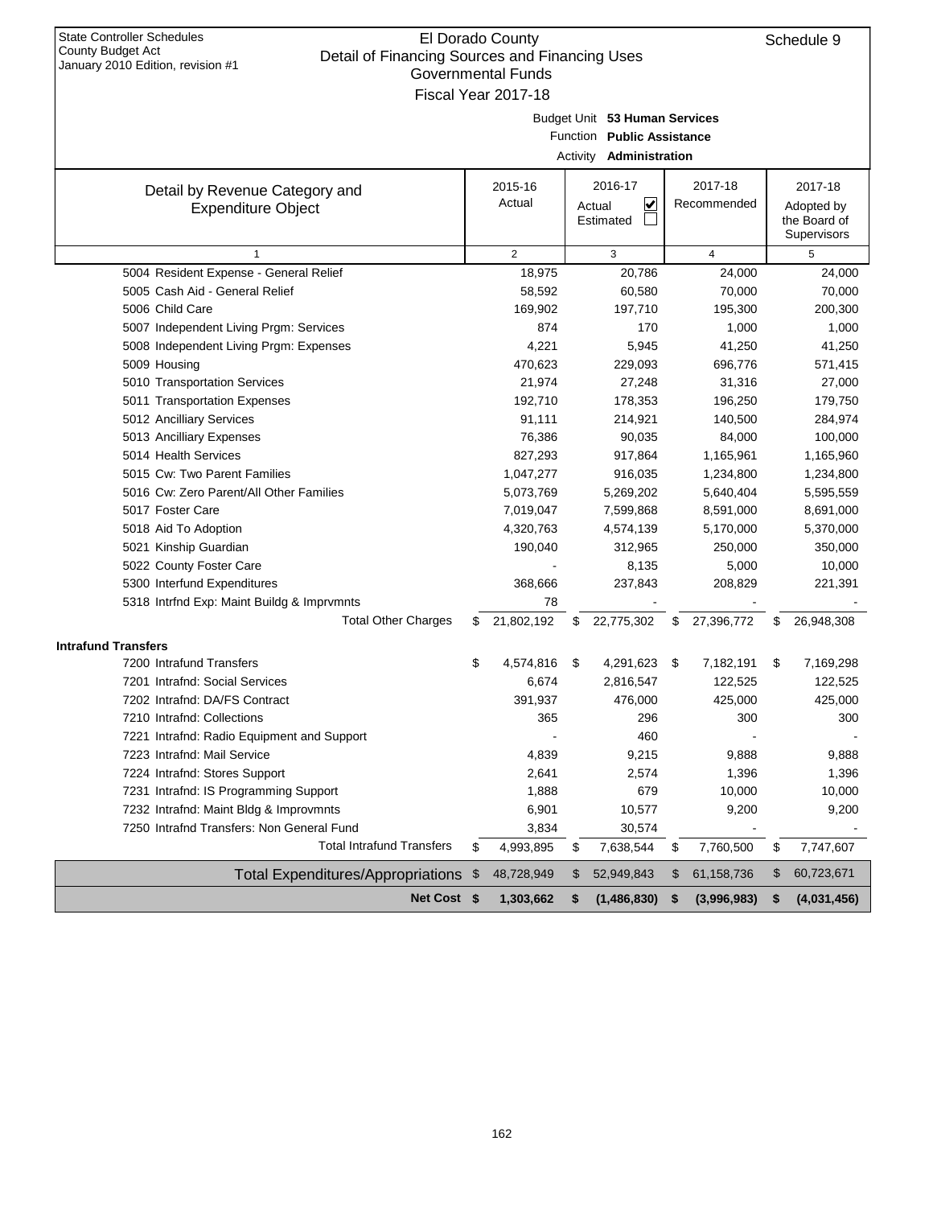State Controller Schedules
County Budget Act
January 2010 Edition, revision #1

# El Dorado County
## Detail of Financing Sources and Financing Uses
### Governmental Funds
### Fiscal Year 2017-18

Schedule 9

Budget Unit **53 Human Services**
Function **Public Assistance**
Activity **Administration**

| Detail by Revenue Category and Expenditure Object | 2015-16 Actual | 2016-17 Actual ☑ Estimated ☐ | 2017-18 Recommended | 2017-18 Adopted by the Board of Supervisors |
|---|---|---|---|---|
| 1 | 2 | 3 | 4 | 5 |
| 5004 Resident Expense - General Relief | 18,975 | 20,786 | 24,000 | 24,000 |
| 5005 Cash Aid - General Relief | 58,592 | 60,580 | 70,000 | 70,000 |
| 5006 Child Care | 169,902 | 197,710 | 195,300 | 200,300 |
| 5007 Independent Living Prgm: Services | 874 | 170 | 1,000 | 1,000 |
| 5008 Independent Living Prgm: Expenses | 4,221 | 5,945 | 41,250 | 41,250 |
| 5009 Housing | 470,623 | 229,093 | 696,776 | 571,415 |
| 5010 Transportation Services | 21,974 | 27,248 | 31,316 | 27,000 |
| 5011 Transportation Expenses | 192,710 | 178,353 | 196,250 | 179,750 |
| 5012 Ancilliary Services | 91,111 | 214,921 | 140,500 | 284,974 |
| 5013 Ancilliary Expenses | 76,386 | 90,035 | 84,000 | 100,000 |
| 5014 Health Services | 827,293 | 917,864 | 1,165,961 | 1,165,960 |
| 5015 Cw: Two Parent Families | 1,047,277 | 916,035 | 1,234,800 | 1,234,800 |
| 5016 Cw: Zero Parent/All Other Families | 5,073,769 | 5,269,202 | 5,640,404 | 5,595,559 |
| 5017 Foster Care | 7,019,047 | 7,599,868 | 8,591,000 | 8,691,000 |
| 5018 Aid To Adoption | 4,320,763 | 4,574,139 | 5,170,000 | 5,370,000 |
| 5021 Kinship Guardian | 190,040 | 312,965 | 250,000 | 350,000 |
| 5022 County Foster Care | - | 8,135 | 5,000 | 10,000 |
| 5300 Interfund Expenditures | 368,666 | 237,843 | 208,829 | 221,391 |
| 5318 Intrfnd Exp: Maint Buildg & Imprvmnts | 78 | - | - | - |
| Total Other Charges | $ 21,802,192 | $ 22,775,302 | $ 27,396,772 | $ 26,948,308 |
| **Intrafund Transfers** | | | | |
| 7200 Intrafund Transfers | $ 4,574,816 | $ 4,291,623 | $ 7,182,191 | $ 7,169,298 |
| 7201 Intrafnd: Social Services | 6,674 | 2,816,547 | 122,525 | 122,525 |
| 7202 Intrafnd: DA/FS Contract | 391,937 | 476,000 | 425,000 | 425,000 |
| 7210 Intrafnd: Collections | 365 | 296 | 300 | 300 |
| 7221 Intrafnd: Radio Equipment and Support | - | 460 | - | - |
| 7223 Intrafnd: Mail Service | 4,839 | 9,215 | 9,888 | 9,888 |
| 7224 Intrafnd: Stores Support | 2,641 | 2,574 | 1,396 | 1,396 |
| 7231 Intrafnd: IS Programming Support | 1,888 | 679 | 10,000 | 10,000 |
| 7232 Intrafnd: Maint Bldg & Improvmnts | 6,901 | 10,577 | 9,200 | 9,200 |
| 7250 Intrafnd Transfers: Non General Fund | 3,834 | 30,574 | - | - |
| Total Intrafund Transfers | $ 4,993,895 | $ 7,638,544 | $ 7,760,500 | $ 7,747,607 |
| Total Expenditures/Appropriations | $ 48,728,949 | $ 52,949,843 | $ 61,158,736 | $ 60,723,671 |
| **Net Cost** | **$ 1,303,662** | **$ (1,486,830)** | **$ (3,996,983)** | **$ (4,031,456)** |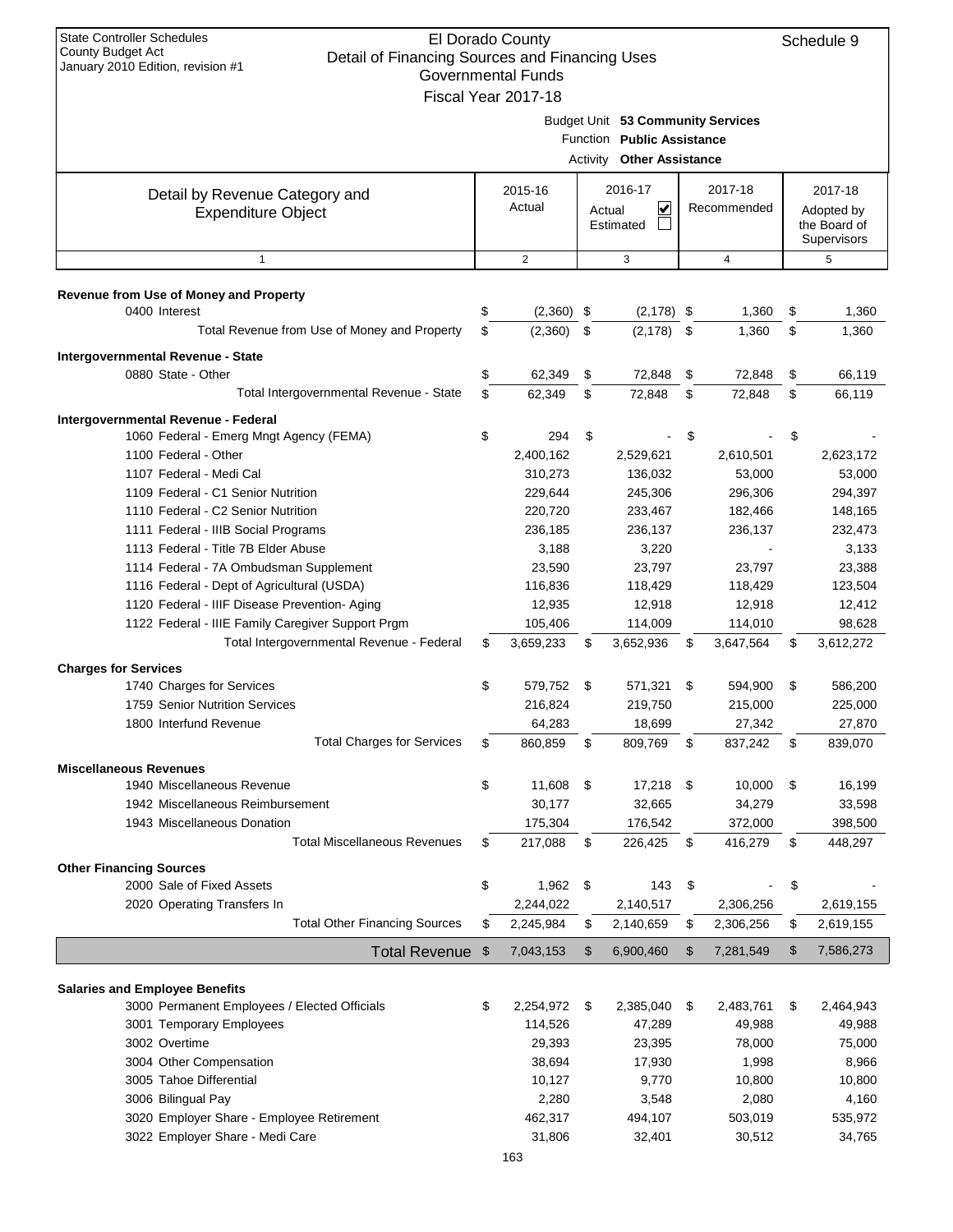State Controller Schedules
County Budget Act
January 2010 Edition, revision #1

# El Dorado County
## Detail of Financing Sources and Financing Uses
### Governmental Funds
### Fiscal Year 2017-18

Schedule 9

Budget Unit **53 Community Services**
Function **Public Assistance**
Activity **Other Assistance**

| Detail by Revenue Category and Expenditure Object | 2015-16 Actual | 2016-17 Actual ☑ Estimated ☐ | 2017-18 Recommended | 2017-18 Adopted by the Board of Supervisors |
|---|---|---|---|---|
| 1 | 2 | 3 | 4 | 5 |
| **Revenue from Use of Money and Property** | | | | |
| 0400 Interest | $ (2,360) | $ (2,178) | $ 1,360 | $ 1,360 |
| Total Revenue from Use of Money and Property | $ (2,360) | $ (2,178) | $ 1,360 | $ 1,360 |
| **Intergovernmental Revenue - State** | | | | |
| 0880 State - Other | $ 62,349 | $ 72,848 | $ 72,848 | $ 66,119 |
| Total Intergovernmental Revenue - State | $ 62,349 | $ 72,848 | $ 72,848 | $ 66,119 |
| **Intergovernmental Revenue - Federal** | | | | |
| 1060 Federal - Emerg Mngt Agency (FEMA) | $ 294 | $ - | $ - | $ - |
| 1100 Federal - Other | 2,400,162 | 2,529,621 | 2,610,501 | 2,623,172 |
| 1107 Federal - Medi Cal | 310,273 | 136,032 | 53,000 | 53,000 |
| 1109 Federal - C1 Senior Nutrition | 229,644 | 245,306 | 296,306 | 294,397 |
| 1110 Federal - C2 Senior Nutrition | 220,720 | 233,467 | 182,466 | 148,165 |
| 1111 Federal - IIIB Social Programs | 236,185 | 236,137 | 236,137 | 232,473 |
| 1113 Federal - Title 7B Elder Abuse | 3,188 | 3,220 | - | 3,133 |
| 1114 Federal - 7A Ombudsman Supplement | 23,590 | 23,797 | 23,797 | 23,388 |
| 1116 Federal - Dept of Agricultural (USDA) | 116,836 | 118,429 | 118,429 | 123,504 |
| 1120 Federal - IIIF Disease Prevention- Aging | 12,935 | 12,918 | 12,918 | 12,412 |
| 1122 Federal - IIIE Family Caregiver Support Prgm | 105,406 | 114,009 | 114,010 | 98,628 |
| Total Intergovernmental Revenue - Federal | $ 3,659,233 | $ 3,652,936 | $ 3,647,564 | $ 3,612,272 |
| **Charges for Services** | | | | |
| 1740 Charges for Services | $ 579,752 | $ 571,321 | $ 594,900 | $ 586,200 |
| 1759 Senior Nutrition Services | 216,824 | 219,750 | 215,000 | 225,000 |
| 1800 Interfund Revenue | 64,283 | 18,699 | 27,342 | 27,870 |
| Total Charges for Services | $ 860,859 | $ 809,769 | $ 837,242 | $ 839,070 |
| **Miscellaneous Revenues** | | | | |
| 1940 Miscellaneous Revenue | $ 11,608 | $ 17,218 | $ 10,000 | $ 16,199 |
| 1942 Miscellaneous Reimbursement | 30,177 | 32,665 | 34,279 | 33,598 |
| 1943 Miscellaneous Donation | 175,304 | 176,542 | 372,000 | 398,500 |
| Total Miscellaneous Revenues | $ 217,088 | $ 226,425 | $ 416,279 | $ 448,297 |
| **Other Financing Sources** | | | | |
| 2000 Sale of Fixed Assets | $ 1,962 | $ 143 | $ - | $ - |
| 2020 Operating Transfers In | 2,244,022 | 2,140,517 | 2,306,256 | 2,619,155 |
| Total Other Financing Sources | $ 2,245,984 | $ 2,140,659 | $ 2,306,256 | $ 2,619,155 |
| **Total Revenue** | $ 7,043,153 | $ 6,900,460 | $ 7,281,549 | $ 7,586,273 |
| **Salaries and Employee Benefits** | | | | |
| 3000 Permanent Employees / Elected Officials | $ 2,254,972 | $ 2,385,040 | $ 2,483,761 | $ 2,464,943 |
| 3001 Temporary Employees | 114,526 | 47,289 | 49,988 | 49,988 |
| 3002 Overtime | 29,393 | 23,395 | 78,000 | 75,000 |
| 3004 Other Compensation | 38,694 | 17,930 | 1,998 | 8,966 |
| 3005 Tahoe Differential | 10,127 | 9,770 | 10,800 | 10,800 |
| 3006 Bilingual Pay | 2,280 | 3,548 | 2,080 | 4,160 |
| 3020 Employer Share - Employee Retirement | 462,317 | 494,107 | 503,019 | 535,972 |
| 3022 Employer Share - Medi Care | 31,806 | 32,401 | 30,512 | 34,765 |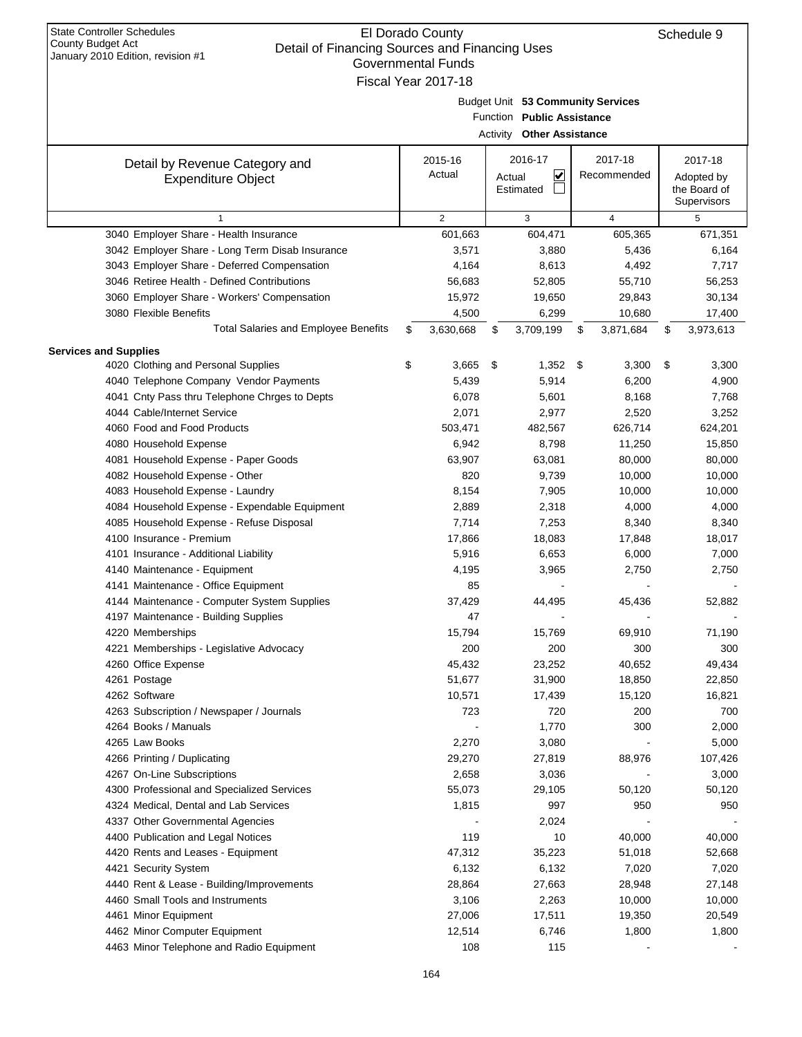State Controller Schedules
County Budget Act
January 2010 Edition, revision #1

# El Dorado County
## Detail of Financing Sources and Financing Uses
### Governmental Funds
### Fiscal Year 2017-18

Schedule 9

Budget Unit **53 Community Services**
Function **Public Assistance**
Activity **Other Assistance**

| Detail by Revenue Category and Expenditure Object | 2015-16 Actual | 2016-17 Actual ☑ Estimated ☐ | 2017-18 Recommended | 2017-18 Adopted by the Board of Supervisors |
|---|---|---|---|---|
| 1 | 2 | 3 | 4 | 5 |
| 3040 Employer Share - Health Insurance | 601,663 | 604,471 | 605,365 | 671,351 |
| 3042 Employer Share - Long Term Disab Insurance | 3,571 | 3,880 | 5,436 | 6,164 |
| 3043 Employer Share - Deferred Compensation | 4,164 | 8,613 | 4,492 | 7,717 |
| 3046 Retiree Health - Defined Contributions | 56,683 | 52,805 | 55,710 | 56,253 |
| 3060 Employer Share - Workers' Compensation | 15,972 | 19,650 | 29,843 | 30,134 |
| 3080 Flexible Benefits | 4,500 | 6,299 | 10,680 | 17,400 |
| Total Salaries and Employee Benefits | $ 3,630,668 | $ 3,709,199 | $ 3,871,684 | $ 3,973,613 |
| **Services and Supplies** | | | | |
| 4020 Clothing and Personal Supplies | $ 3,665 | $ 1,352 | $ 3,300 | $ 3,300 |
| 4040 Telephone Company Vendor Payments | 5,439 | 5,914 | 6,200 | 4,900 |
| 4041 Cnty Pass thru Telephone Chrges to Depts | 6,078 | 5,601 | 8,168 | 7,768 |
| 4044 Cable/Internet Service | 2,071 | 2,977 | 2,520 | 3,252 |
| 4060 Food and Food Products | 503,471 | 482,567 | 626,714 | 624,201 |
| 4080 Household Expense | 6,942 | 8,798 | 11,250 | 15,850 |
| 4081 Household Expense - Paper Goods | 63,907 | 63,081 | 80,000 | 80,000 |
| 4082 Household Expense - Other | 820 | 9,739 | 10,000 | 10,000 |
| 4083 Household Expense - Laundry | 8,154 | 7,905 | 10,000 | 10,000 |
| 4084 Household Expense - Expendable Equipment | 2,889 | 2,318 | 4,000 | 4,000 |
| 4085 Household Expense - Refuse Disposal | 7,714 | 7,253 | 8,340 | 8,340 |
| 4100 Insurance - Premium | 17,866 | 18,083 | 17,848 | 18,017 |
| 4101 Insurance - Additional Liability | 5,916 | 6,653 | 6,000 | 7,000 |
| 4140 Maintenance - Equipment | 4,195 | 3,965 | 2,750 | 2,750 |
| 4141 Maintenance - Office Equipment | 85 | - | - | - |
| 4144 Maintenance - Computer System Supplies | 37,429 | 44,495 | 45,436 | 52,882 |
| 4197 Maintenance - Building Supplies | 47 | - | - | - |
| 4220 Memberships | 15,794 | 15,769 | 69,910 | 71,190 |
| 4221 Memberships - Legislative Advocacy | 200 | 200 | 300 | 300 |
| 4260 Office Expense | 45,432 | 23,252 | 40,652 | 49,434 |
| 4261 Postage | 51,677 | 31,900 | 18,850 | 22,850 |
| 4262 Software | 10,571 | 17,439 | 15,120 | 16,821 |
| 4263 Subscription / Newspaper / Journals | 723 | 720 | 200 | 700 |
| 4264 Books / Manuals | - | 1,770 | 300 | 2,000 |
| 4265 Law Books | 2,270 | 3,080 | - | 5,000 |
| 4266 Printing / Duplicating | 29,270 | 27,819 | 88,976 | 107,426 |
| 4267 On-Line Subscriptions | 2,658 | 3,036 | - | 3,000 |
| 4300 Professional and Specialized Services | 55,073 | 29,105 | 50,120 | 50,120 |
| 4324 Medical, Dental and Lab Services | 1,815 | 997 | 950 | 950 |
| 4337 Other Governmental Agencies | - | 2,024 | - | - |
| 4400 Publication and Legal Notices | 119 | 10 | 40,000 | 40,000 |
| 4420 Rents and Leases - Equipment | 47,312 | 35,223 | 51,018 | 52,668 |
| 4421 Security System | 6,132 | 6,132 | 7,020 | 7,020 |
| 4440 Rent & Lease - Building/Improvements | 28,864 | 27,663 | 28,948 | 27,148 |
| 4460 Small Tools and Instruments | 3,106 | 2,263 | 10,000 | 10,000 |
| 4461 Minor Equipment | 27,006 | 17,511 | 19,350 | 20,549 |
| 4462 Minor Computer Equipment | 12,514 | 6,746 | 1,800 | 1,800 |
| 4463 Minor Telephone and Radio Equipment | 108 | 115 | - | - |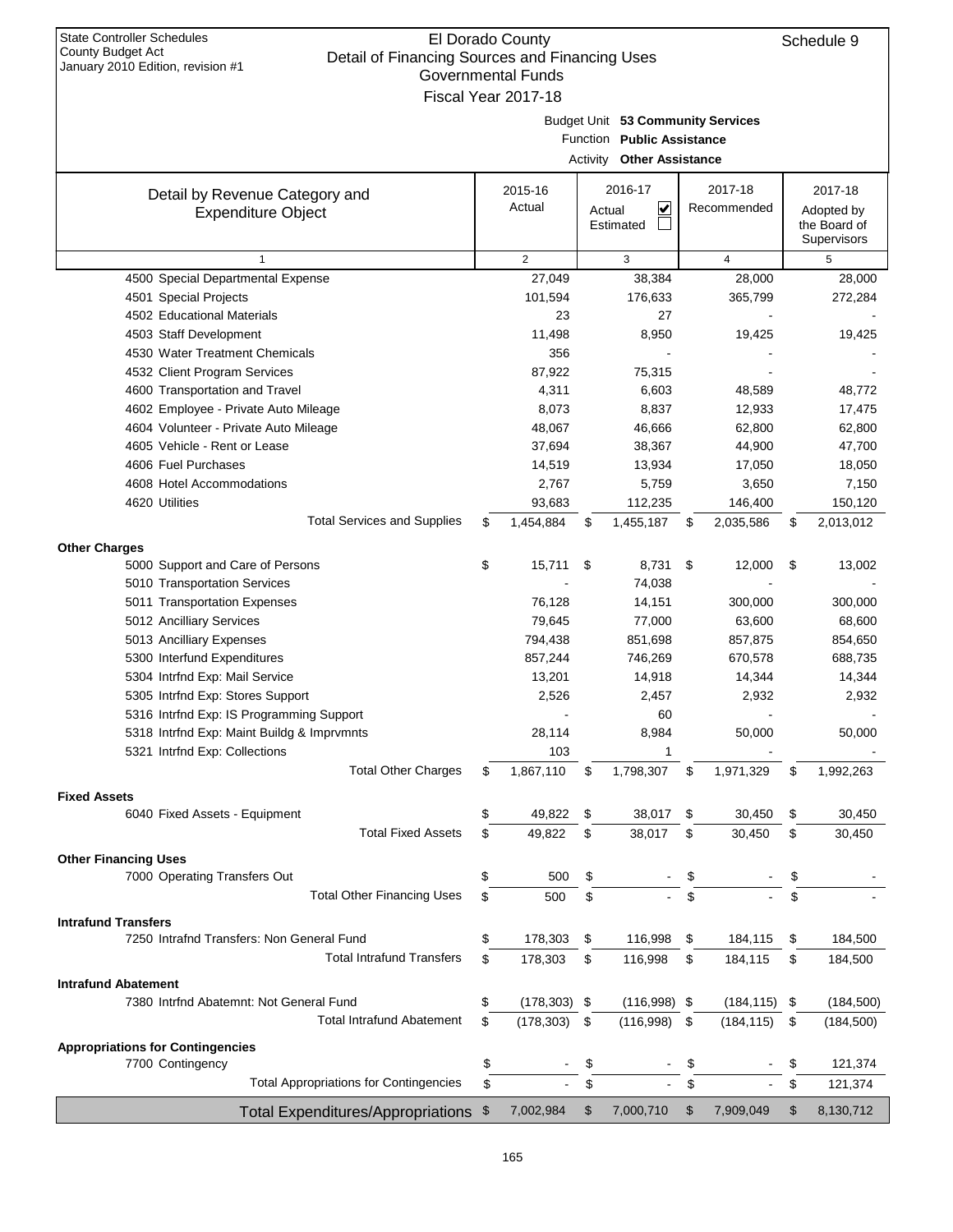State Controller Schedules
County Budget Act
January 2010 Edition, revision #1

# El Dorado County
## Detail of Financing Sources and Financing Uses
### Governmental Funds
### Fiscal Year 2017-18

Schedule 9

Budget Unit **53 Community Services**
Function **Public Assistance**
Activity **Other Assistance**

| Detail by Revenue Category and Expenditure Object | 2015-16 Actual | 2016-17 Actual ☑ Estimated ☐ | 2017-18 Recommended | 2017-18 Adopted by the Board of Supervisors |
|---|---|---|---|---|
| 1 | 2 | 3 | 4 | 5 |
| 4500 Special Departmental Expense | 27,049 | 38,384 | 28,000 | 28,000 |
| 4501 Special Projects | 101,594 | 176,633 | 365,799 | 272,284 |
| 4502 Educational Materials | 23 | 27 | - | - |
| 4503 Staff Development | 11,498 | 8,950 | 19,425 | 19,425 |
| 4530 Water Treatment Chemicals | 356 | - | - | - |
| 4532 Client Program Services | 87,922 | 75,315 | - | - |
| 4600 Transportation and Travel | 4,311 | 6,603 | 48,589 | 48,772 |
| 4602 Employee - Private Auto Mileage | 8,073 | 8,837 | 12,933 | 17,475 |
| 4604 Volunteer - Private Auto Mileage | 48,067 | 46,666 | 62,800 | 62,800 |
| 4605 Vehicle - Rent or Lease | 37,694 | 38,367 | 44,900 | 47,700 |
| 4606 Fuel Purchases | 14,519 | 13,934 | 17,050 | 18,050 |
| 4608 Hotel Accommodations | 2,767 | 5,759 | 3,650 | 7,150 |
| 4620 Utilities | 93,683 | 112,235 | 146,400 | 150,120 |
| Total Services and Supplies | $ 1,454,884 | $ 1,455,187 | $ 2,035,586 | $ 2,013,012 |
| **Other Charges** | | | | |
| 5000 Support and Care of Persons | $ 15,711 | $ 8,731 | $ 12,000 | $ 13,002 |
| 5010 Transportation Services | - | 74,038 | - | - |
| 5011 Transportation Expenses | 76,128 | 14,151 | 300,000 | 300,000 |
| 5012 Ancilliary Services | 79,645 | 77,000 | 63,600 | 68,600 |
| 5013 Ancilliary Expenses | 794,438 | 851,698 | 857,875 | 854,650 |
| 5300 Interfund Expenditures | 857,244 | 746,269 | 670,578 | 688,735 |
| 5304 Intrfnd Exp: Mail Service | 13,201 | 14,918 | 14,344 | 14,344 |
| 5305 Intrfnd Exp: Stores Support | 2,526 | 2,457 | 2,932 | 2,932 |
| 5316 Intrfnd Exp: IS Programming Support | - | 60 | - | - |
| 5318 Intrfnd Exp: Maint Buildg & Imprvmnts | 28,114 | 8,984 | 50,000 | 50,000 |
| 5321 Intrfnd Exp: Collections | 103 | 1 | - | - |
| Total Other Charges | $ 1,867,110 | $ 1,798,307 | $ 1,971,329 | $ 1,992,263 |
| **Fixed Assets** | | | | |
| 6040 Fixed Assets - Equipment | $ 49,822 | $ 38,017 | $ 30,450 | $ 30,450 |
| Total Fixed Assets | $ 49,822 | $ 38,017 | $ 30,450 | $ 30,450 |
| **Other Financing Uses** | | | | |
| 7000 Operating Transfers Out | $ 500 | $ - | $ - | $ - |
| Total Other Financing Uses | $ 500 | $ - | $ - | $ - |
| **Intrafund Transfers** | | | | |
| 7250 Intrafnd Transfers: Non General Fund | $ 178,303 | $ 116,998 | $ 184,115 | $ 184,500 |
| Total Intrafund Transfers | $ 178,303 | $ 116,998 | $ 184,115 | $ 184,500 |
| **Intrafund Abatement** | | | | |
| 7380 Intrfnd Abatemnt: Not General Fund | $ (178,303) | $ (116,998) | $ (184,115) | $ (184,500) |
| Total Intrafund Abatement | $ (178,303) | $ (116,998) | $ (184,115) | $ (184,500) |
| **Appropriations for Contingencies** | | | | |
| 7700 Contingency | $ - | $ - | $ - | $ 121,374 |
| Total Appropriations for Contingencies | $ - | $ - | $ - | $ 121,374 |
| **Total Expenditures/Appropriations** | $ 7,002,984 | $ 7,000,710 | $ 7,909,049 | $ 8,130,712 |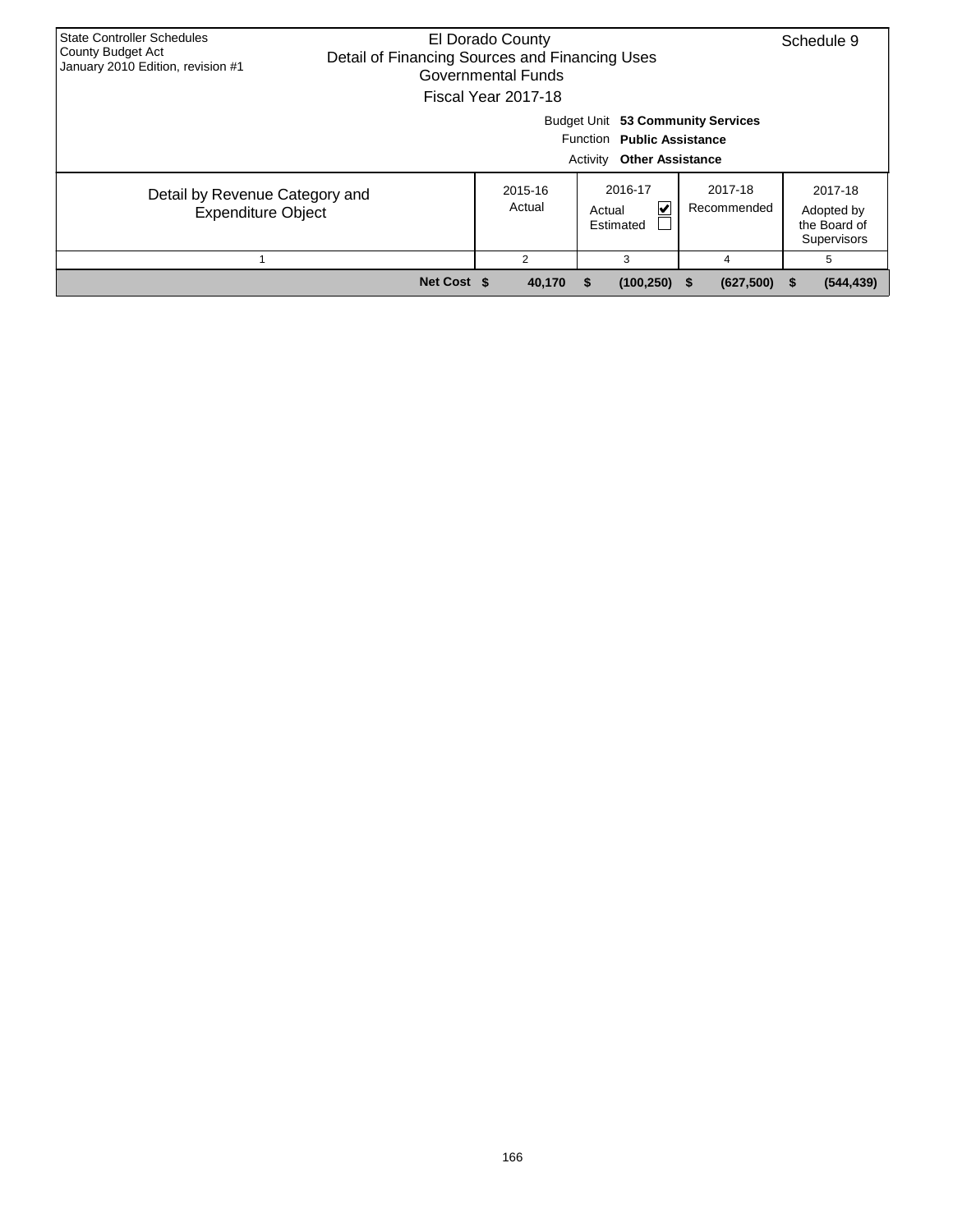State Controller Schedules
County Budget Act
January 2010 Edition, revision #1

# El Dorado County
## Detail of Financing Sources and Financing Uses
### Governmental Funds
### Fiscal Year 2017-18

Schedule 9

Budget Unit **53 Community Services**
Function **Public Assistance**
Activity **Other Assistance**

| Detail by Revenue Category and Expenditure Object | 2015-16 Actual | 2016-17 Actual ☑ Estimated ☐ | 2017-18 Recommended | 2017-18 Adopted by the Board of Supervisors |
|---|---|---|---|---|
| 1 | 2 | 3 | 4 | 5 |
| **Net Cost** | **$ 40,170** | **$ (100,250)** | **$ (627,500)** | **$ (544,439)** |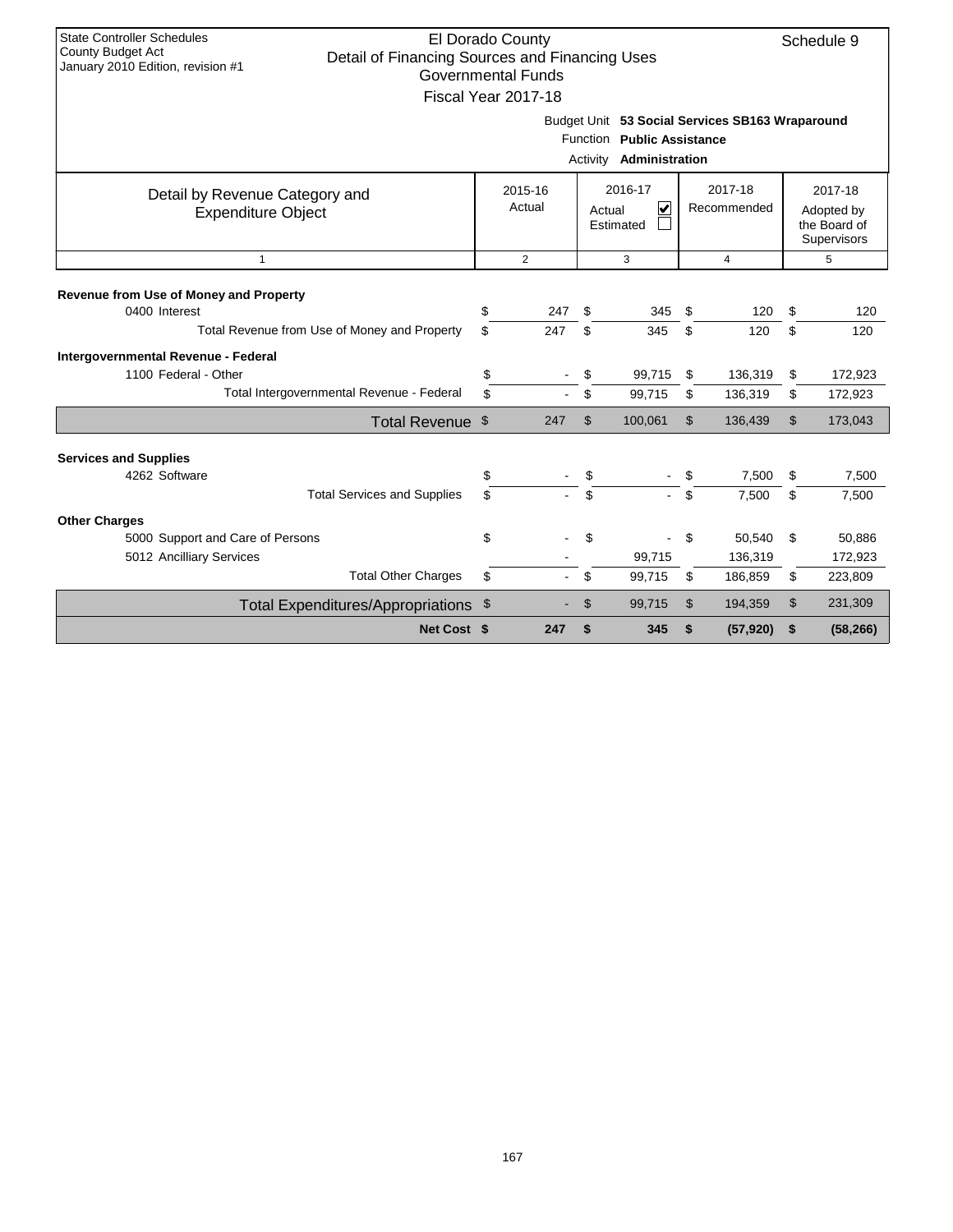State Controller Schedules
County Budget Act
January 2010 Edition, revision #1

# El Dorado County
## Detail of Financing Sources and Financing Uses
### Governmental Funds
### Fiscal Year 2017-18

Schedule 9

Budget Unit **53 Social Services SB163 Wraparound**
Function **Public Assistance**
Activity **Administration**

| Detail by Revenue Category and Expenditure Object | 2015-16 Actual | 2016-17 Actual ☑ Estimated ☐ | 2017-18 Recommended | 2017-18 Adopted by the Board of Supervisors |
|---|---|---|---|---|
| 1 | 2 | 3 | 4 | 5 |
| **Revenue from Use of Money and Property** | | | | |
| 0400 Interest | $ 247 | $ 345 | $ 120 | $ 120 |
| Total Revenue from Use of Money and Property | $ 247 | $ 345 | $ 120 | $ 120 |
| **Intergovernmental Revenue - Federal** | | | | |
| 1100 Federal - Other | $ - | $ 99,715 | $ 136,319 | $ 172,923 |
| Total Intergovernmental Revenue - Federal | $ - | $ 99,715 | $ 136,319 | $ 172,923 |
| Total Revenue | $ 247 | $ 100,061 | $ 136,439 | $ 173,043 |
| **Services and Supplies** | | | | |
| 4262 Software | $ - | $ - | $ 7,500 | $ 7,500 |
| Total Services and Supplies | $ - | $ - | $ 7,500 | $ 7,500 |
| **Other Charges** | | | | |
| 5000 Support and Care of Persons | $ - | $ - | $ 50,540 | $ 50,886 |
| 5012 Ancilliary Services | - | 99,715 | 136,319 | 172,923 |
| Total Other Charges | $ - | $ 99,715 | $ 186,859 | $ 223,809 |
| Total Expenditures/Appropriations | $ - | $ 99,715 | $ 194,359 | $ 231,309 |
| **Net Cost** | **$ 247** | **$ 345** | **$ (57,920)** | **$ (58,266)** |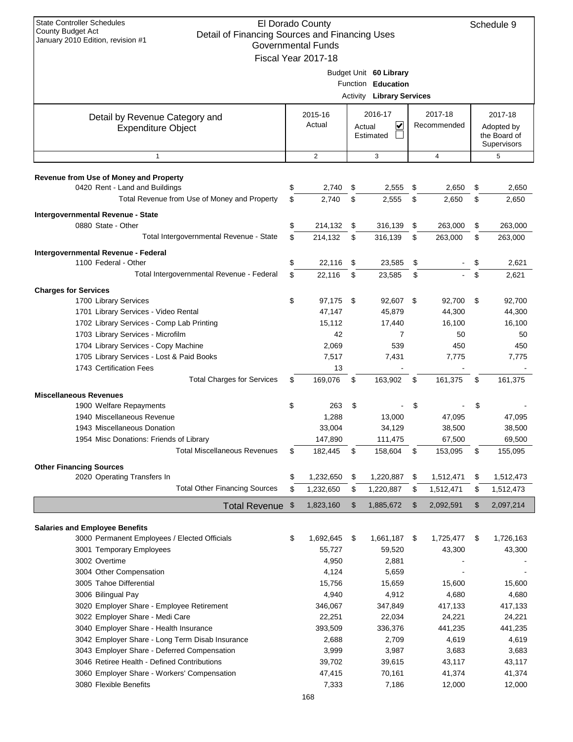State Controller Schedules
County Budget Act
January 2010 Edition, revision #1

# El Dorado County
## Detail of Financing Sources and Financing Uses
### Governmental Funds
### Fiscal Year 2017-18

Schedule 9

Budget Unit **60 Library**
Function **Education**
Activity **Library Services**

| Detail by Revenue Category and Expenditure Object | 2015-16 Actual | 2016-17 Actual ☑ Estimated ☐ | 2017-18 Recommended | 2017-18 Adopted by the Board of Supervisors |
|---|---|---|---|---|
| 1 | 2 | 3 | 4 | 5 |
| **Revenue from Use of Money and Property** | | | | |
| 0420 Rent - Land and Buildings | $ 2,740 | $ 2,555 | $ 2,650 | $ 2,650 |
| Total Revenue from Use of Money and Property | $ 2,740 | $ 2,555 | $ 2,650 | $ 2,650 |
| **Intergovernmental Revenue - State** | | | | |
| 0880 State - Other | $ 214,132 | $ 316,139 | $ 263,000 | $ 263,000 |
| Total Intergovernmental Revenue - State | $ 214,132 | $ 316,139 | $ 263,000 | $ 263,000 |
| **Intergovernmental Revenue - Federal** | | | | |
| 1100 Federal - Other | $ 22,116 | $ 23,585 | $ - | $ 2,621 |
| Total Intergovernmental Revenue - Federal | $ 22,116 | $ 23,585 | $ - | $ 2,621 |
| **Charges for Services** | | | | |
| 1700 Library Services | $ 97,175 | $ 92,607 | $ 92,700 | $ 92,700 |
| 1701 Library Services - Video Rental | 47,147 | 45,879 | 44,300 | 44,300 |
| 1702 Library Services - Comp Lab Printing | 15,112 | 17,440 | 16,100 | 16,100 |
| 1703 Library Services - Microfilm | 42 | 7 | 50 | 50 |
| 1704 Library Services - Copy Machine | 2,069 | 539 | 450 | 450 |
| 1705 Library Services - Lost & Paid Books | 7,517 | 7,431 | 7,775 | 7,775 |
| 1743 Certification Fees | 13 | - | - | - |
| Total Charges for Services | $ 169,076 | $ 163,902 | $ 161,375 | $ 161,375 |
| **Miscellaneous Revenues** | | | | |
| 1900 Welfare Repayments | $ 263 | $ - | $ - | $ - |
| 1940 Miscellaneous Revenue | 1,288 | 13,000 | 47,095 | 47,095 |
| 1943 Miscellaneous Donation | 33,004 | 34,129 | 38,500 | 38,500 |
| 1954 Misc Donations: Friends of Library | 147,890 | 111,475 | 67,500 | 69,500 |
| Total Miscellaneous Revenues | $ 182,445 | $ 158,604 | $ 153,095 | $ 155,095 |
| **Other Financing Sources** | | | | |
| 2020 Operating Transfers In | $ 1,232,650 | $ 1,220,887 | $ 1,512,471 | $ 1,512,473 |
| Total Other Financing Sources | $ 1,232,650 | $ 1,220,887 | $ 1,512,471 | $ 1,512,473 |
| **Total Revenue** | $ 1,823,160 | $ 1,885,672 | $ 2,092,591 | $ 2,097,214 |
| **Salaries and Employee Benefits** | | | | |
| 3000 Permanent Employees / Elected Officials | $ 1,692,645 | $ 1,661,187 | $ 1,725,477 | $ 1,726,163 |
| 3001 Temporary Employees | 55,727 | 59,520 | 43,300 | 43,300 |
| 3002 Overtime | 4,950 | 2,881 | - | - |
| 3004 Other Compensation | 4,124 | 5,659 | - | - |
| 3005 Tahoe Differential | 15,756 | 15,659 | 15,600 | 15,600 |
| 3006 Bilingual Pay | 4,940 | 4,912 | 4,680 | 4,680 |
| 3020 Employer Share - Employee Retirement | 346,067 | 347,849 | 417,133 | 417,133 |
| 3022 Employer Share - Medi Care | 22,251 | 22,034 | 24,221 | 24,221 |
| 3040 Employer Share - Health Insurance | 393,509 | 336,376 | 441,235 | 441,235 |
| 3042 Employer Share - Long Term Disab Insurance | 2,688 | 2,709 | 4,619 | 4,619 |
| 3043 Employer Share - Deferred Compensation | 3,999 | 3,987 | 3,683 | 3,683 |
| 3046 Retiree Health - Defined Contributions | 39,702 | 39,615 | 43,117 | 43,117 |
| 3060 Employer Share - Workers' Compensation | 47,415 | 70,161 | 41,374 | 41,374 |
| 3080 Flexible Benefits | 7,333 | 7,186 | 12,000 | 12,000 |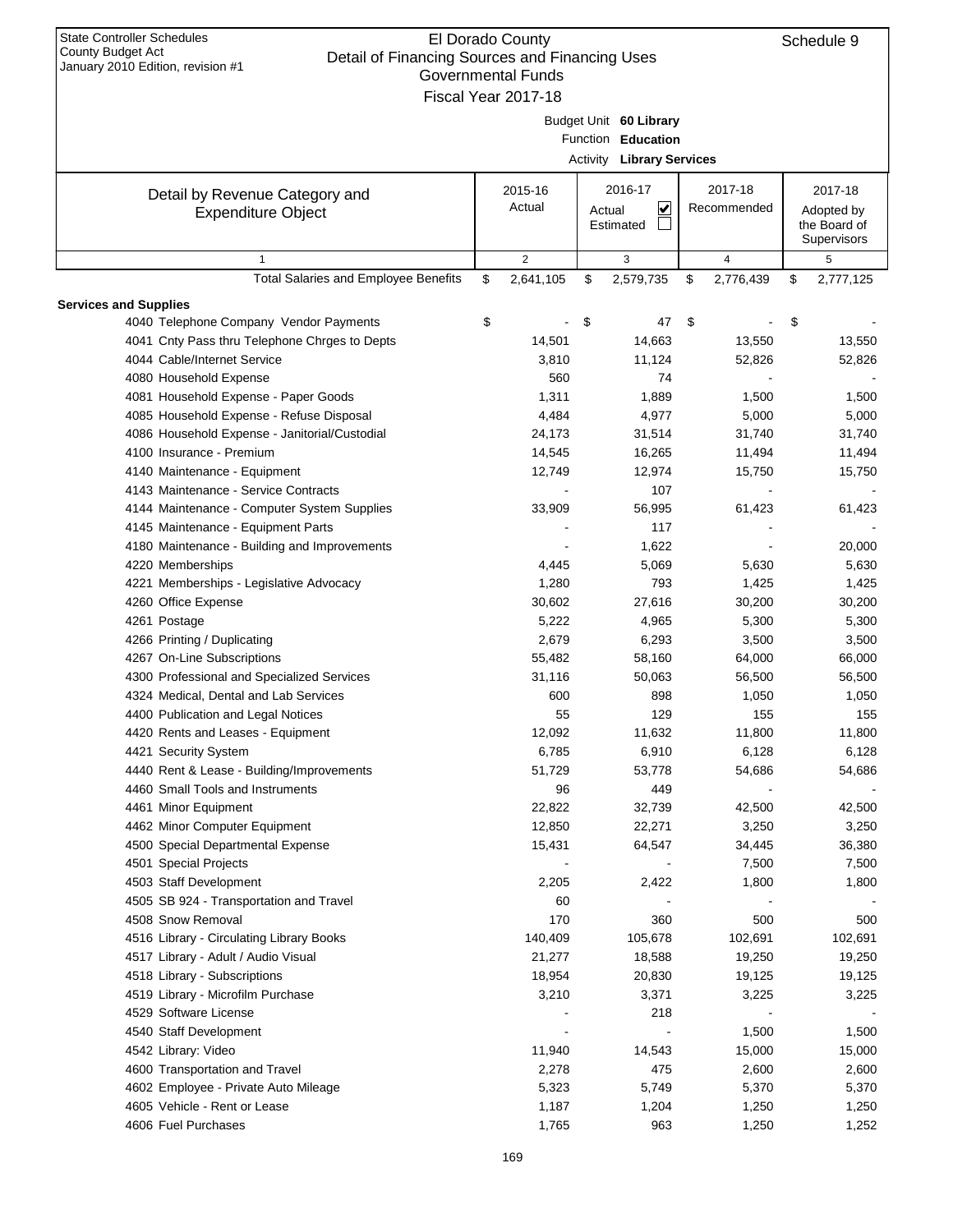State Controller Schedules
County Budget Act
January 2010 Edition, revision #1

# El Dorado County
## Detail of Financing Sources and Financing Uses
### Governmental Funds
### Fiscal Year 2017-18

Schedule 9

Budget Unit **60 Library**
Function **Education**
Activity **Library Services**

| Detail by Revenue Category and Expenditure Object | 2015-16 Actual | 2016-17 Actual ☑ Estimated ☐ | 2017-18 Recommended | 2017-18 Adopted by the Board of Supervisors |
|---|---|---|---|---|
| 1 | 2 | 3 | 4 | 5 |
| Total Salaries and Employee Benefits | $ 2,641,105 | $ 2,579,735 | $ 2,776,439 | $ 2,777,125 |
| **Services and Supplies** | | | | |
| 4040 Telephone Company Vendor Payments | $ - | $ 47 | $ - | $ - |
| 4041 Cnty Pass thru Telephone Chrges to Depts | 14,501 | 14,663 | 13,550 | 13,550 |
| 4044 Cable/Internet Service | 3,810 | 11,124 | 52,826 | 52,826 |
| 4080 Household Expense | 560 | 74 | - | - |
| 4081 Household Expense - Paper Goods | 1,311 | 1,889 | 1,500 | 1,500 |
| 4085 Household Expense - Refuse Disposal | 4,484 | 4,977 | 5,000 | 5,000 |
| 4086 Household Expense - Janitorial/Custodial | 24,173 | 31,514 | 31,740 | 31,740 |
| 4100 Insurance - Premium | 14,545 | 16,265 | 11,494 | 11,494 |
| 4140 Maintenance - Equipment | 12,749 | 12,974 | 15,750 | 15,750 |
| 4143 Maintenance - Service Contracts | - | 107 | - | - |
| 4144 Maintenance - Computer System Supplies | 33,909 | 56,995 | 61,423 | 61,423 |
| 4145 Maintenance - Equipment Parts | - | 117 | - | - |
| 4180 Maintenance - Building and Improvements | - | 1,622 | - | 20,000 |
| 4220 Memberships | 4,445 | 5,069 | 5,630 | 5,630 |
| 4221 Memberships - Legislative Advocacy | 1,280 | 793 | 1,425 | 1,425 |
| 4260 Office Expense | 30,602 | 27,616 | 30,200 | 30,200 |
| 4261 Postage | 5,222 | 4,965 | 5,300 | 5,300 |
| 4266 Printing / Duplicating | 2,679 | 6,293 | 3,500 | 3,500 |
| 4267 On-Line Subscriptions | 55,482 | 58,160 | 64,000 | 66,000 |
| 4300 Professional and Specialized Services | 31,116 | 50,063 | 56,500 | 56,500 |
| 4324 Medical, Dental and Lab Services | 600 | 898 | 1,050 | 1,050 |
| 4400 Publication and Legal Notices | 55 | 129 | 155 | 155 |
| 4420 Rents and Leases - Equipment | 12,092 | 11,632 | 11,800 | 11,800 |
| 4421 Security System | 6,785 | 6,910 | 6,128 | 6,128 |
| 4440 Rent & Lease - Building/Improvements | 51,729 | 53,778 | 54,686 | 54,686 |
| 4460 Small Tools and Instruments | 96 | 449 | - | - |
| 4461 Minor Equipment | 22,822 | 32,739 | 42,500 | 42,500 |
| 4462 Minor Computer Equipment | 12,850 | 22,271 | 3,250 | 3,250 |
| 4500 Special Departmental Expense | 15,431 | 64,547 | 34,445 | 36,380 |
| 4501 Special Projects | - | - | 7,500 | 7,500 |
| 4503 Staff Development | 2,205 | 2,422 | 1,800 | 1,800 |
| 4505 SB 924 - Transportation and Travel | 60 | - | - | - |
| 4508 Snow Removal | 170 | 360 | 500 | 500 |
| 4516 Library - Circulating Library Books | 140,409 | 105,678 | 102,691 | 102,691 |
| 4517 Library - Adult / Audio Visual | 21,277 | 18,588 | 19,250 | 19,250 |
| 4518 Library - Subscriptions | 18,954 | 20,830 | 19,125 | 19,125 |
| 4519 Library - Microfilm Purchase | 3,210 | 3,371 | 3,225 | 3,225 |
| 4529 Software License | - | 218 | - | - |
| 4540 Staff Development | - | - | 1,500 | 1,500 |
| 4542 Library: Video | 11,940 | 14,543 | 15,000 | 15,000 |
| 4600 Transportation and Travel | 2,278 | 475 | 2,600 | 2,600 |
| 4602 Employee - Private Auto Mileage | 5,323 | 5,749 | 5,370 | 5,370 |
| 4605 Vehicle - Rent or Lease | 1,187 | 1,204 | 1,250 | 1,250 |
| 4606 Fuel Purchases | 1,765 | 963 | 1,250 | 1,252 |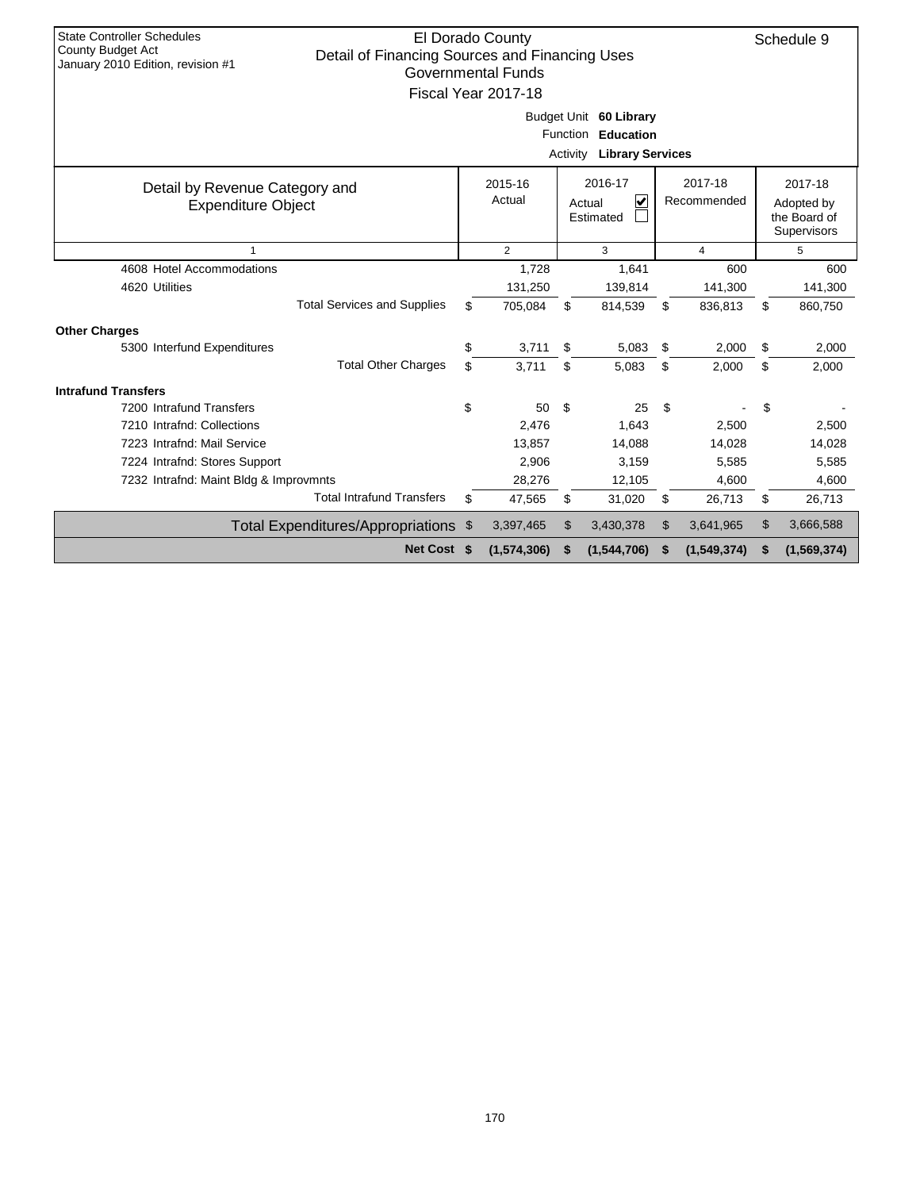State Controller Schedules
County Budget Act
January 2010 Edition, revision #1

# El Dorado County
## Detail of Financing Sources and Financing Uses
### Governmental Funds
### Fiscal Year 2017-18

Schedule 9

Budget Unit **60 Library**
Function **Education**
Activity **Library Services**

| Detail by Revenue Category and Expenditure Object | 2015-16 Actual | 2016-17 Actual ☑ Estimated ☐ | 2017-18 Recommended | 2017-18 Adopted by the Board of Supervisors |
|---|---|---|---|---|
| 1 | 2 | 3 | 4 | 5 |
| 4608 Hotel Accommodations | 1,728 | 1,641 | 600 | 600 |
| 4620 Utilities | 131,250 | 139,814 | 141,300 | 141,300 |
| Total Services and Supplies | $ 705,084 | $ 814,539 | $ 836,813 | $ 860,750 |
| **Other Charges** | | | | |
| 5300 Interfund Expenditures | $ 3,711 | $ 5,083 | $ 2,000 | $ 2,000 |
| Total Other Charges | $ 3,711 | $ 5,083 | $ 2,000 | $ 2,000 |
| **Intrafund Transfers** | | | | |
| 7200 Intrafund Transfers | $ 50 | $ 25 | $ - | $ - |
| 7210 Intrafnd: Collections | 2,476 | 1,643 | 2,500 | 2,500 |
| 7223 Intrafnd: Mail Service | 13,857 | 14,088 | 14,028 | 14,028 |
| 7224 Intrafnd: Stores Support | 2,906 | 3,159 | 5,585 | 5,585 |
| 7232 Intrafnd: Maint Bldg & Improvmnts | 28,276 | 12,105 | 4,600 | 4,600 |
| Total Intrafund Transfers | $ 47,565 | $ 31,020 | $ 26,713 | $ 26,713 |
| Total Expenditures/Appropriations | $ 3,397,465 | $ 3,430,378 | $ 3,641,965 | $ 3,666,588 |
| **Net Cost** | **$ (1,574,306)** | **$ (1,544,706)** | **$ (1,549,374)** | **$ (1,569,374)** |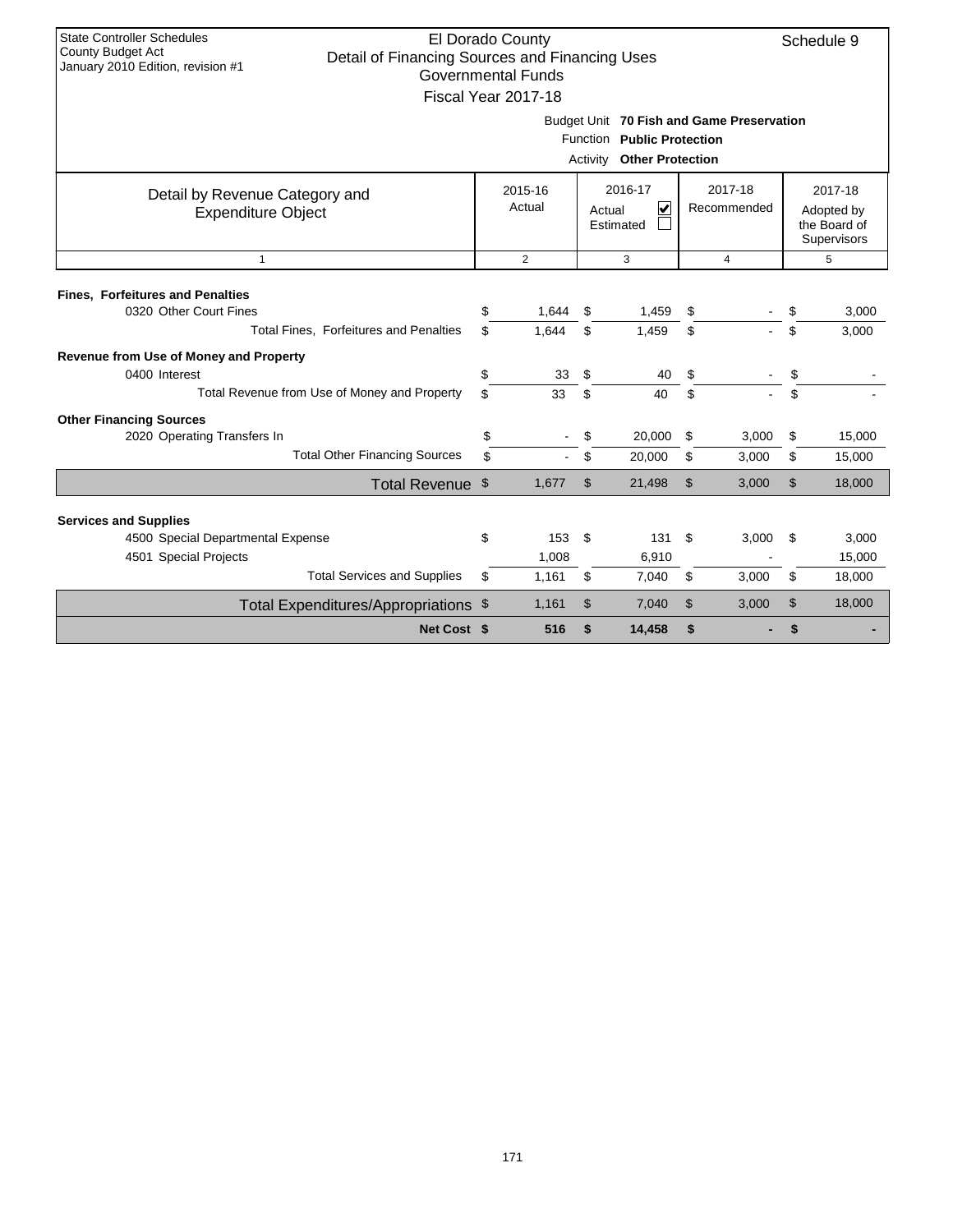State Controller Schedules
County Budget Act
January 2010 Edition, revision #1

# El Dorado County
## Detail of Financing Sources and Financing Uses
### Governmental Funds
### Fiscal Year 2017-18

Schedule 9

Budget Unit **70 Fish and Game Preservation**
Function **Public Protection**
Activity **Other Protection**

| Detail by Revenue Category and Expenditure Object | 2015-16 Actual | 2016-17 Actual ☑ Estimated ☐ | 2017-18 Recommended | 2017-18 Adopted by the Board of Supervisors |
|---|---|---|---|---|
| 1 | 2 | 3 | 4 | 5 |
| **Fines, Forfeitures and Penalties** | | | | |
| 0320 Other Court Fines | $ 1,644 | $ 1,459 | $ - | $ 3,000 |
| Total Fines, Forfeitures and Penalties | $ 1,644 | $ 1,459 | $ - | $ 3,000 |
| **Revenue from Use of Money and Property** | | | | |
| 0400 Interest | $ 33 | $ 40 | $ - | $ - |
| Total Revenue from Use of Money and Property | $ 33 | $ 40 | $ - | $ - |
| **Other Financing Sources** | | | | |
| 2020 Operating Transfers In | $ - | $ 20,000 | $ 3,000 | $ 15,000 |
| Total Other Financing Sources | $ - | $ 20,000 | $ 3,000 | $ 15,000 |
| Total Revenue | $ 1,677 | $ 21,498 | $ 3,000 | $ 18,000 |
| **Services and Supplies** | | | | |
| 4500 Special Departmental Expense | $ 153 | $ 131 | $ 3,000 | $ 3,000 |
| 4501 Special Projects | 1,008 | 6,910 | - | 15,000 |
| Total Services and Supplies | $ 1,161 | $ 7,040 | $ 3,000 | $ 18,000 |
| Total Expenditures/Appropriations | $ 1,161 | $ 7,040 | $ 3,000 | $ 18,000 |
| **Net Cost** | **$ 516** | **$ 14,458** | **$ -** | **$ -** |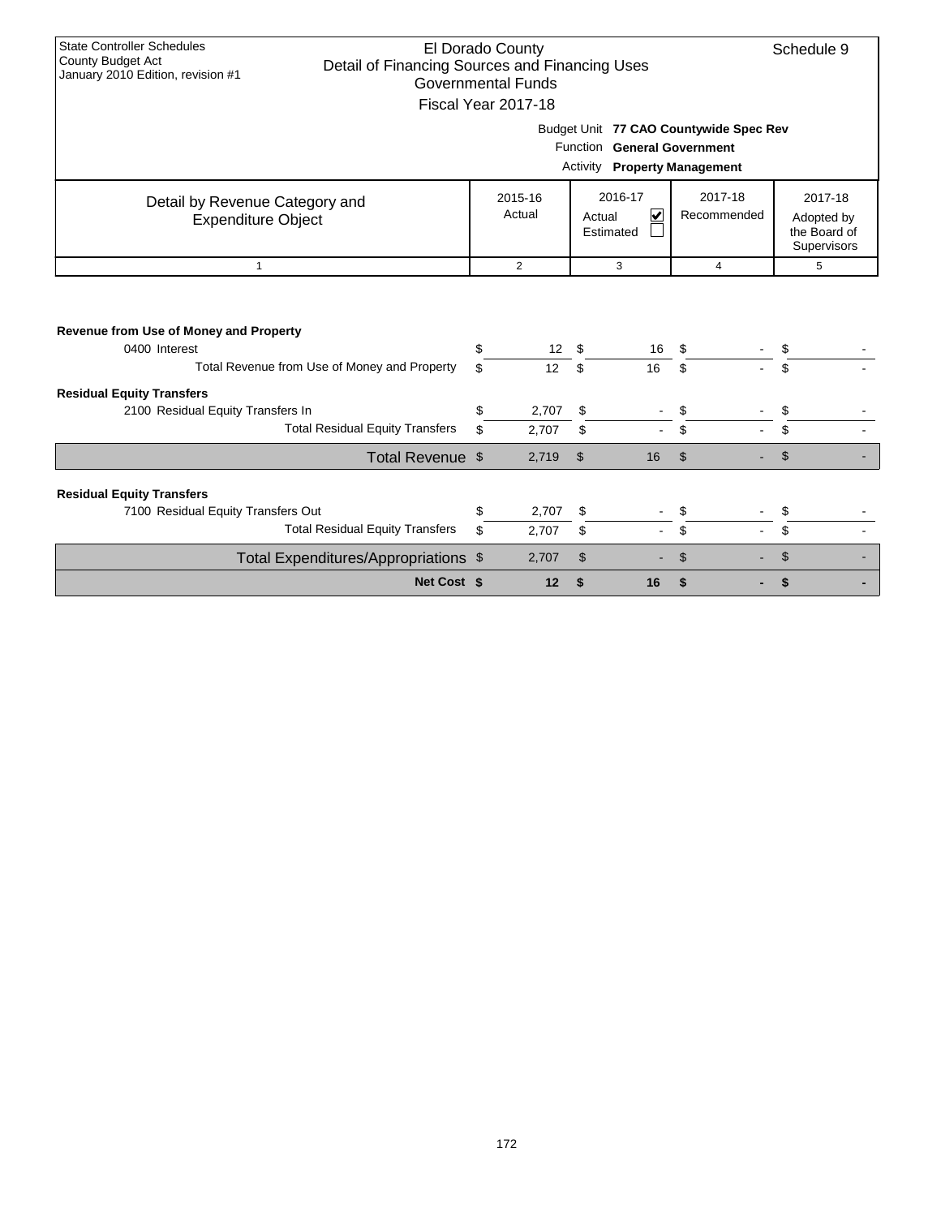State Controller Schedules
County Budget Act
January 2010 Edition, revision #1

# El Dorado County
## Detail of Financing Sources and Financing Uses
### Governmental Funds
### Fiscal Year 2017-18

Schedule 9

Budget Unit **77 CAO Countywide Spec Rev**
Function **General Government**
Activity **Property Management**

| Detail by Revenue Category and Expenditure Object | 2015-16 Actual | 2016-17 Actual ☑ Estimated ☐ | 2017-18 Recommended | 2017-18 Adopted by the Board of Supervisors |
|---|---|---|---|---|
| 1 | 2 | 3 | 4 | 5 |
| **Revenue from Use of Money and Property** | | | | |
| 0400 Interest | $ 12 | $ 16 | $ - | $ - |
| Total Revenue from Use of Money and Property | $ 12 | $ 16 | $ - | $ - |
| **Residual Equity Transfers** | | | | |
| 2100 Residual Equity Transfers In | $ 2,707 | $ - | $ - | $ - |
| Total Residual Equity Transfers | $ 2,707 | $ - | $ - | $ - |
| Total Revenue | $ 2,719 | $ 16 | $ - | $ - |
| **Residual Equity Transfers** | | | | |
| 7100 Residual Equity Transfers Out | $ 2,707 | $ - | $ - | $ - |
| Total Residual Equity Transfers | $ 2,707 | $ - | $ - | $ - |
| Total Expenditures/Appropriations | $ 2,707 | $ - | $ - | $ - |
| **Net Cost** | **$ 12** | **$ 16** | **$ -** | **$ -** |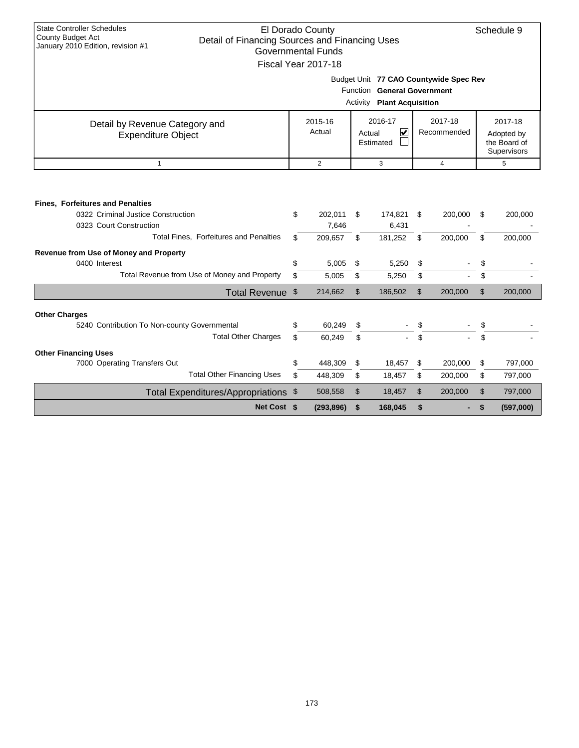State Controller Schedules
County Budget Act
January 2010 Edition, revision #1

# El Dorado County
## Detail of Financing Sources and Financing Uses
### Governmental Funds
### Fiscal Year 2017-18

Schedule 9

Budget Unit **77 CAO Countywide Spec Rev**
Function **General Government**
Activity **Plant Acquisition**

| Detail by Revenue Category and Expenditure Object | 2015-16 Actual | 2016-17 Actual ☑ Estimated ☐ | 2017-18 Recommended | 2017-18 Adopted by the Board of Supervisors |
|---|---|---|---|---|
| 1 | 2 | 3 | 4 | 5 |
| **Fines, Forfeitures and Penalties** | | | | |
| 0322 Criminal Justice Construction | $ 202,011 | $ 174,821 | $ 200,000 | $ 200,000 |
| 0323 Court Construction | 7,646 | 6,431 | - | - |
| Total Fines, Forfeitures and Penalties | $ 209,657 | $ 181,252 | $ 200,000 | $ 200,000 |
| **Revenue from Use of Money and Property** | | | | |
| 0400 Interest | $ 5,005 | $ 5,250 | $ - | $ - |
| Total Revenue from Use of Money and Property | $ 5,005 | $ 5,250 | $ - | $ - |
| Total Revenue | $ 214,662 | $ 186,502 | $ 200,000 | $ 200,000 |
| **Other Charges** | | | | |
| 5240 Contribution To Non-county Governmental | $ 60,249 | $ - | $ - | $ - |
| Total Other Charges | $ 60,249 | $ - | $ - | $ - |
| **Other Financing Uses** | | | | |
| 7000 Operating Transfers Out | $ 448,309 | $ 18,457 | $ 200,000 | $ 797,000 |
| Total Other Financing Uses | $ 448,309 | $ 18,457 | $ 200,000 | $ 797,000 |
| Total Expenditures/Appropriations | $ 508,558 | $ 18,457 | $ 200,000 | $ 797,000 |
| **Net Cost** | **$ (293,896)** | **$ 168,045** | **$ -** | **$ (597,000)** |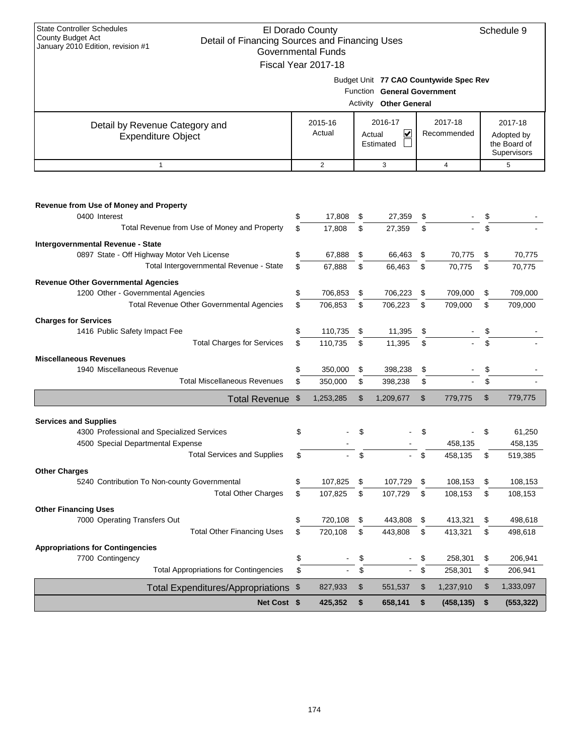State Controller Schedules
County Budget Act
January 2010 Edition, revision #1

# El Dorado County
## Detail of Financing Sources and Financing Uses
### Governmental Funds
### Fiscal Year 2017-18

Schedule 9

Budget Unit **77 CAO Countywide Spec Rev**
Function **General Government**
Activity **Other General**

| Detail by Revenue Category and Expenditure Object | 2015-16 Actual | 2016-17 Actual ☑ Estimated ☐ | 2017-18 Recommended | 2017-18 Adopted by the Board of Supervisors |
|---|---|---|---|---|
| 1 | 2 | 3 | 4 | 5 |
| **Revenue from Use of Money and Property** | | | | |
| 0400 Interest | $ 17,808 | $ 27,359 | $ - | $ - |
| Total Revenue from Use of Money and Property | $ 17,808 | $ 27,359 | $ - | $ - |
| **Intergovernmental Revenue - State** | | | | |
| 0897 State - Off Highway Motor Veh License | $ 67,888 | $ 66,463 | $ 70,775 | $ 70,775 |
| Total Intergovernmental Revenue - State | $ 67,888 | $ 66,463 | $ 70,775 | $ 70,775 |
| **Revenue Other Governmental Agencies** | | | | |
| 1200 Other - Governmental Agencies | $ 706,853 | $ 706,223 | $ 709,000 | $ 709,000 |
| Total Revenue Other Governmental Agencies | $ 706,853 | $ 706,223 | $ 709,000 | $ 709,000 |
| **Charges for Services** | | | | |
| 1416 Public Safety Impact Fee | $ 110,735 | $ 11,395 | $ - | $ - |
| Total Charges for Services | $ 110,735 | $ 11,395 | $ - | $ - |
| **Miscellaneous Revenues** | | | | |
| 1940 Miscellaneous Revenue | $ 350,000 | $ 398,238 | $ - | $ - |
| Total Miscellaneous Revenues | $ 350,000 | $ 398,238 | $ - | $ - |
| **Total Revenue** | $ 1,253,285 | $ 1,209,677 | $ 779,775 | $ 779,775 |
| **Services and Supplies** | | | | |
| 4300 Professional and Specialized Services | $ - | $ - | $ - | $ 61,250 |
| 4500 Special Departmental Expense | - | - | 458,135 | 458,135 |
| Total Services and Supplies | $ - | $ - | $ 458,135 | $ 519,385 |
| **Other Charges** | | | | |
| 5240 Contribution To Non-county Governmental | $ 107,825 | $ 107,729 | $ 108,153 | $ 108,153 |
| Total Other Charges | $ 107,825 | $ 107,729 | $ 108,153 | $ 108,153 |
| **Other Financing Uses** | | | | |
| 7000 Operating Transfers Out | $ 720,108 | $ 443,808 | $ 413,321 | $ 498,618 |
| Total Other Financing Uses | $ 720,108 | $ 443,808 | $ 413,321 | $ 498,618 |
| **Appropriations for Contingencies** | | | | |
| 7700 Contingency | $ - | $ - | $ 258,301 | $ 206,941 |
| Total Appropriations for Contingencies | $ - | $ - | $ 258,301 | $ 206,941 |
| **Total Expenditures/Appropriations** | $ 827,933 | $ 551,537 | $ 1,237,910 | $ 1,333,097 |
| **Net Cost** | **$ 425,352** | **$ 658,141** | **$ (458,135)** | **$ (553,322)** |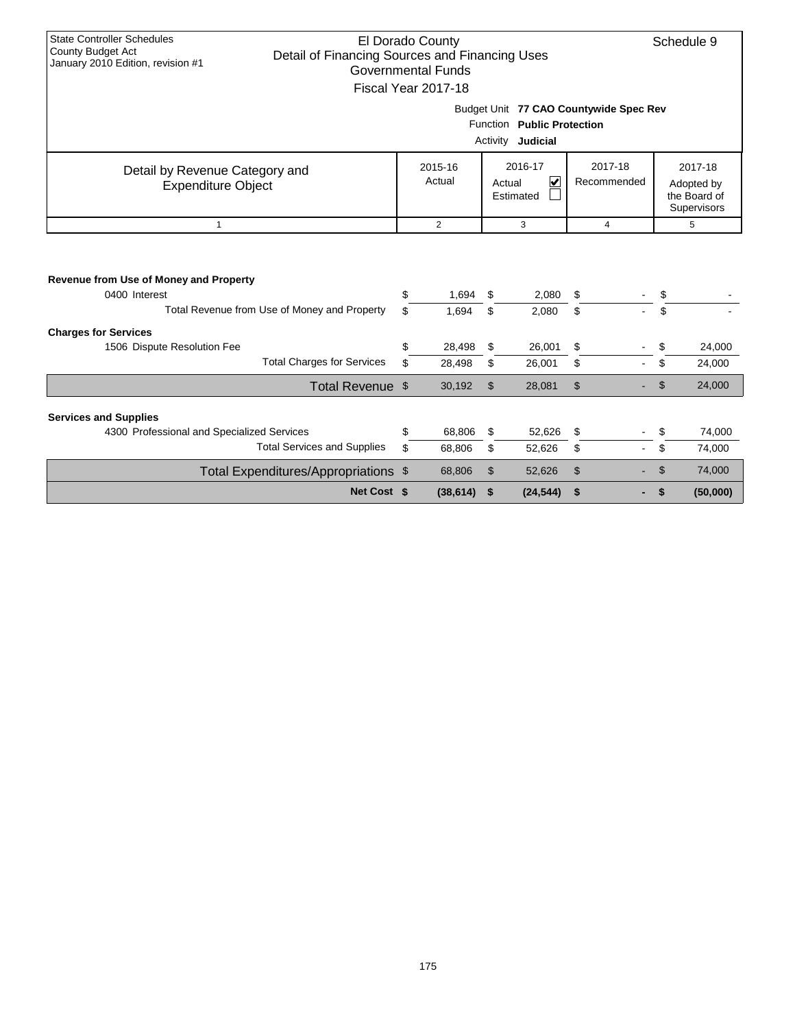State Controller Schedules
County Budget Act
January 2010 Edition, revision #1

# El Dorado County
## Detail of Financing Sources and Financing Uses
### Governmental Funds
### Fiscal Year 2017-18

Schedule 9

Budget Unit **77 CAO Countywide Spec Rev**
Function **Public Protection**
Activity **Judicial**

| Detail by Revenue Category and Expenditure Object | 2015-16 Actual | 2016-17 Actual ☑ Estimated ☐ | 2017-18 Recommended | 2017-18 Adopted by the Board of Supervisors |
|---|---|---|---|---|
| 1 | 2 | 3 | 4 | 5 |
| **Revenue from Use of Money and Property** | | | | |
| 0400 Interest | $ 1,694 | $ 2,080 | $ - | $ - |
| Total Revenue from Use of Money and Property | $ 1,694 | $ 2,080 | $ - | $ - |
| **Charges for Services** | | | | |
| 1506 Dispute Resolution Fee | $ 28,498 | $ 26,001 | $ - | $ 24,000 |
| Total Charges for Services | $ 28,498 | $ 26,001 | $ - | $ 24,000 |
| Total Revenue | $ 30,192 | $ 28,081 | $ - | $ 24,000 |
| **Services and Supplies** | | | | |
| 4300 Professional and Specialized Services | $ 68,806 | $ 52,626 | $ - | $ 74,000 |
| Total Services and Supplies | $ 68,806 | $ 52,626 | $ - | $ 74,000 |
| Total Expenditures/Appropriations | $ 68,806 | $ 52,626 | $ - | $ 74,000 |
| **Net Cost** | **$ (38,614)** | **$ (24,544)** | **$ -** | **$ (50,000)** |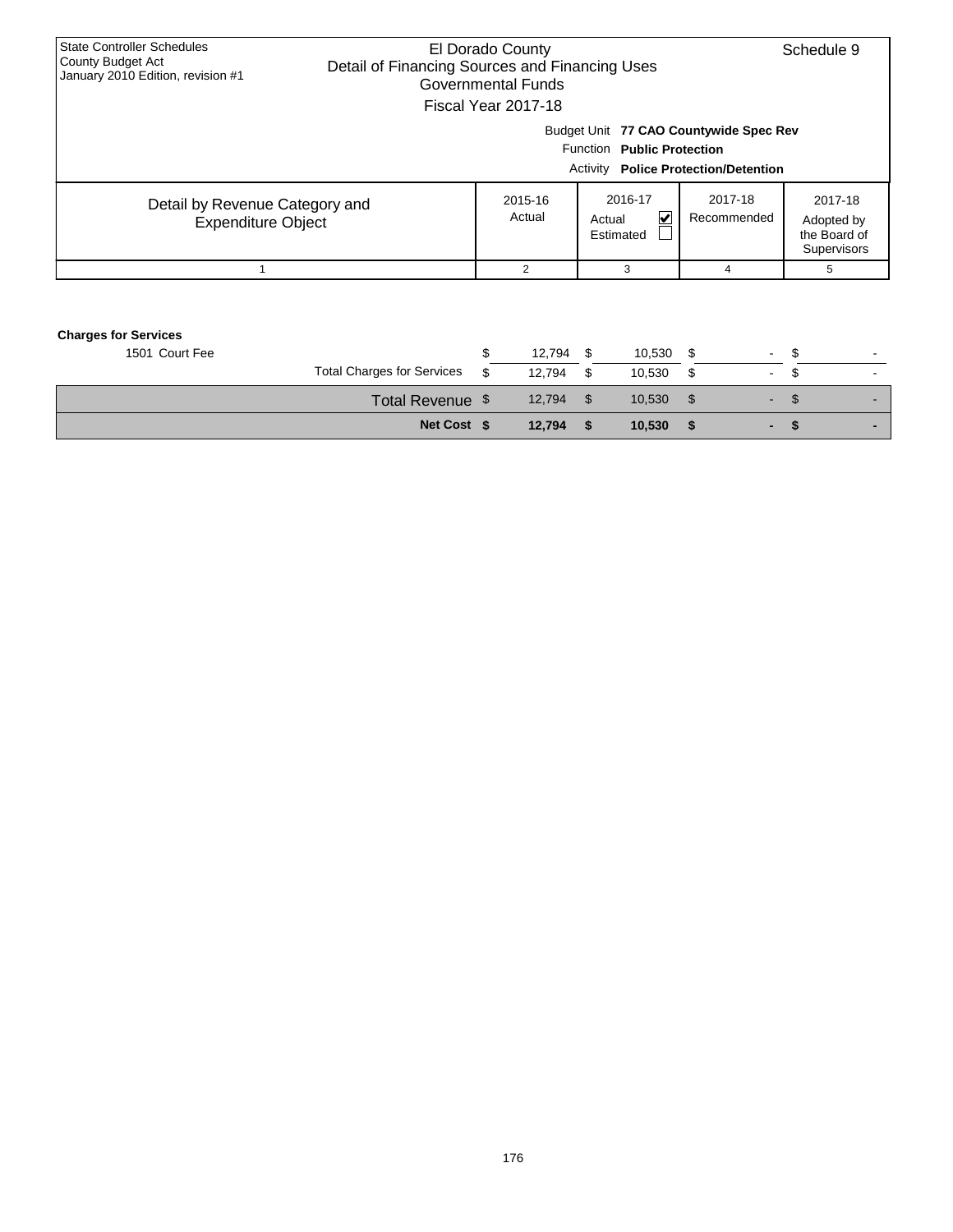| State Controller Schedules<br>County Budget Act<br>January 2010 Edition, revision #1 | El Dorado County<br>Detail of Financing Sources and Financing Uses<br>Governmental Funds<br>Fiscal Year 2017-18 | | | Schedule 9 |
|---|---|---|---|---|
| | Budget Unit **77 CAO Countywide Spec Rev**<br>Function **Public Protection**<br>Activity **Police Protection/Detention** | | | |
| Detail by Revenue Category and Expenditure Object | 2015-16 Actual | 2016-17 Actual ☑ Estimated ☐ | 2017-18 Recommended | 2017-18 Adopted by the Board of Supervisors |
| 1 | 2 | 3 | 4 | 5 |
| **Charges for Services** | | | | |
| 1501 Court Fee | $ 12,794 | $ 10,530 | $ - | $ - |
| Total Charges for Services | $ 12,794 | $ 10,530 | $ - | $ - |
| Total Revenue | $ 12,794 | $ 10,530 | $ - | $ - |
| **Net Cost** | **$ 12,794** | **$ 10,530** | **$ -** | **$ -** |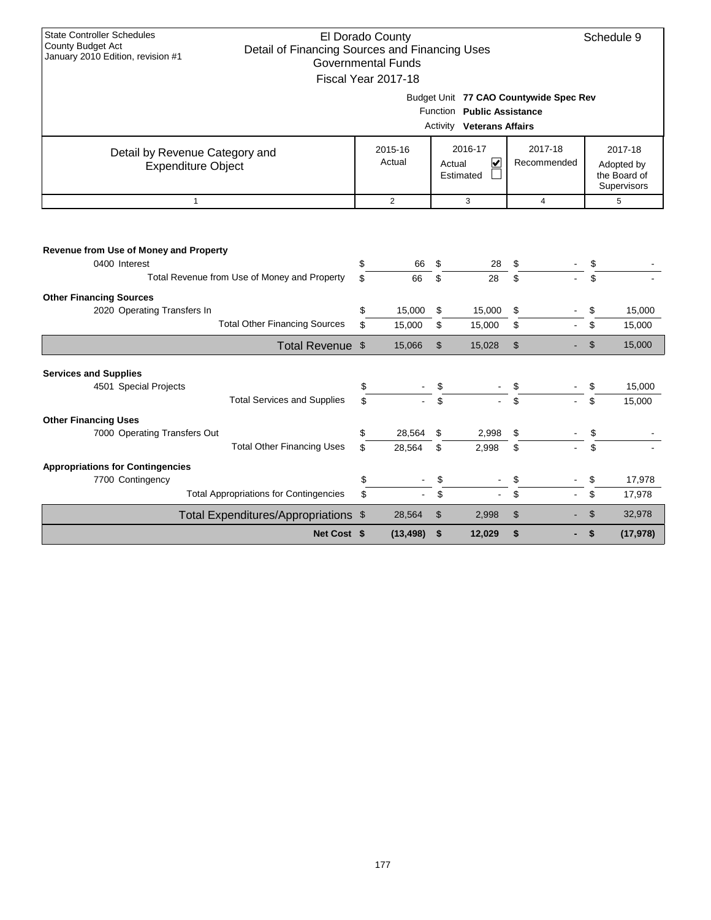State Controller Schedules
County Budget Act
January 2010 Edition, revision #1

# El Dorado County
## Detail of Financing Sources and Financing Uses
### Governmental Funds
### Fiscal Year 2017-18

Schedule 9

Budget Unit **77 CAO Countywide Spec Rev**
Function **Public Assistance**
Activity **Veterans Affairs**

| Detail by Revenue Category and Expenditure Object | 2015-16 Actual | 2016-17 Actual ☑ Estimated ☐ | 2017-18 Recommended | 2017-18 Adopted by the Board of Supervisors |
|---|---|---|---|---|
| 1 | 2 | 3 | 4 | 5 |
| **Revenue from Use of Money and Property** | | | | |
| 0400 Interest | $ 66 | $ 28 | $ - | $ - |
| Total Revenue from Use of Money and Property | $ 66 | $ 28 | $ - | $ - |
| **Other Financing Sources** | | | | |
| 2020 Operating Transfers In | $ 15,000 | $ 15,000 | $ - | $ 15,000 |
| Total Other Financing Sources | $ 15,000 | $ 15,000 | $ - | $ 15,000 |
| Total Revenue | $ 15,066 | $ 15,028 | $ - | $ 15,000 |
| **Services and Supplies** | | | | |
| 4501 Special Projects | $ - | $ - | $ - | $ 15,000 |
| Total Services and Supplies | $ - | $ - | $ - | $ 15,000 |
| **Other Financing Uses** | | | | |
| 7000 Operating Transfers Out | $ 28,564 | $ 2,998 | $ - | $ - |
| Total Other Financing Uses | $ 28,564 | $ 2,998 | $ - | $ - |
| **Appropriations for Contingencies** | | | | |
| 7700 Contingency | $ - | $ - | $ - | $ 17,978 |
| Total Appropriations for Contingencies | $ - | $ - | $ - | $ 17,978 |
| Total Expenditures/Appropriations | $ 28,564 | $ 2,998 | $ - | $ 32,978 |
| **Net Cost** | **$ (13,498)** | **$ 12,029** | **$ -** | **$ (17,978)** |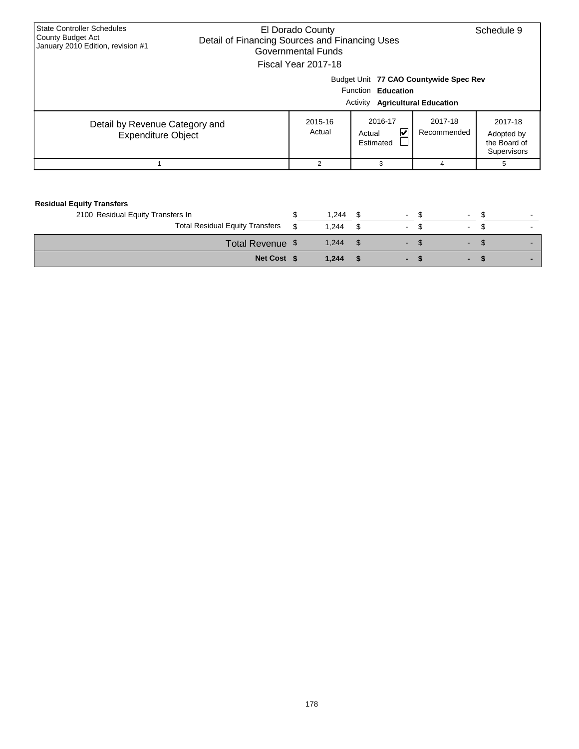| State Controller Schedules<br>County Budget Act<br>January 2010 Edition, revision #1 | El Dorado County<br>Detail of Financing Sources and Financing Uses<br>Governmental Funds<br>Fiscal Year 2017-18 | | | Schedule 9 |
|---|---|---|---|---|
| | Budget Unit **77 CAO Countywide Spec Rev**<br>Function **Education**<br>Activity **Agricultural Education** | | | |

| Detail by Revenue Category and Expenditure Object | 2015-16 Actual | 2016-17 Actual ☑ Estimated ☐ | 2017-18 Recommended | 2017-18 Adopted by the Board of Supervisors |
|---|---|---|---|---|
| 1 | 2 | 3 | 4 | 5 |
| **Residual Equity Transfers** | | | | |
| 2100 Residual Equity Transfers In | $ 1,244 | $ - | $ - | $ - |
| Total Residual Equity Transfers | $ 1,244 | $ - | $ - | $ - |
| Total Revenue | $ 1,244 | $ - | $ - | $ - |
| **Net Cost** | **$ 1,244** | **$ -** | **$ -** | **$ -** |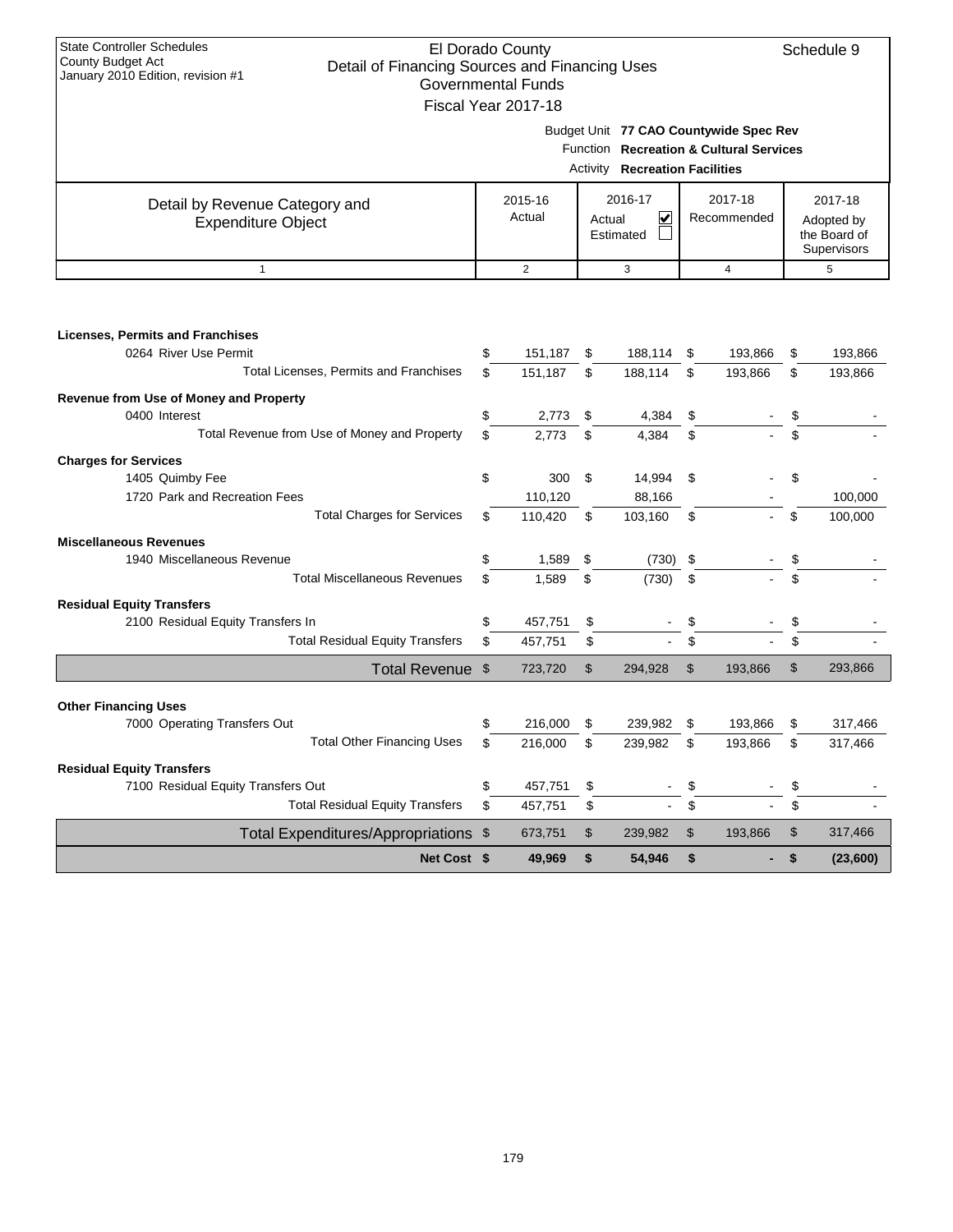State Controller Schedules
County Budget Act
January 2010 Edition, revision #1

# El Dorado County
## Detail of Financing Sources and Financing Uses
### Governmental Funds
### Fiscal Year 2017-18

Schedule 9

Budget Unit **77 CAO Countywide Spec Rev**
Function **Recreation & Cultural Services**
Activity **Recreation Facilities**

| Detail by Revenue Category and Expenditure Object | 2015-16 Actual | 2016-17 Actual ☑ Estimated ☐ | 2017-18 Recommended | 2017-18 Adopted by the Board of Supervisors |
|---|---|---|---|---|
| 1 | 2 | 3 | 4 | 5 |
| **Licenses, Permits and Franchises** | | | | |
| 0264 River Use Permit | $ 151,187 | $ 188,114 | $ 193,866 | $ 193,866 |
| Total Licenses, Permits and Franchises | $ 151,187 | $ 188,114 | $ 193,866 | $ 193,866 |
| **Revenue from Use of Money and Property** | | | | |
| 0400 Interest | $ 2,773 | $ 4,384 | $ - | $ - |
| Total Revenue from Use of Money and Property | $ 2,773 | $ 4,384 | $ - | $ - |
| **Charges for Services** | | | | |
| 1405 Quimby Fee | $ 300 | $ 14,994 | $ - | $ - |
| 1720 Park and Recreation Fees | 110,120 | 88,166 | - | 100,000 |
| Total Charges for Services | $ 110,420 | $ 103,160 | $ - | $ 100,000 |
| **Miscellaneous Revenues** | | | | |
| 1940 Miscellaneous Revenue | $ 1,589 | $ (730) | $ - | $ - |
| Total Miscellaneous Revenues | $ 1,589 | $ (730) | $ - | $ - |
| **Residual Equity Transfers** | | | | |
| 2100 Residual Equity Transfers In | $ 457,751 | $ - | $ - | $ - |
| Total Residual Equity Transfers | $ 457,751 | $ - | $ - | $ - |
| Total Revenue | $ 723,720 | $ 294,928 | $ 193,866 | $ 293,866 |
| **Other Financing Uses** | | | | |
| 7000 Operating Transfers Out | $ 216,000 | $ 239,982 | $ 193,866 | $ 317,466 |
| Total Other Financing Uses | $ 216,000 | $ 239,982 | $ 193,866 | $ 317,466 |
| **Residual Equity Transfers** | | | | |
| 7100 Residual Equity Transfers Out | $ 457,751 | $ - | $ - | $ - |
| Total Residual Equity Transfers | $ 457,751 | $ - | $ - | $ - |
| Total Expenditures/Appropriations | $ 673,751 | $ 239,982 | $ 193,866 | $ 317,466 |
| **Net Cost** | **$ 49,969** | **$ 54,946** | **$ -** | **$ (23,600)** |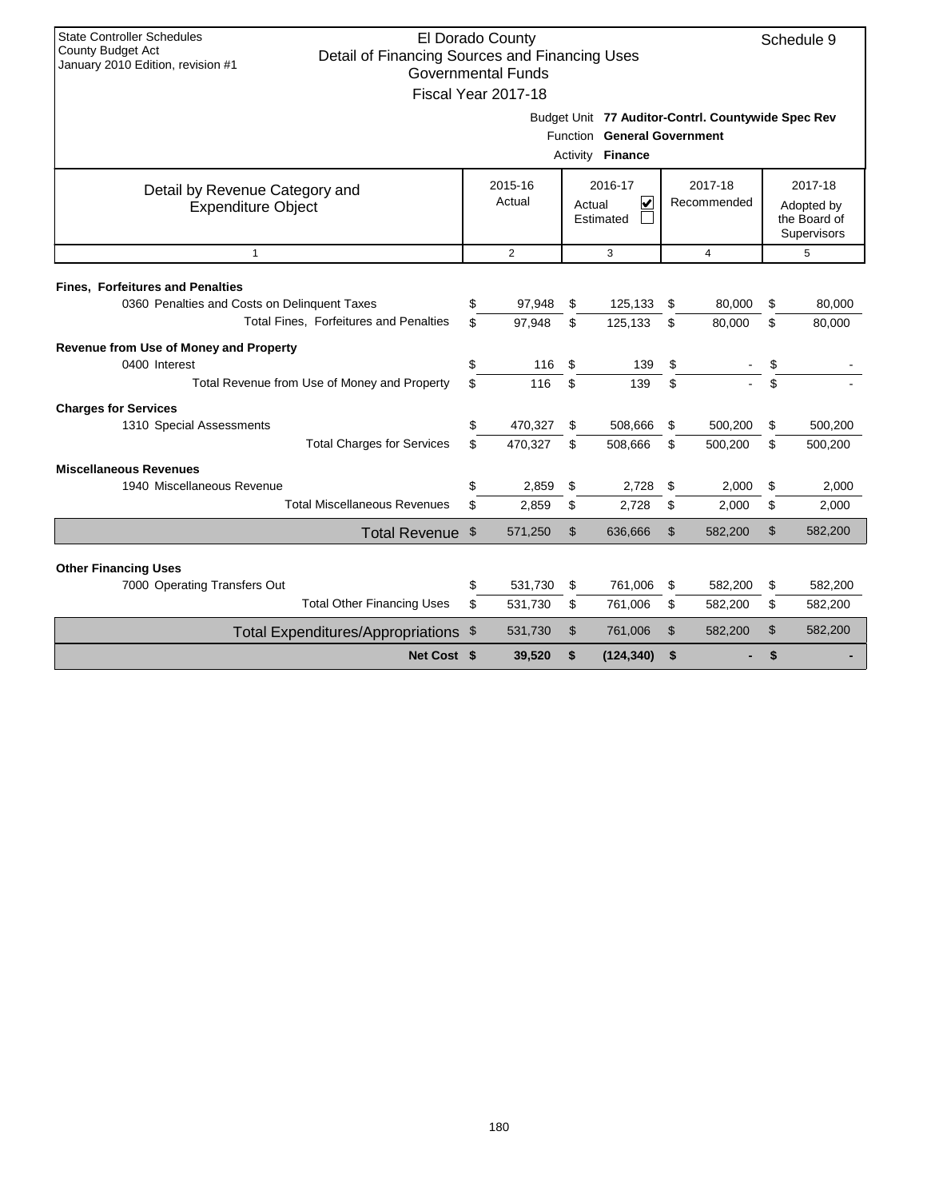State Controller Schedules
County Budget Act
January 2010 Edition, revision #1

# El Dorado County
## Detail of Financing Sources and Financing Uses
### Governmental Funds
### Fiscal Year 2017-18

Schedule 9

Budget Unit **77 Auditor-Contrl. Countywide Spec Rev**
Function **General Government**
Activity **Finance**

| Detail by Revenue Category and Expenditure Object | 2015-16 Actual | 2016-17 Actual ☑ Estimated ☐ | 2017-18 Recommended | 2017-18 Adopted by the Board of Supervisors |
|---|---|---|---|---|
| 1 | 2 | 3 | 4 | 5 |
| **Fines, Forfeitures and Penalties** | | | | |
| 0360 Penalties and Costs on Delinquent Taxes | $ 97,948 | $ 125,133 | $ 80,000 | $ 80,000 |
| Total Fines, Forfeitures and Penalties | $ 97,948 | $ 125,133 | $ 80,000 | $ 80,000 |
| **Revenue from Use of Money and Property** | | | | |
| 0400 Interest | $ 116 | $ 139 | $ - | $ - |
| Total Revenue from Use of Money and Property | $ 116 | $ 139 | $ - | $ - |
| **Charges for Services** | | | | |
| 1310 Special Assessments | $ 470,327 | $ 508,666 | $ 500,200 | $ 500,200 |
| Total Charges for Services | $ 470,327 | $ 508,666 | $ 500,200 | $ 500,200 |
| **Miscellaneous Revenues** | | | | |
| 1940 Miscellaneous Revenue | $ 2,859 | $ 2,728 | $ 2,000 | $ 2,000 |
| Total Miscellaneous Revenues | $ 2,859 | $ 2,728 | $ 2,000 | $ 2,000 |
| Total Revenue | $ 571,250 | $ 636,666 | $ 582,200 | $ 582,200 |
| **Other Financing Uses** | | | | |
| 7000 Operating Transfers Out | $ 531,730 | $ 761,006 | $ 582,200 | $ 582,200 |
| Total Other Financing Uses | $ 531,730 | $ 761,006 | $ 582,200 | $ 582,200 |
| Total Expenditures/Appropriations | $ 531,730 | $ 761,006 | $ 582,200 | $ 582,200 |
| **Net Cost** | **$ 39,520** | **$ (124,340)** | **$ -** | **$ -** |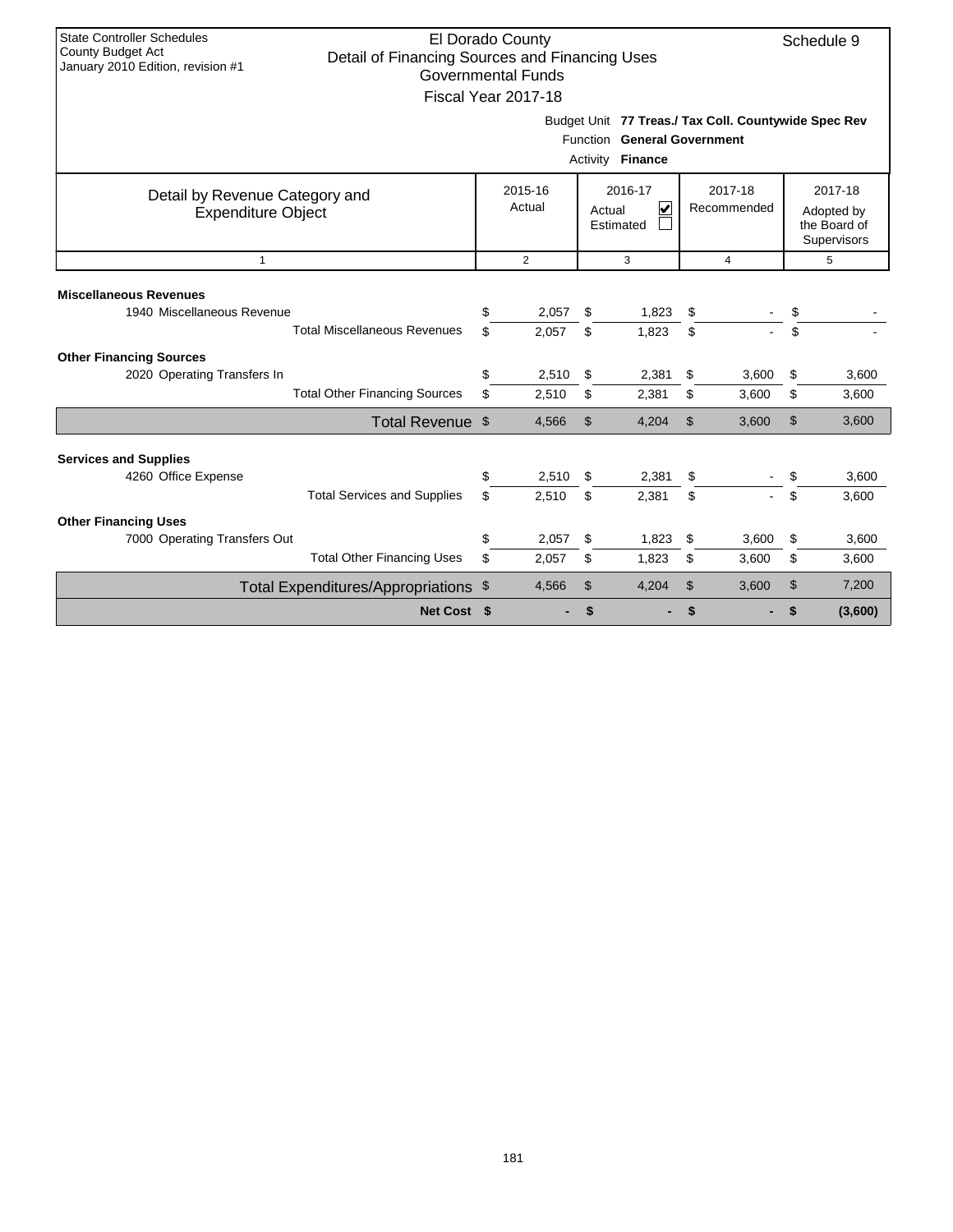State Controller Schedules
County Budget Act
January 2010 Edition, revision #1

# El Dorado County
## Detail of Financing Sources and Financing Uses
### Governmental Funds
### Fiscal Year 2017-18

Schedule 9

Budget Unit **77 Treas./ Tax Coll. Countywide Spec Rev**
Function **General Government**
Activity **Finance**

| Detail by Revenue Category and Expenditure Object | 2015-16 Actual | 2016-17 Actual ☑ Estimated ☐ | 2017-18 Recommended | 2017-18 Adopted by the Board of Supervisors |
|---|---|---|---|---|
| 1 | 2 | 3 | 4 | 5 |
| **Miscellaneous Revenues** | | | | |
| 1940 Miscellaneous Revenue | $ 2,057 | $ 1,823 | $ - | $ - |
| Total Miscellaneous Revenues | $ 2,057 | $ 1,823 | $ - | $ - |
| **Other Financing Sources** | | | | |
| 2020 Operating Transfers In | $ 2,510 | $ 2,381 | $ 3,600 | $ 3,600 |
| Total Other Financing Sources | $ 2,510 | $ 2,381 | $ 3,600 | $ 3,600 |
| Total Revenue | $ 4,566 | $ 4,204 | $ 3,600 | $ 3,600 |
| **Services and Supplies** | | | | |
| 4260 Office Expense | $ 2,510 | $ 2,381 | $ - | $ 3,600 |
| Total Services and Supplies | $ 2,510 | $ 2,381 | $ - | $ 3,600 |
| **Other Financing Uses** | | | | |
| 7000 Operating Transfers Out | $ 2,057 | $ 1,823 | $ 3,600 | $ 3,600 |
| Total Other Financing Uses | $ 2,057 | $ 1,823 | $ 3,600 | $ 3,600 |
| Total Expenditures/Appropriations | $ 4,566 | $ 4,204 | $ 3,600 | $ 7,200 |
| **Net Cost** | **$ -** | **$ -** | **$ -** | **$ (3,600)** |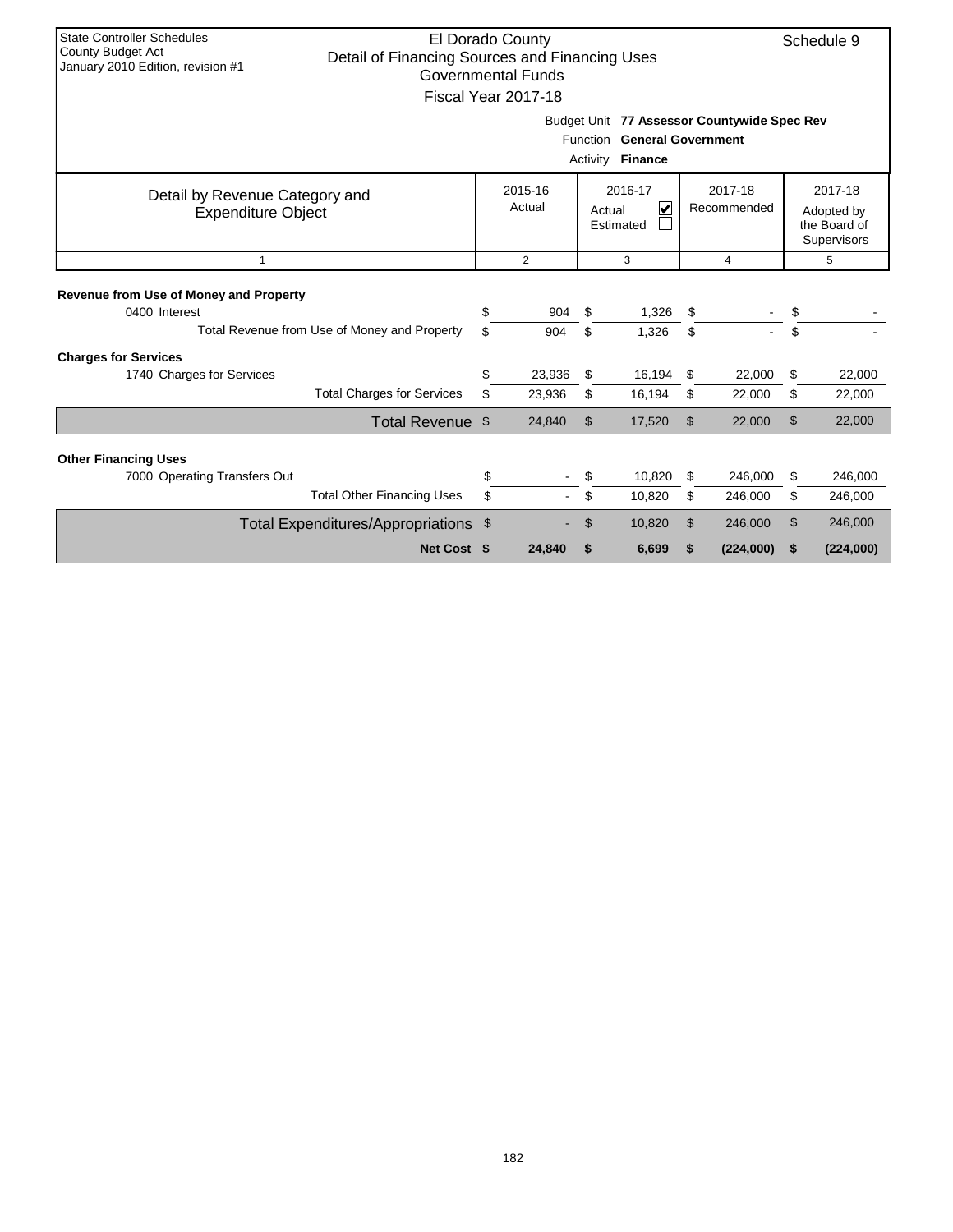State Controller Schedules
County Budget Act
January 2010 Edition, revision #1

# El Dorado County
## Detail of Financing Sources and Financing Uses
### Governmental Funds
### Fiscal Year 2017-18

Schedule 9

Budget Unit **77 Assessor Countywide Spec Rev**
Function **General Government**
Activity **Finance**

| Detail by Revenue Category and Expenditure Object | 2015-16 Actual | 2016-17 Actual ☑ Estimated ☐ | 2017-18 Recommended | 2017-18 Adopted by the Board of Supervisors |
|---|---|---|---|---|
| 1 | 2 | 3 | 4 | 5 |
| **Revenue from Use of Money and Property** | | | | |
| 0400 Interest | $ 904 | $ 1,326 | $ - | $ - |
| Total Revenue from Use of Money and Property | $ 904 | $ 1,326 | $ - | $ - |
| **Charges for Services** | | | | |
| 1740 Charges for Services | $ 23,936 | $ 16,194 | $ 22,000 | $ 22,000 |
| Total Charges for Services | $ 23,936 | $ 16,194 | $ 22,000 | $ 22,000 |
| Total Revenue | $ 24,840 | $ 17,520 | $ 22,000 | $ 22,000 |
| **Other Financing Uses** | | | | |
| 7000 Operating Transfers Out | $ - | $ 10,820 | $ 246,000 | $ 246,000 |
| Total Other Financing Uses | $ - | $ 10,820 | $ 246,000 | $ 246,000 |
| Total Expenditures/Appropriations | $ - | $ 10,820 | $ 246,000 | $ 246,000 |
| **Net Cost** | **$ 24,840** | **$ 6,699** | **$ (224,000)** | **$ (224,000)** |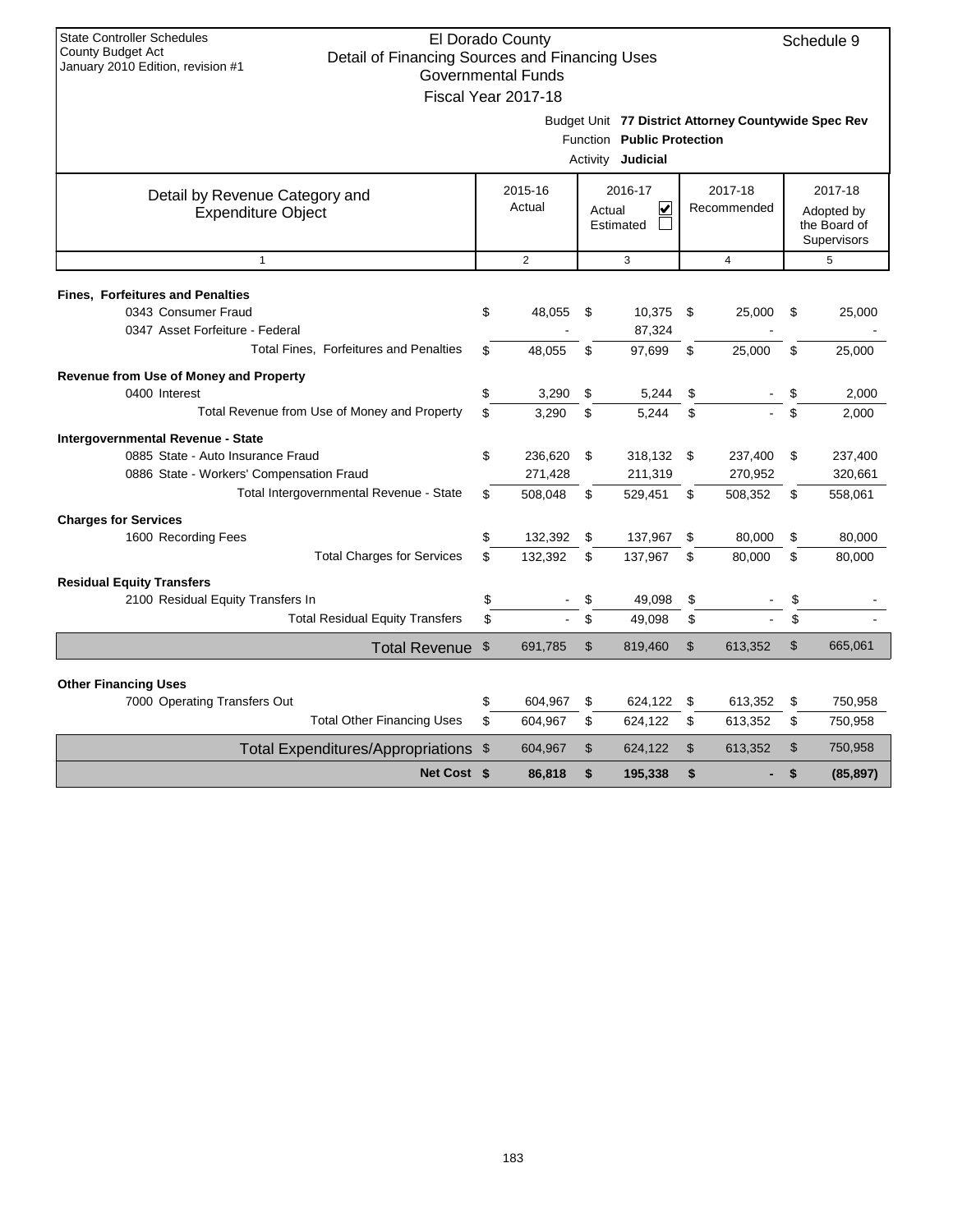State Controller Schedules
County Budget Act
January 2010 Edition, revision #1

# El Dorado County
## Detail of Financing Sources and Financing Uses
### Governmental Funds
### Fiscal Year 2017-18

Schedule 9

Budget Unit **77 District Attorney Countywide Spec Rev**
Function **Public Protection**
Activity **Judicial**

| Detail by Revenue Category and Expenditure Object | 2015-16 Actual | 2016-17 Actual ☑ Estimated ☐ | 2017-18 Recommended | 2017-18 Adopted by the Board of Supervisors |
|---|---|---|---|---|
| 1 | 2 | 3 | 4 | 5 |
| **Fines, Forfeitures and Penalties** | | | | |
| 0343 Consumer Fraud | $ 48,055 | $ 10,375 | $ 25,000 | $ 25,000 |
| 0347 Asset Forfeiture - Federal | - | 87,324 | - | - |
| Total Fines, Forfeitures and Penalties | $ 48,055 | $ 97,699 | $ 25,000 | $ 25,000 |
| **Revenue from Use of Money and Property** | | | | |
| 0400 Interest | $ 3,290 | $ 5,244 | $ - | $ 2,000 |
| Total Revenue from Use of Money and Property | $ 3,290 | $ 5,244 | $ - | $ 2,000 |
| **Intergovernmental Revenue - State** | | | | |
| 0885 State - Auto Insurance Fraud | $ 236,620 | $ 318,132 | $ 237,400 | $ 237,400 |
| 0886 State - Workers' Compensation Fraud | 271,428 | 211,319 | 270,952 | 320,661 |
| Total Intergovernmental Revenue - State | $ 508,048 | $ 529,451 | $ 508,352 | $ 558,061 |
| **Charges for Services** | | | | |
| 1600 Recording Fees | $ 132,392 | $ 137,967 | $ 80,000 | $ 80,000 |
| Total Charges for Services | $ 132,392 | $ 137,967 | $ 80,000 | $ 80,000 |
| **Residual Equity Transfers** | | | | |
| 2100 Residual Equity Transfers In | $ - | $ 49,098 | $ - | $ - |
| Total Residual Equity Transfers | $ - | $ 49,098 | $ - | $ - |
| Total Revenue | $ 691,785 | $ 819,460 | $ 613,352 | $ 665,061 |
| **Other Financing Uses** | | | | |
| 7000 Operating Transfers Out | $ 604,967 | $ 624,122 | $ 613,352 | $ 750,958 |
| Total Other Financing Uses | $ 604,967 | $ 624,122 | $ 613,352 | $ 750,958 |
| Total Expenditures/Appropriations | $ 604,967 | $ 624,122 | $ 613,352 | $ 750,958 |
| **Net Cost** | **$ 86,818** | **$ 195,338** | **$ -** | **$ (85,897)** |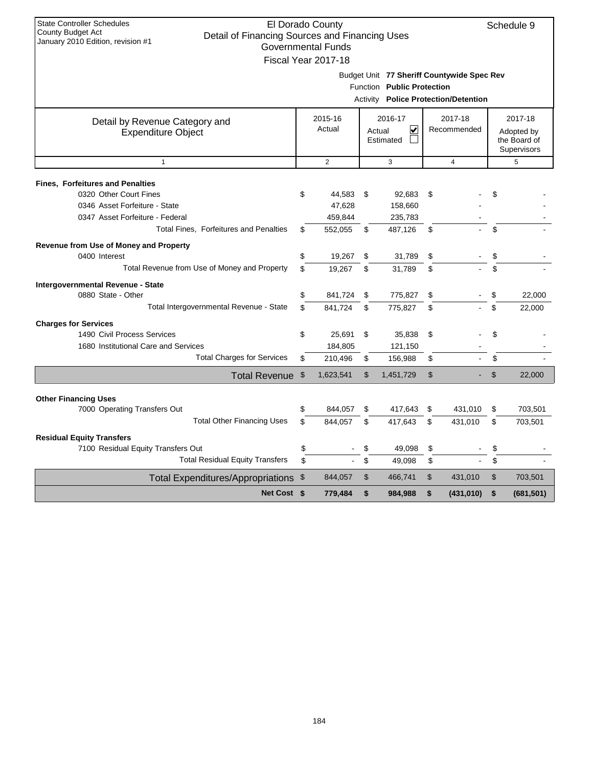State Controller Schedules
County Budget Act
January 2010 Edition, revision #1

# El Dorado County
## Detail of Financing Sources and Financing Uses
### Governmental Funds
### Fiscal Year 2017-18

Schedule 9

Budget Unit **77 Sheriff Countywide Spec Rev**
Function **Public Protection**
Activity **Police Protection/Detention**

| Detail by Revenue Category and Expenditure Object | 2015-16 Actual | 2016-17 Actual ☑ Estimated ☐ | 2017-18 Recommended | 2017-18 Adopted by the Board of Supervisors |
|---|---|---|---|---|
| 1 | 2 | 3 | 4 | 5 |
| **Fines, Forfeitures and Penalties** | | | | |
| 0320 Other Court Fines | $ 44,583 | $ 92,683 | $ - | $ - |
| 0346 Asset Forfeiture - State | 47,628 | 158,660 | - | - |
| 0347 Asset Forfeiture - Federal | 459,844 | 235,783 | - | - |
| Total Fines, Forfeitures and Penalties | $ 552,055 | $ 487,126 | $ - | $ - |
| **Revenue from Use of Money and Property** | | | | |
| 0400 Interest | $ 19,267 | $ 31,789 | $ - | $ - |
| Total Revenue from Use of Money and Property | $ 19,267 | $ 31,789 | $ - | $ - |
| **Intergovernmental Revenue - State** | | | | |
| 0880 State - Other | $ 841,724 | $ 775,827 | $ - | $ 22,000 |
| Total Intergovernmental Revenue - State | $ 841,724 | $ 775,827 | $ - | $ 22,000 |
| **Charges for Services** | | | | |
| 1490 Civil Process Services | $ 25,691 | $ 35,838 | $ - | $ - |
| 1680 Institutional Care and Services | 184,805 | 121,150 | - | - |
| Total Charges for Services | $ 210,496 | $ 156,988 | $ - | $ - |
| Total Revenue | $ 1,623,541 | $ 1,451,729 | $ - | $ 22,000 |
| **Other Financing Uses** | | | | |
| 7000 Operating Transfers Out | $ 844,057 | $ 417,643 | $ 431,010 | $ 703,501 |
| Total Other Financing Uses | $ 844,057 | $ 417,643 | $ 431,010 | $ 703,501 |
| **Residual Equity Transfers** | | | | |
| 7100 Residual Equity Transfers Out | $ - | $ 49,098 | $ - | $ - |
| Total Residual Equity Transfers | $ - | $ 49,098 | $ - | $ - |
| Total Expenditures/Appropriations | $ 844,057 | $ 466,741 | $ 431,010 | $ 703,501 |
| **Net Cost** | **$ 779,484** | **$ 984,988** | **$ (431,010)** | **$ (681,501)** |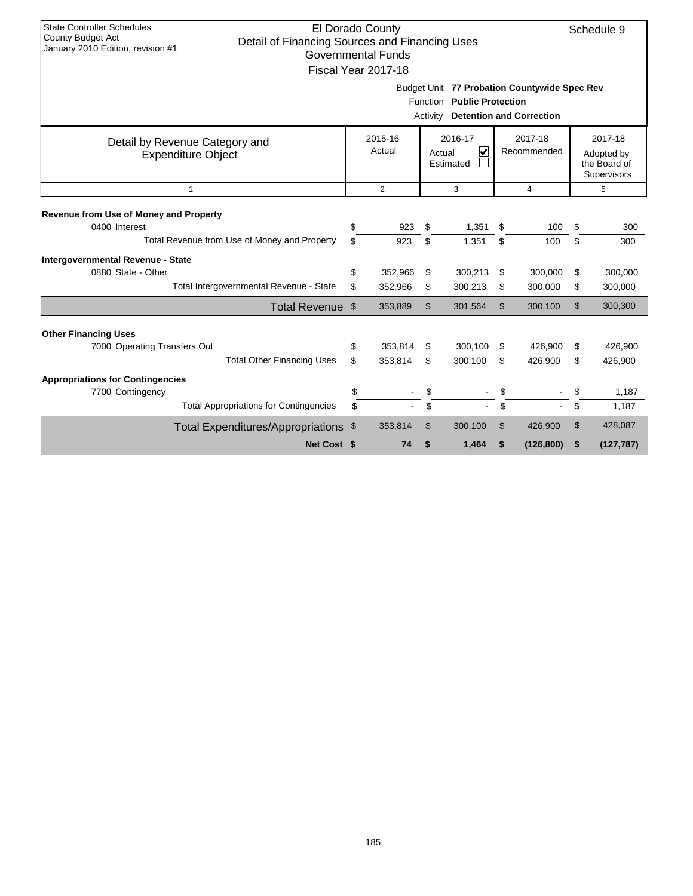State Controller Schedules
County Budget Act
January 2010 Edition, revision #1

# El Dorado County
## Detail of Financing Sources and Financing Uses
### Governmental Funds
### Fiscal Year 2017-18

Schedule 9

Budget Unit **77 Probation Countywide Spec Rev**
Function **Public Protection**
Activity **Detention and Correction**

| Detail by Revenue Category and Expenditure Object | 2015-16 Actual | 2016-17 Actual ☑ Estimated ☐ | 2017-18 Recommended | 2017-18 Adopted by the Board of Supervisors |
|---|---|---|---|---|
| 1 | 2 | 3 | 4 | 5 |
| **Revenue from Use of Money and Property** | | | | |
| 0400 Interest | $ 923 | $ 1,351 | $ 100 | $ 300 |
| Total Revenue from Use of Money and Property | $ 923 | $ 1,351 | $ 100 | $ 300 |
| **Intergovernmental Revenue - State** | | | | |
| 0880 State - Other | $ 352,966 | $ 300,213 | $ 300,000 | $ 300,000 |
| Total Intergovernmental Revenue - State | $ 352,966 | $ 300,213 | $ 300,000 | $ 300,000 |
| Total Revenue | $ 353,889 | $ 301,564 | $ 300,100 | $ 300,300 |
| **Other Financing Uses** | | | | |
| 7000 Operating Transfers Out | $ 353,814 | $ 300,100 | $ 426,900 | $ 426,900 |
| Total Other Financing Uses | $ 353,814 | $ 300,100 | $ 426,900 | $ 426,900 |
| **Appropriations for Contingencies** | | | | |
| 7700 Contingency | $ - | $ - | $ - | $ 1,187 |
| Total Appropriations for Contingencies | $ - | $ - | $ - | $ 1,187 |
| Total Expenditures/Appropriations | $ 353,814 | $ 300,100 | $ 426,900 | $ 428,087 |
| **Net Cost** | **$ 74** | **$ 1,464** | **$ (126,800)** | **$ (127,787)** |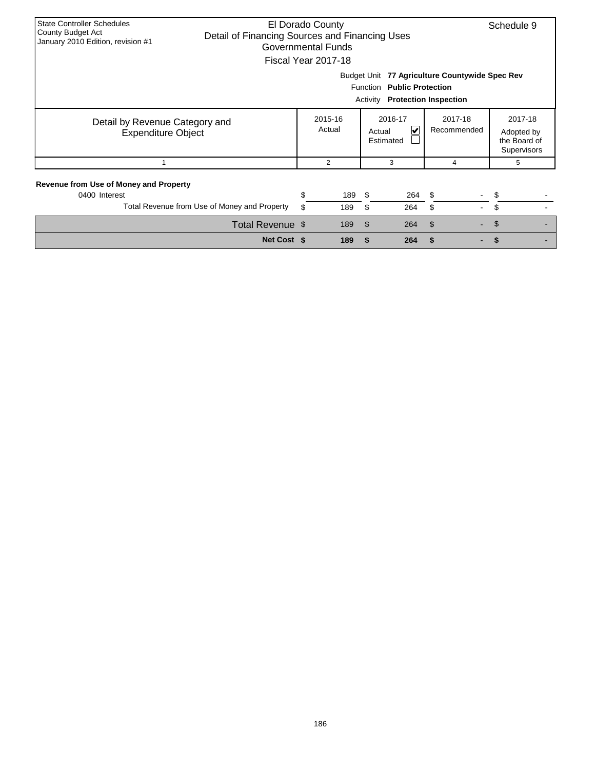State Controller Schedules
County Budget Act
January 2010 Edition, revision #1

# El Dorado County
## Detail of Financing Sources and Financing Uses
### Governmental Funds
### Fiscal Year 2017-18

Schedule 9

Budget Unit **77 Agriculture Countywide Spec Rev**
Function **Public Protection**
Activity **Protection Inspection**

| Detail by Revenue Category and Expenditure Object | 2015-16 Actual | 2016-17 Actual ☑ Estimated ☐ | 2017-18 Recommended | 2017-18 Adopted by the Board of Supervisors |
|---|---|---|---|---|
| 1 | 2 | 3 | 4 | 5 |
| **Revenue from Use of Money and Property** | | | | |
| 0400 Interest | $ 189 | $ 264 | $ - | $ - |
| Total Revenue from Use of Money and Property | $ 189 | $ 264 | $ - | $ - |
| Total Revenue | $ 189 | $ 264 | $ - | $ - |
| **Net Cost** | **$ 189** | **$ 264** | **$ -** | **$ -** |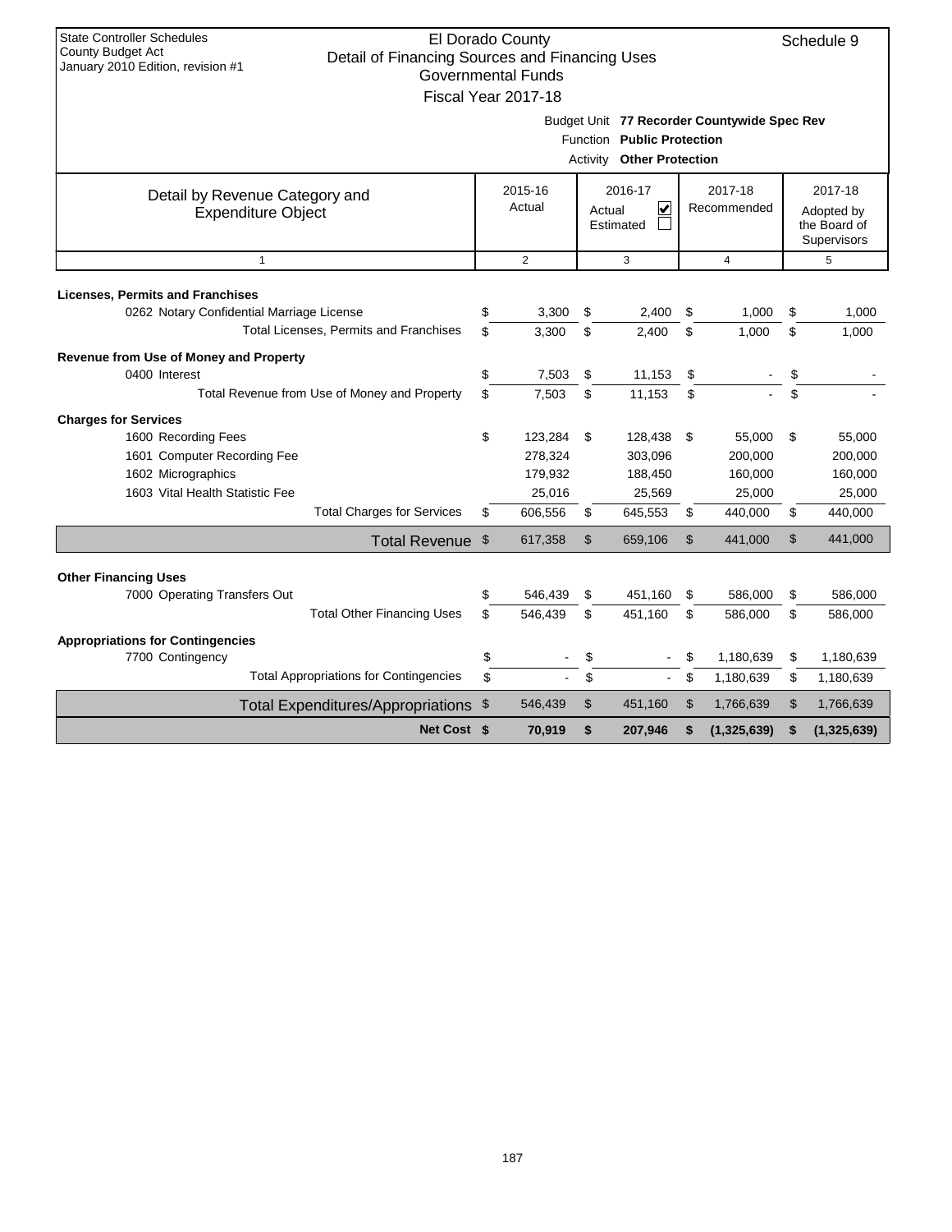State Controller Schedules
County Budget Act
January 2010 Edition, revision #1

# El Dorado County
## Detail of Financing Sources and Financing Uses
### Governmental Funds
### Fiscal Year 2017-18

Schedule 9

Budget Unit **77 Recorder Countywide Spec Rev**
Function **Public Protection**
Activity **Other Protection**

| Detail by Revenue Category and Expenditure Object | 2015-16 Actual | 2016-17 Actual ☑ Estimated ☐ | 2017-18 Recommended | 2017-18 Adopted by the Board of Supervisors |
|---|---|---|---|---|
| 1 | 2 | 3 | 4 | 5 |
| **Licenses, Permits and Franchises** | | | | |
| 0262 Notary Confidential Marriage License | $ 3,300 | $ 2,400 | $ 1,000 | $ 1,000 |
| Total Licenses, Permits and Franchises | $ 3,300 | $ 2,400 | $ 1,000 | $ 1,000 |
| **Revenue from Use of Money and Property** | | | | |
| 0400 Interest | $ 7,503 | $ 11,153 | $ - | $ - |
| Total Revenue from Use of Money and Property | $ 7,503 | $ 11,153 | $ - | $ - |
| **Charges for Services** | | | | |
| 1600 Recording Fees | $ 123,284 | $ 128,438 | $ 55,000 | $ 55,000 |
| 1601 Computer Recording Fee | 278,324 | 303,096 | 200,000 | 200,000 |
| 1602 Micrographics | 179,932 | 188,450 | 160,000 | 160,000 |
| 1603 Vital Health Statistic Fee | 25,016 | 25,569 | 25,000 | 25,000 |
| Total Charges for Services | $ 606,556 | $ 645,553 | $ 440,000 | $ 440,000 |
| Total Revenue | $ 617,358 | $ 659,106 | $ 441,000 | $ 441,000 |
| **Other Financing Uses** | | | | |
| 7000 Operating Transfers Out | $ 546,439 | $ 451,160 | $ 586,000 | $ 586,000 |
| Total Other Financing Uses | $ 546,439 | $ 451,160 | $ 586,000 | $ 586,000 |
| **Appropriations for Contingencies** | | | | |
| 7700 Contingency | $ - | $ - | $ 1,180,639 | $ 1,180,639 |
| Total Appropriations for Contingencies | $ - | $ - | $ 1,180,639 | $ 1,180,639 |
| Total Expenditures/Appropriations | $ 546,439 | $ 451,160 | $ 1,766,639 | $ 1,766,639 |
| **Net Cost** | **$ 70,919** | **$ 207,946** | **$ (1,325,639)** | **$ (1,325,639)** |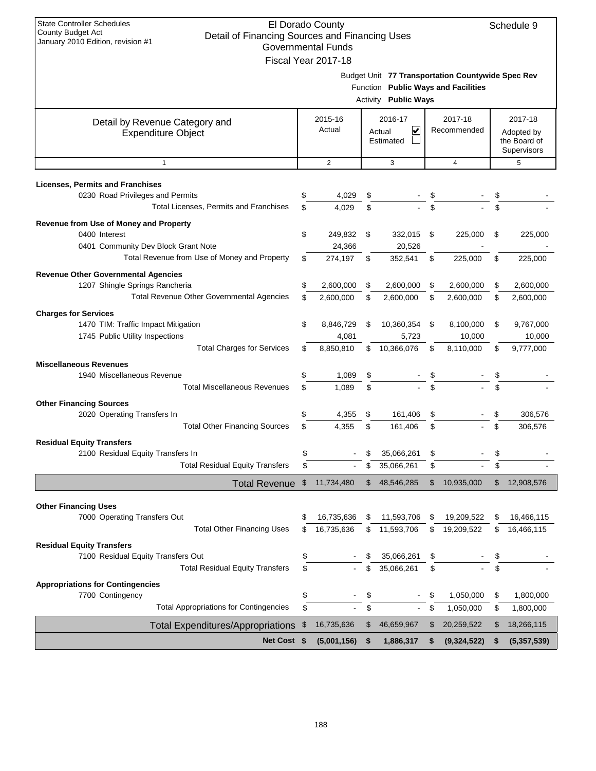State Controller Schedules
County Budget Act
January 2010 Edition, revision #1

# El Dorado County
## Detail of Financing Sources and Financing Uses
### Governmental Funds
### Fiscal Year 2017-18

Schedule 9

Budget Unit **77 Transportation Countywide Spec Rev**
Function **Public Ways and Facilities**
Activity **Public Ways**

| Detail by Revenue Category and Expenditure Object | 2015-16 Actual | 2016-17 Actual ☑ Estimated ☐ | 2017-18 Recommended | 2017-18 Adopted by the Board of Supervisors |
|---|---|---|---|---|
| 1 | 2 | 3 | 4 | 5 |
| **Licenses, Permits and Franchises** | | | | |
| 0230 Road Privileges and Permits | $ 4,029 | $ - | $ - | $ - |
| Total Licenses, Permits and Franchises | $ 4,029 | $ - | $ - | $ - |
| **Revenue from Use of Money and Property** | | | | |
| 0400 Interest | $ 249,832 | $ 332,015 | $ 225,000 | $ 225,000 |
| 0401 Community Dev Block Grant Note | 24,366 | 20,526 | - | - |
| Total Revenue from Use of Money and Property | $ 274,197 | $ 352,541 | $ 225,000 | $ 225,000 |
| **Revenue Other Governmental Agencies** | | | | |
| 1207 Shingle Springs Rancheria | $ 2,600,000 | $ 2,600,000 | $ 2,600,000 | $ 2,600,000 |
| Total Revenue Other Governmental Agencies | $ 2,600,000 | $ 2,600,000 | $ 2,600,000 | $ 2,600,000 |
| **Charges for Services** | | | | |
| 1470 TIM: Traffic Impact Mitigation | $ 8,846,729 | $ 10,360,354 | $ 8,100,000 | $ 9,767,000 |
| 1745 Public Utility Inspections | 4,081 | 5,723 | 10,000 | 10,000 |
| Total Charges for Services | $ 8,850,810 | $ 10,366,076 | $ 8,110,000 | $ 9,777,000 |
| **Miscellaneous Revenues** | | | | |
| 1940 Miscellaneous Revenue | $ 1,089 | $ - | $ - | $ - |
| Total Miscellaneous Revenues | $ 1,089 | $ - | $ - | $ - |
| **Other Financing Sources** | | | | |
| 2020 Operating Transfers In | $ 4,355 | $ 161,406 | $ - | $ 306,576 |
| Total Other Financing Sources | $ 4,355 | $ 161,406 | $ - | $ 306,576 |
| **Residual Equity Transfers** | | | | |
| 2100 Residual Equity Transfers In | $ - | $ 35,066,261 | $ - | $ - |
| Total Residual Equity Transfers | $ - | $ 35,066,261 | $ - | $ - |
| **Total Revenue** | $ 11,734,480 | $ 48,546,285 | $ 10,935,000 | $ 12,908,576 |
| **Other Financing Uses** | | | | |
| 7000 Operating Transfers Out | $ 16,735,636 | $ 11,593,706 | $ 19,209,522 | $ 16,466,115 |
| Total Other Financing Uses | $ 16,735,636 | $ 11,593,706 | $ 19,209,522 | $ 16,466,115 |
| **Residual Equity Transfers** | | | | |
| 7100 Residual Equity Transfers Out | $ - | $ 35,066,261 | $ - | $ - |
| Total Residual Equity Transfers | $ - | $ 35,066,261 | $ - | $ - |
| **Appropriations for Contingencies** | | | | |
| 7700 Contingency | $ - | $ - | $ 1,050,000 | $ 1,800,000 |
| Total Appropriations for Contingencies | $ - | $ - | $ 1,050,000 | $ 1,800,000 |
| **Total Expenditures/Appropriations** | $ 16,735,636 | $ 46,659,967 | $ 20,259,522 | $ 18,266,115 |
| **Net Cost** | **$ (5,001,156)** | **$ 1,886,317** | **$ (9,324,522)** | **$ (5,357,539)** |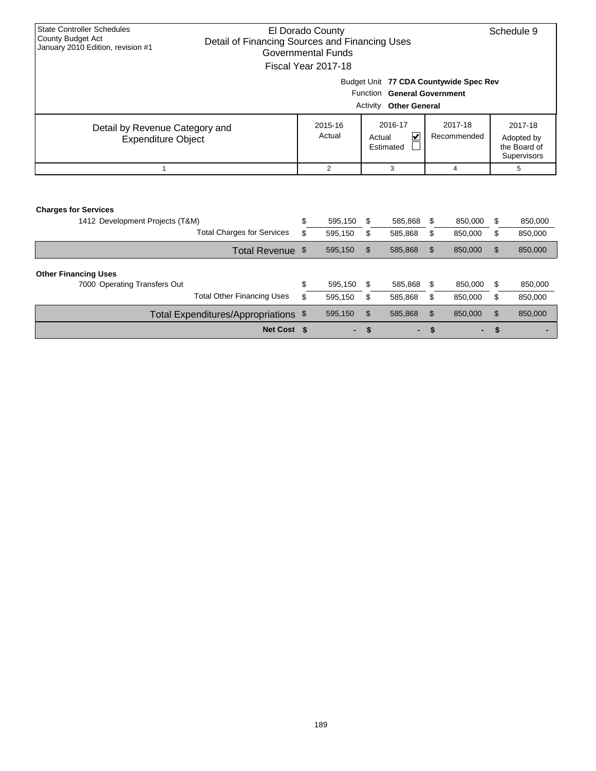State Controller Schedules
County Budget Act
January 2010 Edition, revision #1

# El Dorado County
## Detail of Financing Sources and Financing Uses
### Governmental Funds
### Fiscal Year 2017-18

Schedule 9

Budget Unit **77 CDA Countywide Spec Rev**
Function **General Government**
Activity **Other General**

| Detail by Revenue Category and Expenditure Object | 2015-16 Actual | 2016-17 Actual ☑ Estimated ☐ | 2017-18 Recommended | 2017-18 Adopted by the Board of Supervisors |
|---|---|---|---|---|
| 1 | 2 | 3 | 4 | 5 |
| **Charges for Services** | | | | |
| 1412 Development Projects (T&M) | $ 595,150 | $ 585,868 | $ 850,000 | $ 850,000 |
| Total Charges for Services | $ 595,150 | $ 585,868 | $ 850,000 | $ 850,000 |
| Total Revenue | $ 595,150 | $ 585,868 | $ 850,000 | $ 850,000 |
| **Other Financing Uses** | | | | |
| 7000 Operating Transfers Out | $ 595,150 | $ 585,868 | $ 850,000 | $ 850,000 |
| Total Other Financing Uses | $ 595,150 | $ 585,868 | $ 850,000 | $ 850,000 |
| Total Expenditures/Appropriations | $ 595,150 | $ 585,868 | $ 850,000 | $ 850,000 |
| **Net Cost** | **$ -** | **$ -** | **$ -** | **$ -** |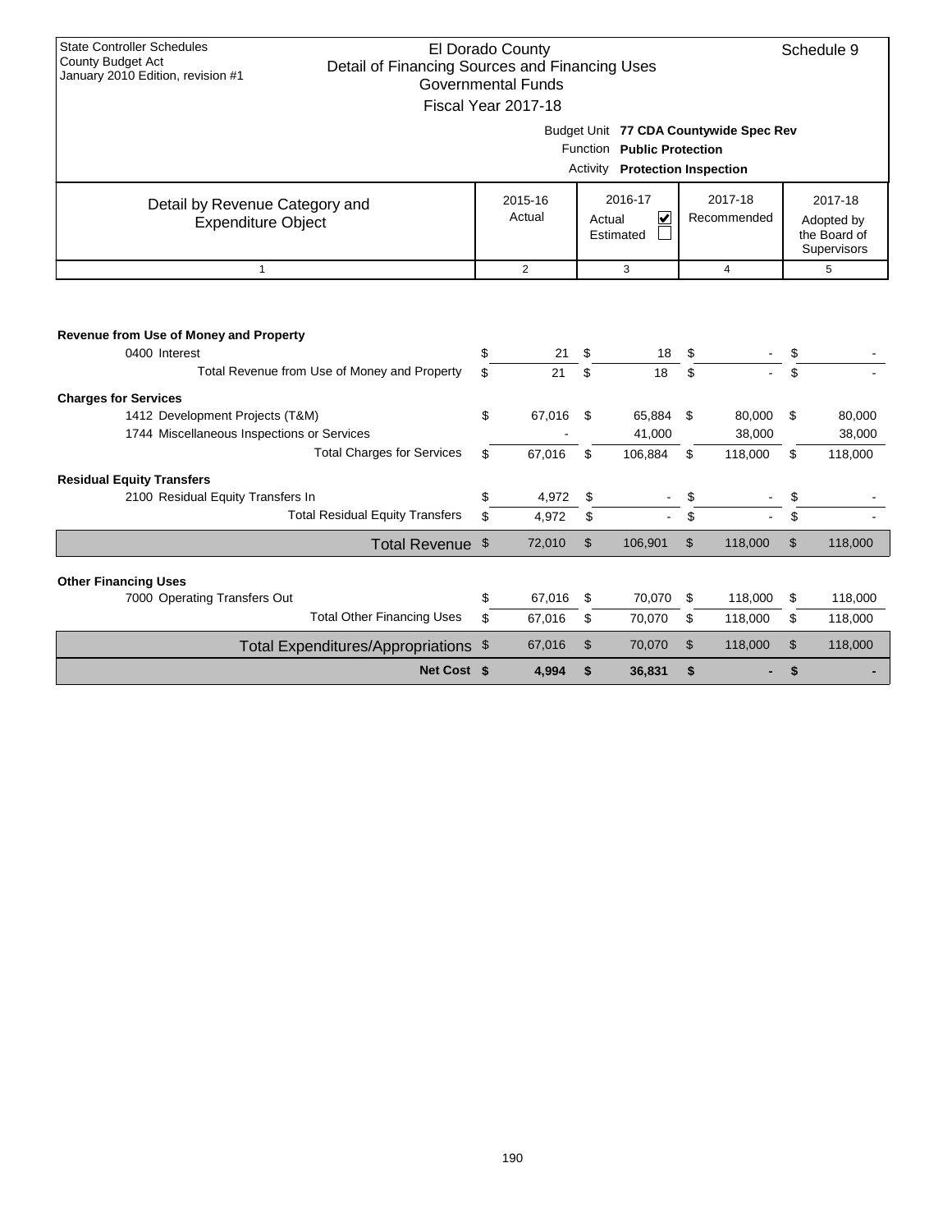State Controller Schedules
County Budget Act
January 2010 Edition, revision #1

# El Dorado County
## Detail of Financing Sources and Financing Uses
### Governmental Funds
### Fiscal Year 2017-18

Schedule 9

Budget Unit **77 CDA Countywide Spec Rev**
Function **Public Protection**
Activity **Protection Inspection**

| Detail by Revenue Category and Expenditure Object | 2015-16 Actual | 2016-17 Actual ☑ Estimated ☐ | 2017-18 Recommended | 2017-18 Adopted by the Board of Supervisors |
|---|---|---|---|---|
| 1 | 2 | 3 | 4 | 5 |
| **Revenue from Use of Money and Property** | | | | |
| 0400 Interest | $ 21 | $ 18 | $ - | $ - |
| Total Revenue from Use of Money and Property | $ 21 | $ 18 | $ - | $ - |
| **Charges for Services** | | | | |
| 1412 Development Projects (T&M) | $ 67,016 | $ 65,884 | $ 80,000 | $ 80,000 |
| 1744 Miscellaneous Inspections or Services | - | 41,000 | 38,000 | 38,000 |
| Total Charges for Services | $ 67,016 | $ 106,884 | $ 118,000 | $ 118,000 |
| **Residual Equity Transfers** | | | | |
| 2100 Residual Equity Transfers In | $ 4,972 | $ - | $ - | $ - |
| Total Residual Equity Transfers | $ 4,972 | $ - | $ - | $ - |
| Total Revenue | $ 72,010 | $ 106,901 | $ 118,000 | $ 118,000 |
| **Other Financing Uses** | | | | |
| 7000 Operating Transfers Out | $ 67,016 | $ 70,070 | $ 118,000 | $ 118,000 |
| Total Other Financing Uses | $ 67,016 | $ 70,070 | $ 118,000 | $ 118,000 |
| Total Expenditures/Appropriations | $ 67,016 | $ 70,070 | $ 118,000 | $ 118,000 |
| **Net Cost** | **$ 4,994** | **$ 36,831** | **$ -** | **$ -** |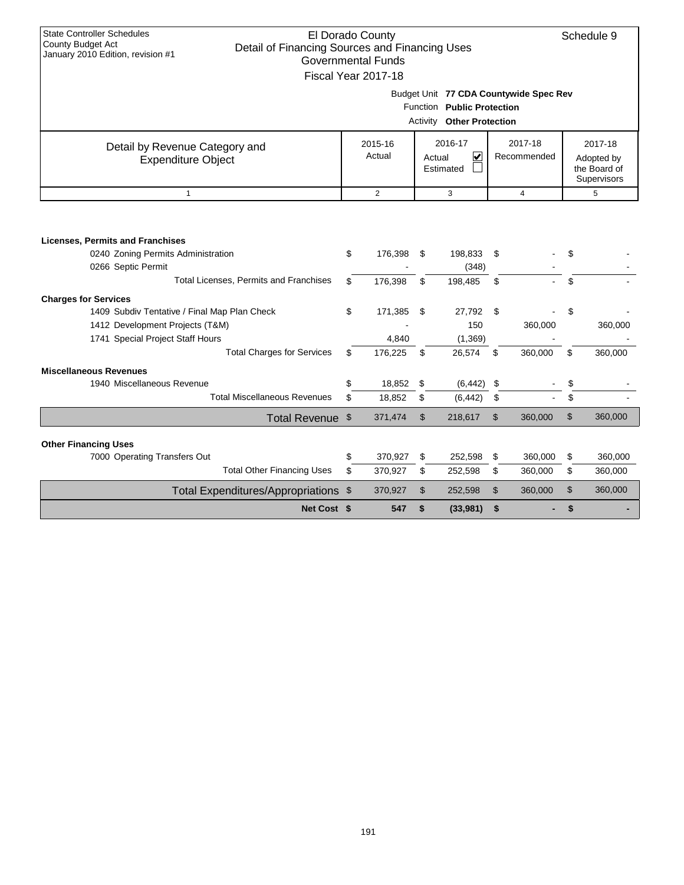State Controller Schedules
County Budget Act
January 2010 Edition, revision #1

# El Dorado County
## Detail of Financing Sources and Financing Uses
### Governmental Funds
### Fiscal Year 2017-18

Schedule 9

Budget Unit **77 CDA Countywide Spec Rev**
Function **Public Protection**
Activity **Other Protection**

| Detail by Revenue Category and Expenditure Object | 2015-16 Actual | 2016-17 Actual ☑ Estimated ☐ | 2017-18 Recommended | 2017-18 Adopted by the Board of Supervisors |
|---|---|---|---|---|
| 1 | 2 | 3 | 4 | 5 |
| **Licenses, Permits and Franchises** | | | | |
| 0240 Zoning Permits Administration | $ 176,398 | $ 198,833 | $ - | $ - |
| 0266 Septic Permit | - | (348) | - | - |
| Total Licenses, Permits and Franchises | $ 176,398 | $ 198,485 | $ - | $ - |
| **Charges for Services** | | | | |
| 1409 Subdiv Tentative / Final Map Plan Check | $ 171,385 | $ 27,792 | $ - | $ - |
| 1412 Development Projects (T&M) | - | 150 | 360,000 | 360,000 |
| 1741 Special Project Staff Hours | 4,840 | (1,369) | - | - |
| Total Charges for Services | $ 176,225 | $ 26,574 | $ 360,000 | $ 360,000 |
| **Miscellaneous Revenues** | | | | |
| 1940 Miscellaneous Revenue | $ 18,852 | $ (6,442) | $ - | $ - |
| Total Miscellaneous Revenues | $ 18,852 | $ (6,442) | $ - | $ - |
| Total Revenue | $ 371,474 | $ 218,617 | $ 360,000 | $ 360,000 |
| **Other Financing Uses** | | | | |
| 7000 Operating Transfers Out | $ 370,927 | $ 252,598 | $ 360,000 | $ 360,000 |
| Total Other Financing Uses | $ 370,927 | $ 252,598 | $ 360,000 | $ 360,000 |
| Total Expenditures/Appropriations | $ 370,927 | $ 252,598 | $ 360,000 | $ 360,000 |
| **Net Cost** | **$ 547** | **$ (33,981)** | **$ -** | **$ -** |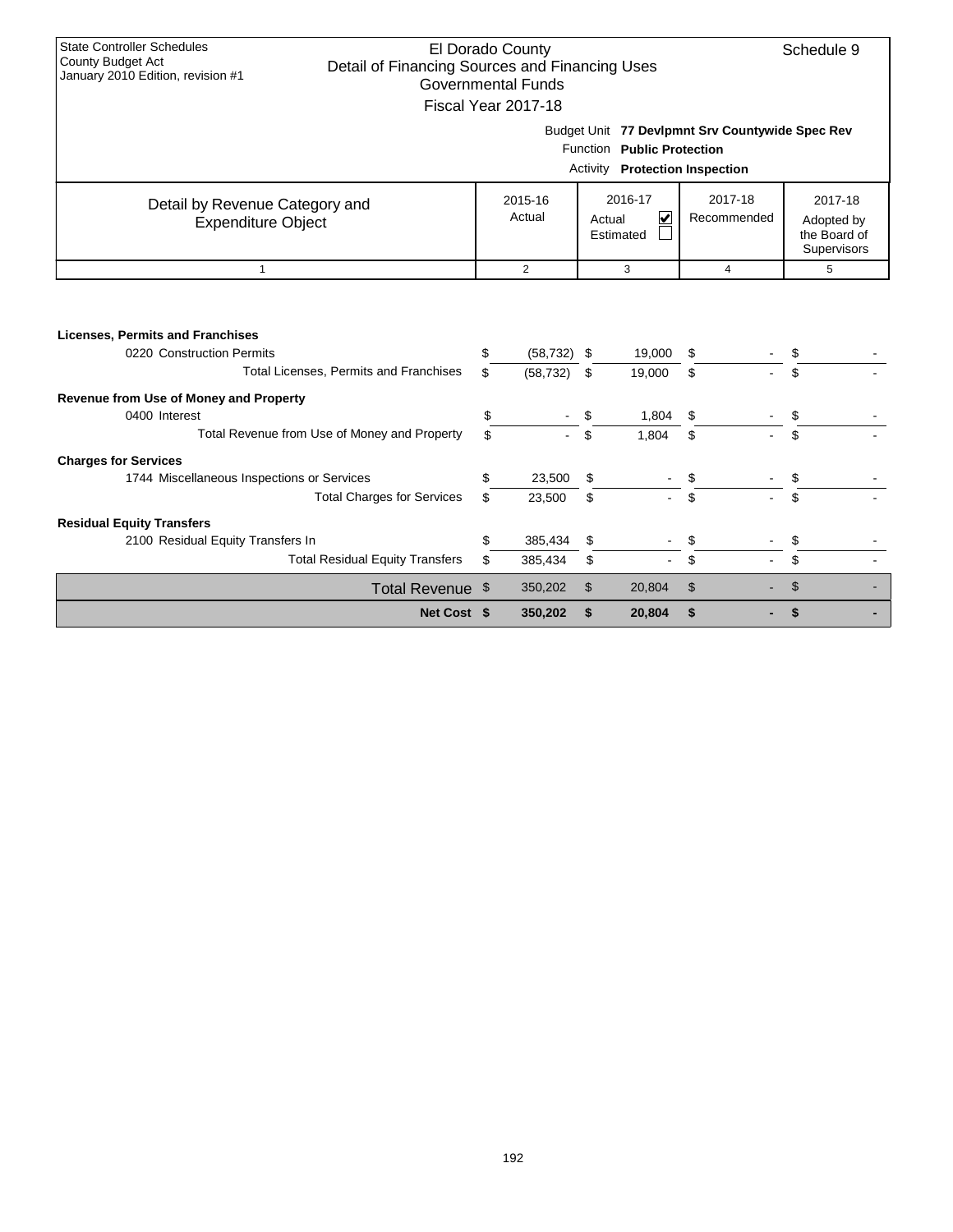State Controller Schedules
County Budget Act
January 2010 Edition, revision #1

El Dorado County
Detail of Financing Sources and Financing Uses
Governmental Funds
Fiscal Year 2017-18

Schedule 9

Budget Unit **77 Devlpmnt Srv Countywide Spec Rev**
Function **Public Protection**
Activity **Protection Inspection**

| Detail by Revenue Category and Expenditure Object | 2015-16 Actual | 2016-17 Actual ☑ Estimated ☐ | 2017-18 Recommended | 2017-18 Adopted by the Board of Supervisors |
|---|---|---|---|---|
| 1 | 2 | 3 | 4 | 5 |
| **Licenses, Permits and Franchises** | | | | |
| 0220 Construction Permits | $ (58,732) | $ 19,000 | $ - | $ - |
| Total Licenses, Permits and Franchises | $ (58,732) | $ 19,000 | $ - | $ - |
| **Revenue from Use of Money and Property** | | | | |
| 0400 Interest | $ - | $ 1,804 | $ - | $ - |
| Total Revenue from Use of Money and Property | $ - | $ 1,804 | $ - | $ - |
| **Charges for Services** | | | | |
| 1744 Miscellaneous Inspections or Services | $ 23,500 | $ - | $ - | $ - |
| Total Charges for Services | $ 23,500 | $ - | $ - | $ - |
| **Residual Equity Transfers** | | | | |
| 2100 Residual Equity Transfers In | $ 385,434 | $ - | $ - | $ - |
| Total Residual Equity Transfers | $ 385,434 | $ - | $ - | $ - |
| Total Revenue | $ 350,202 | $ 20,804 | $ - | $ - |
| **Net Cost** | **$ 350,202** | **$ 20,804** | **$ -** | **$ -** |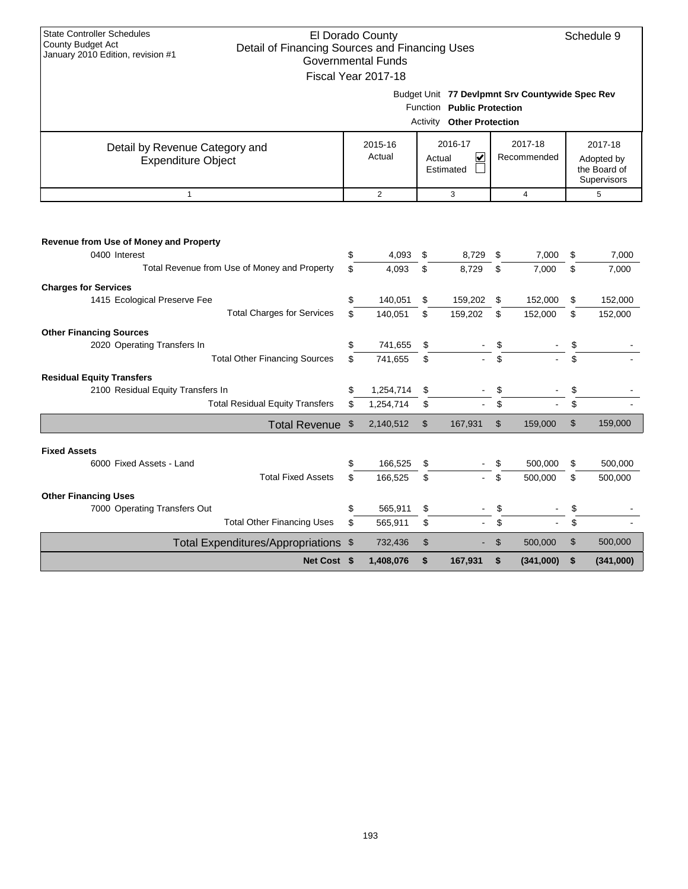State Controller Schedules
County Budget Act
January 2010 Edition, revision #1

# El Dorado County
## Detail of Financing Sources and Financing Uses
### Governmental Funds
### Fiscal Year 2017-18

Schedule 9

Budget Unit **77 Devlpmnt Srv Countywide Spec Rev**
Function **Public Protection**
Activity **Other Protection**

| Detail by Revenue Category and Expenditure Object | 2015-16 Actual | 2016-17 Actual ☑ Estimated ☐ | 2017-18 Recommended | 2017-18 Adopted by the Board of Supervisors |
|---|---|---|---|---|
| 1 | 2 | 3 | 4 | 5 |
| **Revenue from Use of Money and Property** | | | | |
| 0400 Interest | $ 4,093 | $ 8,729 | $ 7,000 | $ 7,000 |
| Total Revenue from Use of Money and Property | $ 4,093 | $ 8,729 | $ 7,000 | $ 7,000 |
| **Charges for Services** | | | | |
| 1415 Ecological Preserve Fee | $ 140,051 | $ 159,202 | $ 152,000 | $ 152,000 |
| Total Charges for Services | $ 140,051 | $ 159,202 | $ 152,000 | $ 152,000 |
| **Other Financing Sources** | | | | |
| 2020 Operating Transfers In | $ 741,655 | $ - | $ - | $ - |
| Total Other Financing Sources | $ 741,655 | $ - | $ - | $ - |
| **Residual Equity Transfers** | | | | |
| 2100 Residual Equity Transfers In | $ 1,254,714 | $ - | $ - | $ - |
| Total Residual Equity Transfers | $ 1,254,714 | $ - | $ - | $ - |
| Total Revenue | $ 2,140,512 | $ 167,931 | $ 159,000 | $ 159,000 |
| **Fixed Assets** | | | | |
| 6000 Fixed Assets - Land | $ 166,525 | $ - | $ 500,000 | $ 500,000 |
| Total Fixed Assets | $ 166,525 | $ - | $ 500,000 | $ 500,000 |
| **Other Financing Uses** | | | | |
| 7000 Operating Transfers Out | $ 565,911 | $ - | $ - | $ - |
| Total Other Financing Uses | $ 565,911 | $ - | $ - | $ - |
| Total Expenditures/Appropriations | $ 732,436 | $ - | $ 500,000 | $ 500,000 |
| **Net Cost** | **$ 1,408,076** | **$ 167,931** | **$ (341,000)** | **$ (341,000)** |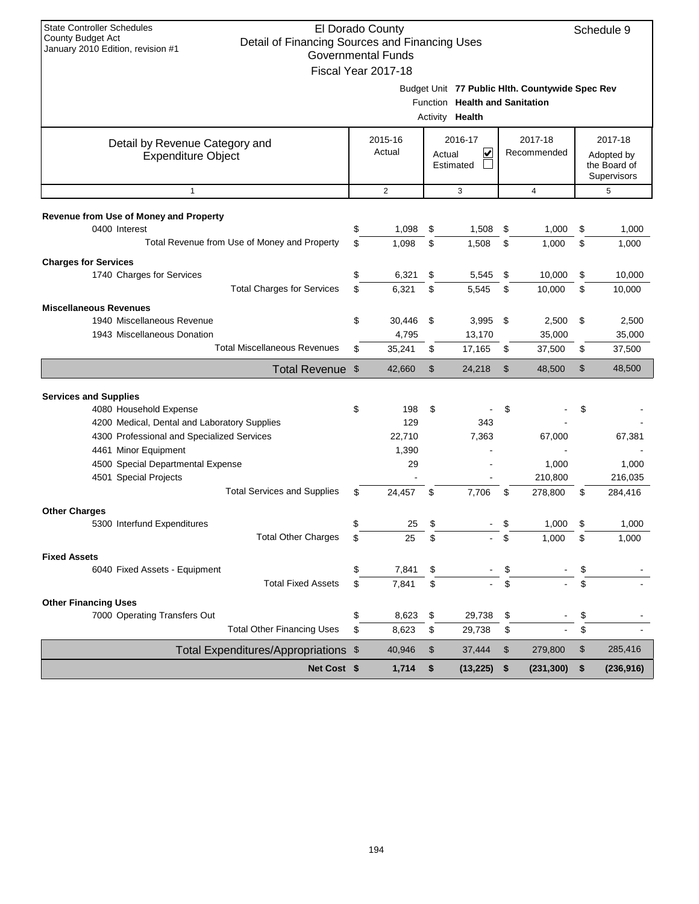State Controller Schedules
County Budget Act
January 2010 Edition, revision #1

# El Dorado County
## Detail of Financing Sources and Financing Uses
### Governmental Funds
### Fiscal Year 2017-18

Schedule 9

Budget Unit **77 Public Hlth. Countywide Spec Rev**
Function **Health and Sanitation**
Activity **Health**

| Detail by Revenue Category and Expenditure Object | 2015-16 Actual | 2016-17 Actual ☑ Estimated ☐ | 2017-18 Recommended | 2017-18 Adopted by the Board of Supervisors |
|---|---|---|---|---|
| 1 | 2 | 3 | 4 | 5 |
| **Revenue from Use of Money and Property** | | | | |
| 0400 Interest | $ 1,098 | $ 1,508 | $ 1,000 | $ 1,000 |
| Total Revenue from Use of Money and Property | $ 1,098 | $ 1,508 | $ 1,000 | $ 1,000 |
| **Charges for Services** | | | | |
| 1740 Charges for Services | $ 6,321 | $ 5,545 | $ 10,000 | $ 10,000 |
| Total Charges for Services | $ 6,321 | $ 5,545 | $ 10,000 | $ 10,000 |
| **Miscellaneous Revenues** | | | | |
| 1940 Miscellaneous Revenue | $ 30,446 | $ 3,995 | $ 2,500 | $ 2,500 |
| 1943 Miscellaneous Donation | 4,795 | 13,170 | 35,000 | 35,000 |
| Total Miscellaneous Revenues | $ 35,241 | $ 17,165 | $ 37,500 | $ 37,500 |
| Total Revenue | $ 42,660 | $ 24,218 | $ 48,500 | $ 48,500 |
| **Services and Supplies** | | | | |
| 4080 Household Expense | $ 198 | $ - | $ - | $ - |
| 4200 Medical, Dental and Laboratory Supplies | 129 | 343 | - | - |
| 4300 Professional and Specialized Services | 22,710 | 7,363 | 67,000 | 67,381 |
| 4461 Minor Equipment | 1,390 | - | - | - |
| 4500 Special Departmental Expense | 29 | - | 1,000 | 1,000 |
| 4501 Special Projects | - | - | 210,800 | 216,035 |
| Total Services and Supplies | $ 24,457 | $ 7,706 | $ 278,800 | $ 284,416 |
| **Other Charges** | | | | |
| 5300 Interfund Expenditures | $ 25 | $ - | $ 1,000 | $ 1,000 |
| Total Other Charges | $ 25 | $ - | $ 1,000 | $ 1,000 |
| **Fixed Assets** | | | | |
| 6040 Fixed Assets - Equipment | $ 7,841 | $ - | $ - | $ - |
| Total Fixed Assets | $ 7,841 | $ - | $ - | $ - |
| **Other Financing Uses** | | | | |
| 7000 Operating Transfers Out | $ 8,623 | $ 29,738 | $ - | $ - |
| Total Other Financing Uses | $ 8,623 | $ 29,738 | $ - | $ - |
| Total Expenditures/Appropriations | $ 40,946 | $ 37,444 | $ 279,800 | $ 285,416 |
| **Net Cost** | **$ 1,714** | **$ (13,225)** | **$ (231,300)** | **$ (236,916)** |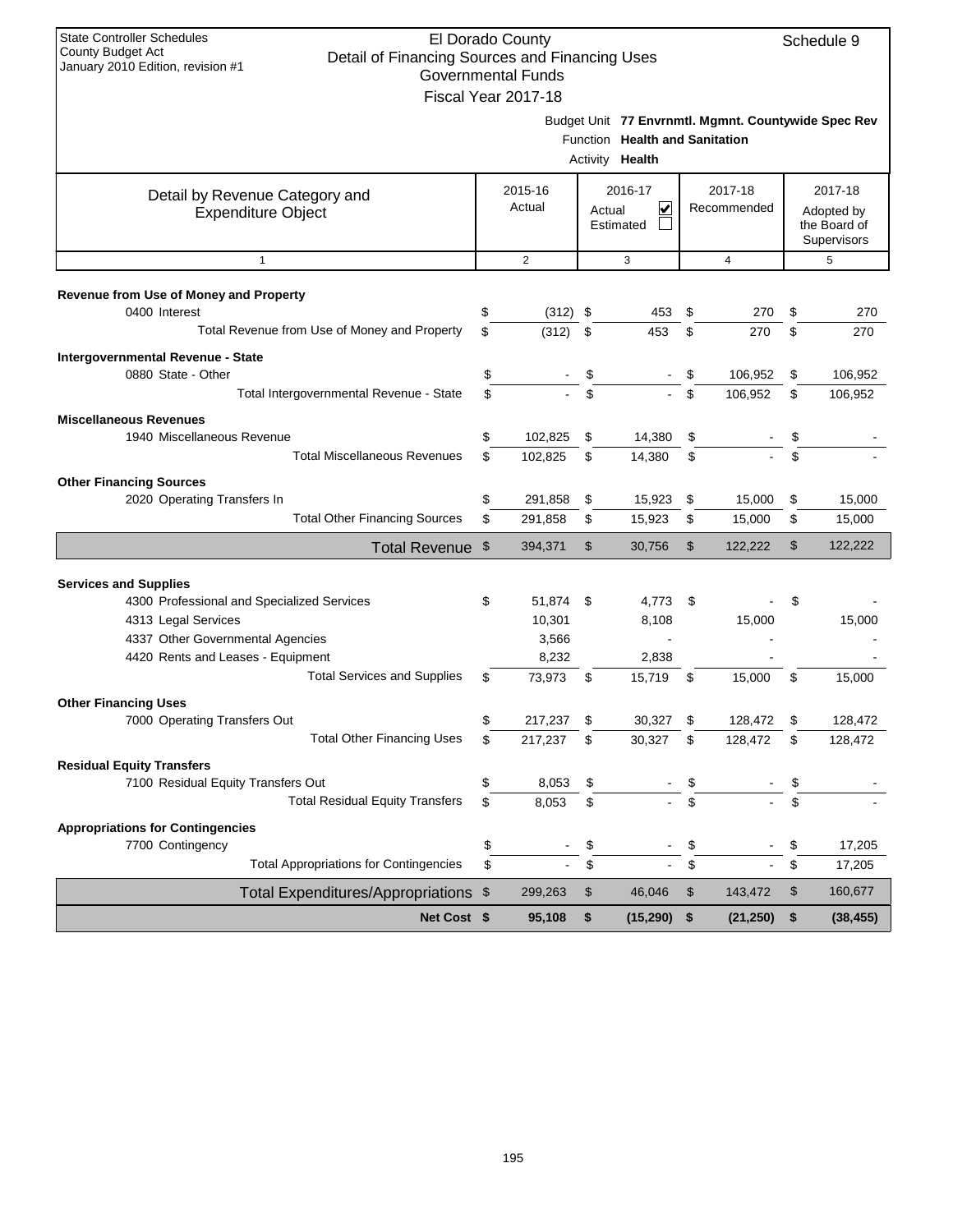State Controller Schedules
County Budget Act
January 2010 Edition, revision #1

# El Dorado County
## Detail of Financing Sources and Financing Uses
### Governmental Funds
### Fiscal Year 2017-18

Schedule 9

Budget Unit **77 Envrnmtl. Mgmnt. Countywide Spec Rev**
Function **Health and Sanitation**
Activity **Health**

| Detail by Revenue Category and Expenditure Object | 2015-16 Actual | 2016-17 Actual ☑ Estimated ☐ | 2017-18 Recommended | 2017-18 Adopted by the Board of Supervisors |
|---|---|---|---|---|
| 1 | 2 | 3 | 4 | 5 |
| **Revenue from Use of Money and Property** | | | | |
| 0400 Interest | $ (312) | $ 453 | $ 270 | $ 270 |
| Total Revenue from Use of Money and Property | $ (312) | $ 453 | $ 270 | $ 270 |
| **Intergovernmental Revenue - State** | | | | |
| 0880 State - Other | $ - | $ - | $ 106,952 | $ 106,952 |
| Total Intergovernmental Revenue - State | $ - | $ - | $ 106,952 | $ 106,952 |
| **Miscellaneous Revenues** | | | | |
| 1940 Miscellaneous Revenue | $ 102,825 | $ 14,380 | $ - | $ - |
| Total Miscellaneous Revenues | $ 102,825 | $ 14,380 | $ - | $ - |
| **Other Financing Sources** | | | | |
| 2020 Operating Transfers In | $ 291,858 | $ 15,923 | $ 15,000 | $ 15,000 |
| Total Other Financing Sources | $ 291,858 | $ 15,923 | $ 15,000 | $ 15,000 |
| **Total Revenue** | $ 394,371 | $ 30,756 | $ 122,222 | $ 122,222 |
| **Services and Supplies** | | | | |
| 4300 Professional and Specialized Services | $ 51,874 | $ 4,773 | $ - | $ - |
| 4313 Legal Services | 10,301 | 8,108 | 15,000 | 15,000 |
| 4337 Other Governmental Agencies | 3,566 | - | - | - |
| 4420 Rents and Leases - Equipment | 8,232 | 2,838 | - | - |
| Total Services and Supplies | $ 73,973 | $ 15,719 | $ 15,000 | $ 15,000 |
| **Other Financing Uses** | | | | |
| 7000 Operating Transfers Out | $ 217,237 | $ 30,327 | $ 128,472 | $ 128,472 |
| Total Other Financing Uses | $ 217,237 | $ 30,327 | $ 128,472 | $ 128,472 |
| **Residual Equity Transfers** | | | | |
| 7100 Residual Equity Transfers Out | $ 8,053 | $ - | $ - | $ - |
| Total Residual Equity Transfers | $ 8,053 | $ - | $ - | $ - |
| **Appropriations for Contingencies** | | | | |
| 7700 Contingency | $ - | $ - | $ - | $ 17,205 |
| Total Appropriations for Contingencies | $ - | $ - | $ - | $ 17,205 |
| **Total Expenditures/Appropriations** | $ 299,263 | $ 46,046 | $ 143,472 | $ 160,677 |
| **Net Cost** | **$ 95,108** | **$ (15,290)** | **$ (21,250)** | **$ (38,455)** |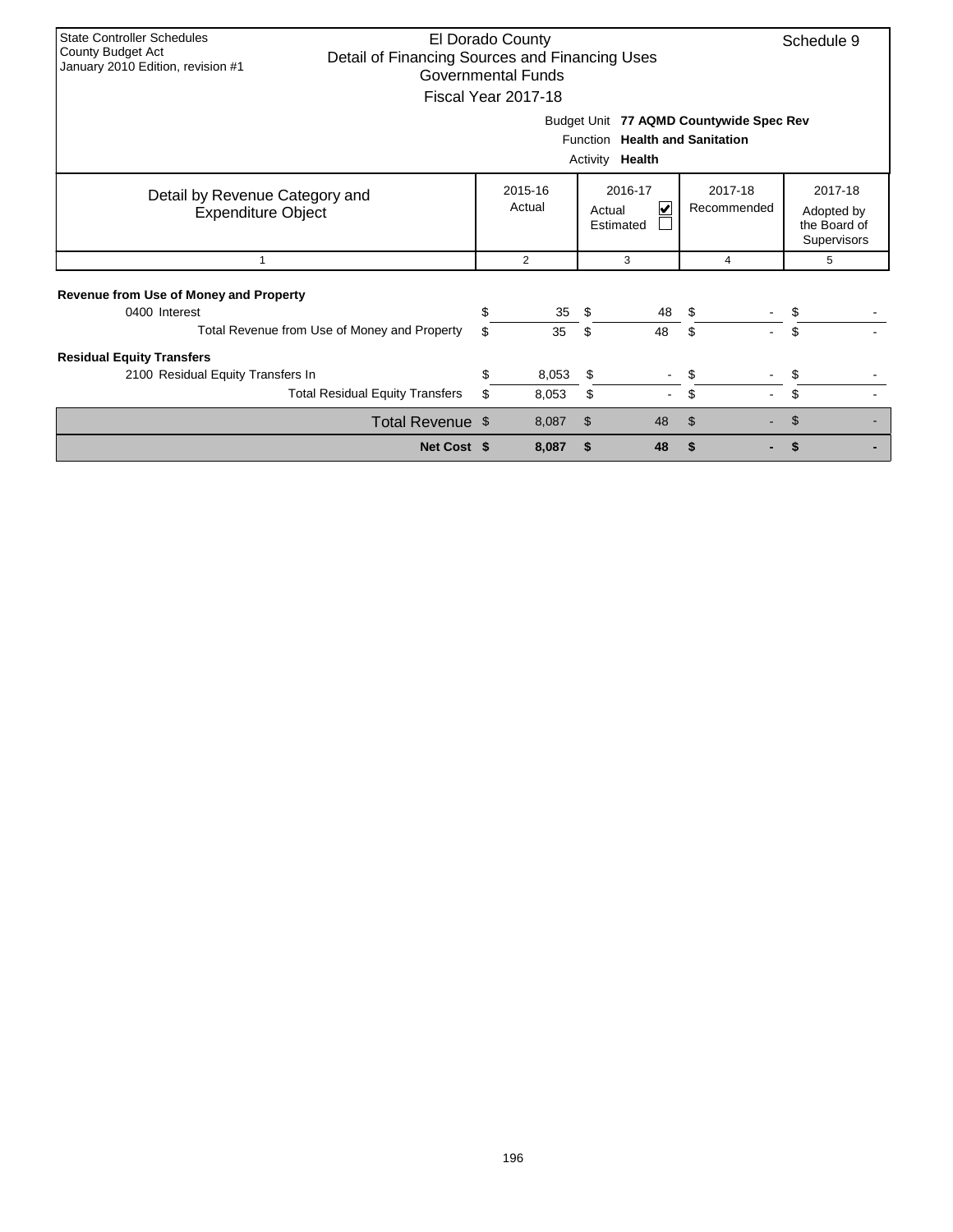State Controller Schedules
County Budget Act
January 2010 Edition, revision #1

# El Dorado County
## Detail of Financing Sources and Financing Uses
### Governmental Funds
### Fiscal Year 2017-18

Schedule 9

Budget Unit **77 AQMD Countywide Spec Rev**
Function **Health and Sanitation**
Activity **Health**

| Detail by Revenue Category and Expenditure Object | 2015-16 Actual | 2016-17 Actual ☑ Estimated ☐ | 2017-18 Recommended | 2017-18 Adopted by the Board of Supervisors |
|---|---|---|---|---|
| 1 | 2 | 3 | 4 | 5 |
| **Revenue from Use of Money and Property** | | | | |
| 0400 Interest | $ 35 | $ 48 | $ - | $ - |
| Total Revenue from Use of Money and Property | $ 35 | $ 48 | $ - | $ - |
| **Residual Equity Transfers** | | | | |
| 2100 Residual Equity Transfers In | $ 8,053 | $ - | $ - | $ - |
| Total Residual Equity Transfers | $ 8,053 | $ - | $ - | $ - |
| Total Revenue | $ 8,087 | $ 48 | $ - | $ - |
| **Net Cost** | **$ 8,087** | **$ 48** | **$ -** | **$ -** |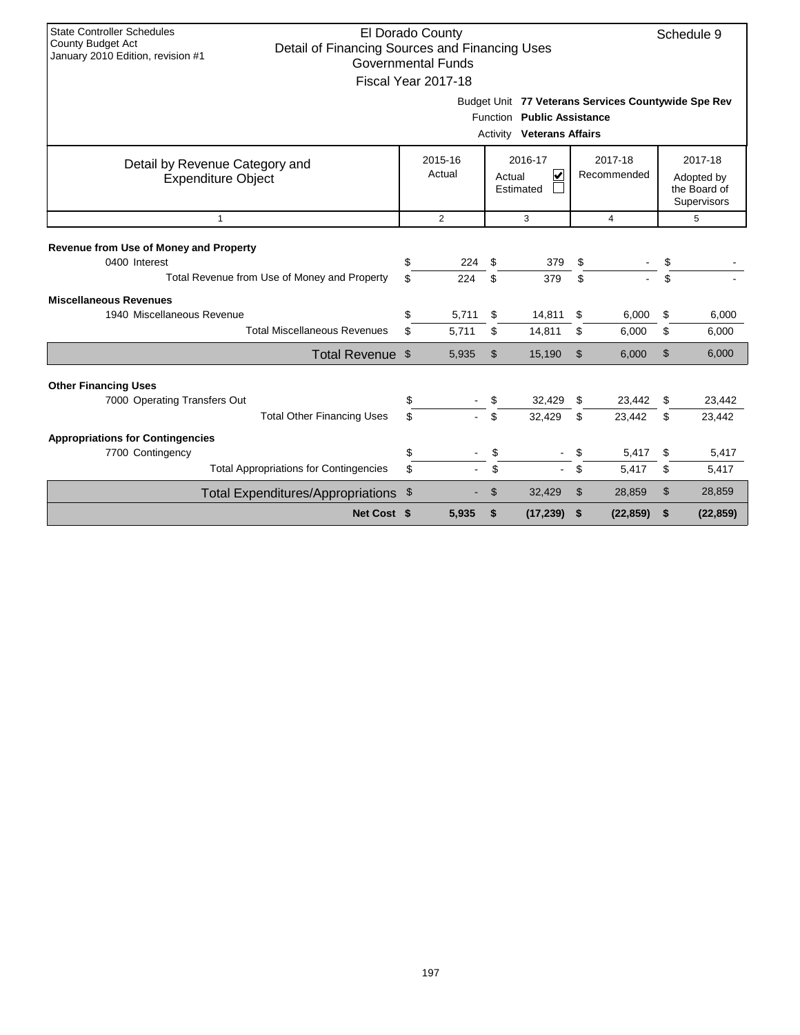State Controller Schedules
County Budget Act
January 2010 Edition, revision #1

# El Dorado County
## Detail of Financing Sources and Financing Uses
### Governmental Funds
### Fiscal Year 2017-18

Schedule 9

Budget Unit **77 Veterans Services Countywide Spe Rev**
Function **Public Assistance**
Activity **Veterans Affairs**

| Detail by Revenue Category and Expenditure Object | 2015-16 Actual | 2016-17 Actual ☑ Estimated ☐ | 2017-18 Recommended | 2017-18 Adopted by the Board of Supervisors |
|---|---|---|---|---|
| 1 | 2 | 3 | 4 | 5 |
| **Revenue from Use of Money and Property** | | | | |
| 0400 Interest | $ 224 | $ 379 | $ - | $ - |
| Total Revenue from Use of Money and Property | $ 224 | $ 379 | $ - | $ - |
| **Miscellaneous Revenues** | | | | |
| 1940 Miscellaneous Revenue | $ 5,711 | $ 14,811 | $ 6,000 | $ 6,000 |
| Total Miscellaneous Revenues | $ 5,711 | $ 14,811 | $ 6,000 | $ 6,000 |
| Total Revenue | $ 5,935 | $ 15,190 | $ 6,000 | $ 6,000 |
| **Other Financing Uses** | | | | |
| 7000 Operating Transfers Out | $ - | $ 32,429 | $ 23,442 | $ 23,442 |
| Total Other Financing Uses | $ - | $ 32,429 | $ 23,442 | $ 23,442 |
| **Appropriations for Contingencies** | | | | |
| 7700 Contingency | $ - | $ - | $ 5,417 | $ 5,417 |
| Total Appropriations for Contingencies | $ - | $ - | $ 5,417 | $ 5,417 |
| Total Expenditures/Appropriations | $ - | $ 32,429 | $ 28,859 | $ 28,859 |
| **Net Cost** | **$ 5,935** | **$ (17,239)** | **$ (22,859)** | **$ (22,859)** |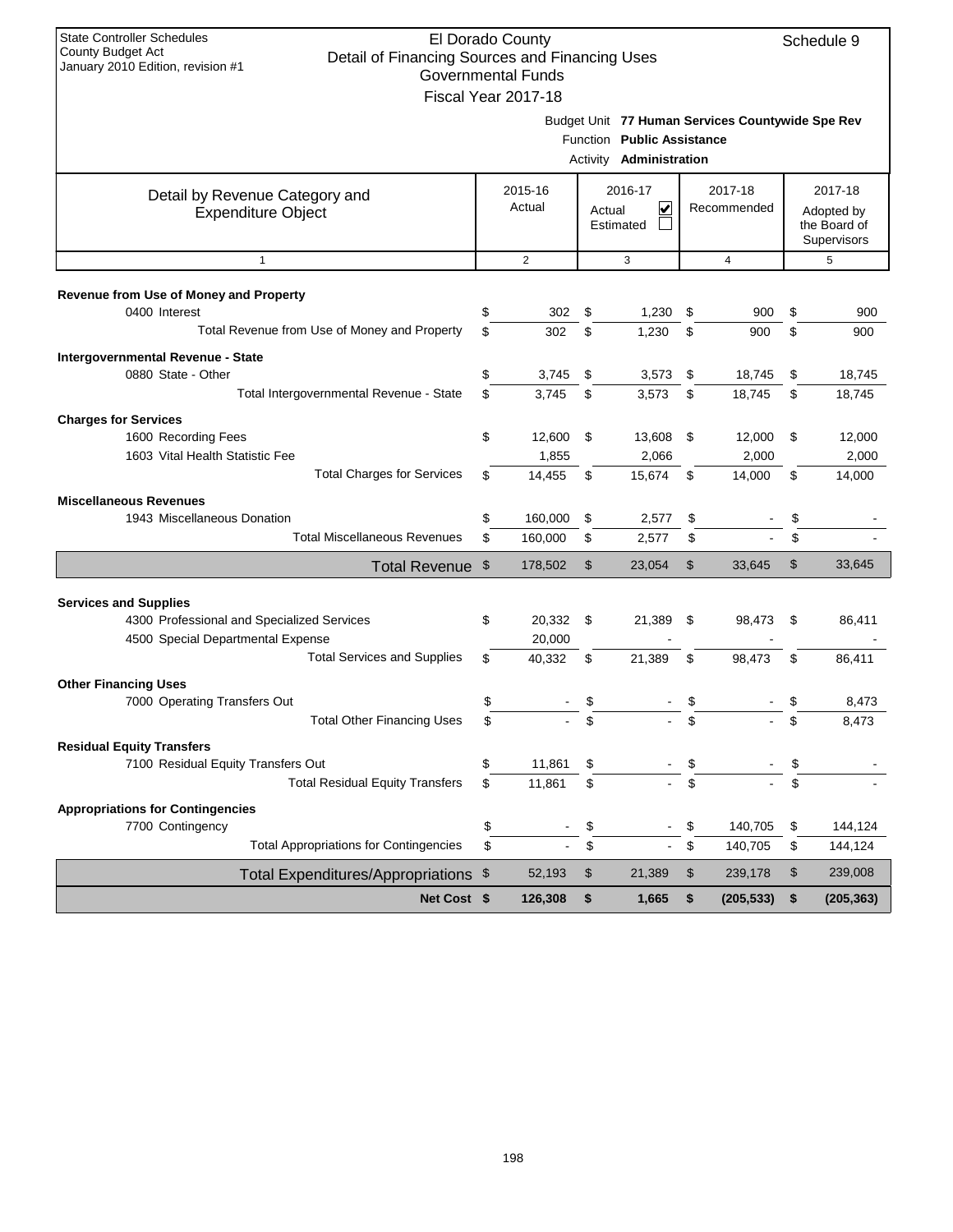State Controller Schedules
County Budget Act
January 2010 Edition, revision #1

# El Dorado County
## Detail of Financing Sources and Financing Uses
### Governmental Funds
### Fiscal Year 2017-18

Schedule 9

Budget Unit **77 Human Services Countywide Spe Rev**
Function **Public Assistance**
Activity **Administration**

| Detail by Revenue Category and Expenditure Object | 2015-16 Actual | 2016-17 Actual ☑ Estimated ☐ | 2017-18 Recommended | 2017-18 Adopted by the Board of Supervisors |
|---|---|---|---|---|
| 1 | 2 | 3 | 4 | 5 |
| **Revenue from Use of Money and Property** | | | | |
| 0400 Interest | $ 302 | $ 1,230 | $ 900 | $ 900 |
| Total Revenue from Use of Money and Property | $ 302 | $ 1,230 | $ 900 | $ 900 |
| **Intergovernmental Revenue - State** | | | | |
| 0880 State - Other | $ 3,745 | $ 3,573 | $ 18,745 | $ 18,745 |
| Total Intergovernmental Revenue - State | $ 3,745 | $ 3,573 | $ 18,745 | $ 18,745 |
| **Charges for Services** | | | | |
| 1600 Recording Fees | $ 12,600 | $ 13,608 | $ 12,000 | $ 12,000 |
| 1603 Vital Health Statistic Fee | 1,855 | 2,066 | 2,000 | 2,000 |
| Total Charges for Services | $ 14,455 | $ 15,674 | $ 14,000 | $ 14,000 |
| **Miscellaneous Revenues** | | | | |
| 1943 Miscellaneous Donation | $ 160,000 | $ 2,577 | $ - | $ - |
| Total Miscellaneous Revenues | $ 160,000 | $ 2,577 | $ - | $ - |
| Total Revenue | $ 178,502 | $ 23,054 | $ 33,645 | $ 33,645 |
| **Services and Supplies** | | | | |
| 4300 Professional and Specialized Services | $ 20,332 | $ 21,389 | $ 98,473 | $ 86,411 |
| 4500 Special Departmental Expense | 20,000 | - | - | - |
| Total Services and Supplies | $ 40,332 | $ 21,389 | $ 98,473 | $ 86,411 |
| **Other Financing Uses** | | | | |
| 7000 Operating Transfers Out | $ - | $ - | $ - | $ 8,473 |
| Total Other Financing Uses | $ - | $ - | $ - | $ 8,473 |
| **Residual Equity Transfers** | | | | |
| 7100 Residual Equity Transfers Out | $ 11,861 | $ - | $ - | $ - |
| Total Residual Equity Transfers | $ 11,861 | $ - | $ - | $ - |
| **Appropriations for Contingencies** | | | | |
| 7700 Contingency | $ - | $ - | $ 140,705 | $ 144,124 |
| Total Appropriations for Contingencies | $ - | $ - | $ 140,705 | $ 144,124 |
| Total Expenditures/Appropriations | $ 52,193 | $ 21,389 | $ 239,178 | $ 239,008 |
| **Net Cost** | **$ 126,308** | **$ 1,665** | **$ (205,533)** | **$ (205,363)** |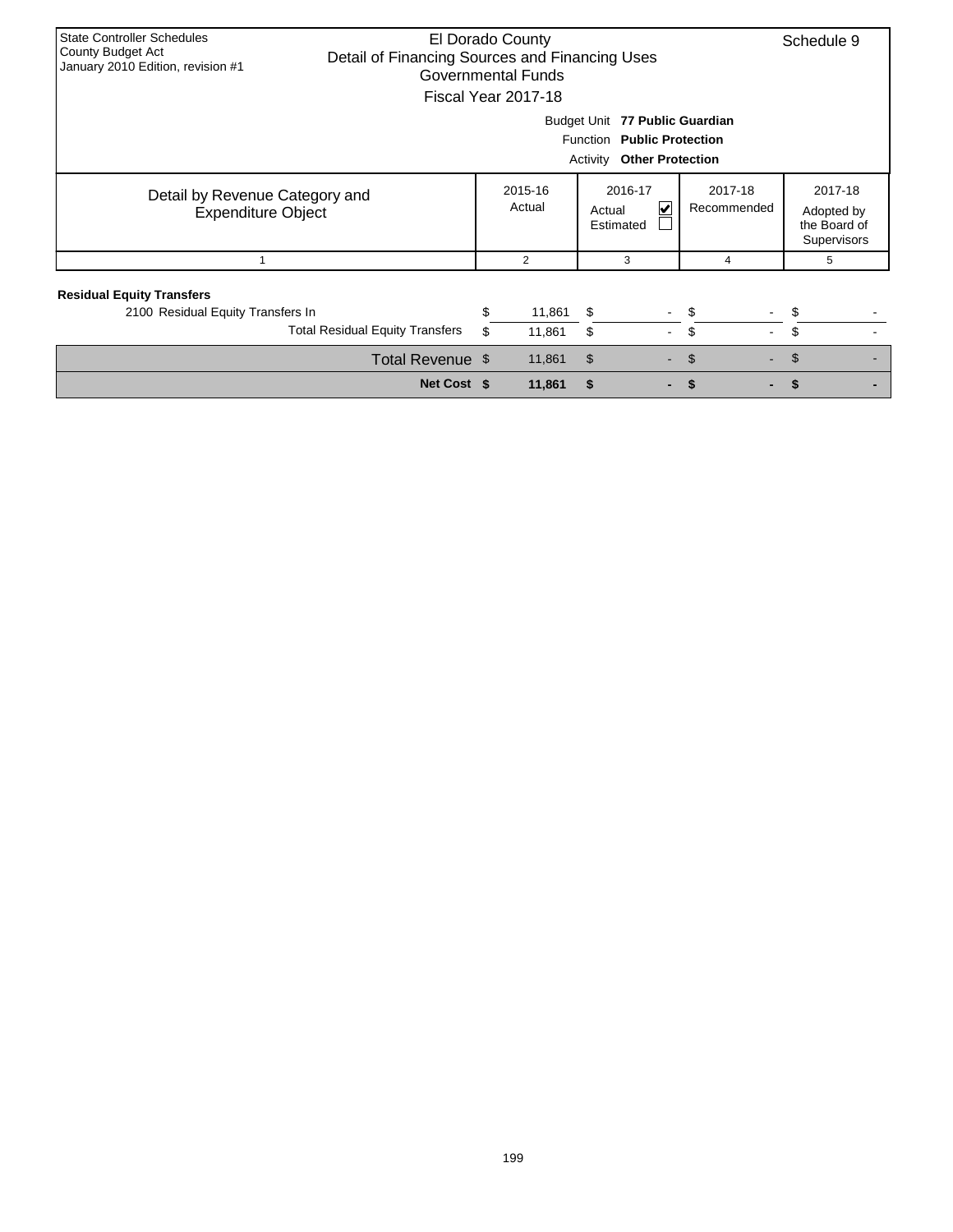State Controller Schedules
County Budget Act
January 2010 Edition, revision #1

# El Dorado County
## Detail of Financing Sources and Financing Uses
### Governmental Funds
### Fiscal Year 2017-18

Schedule 9

Budget Unit **77 Public Guardian**
Function **Public Protection**
Activity **Other Protection**

| Detail by Revenue Category and Expenditure Object | 2015-16 Actual | 2016-17 Actual ☑ Estimated ☐ | 2017-18 Recommended | 2017-18 Adopted by the Board of Supervisors |
|---|---|---|---|---|
| 1 | 2 | 3 | 4 | 5 |
| **Residual Equity Transfers** | | | | |
| 2100 Residual Equity Transfers In | $ 11,861 | $ - | $ - | $ - |
| Total Residual Equity Transfers | $ 11,861 | $ - | $ - | $ - |
| Total Revenue | $ 11,861 | $ - | $ - | $ - |
| **Net Cost** | **$ 11,861** | **$ -** | **$ -** | **$ -** |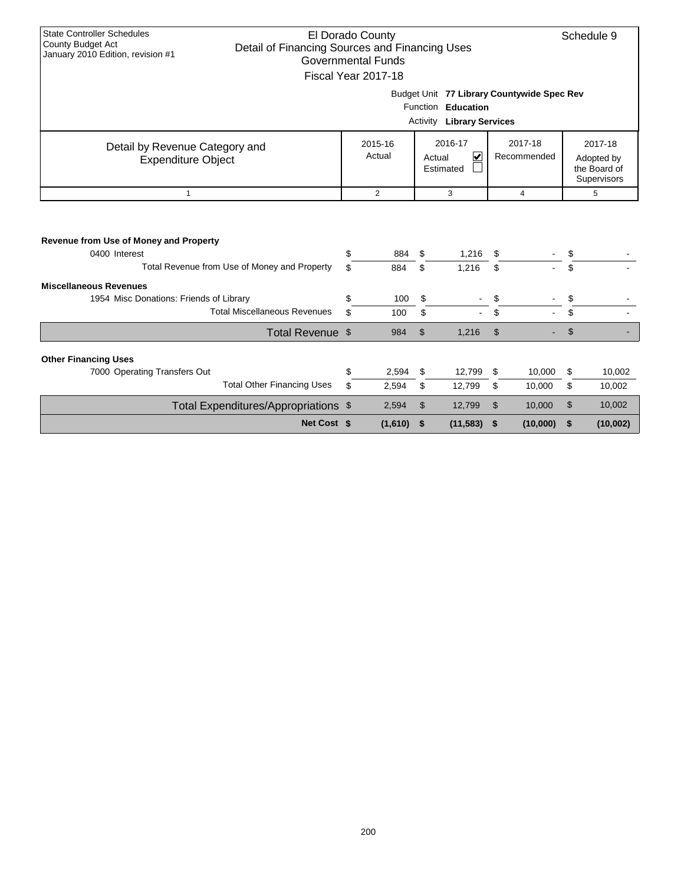State Controller Schedules
County Budget Act
January 2010 Edition, revision #1

# El Dorado County
## Detail of Financing Sources and Financing Uses
### Governmental Funds
### Fiscal Year 2017-18

Schedule 9

Budget Unit **77 Library Countywide Spec Rev**
Function **Education**
Activity **Library Services**

| Detail by Revenue Category and Expenditure Object | 2015-16 Actual | 2016-17 Actual ☑ Estimated ☐ | 2017-18 Recommended | 2017-18 Adopted by the Board of Supervisors |
|---|---|---|---|---|
| 1 | 2 | 3 | 4 | 5 |
| **Revenue from Use of Money and Property** | | | | |
| 0400 Interest | $ 884 | $ 1,216 | $ - | $ - |
| Total Revenue from Use of Money and Property | $ 884 | $ 1,216 | $ - | $ - |
| **Miscellaneous Revenues** | | | | |
| 1954 Misc Donations: Friends of Library | $ 100 | $ - | $ - | $ - |
| Total Miscellaneous Revenues | $ 100 | $ - | $ - | $ - |
| Total Revenue | $ 984 | $ 1,216 | $ - | $ - |
| **Other Financing Uses** | | | | |
| 7000 Operating Transfers Out | $ 2,594 | $ 12,799 | $ 10,000 | $ 10,002 |
| Total Other Financing Uses | $ 2,594 | $ 12,799 | $ 10,000 | $ 10,002 |
| Total Expenditures/Appropriations | $ 2,594 | $ 12,799 | $ 10,000 | $ 10,002 |
| **Net Cost** | **$ (1,610)** | **$ (11,583)** | **$ (10,000)** | **$ (10,002)** |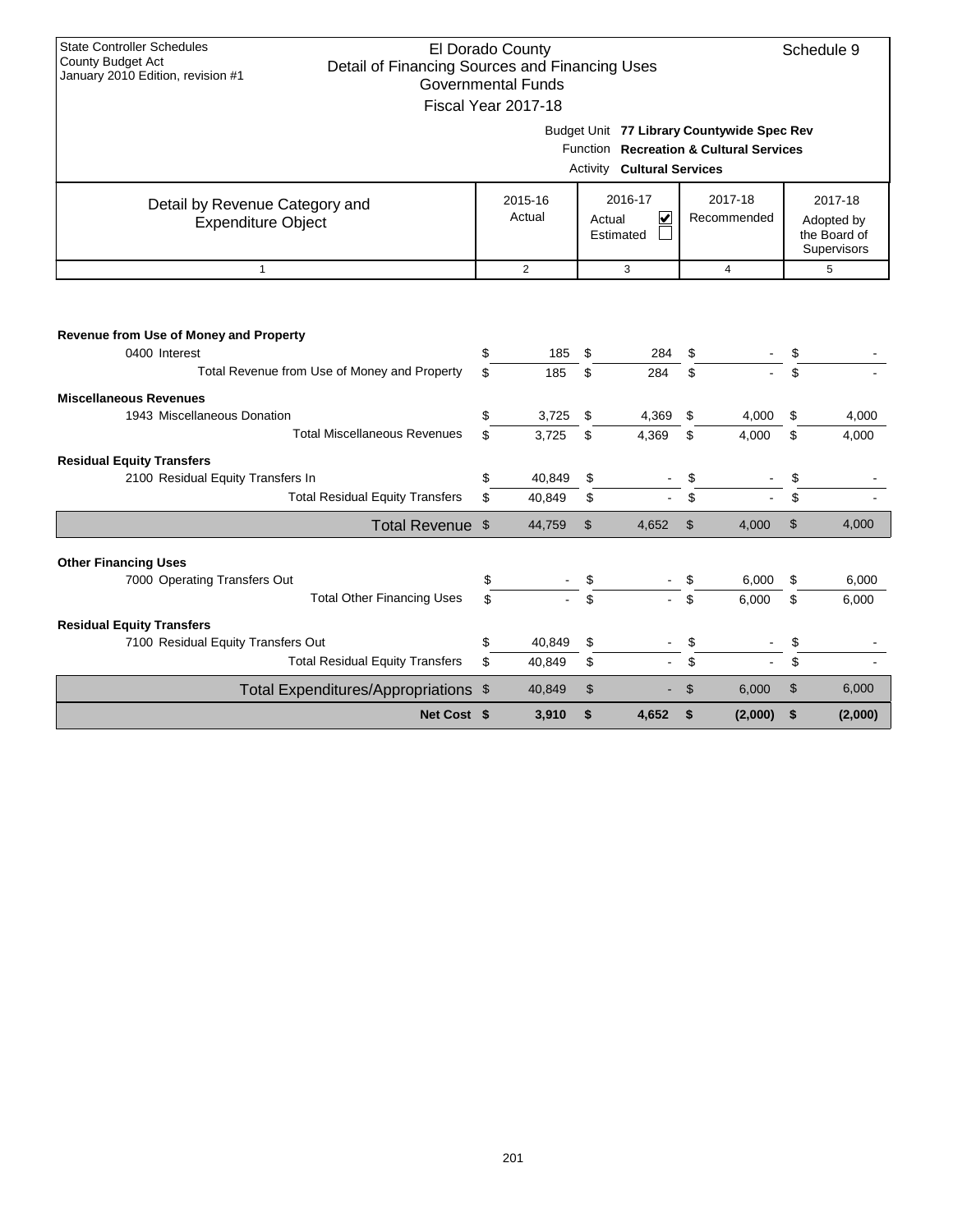State Controller Schedules
County Budget Act
January 2010 Edition, revision #1

# El Dorado County
## Detail of Financing Sources and Financing Uses
### Governmental Funds
### Fiscal Year 2017-18

Schedule 9

Budget Unit **77 Library Countywide Spec Rev**
Function **Recreation & Cultural Services**
Activity **Cultural Services**

| Detail by Revenue Category and Expenditure Object | 2015-16 Actual | 2016-17 Actual ☑ Estimated ☐ | 2017-18 Recommended | 2017-18 Adopted by the Board of Supervisors |
|---|---|---|---|---|
| 1 | 2 | 3 | 4 | 5 |
| **Revenue from Use of Money and Property** | | | | |
| 0400 Interest | $ 185 | $ 284 | $ - | $ - |
| Total Revenue from Use of Money and Property | $ 185 | $ 284 | $ - | $ - |
| **Miscellaneous Revenues** | | | | |
| 1943 Miscellaneous Donation | $ 3,725 | $ 4,369 | $ 4,000 | $ 4,000 |
| Total Miscellaneous Revenues | $ 3,725 | $ 4,369 | $ 4,000 | $ 4,000 |
| **Residual Equity Transfers** | | | | |
| 2100 Residual Equity Transfers In | $ 40,849 | $ - | $ - | $ - |
| Total Residual Equity Transfers | $ 40,849 | $ - | $ - | $ - |
| Total Revenue | $ 44,759 | $ 4,652 | $ 4,000 | $ 4,000 |
| **Other Financing Uses** | | | | |
| 7000 Operating Transfers Out | $ - | $ - | $ 6,000 | $ 6,000 |
| Total Other Financing Uses | $ - | $ - | $ 6,000 | $ 6,000 |
| **Residual Equity Transfers** | | | | |
| 7100 Residual Equity Transfers Out | $ 40,849 | $ - | $ - | $ - |
| Total Residual Equity Transfers | $ 40,849 | $ - | $ - | $ - |
| Total Expenditures/Appropriations | $ 40,849 | $ - | $ 6,000 | $ 6,000 |
| **Net Cost** | **$ 3,910** | **$ 4,652** | **$ (2,000)** | **$ (2,000)** |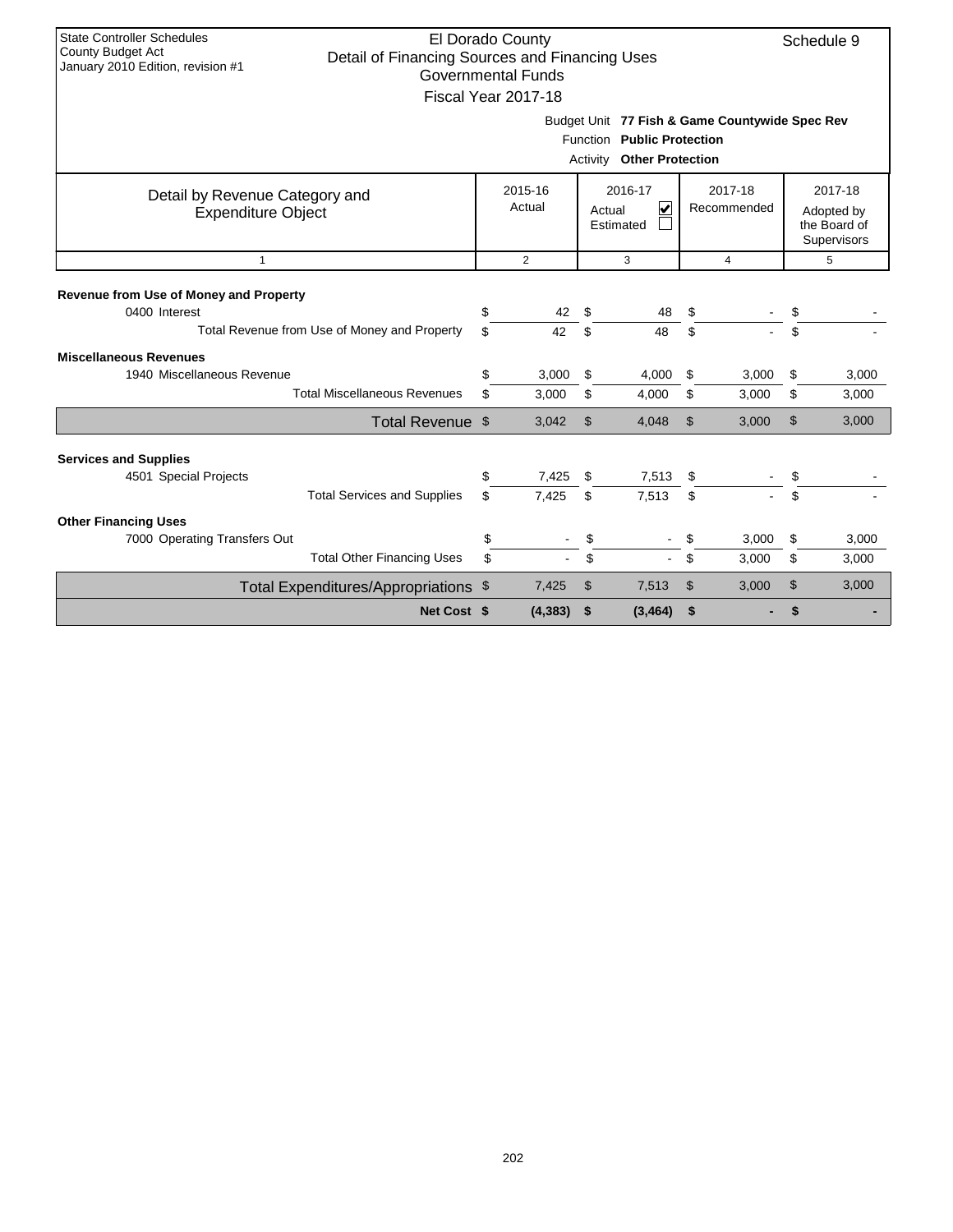State Controller Schedules
County Budget Act
January 2010 Edition, revision #1

# El Dorado County
## Detail of Financing Sources and Financing Uses
### Governmental Funds
### Fiscal Year 2017-18

Schedule 9

Budget Unit **77 Fish & Game Countywide Spec Rev**
Function **Public Protection**
Activity **Other Protection**

| Detail by Revenue Category and Expenditure Object | 2015-16 Actual | 2016-17 Actual ☑ Estimated ☐ | 2017-18 Recommended | 2017-18 Adopted by the Board of Supervisors |
|---|---|---|---|---|
| 1 | 2 | 3 | 4 | 5 |
| **Revenue from Use of Money and Property** | | | | |
| 0400 Interest | $ 42 | $ 48 | $ - | $ - |
| Total Revenue from Use of Money and Property | $ 42 | $ 48 | $ - | $ - |
| **Miscellaneous Revenues** | | | | |
| 1940 Miscellaneous Revenue | $ 3,000 | $ 4,000 | $ 3,000 | $ 3,000 |
| Total Miscellaneous Revenues | $ 3,000 | $ 4,000 | $ 3,000 | $ 3,000 |
| Total Revenue | $ 3,042 | $ 4,048 | $ 3,000 | $ 3,000 |
| **Services and Supplies** | | | | |
| 4501 Special Projects | $ 7,425 | $ 7,513 | $ - | $ - |
| Total Services and Supplies | $ 7,425 | $ 7,513 | $ - | $ - |
| **Other Financing Uses** | | | | |
| 7000 Operating Transfers Out | $ - | $ - | $ 3,000 | $ 3,000 |
| Total Other Financing Uses | $ - | $ - | $ 3,000 | $ 3,000 |
| Total Expenditures/Appropriations | $ 7,425 | $ 7,513 | $ 3,000 | $ 3,000 |
| **Net Cost** | **$ (4,383)** | **$ (3,464)** | **$ -** | **$ -** |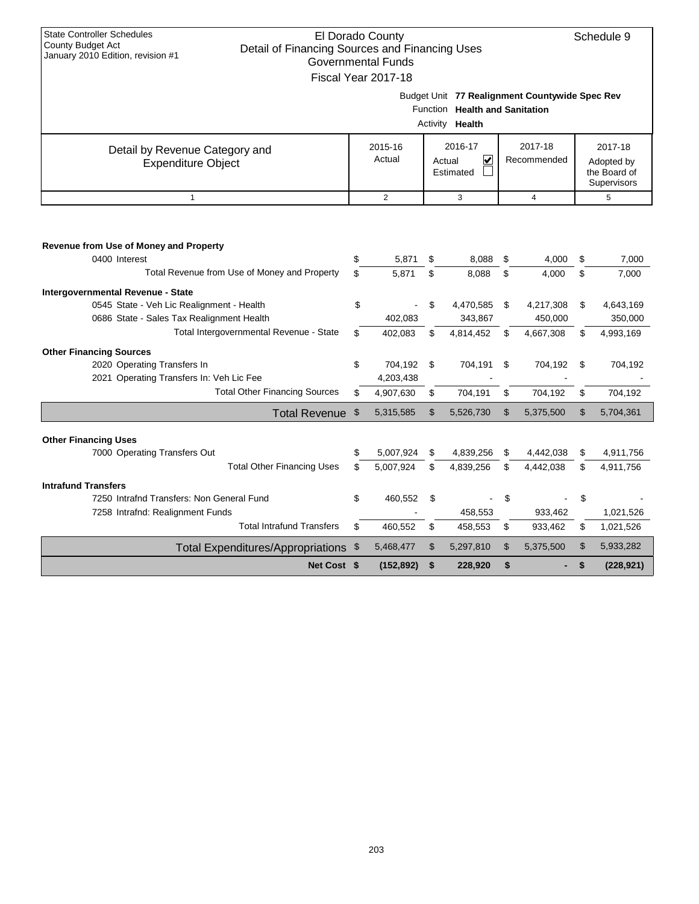State Controller Schedules
County Budget Act
January 2010 Edition, revision #1

# El Dorado County
## Detail of Financing Sources and Financing Uses
### Governmental Funds
### Fiscal Year 2017-18

Schedule 9

Budget Unit **77 Realignment Countywide Spec Rev**
Function **Health and Sanitation**
Activity **Health**

| Detail by Revenue Category and Expenditure Object | 2015-16 Actual | 2016-17 Actual ☑ Estimated ☐ | 2017-18 Recommended | 2017-18 Adopted by the Board of Supervisors |
|---|---|---|---|---|
| 1 | 2 | 3 | 4 | 5 |
| **Revenue from Use of Money and Property** | | | | |
| 0400 Interest | $ 5,871 | $ 8,088 | $ 4,000 | $ 7,000 |
| Total Revenue from Use of Money and Property | $ 5,871 | $ 8,088 | $ 4,000 | $ 7,000 |
| **Intergovernmental Revenue - State** | | | | |
| 0545 State - Veh Lic Realignment - Health | $ - | $ 4,470,585 | $ 4,217,308 | $ 4,643,169 |
| 0686 State - Sales Tax Realignment Health | 402,083 | 343,867 | 450,000 | 350,000 |
| Total Intergovernmental Revenue - State | $ 402,083 | $ 4,814,452 | $ 4,667,308 | $ 4,993,169 |
| **Other Financing Sources** | | | | |
| 2020 Operating Transfers In | $ 704,192 | $ 704,191 | $ 704,192 | $ 704,192 |
| 2021 Operating Transfers In: Veh Lic Fee | 4,203,438 | - | - | - |
| Total Other Financing Sources | $ 4,907,630 | $ 704,191 | $ 704,192 | $ 704,192 |
| **Total Revenue** | $ 5,315,585 | $ 5,526,730 | $ 5,375,500 | $ 5,704,361 |
| **Other Financing Uses** | | | | |
| 7000 Operating Transfers Out | $ 5,007,924 | $ 4,839,256 | $ 4,442,038 | $ 4,911,756 |
| Total Other Financing Uses | $ 5,007,924 | $ 4,839,256 | $ 4,442,038 | $ 4,911,756 |
| **Intrafund Transfers** | | | | |
| 7250 Intrafnd Transfers: Non General Fund | $ 460,552 | $ - | $ - | $ - |
| 7258 Intrafnd: Realignment Funds | - | 458,553 | 933,462 | 1,021,526 |
| Total Intrafund Transfers | $ 460,552 | $ 458,553 | $ 933,462 | $ 1,021,526 |
| **Total Expenditures/Appropriations** | $ 5,468,477 | $ 5,297,810 | $ 5,375,500 | $ 5,933,282 |
| **Net Cost** | **$ (152,892)** | **$ 228,920** | **$ -** | **$ (228,921)** |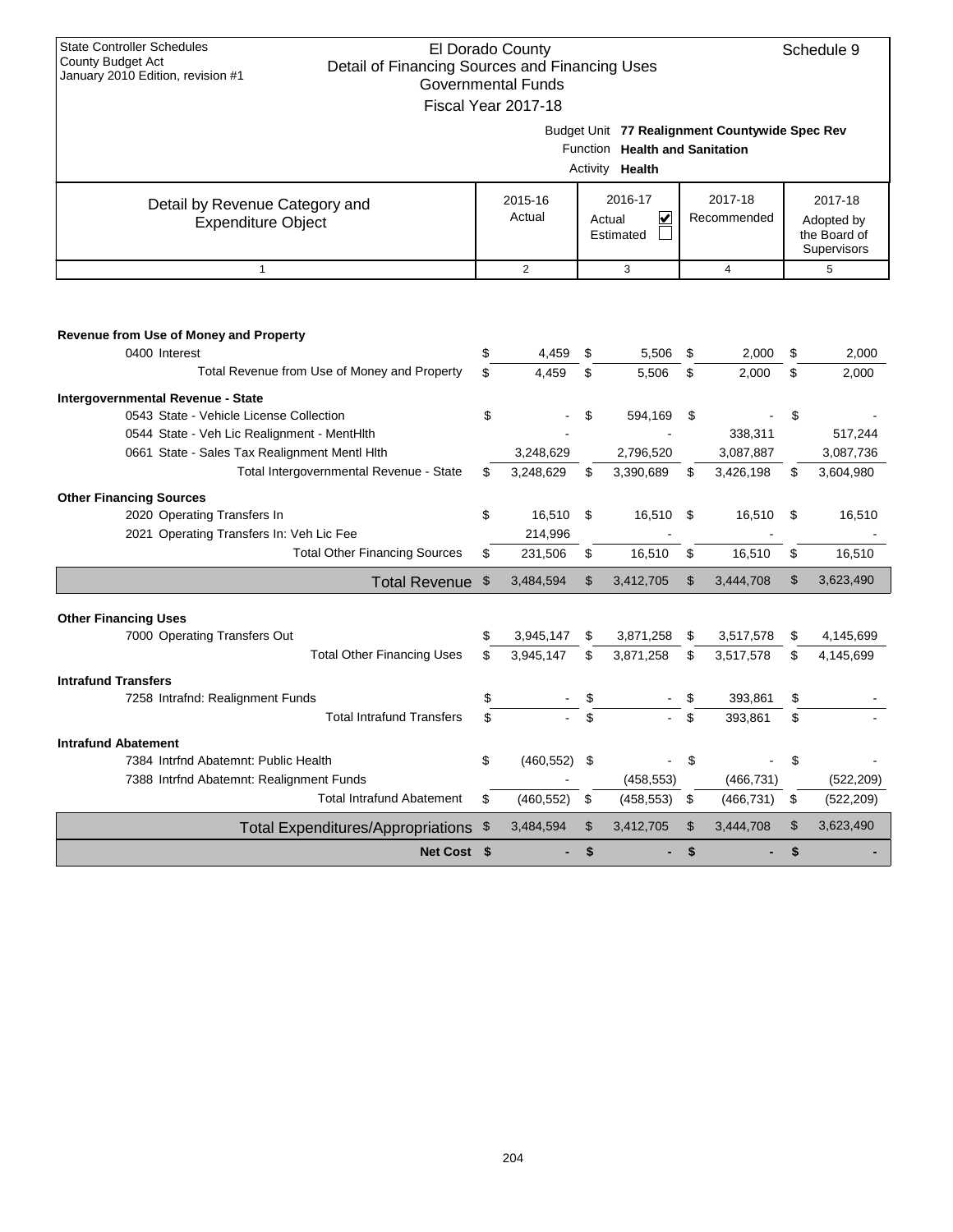State Controller Schedules
County Budget Act
January 2010 Edition, revision #1

# El Dorado County
## Detail of Financing Sources and Financing Uses
### Governmental Funds
### Fiscal Year 2017-18

Schedule 9

Budget Unit **77 Realignment Countywide Spec Rev**
Function **Health and Sanitation**
Activity **Health**

| Detail by Revenue Category and Expenditure Object | 2015-16 Actual | 2016-17 Actual ☑ Estimated ☐ | 2017-18 Recommended | 2017-18 Adopted by the Board of Supervisors |
|---|---|---|---|---|
| 1 | 2 | 3 | 4 | 5 |
| **Revenue from Use of Money and Property** | | | | |
| 0400 Interest | $ 4,459 | $ 5,506 | $ 2,000 | $ 2,000 |
| Total Revenue from Use of Money and Property | $ 4,459 | $ 5,506 | $ 2,000 | $ 2,000 |
| **Intergovernmental Revenue - State** | | | | |
| 0543 State - Vehicle License Collection | $ - | $ 594,169 | $ - | $ - |
| 0544 State - Veh Lic Realignment - MentHlth | - | - | 338,311 | 517,244 |
| 0661 State - Sales Tax Realignment Mentl Hlth | 3,248,629 | 2,796,520 | 3,087,887 | 3,087,736 |
| Total Intergovernmental Revenue - State | $ 3,248,629 | $ 3,390,689 | $ 3,426,198 | $ 3,604,980 |
| **Other Financing Sources** | | | | |
| 2020 Operating Transfers In | $ 16,510 | $ 16,510 | $ 16,510 | $ 16,510 |
| 2021 Operating Transfers In: Veh Lic Fee | 214,996 | - | - | - |
| Total Other Financing Sources | $ 231,506 | $ 16,510 | $ 16,510 | $ 16,510 |
| **Total Revenue** | $ 3,484,594 | $ 3,412,705 | $ 3,444,708 | $ 3,623,490 |
| **Other Financing Uses** | | | | |
| 7000 Operating Transfers Out | $ 3,945,147 | $ 3,871,258 | $ 3,517,578 | $ 4,145,699 |
| Total Other Financing Uses | $ 3,945,147 | $ 3,871,258 | $ 3,517,578 | $ 4,145,699 |
| **Intrafund Transfers** | | | | |
| 7258 Intrafnd: Realignment Funds | $ - | $ - | $ 393,861 | $ - |
| Total Intrafund Transfers | $ - | $ - | $ 393,861 | $ - |
| **Intrafund Abatement** | | | | |
| 7384 Intrfnd Abatemnt: Public Health | $ (460,552) | $ - | $ - | $ - |
| 7388 Intrfnd Abatemnt: Realignment Funds | - | (458,553) | (466,731) | (522,209) |
| Total Intrafund Abatement | $ (460,552) | $ (458,553) | $ (466,731) | $ (522,209) |
| **Total Expenditures/Appropriations** | $ 3,484,594 | $ 3,412,705 | $ 3,444,708 | $ 3,623,490 |
| **Net Cost** | **$ -** | **$ -** | **$ -** | **$ -** |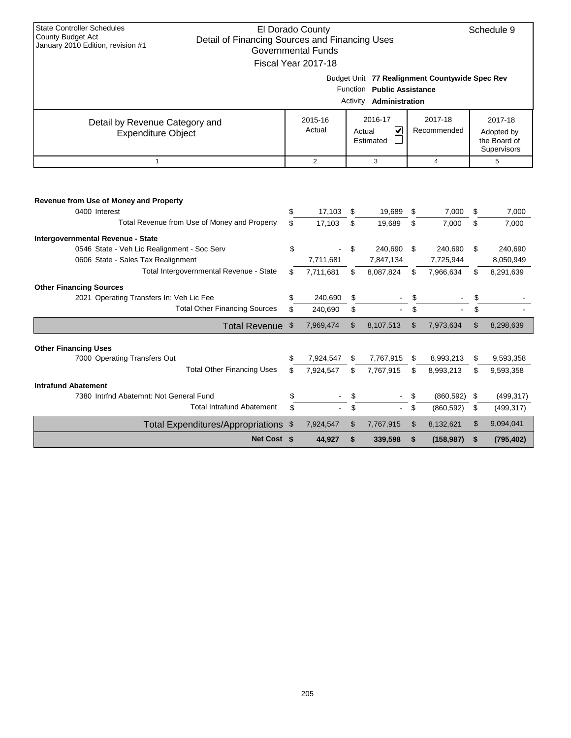State Controller Schedules
County Budget Act
January 2010 Edition, revision #1

# El Dorado County
## Detail of Financing Sources and Financing Uses
### Governmental Funds
### Fiscal Year 2017-18

Schedule 9

Budget Unit **77 Realignment Countywide Spec Rev**
Function **Public Assistance**
Activity **Administration**

| Detail by Revenue Category and Expenditure Object | 2015-16 Actual | 2016-17 Actual ☑ Estimated ☐ | 2017-18 Recommended | 2017-18 Adopted by the Board of Supervisors |
|---|---|---|---|---|
| 1 | 2 | 3 | 4 | 5 |
| **Revenue from Use of Money and Property** | | | | |
| 0400 Interest | $ 17,103 | $ 19,689 | $ 7,000 | $ 7,000 |
| Total Revenue from Use of Money and Property | $ 17,103 | $ 19,689 | $ 7,000 | $ 7,000 |
| **Intergovernmental Revenue - State** | | | | |
| 0546 State - Veh Lic Realignment - Soc Serv | $ - | $ 240,690 | $ 240,690 | $ 240,690 |
| 0606 State - Sales Tax Realignment | 7,711,681 | 7,847,134 | 7,725,944 | 8,050,949 |
| Total Intergovernmental Revenue - State | $ 7,711,681 | $ 8,087,824 | $ 7,966,634 | $ 8,291,639 |
| **Other Financing Sources** | | | | |
| 2021 Operating Transfers In: Veh Lic Fee | $ 240,690 | $ - | $ - | $ - |
| Total Other Financing Sources | $ 240,690 | $ - | $ - | $ - |
| Total Revenue | $ 7,969,474 | $ 8,107,513 | $ 7,973,634 | $ 8,298,639 |
| **Other Financing Uses** | | | | |
| 7000 Operating Transfers Out | $ 7,924,547 | $ 7,767,915 | $ 8,993,213 | $ 9,593,358 |
| Total Other Financing Uses | $ 7,924,547 | $ 7,767,915 | $ 8,993,213 | $ 9,593,358 |
| **Intrafund Abatement** | | | | |
| 7380 Intrfnd Abatemnt: Not General Fund | $ - | $ - | $ (860,592) | $ (499,317) |
| Total Intrafund Abatement | $ - | $ - | $ (860,592) | $ (499,317) |
| Total Expenditures/Appropriations | $ 7,924,547 | $ 7,767,915 | $ 8,132,621 | $ 9,094,041 |
| **Net Cost** | **$ 44,927** | **$ 339,598** | **$ (158,987)** | **$ (795,402)** |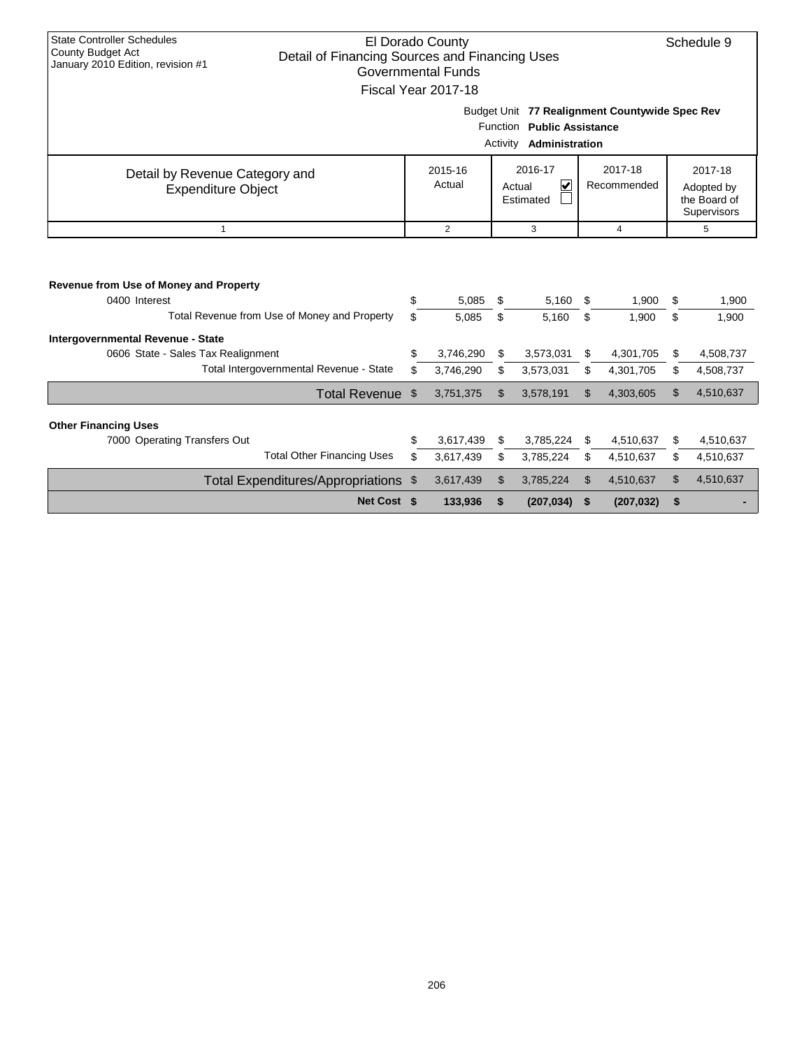State Controller Schedules
County Budget Act
January 2010 Edition, revision #1

# El Dorado County
## Detail of Financing Sources and Financing Uses
### Governmental Funds
### Fiscal Year 2017-18

Schedule 9

Budget Unit **77 Realignment Countywide Spec Rev**
Function **Public Assistance**
Activity **Administration**

| Detail by Revenue Category and Expenditure Object | 2015-16 Actual | 2016-17 Actual ☑ Estimated ☐ | 2017-18 Recommended | 2017-18 Adopted by the Board of Supervisors |
|---|---|---|---|---|
| 1 | 2 | 3 | 4 | 5 |
| **Revenue from Use of Money and Property** | | | | |
| 0400 Interest | $ 5,085 | $ 5,160 | $ 1,900 | $ 1,900 |
| Total Revenue from Use of Money and Property | $ 5,085 | $ 5,160 | $ 1,900 | $ 1,900 |
| **Intergovernmental Revenue - State** | | | | |
| 0606 State - Sales Tax Realignment | $ 3,746,290 | $ 3,573,031 | $ 4,301,705 | $ 4,508,737 |
| Total Intergovernmental Revenue - State | $ 3,746,290 | $ 3,573,031 | $ 4,301,705 | $ 4,508,737 |
| Total Revenue | $ 3,751,375 | $ 3,578,191 | $ 4,303,605 | $ 4,510,637 |
| **Other Financing Uses** | | | | |
| 7000 Operating Transfers Out | $ 3,617,439 | $ 3,785,224 | $ 4,510,637 | $ 4,510,637 |
| Total Other Financing Uses | $ 3,617,439 | $ 3,785,224 | $ 4,510,637 | $ 4,510,637 |
| Total Expenditures/Appropriations | $ 3,617,439 | $ 3,785,224 | $ 4,510,637 | $ 4,510,637 |
| **Net Cost** | **$ 133,936** | **$ (207,034)** | **$ (207,032)** | **$ -** |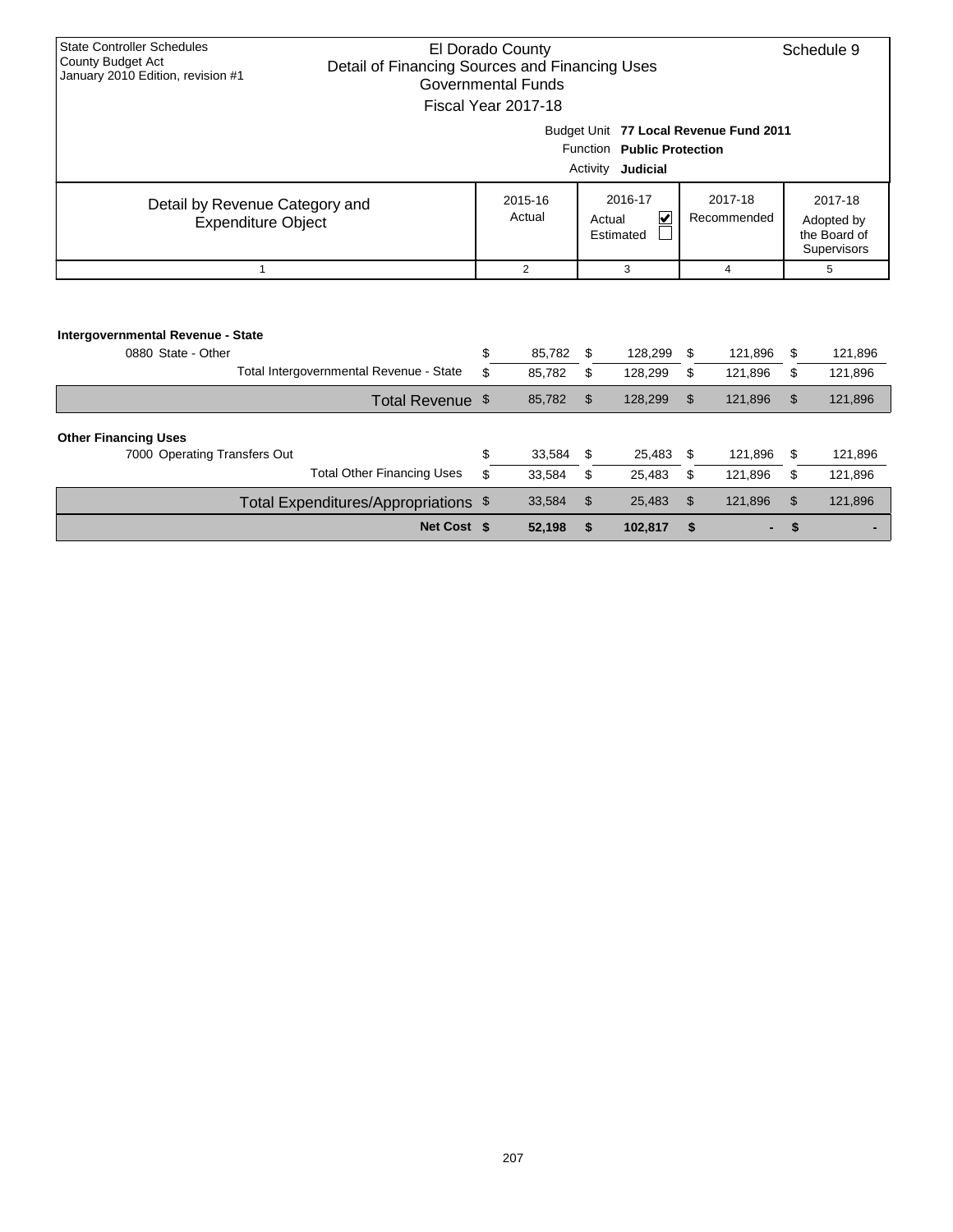State Controller Schedules
County Budget Act
January 2010 Edition, revision #1

# El Dorado County
## Detail of Financing Sources and Financing Uses
### Governmental Funds
### Fiscal Year 2017-18

Schedule 9

Budget Unit **77 Local Revenue Fund 2011**
Function **Public Protection**
Activity **Judicial**

| Detail by Revenue Category and Expenditure Object | 2015-16 Actual | 2016-17 Actual ☑ Estimated ☐ | 2017-18 Recommended | 2017-18 Adopted by the Board of Supervisors |
|---|---|---|---|---|
| 1 | 2 | 3 | 4 | 5 |
| **Intergovernmental Revenue - State** | | | | |
| 0880 State - Other | $ 85,782 | $ 128,299 | $ 121,896 | $ 121,896 |
| Total Intergovernmental Revenue - State | $ 85,782 | $ 128,299 | $ 121,896 | $ 121,896 |
| Total Revenue | $ 85,782 | $ 128,299 | $ 121,896 | $ 121,896 |
| **Other Financing Uses** | | | | |
| 7000 Operating Transfers Out | $ 33,584 | $ 25,483 | $ 121,896 | $ 121,896 |
| Total Other Financing Uses | $ 33,584 | $ 25,483 | $ 121,896 | $ 121,896 |
| Total Expenditures/Appropriations | $ 33,584 | $ 25,483 | $ 121,896 | $ 121,896 |
| **Net Cost** | **$ 52,198** | **$ 102,817** | **$ -** | **$ -** |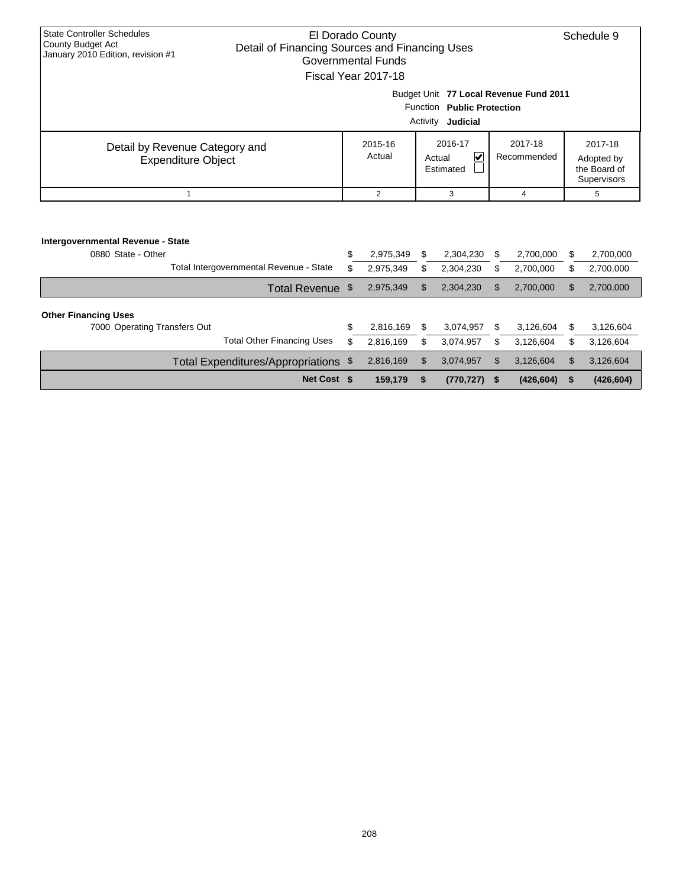State Controller Schedules
County Budget Act
January 2010 Edition, revision #1

# El Dorado County
## Detail of Financing Sources and Financing Uses
### Governmental Funds
### Fiscal Year 2017-18

Schedule 9

Budget Unit **77 Local Revenue Fund 2011**
Function **Public Protection**
Activity **Judicial**

| Detail by Revenue Category and Expenditure Object | 2015-16 Actual | 2016-17 Actual ☑ Estimated ☐ | 2017-18 Recommended | 2017-18 Adopted by the Board of Supervisors |
|---|---|---|---|---|
| 1 | 2 | 3 | 4 | 5 |
| **Intergovernmental Revenue - State** | | | | |
| 0880 State - Other | $ 2,975,349 | $ 2,304,230 | $ 2,700,000 | $ 2,700,000 |
| Total Intergovernmental Revenue - State | $ 2,975,349 | $ 2,304,230 | $ 2,700,000 | $ 2,700,000 |
| Total Revenue | $ 2,975,349 | $ 2,304,230 | $ 2,700,000 | $ 2,700,000 |
| **Other Financing Uses** | | | | |
| 7000 Operating Transfers Out | $ 2,816,169 | $ 3,074,957 | $ 3,126,604 | $ 3,126,604 |
| Total Other Financing Uses | $ 2,816,169 | $ 3,074,957 | $ 3,126,604 | $ 3,126,604 |
| Total Expenditures/Appropriations | $ 2,816,169 | $ 3,074,957 | $ 3,126,604 | $ 3,126,604 |
| **Net Cost** | **$ 159,179** | **$ (770,727)** | **$ (426,604)** | **$ (426,604)** |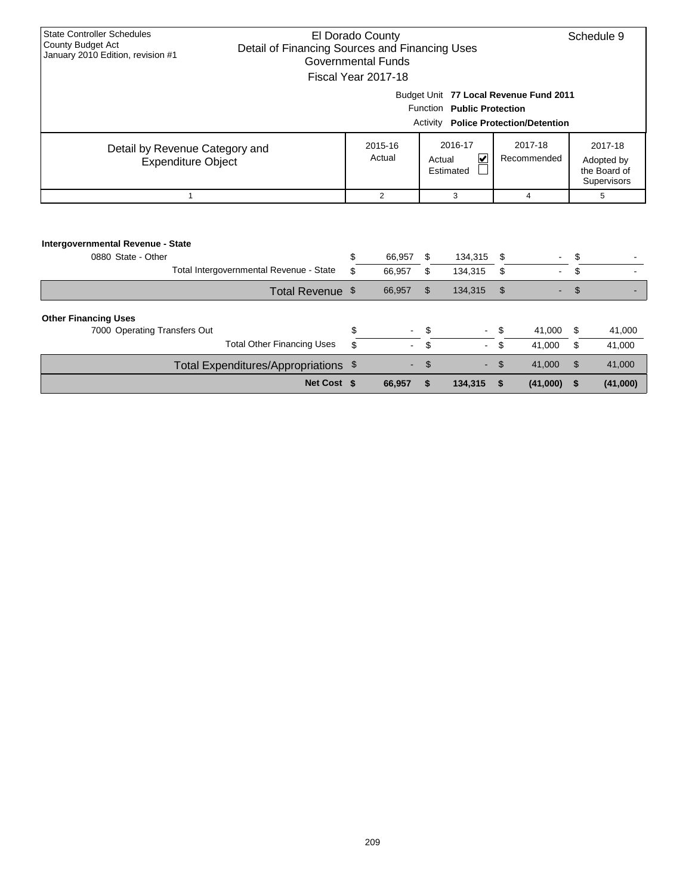State Controller Schedules
County Budget Act
January 2010 Edition, revision #1

El Dorado County
Detail of Financing Sources and Financing Uses
Governmental Funds
Fiscal Year 2017-18

Schedule 9

Budget Unit **77 Local Revenue Fund 2011**
Function **Public Protection**
Activity **Police Protection/Detention**

| Detail by Revenue Category and Expenditure Object | 2015-16 Actual | 2016-17 Actual ☑ Estimated ☐ | 2017-18 Recommended | 2017-18 Adopted by the Board of Supervisors |
|---|---|---|---|---|
| 1 | 2 | 3 | 4 | 5 |
| **Intergovernmental Revenue - State** | | | | |
| 0880 State - Other | $ 66,957 | $ 134,315 | $ - | $ - |
| Total Intergovernmental Revenue - State | $ 66,957 | $ 134,315 | $ - | $ - |
| Total Revenue | $ 66,957 | $ 134,315 | $ - | $ - |
| **Other Financing Uses** | | | | |
| 7000 Operating Transfers Out | $ - | $ - | $ 41,000 | $ 41,000 |
| Total Other Financing Uses | $ - | $ - | $ 41,000 | $ 41,000 |
| Total Expenditures/Appropriations | $ - | $ - | $ 41,000 | $ 41,000 |
| **Net Cost** | **$ 66,957** | **$ 134,315** | **$ (41,000)** | **$ (41,000)** |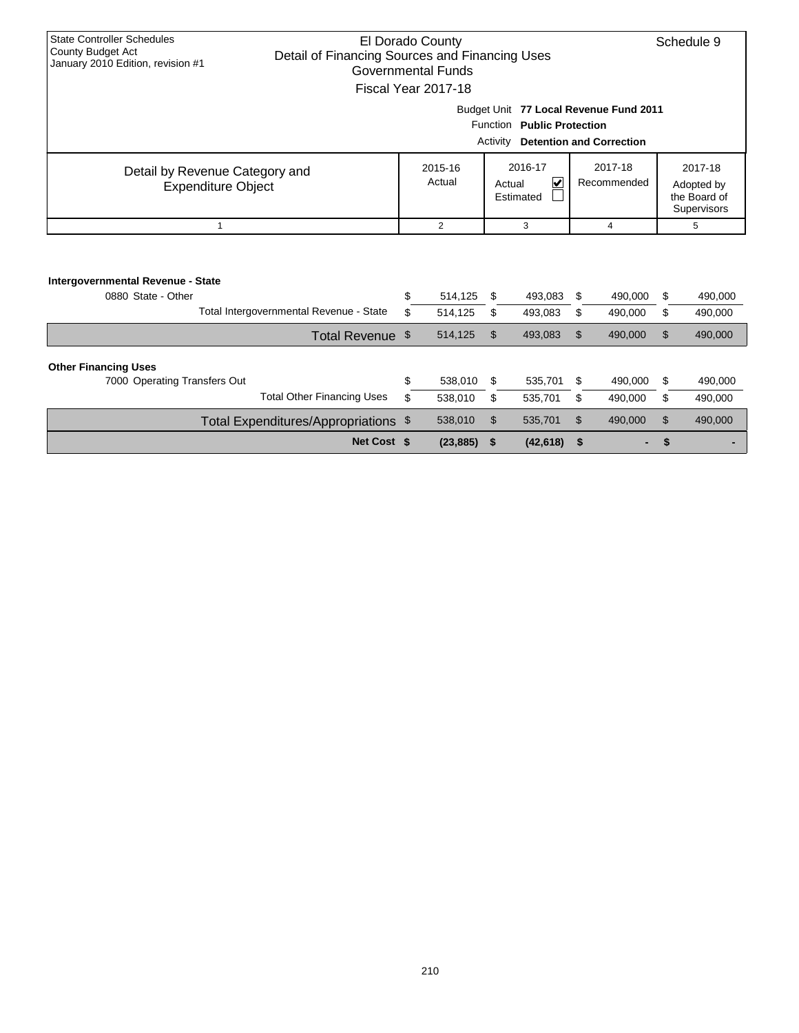State Controller Schedules
County Budget Act
January 2010 Edition, revision #1

# El Dorado County
## Detail of Financing Sources and Financing Uses
### Governmental Funds
### Fiscal Year 2017-18

Schedule 9

Budget Unit **77 Local Revenue Fund 2011**
Function **Public Protection**
Activity **Detention and Correction**

| Detail by Revenue Category and Expenditure Object | 2015-16 Actual | 2016-17 Actual ☑ Estimated ☐ | 2017-18 Recommended | 2017-18 Adopted by the Board of Supervisors |
|---|---|---|---|---|
| 1 | 2 | 3 | 4 | 5 |
| **Intergovernmental Revenue - State** | | | | |
| 0880 State - Other | $ 514,125 | $ 493,083 | $ 490,000 | $ 490,000 |
| Total Intergovernmental Revenue - State | $ 514,125 | $ 493,083 | $ 490,000 | $ 490,000 |
| Total Revenue | $ 514,125 | $ 493,083 | $ 490,000 | $ 490,000 |
| **Other Financing Uses** | | | | |
| 7000 Operating Transfers Out | $ 538,010 | $ 535,701 | $ 490,000 | $ 490,000 |
| Total Other Financing Uses | $ 538,010 | $ 535,701 | $ 490,000 | $ 490,000 |
| Total Expenditures/Appropriations | $ 538,010 | $ 535,701 | $ 490,000 | $ 490,000 |
| **Net Cost** | **$ (23,885)** | **$ (42,618)** | **$ -** | **$ -** |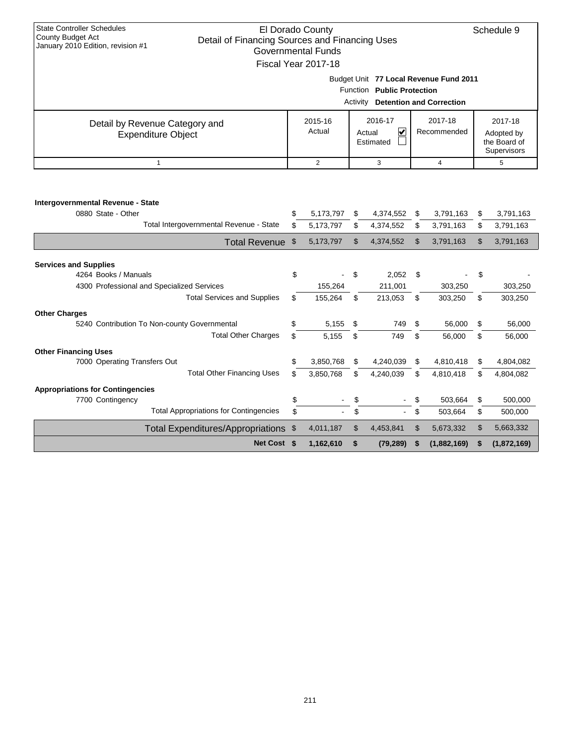State Controller Schedules
County Budget Act
January 2010 Edition, revision #1

# El Dorado County
## Detail of Financing Sources and Financing Uses
### Governmental Funds
### Fiscal Year 2017-18

Schedule 9

Budget Unit **77 Local Revenue Fund 2011**
Function **Public Protection**
Activity **Detention and Correction**

| Detail by Revenue Category and Expenditure Object | 2015-16 Actual | 2016-17 Actual ☑ Estimated ☐ | 2017-18 Recommended | 2017-18 Adopted by the Board of Supervisors |
|---|---|---|---|---|
| 1 | 2 | 3 | 4 | 5 |
| **Intergovernmental Revenue - State** | | | | |
| 0880 State - Other | $ 5,173,797 | $ 4,374,552 | $ 3,791,163 | $ 3,791,163 |
| Total Intergovernmental Revenue - State | $ 5,173,797 | $ 4,374,552 | $ 3,791,163 | $ 3,791,163 |
| **Total Revenue** | $ 5,173,797 | $ 4,374,552 | $ 3,791,163 | $ 3,791,163 |
| **Services and Supplies** | | | | |
| 4264 Books / Manuals | $ - | $ 2,052 | $ - | $ - |
| 4300 Professional and Specialized Services | 155,264 | 211,001 | 303,250 | 303,250 |
| Total Services and Supplies | $ 155,264 | $ 213,053 | $ 303,250 | $ 303,250 |
| **Other Charges** | | | | |
| 5240 Contribution To Non-county Governmental | $ 5,155 | $ 749 | $ 56,000 | $ 56,000 |
| Total Other Charges | $ 5,155 | $ 749 | $ 56,000 | $ 56,000 |
| **Other Financing Uses** | | | | |
| 7000 Operating Transfers Out | $ 3,850,768 | $ 4,240,039 | $ 4,810,418 | $ 4,804,082 |
| Total Other Financing Uses | $ 3,850,768 | $ 4,240,039 | $ 4,810,418 | $ 4,804,082 |
| **Appropriations for Contingencies** | | | | |
| 7700 Contingency | $ - | $ - | $ 503,664 | $ 500,000 |
| Total Appropriations for Contingencies | $ - | $ - | $ 503,664 | $ 500,000 |
| **Total Expenditures/Appropriations** | $ 4,011,187 | $ 4,453,841 | $ 5,673,332 | $ 5,663,332 |
| **Net Cost** | **$ 1,162,610** | **$ (79,289)** | **$ (1,882,169)** | **$ (1,872,169)** |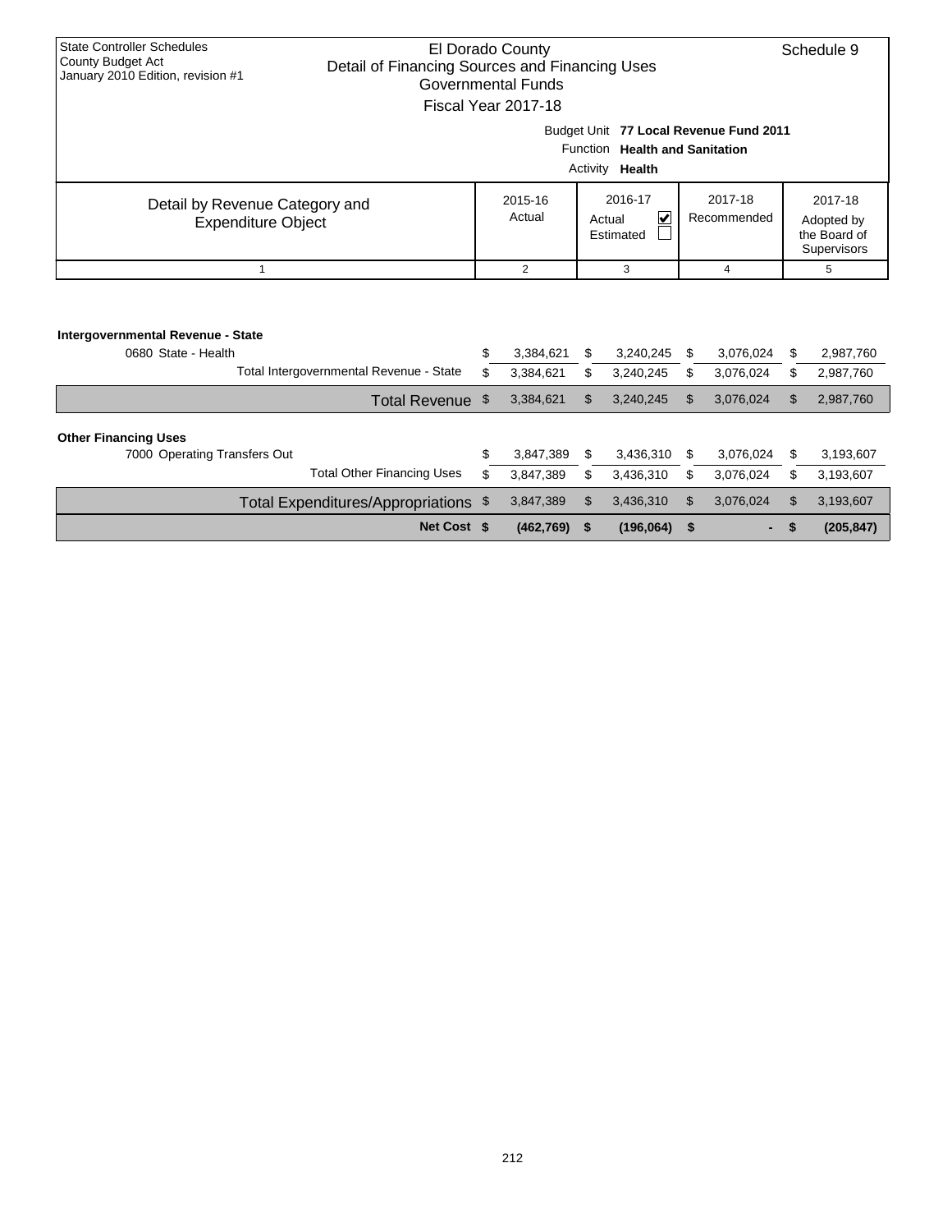State Controller Schedules
County Budget Act
January 2010 Edition, revision #1

# El Dorado County
## Detail of Financing Sources and Financing Uses
### Governmental Funds
### Fiscal Year 2017-18

Schedule 9

Budget Unit **77 Local Revenue Fund 2011**
Function **Health and Sanitation**
Activity **Health**

| Detail by Revenue Category and Expenditure Object | 2015-16 Actual | 2016-17 Actual ☑ Estimated ☐ | 2017-18 Recommended | 2017-18 Adopted by the Board of Supervisors |
|---|---|---|---|---|
| 1 | 2 | 3 | 4 | 5 |
| **Intergovernmental Revenue - State** | | | | |
| 0680 State - Health | $ 3,384,621 | $ 3,240,245 | $ 3,076,024 | $ 2,987,760 |
| Total Intergovernmental Revenue - State | $ 3,384,621 | $ 3,240,245 | $ 3,076,024 | $ 2,987,760 |
| Total Revenue | $ 3,384,621 | $ 3,240,245 | $ 3,076,024 | $ 2,987,760 |
| **Other Financing Uses** | | | | |
| 7000 Operating Transfers Out | $ 3,847,389 | $ 3,436,310 | $ 3,076,024 | $ 3,193,607 |
| Total Other Financing Uses | $ 3,847,389 | $ 3,436,310 | $ 3,076,024 | $ 3,193,607 |
| Total Expenditures/Appropriations | $ 3,847,389 | $ 3,436,310 | $ 3,076,024 | $ 3,193,607 |
| **Net Cost** | **$ (462,769)** | **$ (196,064)** | **$ -** | **$ (205,847)** |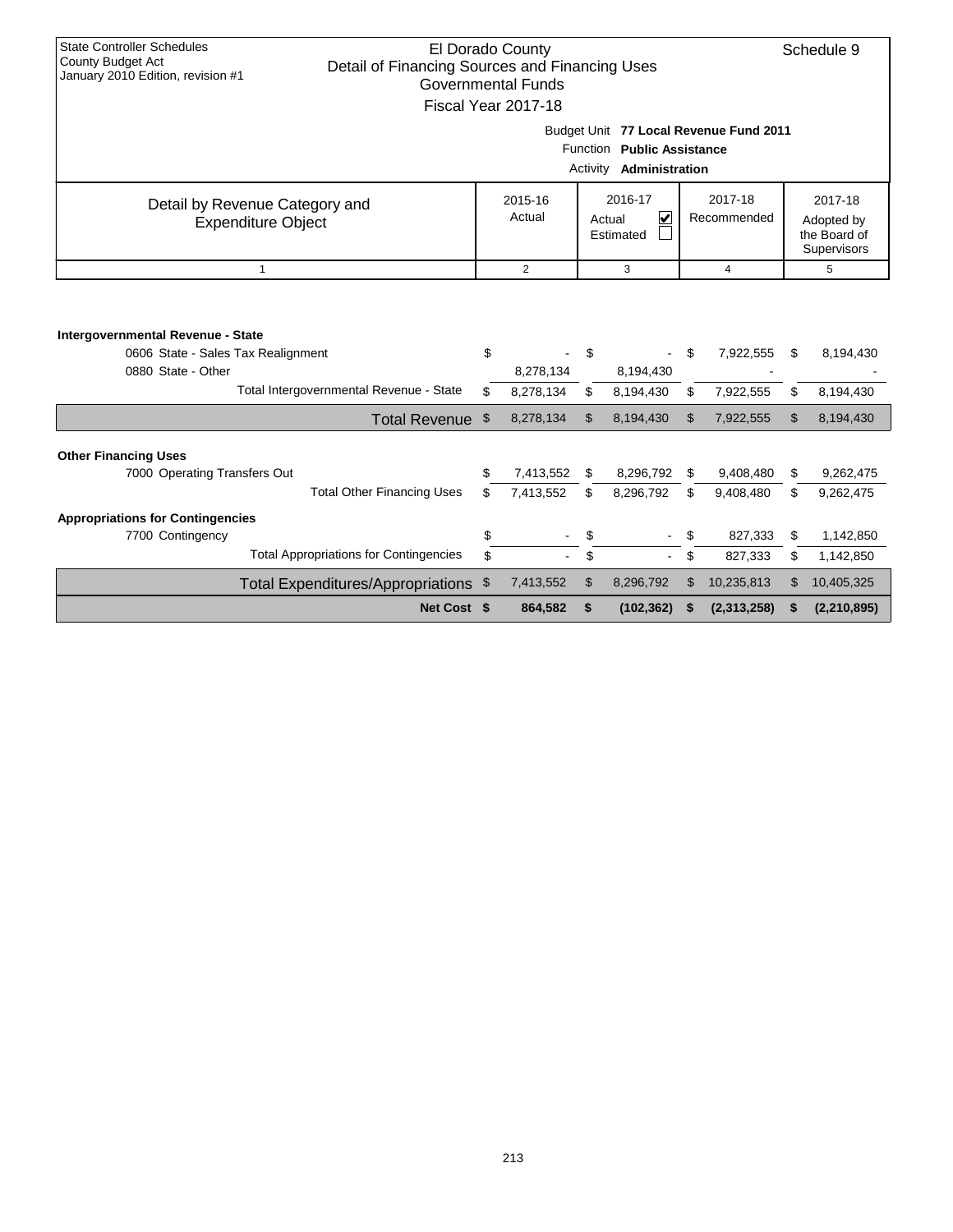State Controller Schedules
County Budget Act
January 2010 Edition, revision #1

# El Dorado County
## Detail of Financing Sources and Financing Uses
### Governmental Funds
### Fiscal Year 2017-18

Schedule 9

Budget Unit **77 Local Revenue Fund 2011**
Function **Public Assistance**
Activity **Administration**

| Detail by Revenue Category and Expenditure Object | 2015-16 Actual | 2016-17 Actual ☑ Estimated ☐ | 2017-18 Recommended | 2017-18 Adopted by the Board of Supervisors |
|---|---|---|---|---|
| 1 | 2 | 3 | 4 | 5 |
| **Intergovernmental Revenue - State** | | | | |
| 0606 State - Sales Tax Realignment | $ - | $ - | $ 7,922,555 | $ 8,194,430 |
| 0880 State - Other | 8,278,134 | 8,194,430 | - | - |
| Total Intergovernmental Revenue - State | $ 8,278,134 | $ 8,194,430 | $ 7,922,555 | $ 8,194,430 |
| Total Revenue | $ 8,278,134 | $ 8,194,430 | $ 7,922,555 | $ 8,194,430 |
| **Other Financing Uses** | | | | |
| 7000 Operating Transfers Out | $ 7,413,552 | $ 8,296,792 | $ 9,408,480 | $ 9,262,475 |
| Total Other Financing Uses | $ 7,413,552 | $ 8,296,792 | $ 9,408,480 | $ 9,262,475 |
| **Appropriations for Contingencies** | | | | |
| 7700 Contingency | $ - | $ - | $ 827,333 | $ 1,142,850 |
| Total Appropriations for Contingencies | $ - | $ - | $ 827,333 | $ 1,142,850 |
| Total Expenditures/Appropriations | $ 7,413,552 | $ 8,296,792 | $ 10,235,813 | $ 10,405,325 |
| **Net Cost** | **$ 864,582** | **$ (102,362)** | **$ (2,313,258)** | **$ (2,210,895)** |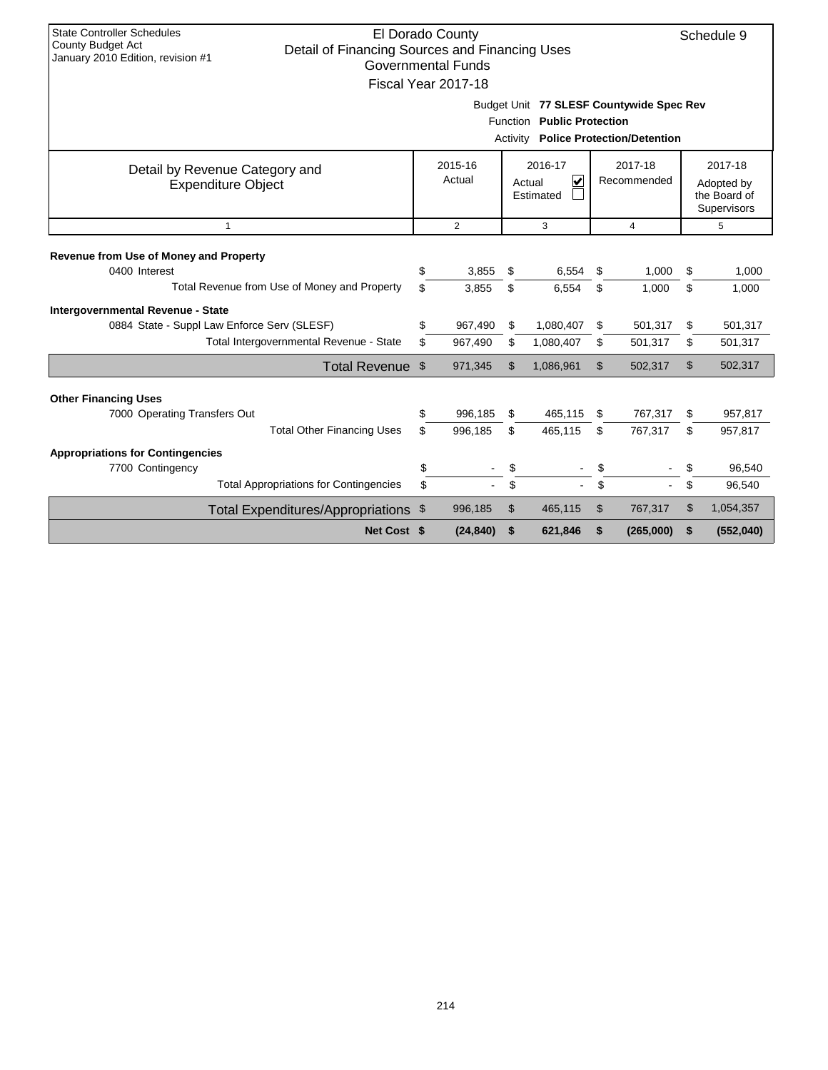State Controller Schedules
County Budget Act
January 2010 Edition, revision #1

# El Dorado County
## Detail of Financing Sources and Financing Uses
### Governmental Funds
### Fiscal Year 2017-18

Schedule 9

Budget Unit **77 SLESF Countywide Spec Rev**
Function **Public Protection**
Activity **Police Protection/Detention**

| Detail by Revenue Category and Expenditure Object | 2015-16 Actual | 2016-17 Actual ☑ Estimated ☐ | 2017-18 Recommended | 2017-18 Adopted by the Board of Supervisors |
|---|---|---|---|---|
| 1 | 2 | 3 | 4 | 5 |
| **Revenue from Use of Money and Property** | | | | |
| 0400 Interest | $ 3,855 | $ 6,554 | $ 1,000 | $ 1,000 |
| Total Revenue from Use of Money and Property | $ 3,855 | $ 6,554 | $ 1,000 | $ 1,000 |
| **Intergovernmental Revenue - State** | | | | |
| 0884 State - Suppl Law Enforce Serv (SLESF) | $ 967,490 | $ 1,080,407 | $ 501,317 | $ 501,317 |
| Total Intergovernmental Revenue - State | $ 967,490 | $ 1,080,407 | $ 501,317 | $ 501,317 |
| Total Revenue | $ 971,345 | $ 1,086,961 | $ 502,317 | $ 502,317 |
| **Other Financing Uses** | | | | |
| 7000 Operating Transfers Out | $ 996,185 | $ 465,115 | $ 767,317 | $ 957,817 |
| Total Other Financing Uses | $ 996,185 | $ 465,115 | $ 767,317 | $ 957,817 |
| **Appropriations for Contingencies** | | | | |
| 7700 Contingency | $ - | $ - | $ - | $ 96,540 |
| Total Appropriations for Contingencies | $ - | $ - | $ - | $ 96,540 |
| Total Expenditures/Appropriations | $ 996,185 | $ 465,115 | $ 767,317 | $ 1,054,357 |
| **Net Cost** | **$ (24,840)** | **$ 621,846** | **$ (265,000)** | **$ (552,040)** |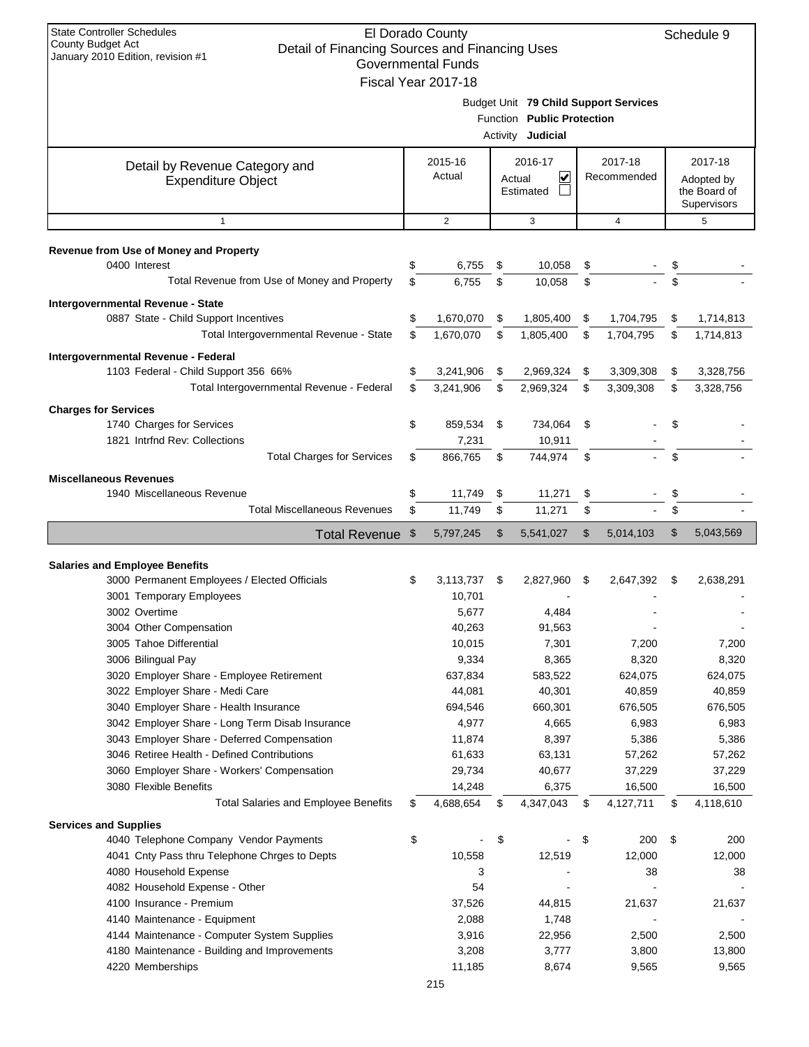State Controller Schedules
County Budget Act
January 2010 Edition, revision #1

# El Dorado County
## Detail of Financing Sources and Financing Uses
### Governmental Funds
### Fiscal Year 2017-18

Schedule 9

Budget Unit **79 Child Support Services**
Function **Public Protection**
Activity **Judicial**

| Detail by Revenue Category and Expenditure Object | 2015-16 Actual | 2016-17 Actual ☑ Estimated ☐ | 2017-18 Recommended | 2017-18 Adopted by the Board of Supervisors |
|---|---|---|---|---|
| 1 | 2 | 3 | 4 | 5 |
| **Revenue from Use of Money and Property** | | | | |
| 0400 Interest | $ 6,755 | $ 10,058 | $ - | $ - |
| Total Revenue from Use of Money and Property | $ 6,755 | $ 10,058 | $ - | $ - |
| **Intergovernmental Revenue - State** | | | | |
| 0887 State - Child Support Incentives | $ 1,670,070 | $ 1,805,400 | $ 1,704,795 | $ 1,714,813 |
| Total Intergovernmental Revenue - State | $ 1,670,070 | $ 1,805,400 | $ 1,704,795 | $ 1,714,813 |
| **Intergovernmental Revenue - Federal** | | | | |
| 1103 Federal - Child Support 356 66% | $ 3,241,906 | $ 2,969,324 | $ 3,309,308 | $ 3,328,756 |
| Total Intergovernmental Revenue - Federal | $ 3,241,906 | $ 2,969,324 | $ 3,309,308 | $ 3,328,756 |
| **Charges for Services** | | | | |
| 1740 Charges for Services | $ 859,534 | $ 734,064 | $ - | $ - |
| 1821 Intrfnd Rev: Collections | 7,231 | 10,911 | - | - |
| Total Charges for Services | $ 866,765 | $ 744,974 | $ - | $ - |
| **Miscellaneous Revenues** | | | | |
| 1940 Miscellaneous Revenue | $ 11,749 | $ 11,271 | $ - | $ - |
| Total Miscellaneous Revenues | $ 11,749 | $ 11,271 | $ - | $ - |
| **Total Revenue** | $ 5,797,245 | $ 5,541,027 | $ 5,014,103 | $ 5,043,569 |
| **Salaries and Employee Benefits** | | | | |
| 3000 Permanent Employees / Elected Officials | $ 3,113,737 | $ 2,827,960 | $ 2,647,392 | $ 2,638,291 |
| 3001 Temporary Employees | 10,701 | - | - | - |
| 3002 Overtime | 5,677 | 4,484 | - | - |
| 3004 Other Compensation | 40,263 | 91,563 | - | - |
| 3005 Tahoe Differential | 10,015 | 7,301 | 7,200 | 7,200 |
| 3006 Bilingual Pay | 9,334 | 8,365 | 8,320 | 8,320 |
| 3020 Employer Share - Employee Retirement | 637,834 | 583,522 | 624,075 | 624,075 |
| 3022 Employer Share - Medi Care | 44,081 | 40,301 | 40,859 | 40,859 |
| 3040 Employer Share - Health Insurance | 694,546 | 660,301 | 676,505 | 676,505 |
| 3042 Employer Share - Long Term Disab Insurance | 4,977 | 4,665 | 6,983 | 6,983 |
| 3043 Employer Share - Deferred Compensation | 11,874 | 8,397 | 5,386 | 5,386 |
| 3046 Retiree Health - Defined Contributions | 61,633 | 63,131 | 57,262 | 57,262 |
| 3060 Employer Share - Workers' Compensation | 29,734 | 40,677 | 37,229 | 37,229 |
| 3080 Flexible Benefits | 14,248 | 6,375 | 16,500 | 16,500 |
| Total Salaries and Employee Benefits | $ 4,688,654 | $ 4,347,043 | $ 4,127,711 | $ 4,118,610 |
| **Services and Supplies** | | | | |
| 4040 Telephone Company Vendor Payments | $ - | $ - | $ 200 | $ 200 |
| 4041 Cnty Pass thru Telephone Chrges to Depts | 10,558 | 12,519 | 12,000 | 12,000 |
| 4080 Household Expense | 3 | - | 38 | 38 |
| 4082 Household Expense - Other | 54 | - | - | - |
| 4100 Insurance - Premium | 37,526 | 44,815 | 21,637 | 21,637 |
| 4140 Maintenance - Equipment | 2,088 | 1,748 | - | - |
| 4144 Maintenance - Computer System Supplies | 3,916 | 22,956 | 2,500 | 2,500 |
| 4180 Maintenance - Building and Improvements | 3,208 | 3,777 | 3,800 | 13,800 |
| 4220 Memberships | 11,185 | 8,674 | 9,565 | 9,565 |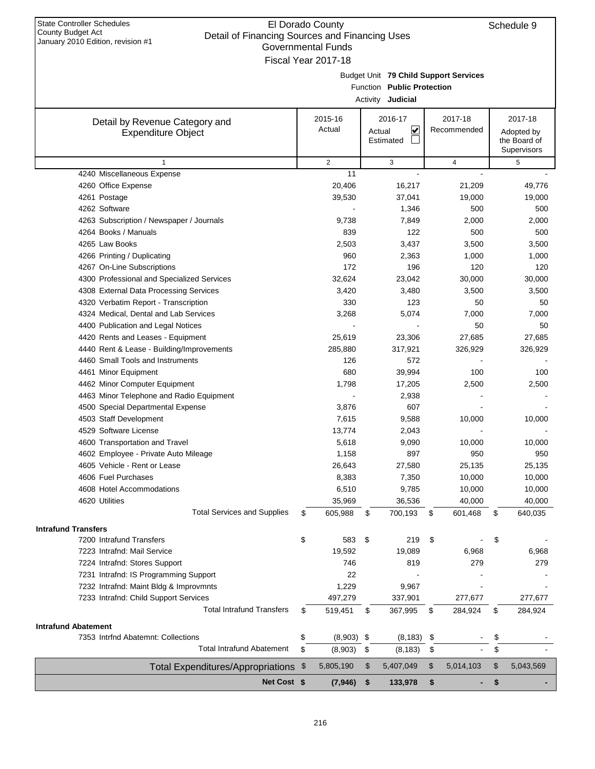State Controller Schedules
County Budget Act
January 2010 Edition, revision #1

# El Dorado County
## Detail of Financing Sources and Financing Uses
### Governmental Funds
### Fiscal Year 2017-18

Schedule 9

Budget Unit **79 Child Support Services**
Function **Public Protection**
Activity **Judicial**

| Detail by Revenue Category and Expenditure Object | 2015-16 Actual | 2016-17 Actual ☑ Estimated ☐ | 2017-18 Recommended | 2017-18 Adopted by the Board of Supervisors |
|---|---|---|---|---|
| 1 | 2 | 3 | 4 | 5 |
| 4240 Miscellaneous Expense | 11 | - | - | - |
| 4260 Office Expense | 20,406 | 16,217 | 21,209 | 49,776 |
| 4261 Postage | 39,530 | 37,041 | 19,000 | 19,000 |
| 4262 Software | - | 1,346 | 500 | 500 |
| 4263 Subscription / Newspaper / Journals | 9,738 | 7,849 | 2,000 | 2,000 |
| 4264 Books / Manuals | 839 | 122 | 500 | 500 |
| 4265 Law Books | 2,503 | 3,437 | 3,500 | 3,500 |
| 4266 Printing / Duplicating | 960 | 2,363 | 1,000 | 1,000 |
| 4267 On-Line Subscriptions | 172 | 196 | 120 | 120 |
| 4300 Professional and Specialized Services | 32,624 | 23,042 | 30,000 | 30,000 |
| 4308 External Data Processing Services | 3,420 | 3,480 | 3,500 | 3,500 |
| 4320 Verbatim Report - Transcription | 330 | 123 | 50 | 50 |
| 4324 Medical, Dental and Lab Services | 3,268 | 5,074 | 7,000 | 7,000 |
| 4400 Publication and Legal Notices | - | - | 50 | 50 |
| 4420 Rents and Leases - Equipment | 25,619 | 23,306 | 27,685 | 27,685 |
| 4440 Rent & Lease - Building/Improvements | 285,880 | 317,921 | 326,929 | 326,929 |
| 4460 Small Tools and Instruments | 126 | 572 | - | - |
| 4461 Minor Equipment | 680 | 39,994 | 100 | 100 |
| 4462 Minor Computer Equipment | 1,798 | 17,205 | 2,500 | 2,500 |
| 4463 Minor Telephone and Radio Equipment | - | 2,938 | - | - |
| 4500 Special Departmental Expense | 3,876 | 607 | - | - |
| 4503 Staff Development | 7,615 | 9,588 | 10,000 | 10,000 |
| 4529 Software License | 13,774 | 2,043 | - | - |
| 4600 Transportation and Travel | 5,618 | 9,090 | 10,000 | 10,000 |
| 4602 Employee - Private Auto Mileage | 1,158 | 897 | 950 | 950 |
| 4605 Vehicle - Rent or Lease | 26,643 | 27,580 | 25,135 | 25,135 |
| 4606 Fuel Purchases | 8,383 | 7,350 | 10,000 | 10,000 |
| 4608 Hotel Accommodations | 6,510 | 9,785 | 10,000 | 10,000 |
| 4620 Utilities | 35,969 | 36,536 | 40,000 | 40,000 |
| Total Services and Supplies | $ 605,988 | $ 700,193 | $ 601,468 | $ 640,035 |
| **Intrafund Transfers** | | | | |
| 7200 Intrafund Transfers | $ 583 | $ 219 | $ - | $ - |
| 7223 Intrafnd: Mail Service | 19,592 | 19,089 | 6,968 | 6,968 |
| 7224 Intrafnd: Stores Support | 746 | 819 | 279 | 279 |
| 7231 Intrafnd: IS Programming Support | 22 | - | - | - |
| 7232 Intrafnd: Maint Bldg & Improvmnts | 1,229 | 9,967 | - | - |
| 7233 Intrafnd: Child Support Services | 497,279 | 337,901 | 277,677 | 277,677 |
| Total Intrafund Transfers | $ 519,451 | $ 367,995 | $ 284,924 | $ 284,924 |
| **Intrafund Abatement** | | | | |
| 7353 Intrfnd Abatemnt: Collections | $ (8,903) | $ (8,183) | $ - | $ - |
| Total Intrafund Abatement | $ (8,903) | $ (8,183) | $ - | $ - |
| Total Expenditures/Appropriations | $ 5,805,190 | $ 5,407,049 | $ 5,014,103 | $ 5,043,569 |
| **Net Cost** | **$ (7,946)** | **$ 133,978** | **$ -** | **$ -** |